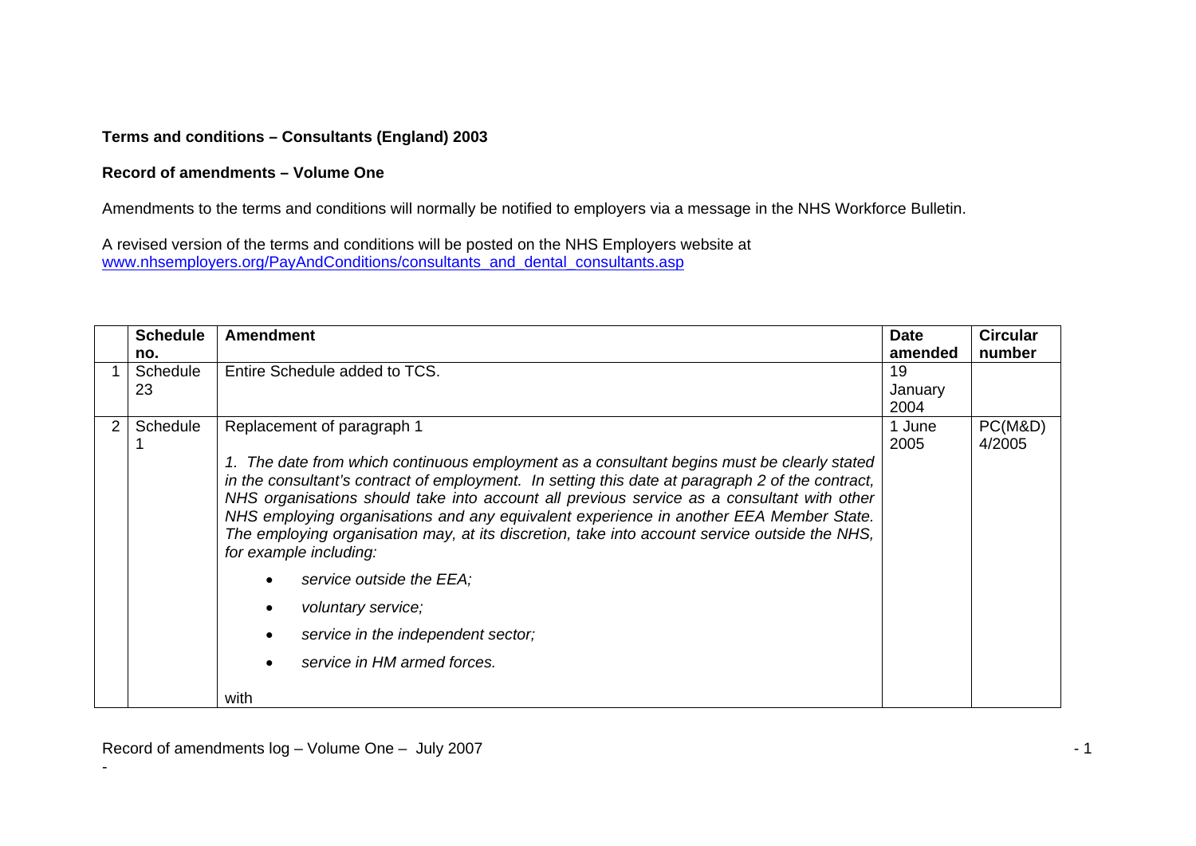**Terms and conditions – Consultants (England) 2003**

**Record of amendments – Volume One**

Amendments to the terms and conditions will normally be notified to employers via a message in the NHS Workforce Bulletin.

A revised version of the terms and conditions will be posted on the NHS Employers website at
www.nhsemployers.org/PayAndConditions/consultants_and_dental_consultants.asp

| | Schedule no. | Amendment | Date amended | Circular number |
|---|---|---|---|---|
| 1 | Schedule 23 | Entire Schedule added to TCS. | 19 January 2004 | |
| 2 | Schedule 1 | Replacement of paragraph 1<br><br>*1. The date from which continuous employment as a consultant begins must be clearly stated in the consultant's contract of employment. In setting this date at paragraph 2 of the contract, NHS organisations should take into account all previous service as a consultant with other NHS employing organisations and any equivalent experience in another EEA Member State. The employing organisation may, at its discretion, take into account service outside the NHS, for example including:*<br><br>• *service outside the EEA;*<br>• *voluntary service;*<br>• *service in the independent sector;*<br>• *service in HM armed forces.*<br><br>with | 1 June 2005 | PC(M&D) 4/2005 |

Record of amendments log – Volume One – July 2007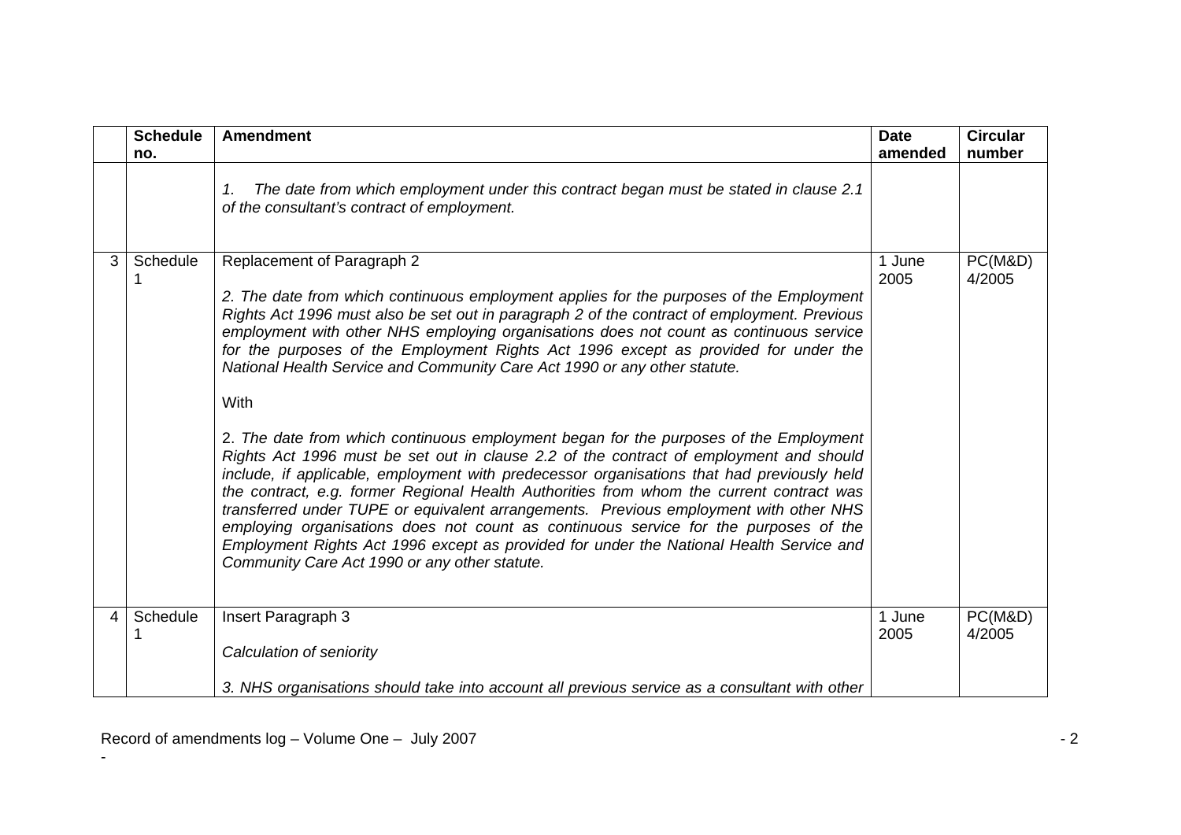| | Schedule no. | Amendment | Date amended | Circular number |
|---|---|---|---|---|
| | | *1. The date from which employment under this contract began must be stated in clause 2.1 of the consultant's contract of employment.* | | |
| 3 | Schedule 1 | Replacement of Paragraph 2<br><br>*2. The date from which continuous employment applies for the purposes of the Employment Rights Act 1996 must also be set out in paragraph 2 of the contract of employment. Previous employment with other NHS employing organisations does not count as continuous service for the purposes of the Employment Rights Act 1996 except as provided for under the National Health Service and Community Care Act 1990 or any other statute.*<br><br>With<br><br>2. *The date from which continuous employment began for the purposes of the Employment Rights Act 1996 must be set out in clause 2.2 of the contract of employment and should include, if applicable, employment with predecessor organisations that had previously held the contract, e.g. former Regional Health Authorities from whom the current contract was transferred under TUPE or equivalent arrangements. Previous employment with other NHS employing organisations does not count as continuous service for the purposes of the Employment Rights Act 1996 except as provided for under the National Health Service and Community Care Act 1990 or any other statute.* | 1 June 2005 | PC(M&D) 4/2005 |
| 4 | Schedule 1 | Insert Paragraph 3<br><br>*Calculation of seniority*<br><br>*3. NHS organisations should take into account all previous service as a consultant with other* | 1 June 2005 | PC(M&D) 4/2005 |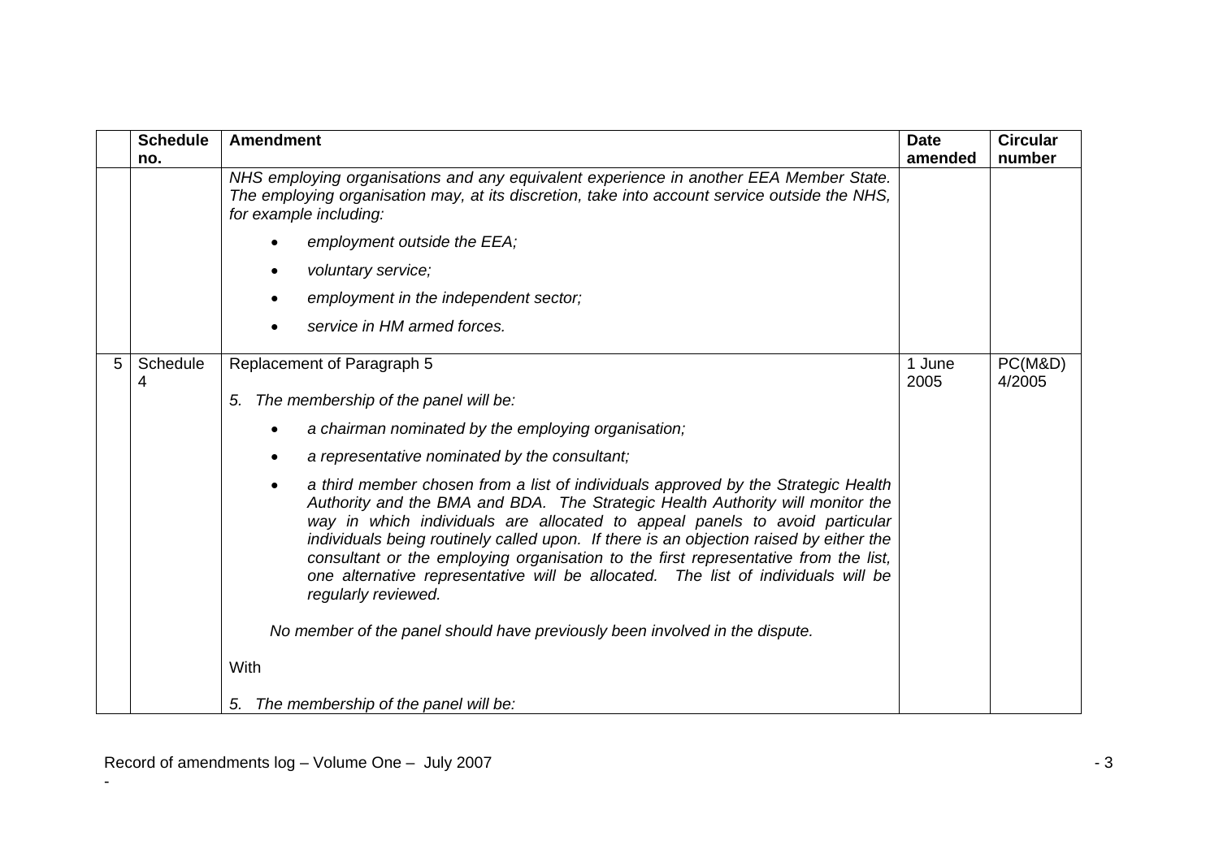| | Schedule no. | Amendment | Date amended | Circular number |
|---|---|---|---|---|
| | | *NHS employing organisations and any equivalent experience in another EEA Member State. The employing organisation may, at its discretion, take into account service outside the NHS, for example including:*<br>• *employment outside the EEA;*<br>• *voluntary service;*<br>• *employment in the independent sector;*<br>• *service in HM armed forces.* | | |
| 5 | Schedule 4 | Replacement of Paragraph 5<br>*5. The membership of the panel will be:*<br>• *a chairman nominated by the employing organisation;*<br>• *a representative nominated by the consultant;*<br>• *a third member chosen from a list of individuals approved by the Strategic Health Authority and the BMA and BDA. The Strategic Health Authority will monitor the way in which individuals are allocated to appeal panels to avoid particular individuals being routinely called upon. If there is an objection raised by either the consultant or the employing organisation to the first representative from the list, one alternative representative will be allocated. The list of individuals will be regularly reviewed.*<br>*No member of the panel should have previously been involved in the dispute.*<br>With<br>*5. The membership of the panel will be:* | 1 June 2005 | PC(M&D) 4/2005 |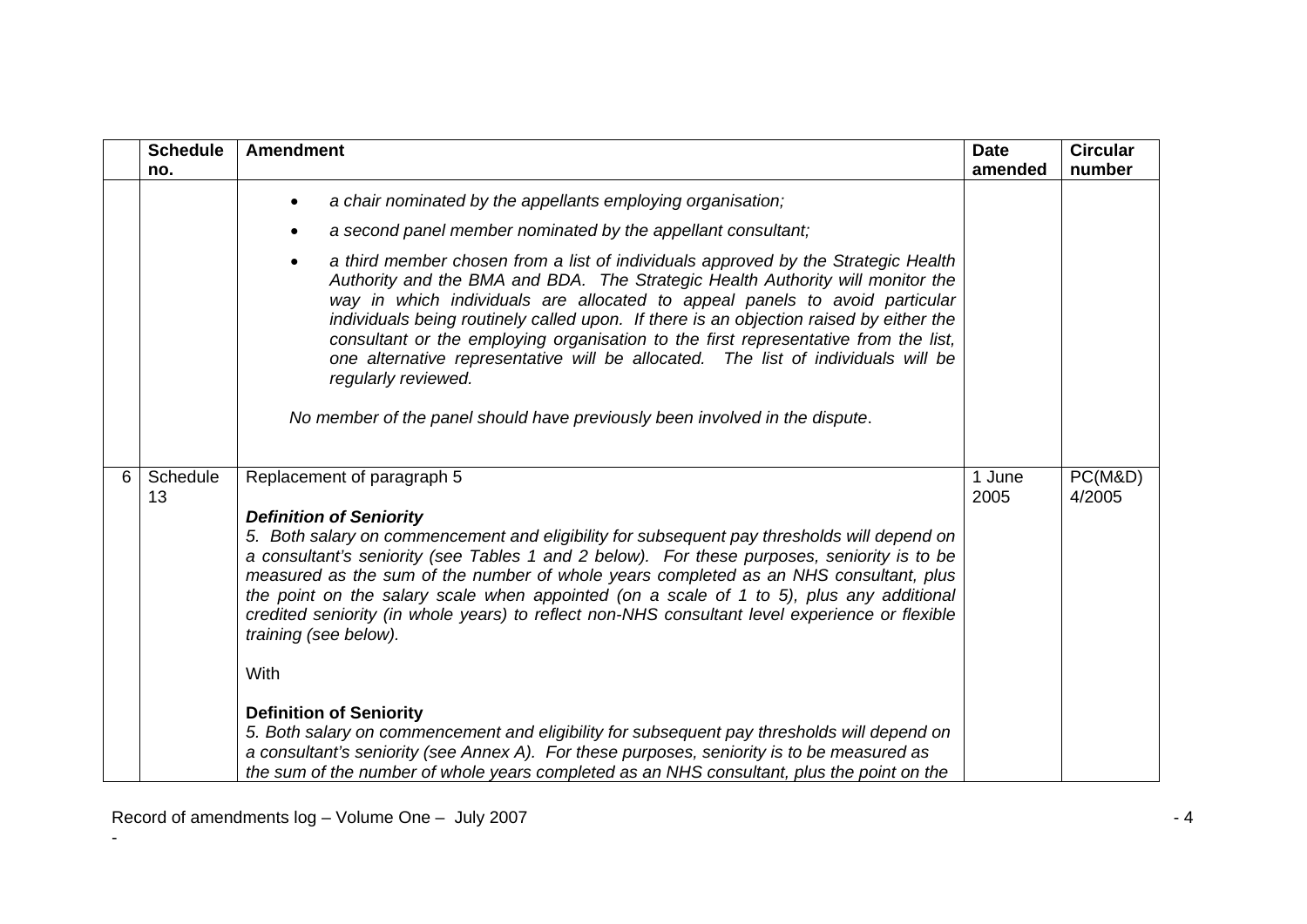| | Schedule no. | Amendment | Date amended | Circular number |
|---|---|---|---|---|
| | | • *a chair nominated by the appellants employing organisation;*<br>• *a second panel member nominated by the appellant consultant;*<br>• *a third member chosen from a list of individuals approved by the Strategic Health Authority and the BMA and BDA. The Strategic Health Authority will monitor the way in which individuals are allocated to appeal panels to avoid particular individuals being routinely called upon. If there is an objection raised by either the consultant or the employing organisation to the first representative from the list, one alternative representative will be allocated. The list of individuals will be regularly reviewed.*<br><br>*No member of the panel should have previously been involved in the dispute*. | | |
| 6 | Schedule 13 | Replacement of paragraph 5<br><br>***Definition of Seniority***<br>*5. Both salary on commencement and eligibility for subsequent pay thresholds will depend on a consultant's seniority (see Tables 1 and 2 below). For these purposes, seniority is to be measured as the sum of the number of whole years completed as an NHS consultant, plus the point on the salary scale when appointed (on a scale of 1 to 5), plus any additional credited seniority (in whole years) to reflect non-NHS consultant level experience or flexible training (see below).*<br><br>With<br><br>**Definition of Seniority**<br>*5. Both salary on commencement and eligibility for subsequent pay thresholds will depend on a consultant's seniority (see Annex A). For these purposes, seniority is to be measured as the sum of the number of whole years completed as an NHS consultant, plus the point on the* | 1 June 2005 | PC(M&D) 4/2005 |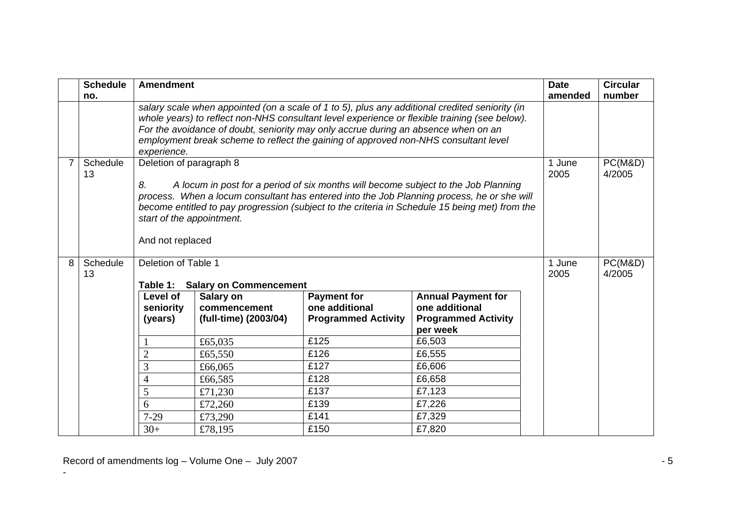| | Schedule no. | Amendment | Date amended | Circular number |
|---|---|---|---|---|
| | | *salary scale when appointed (on a scale of 1 to 5), plus any additional credited seniority (in whole years) to reflect non-NHS consultant level experience or flexible training (see below). For the avoidance of doubt, seniority may only accrue during an absence when on an employment break scheme to reflect the gaining of approved non-NHS consultant level experience.* | | |
| 7 | Schedule 13 | Deletion of paragraph 8<br><br>*8. A locum in post for a period of six months will become subject to the Job Planning process. When a locum consultant has entered into the Job Planning process, he or she will become entitled to pay progression (subject to the criteria in Schedule 15 being met) from the start of the appointment.*<br><br>And not replaced | 1 June 2005 | PC(M&D) 4/2005 |
| 8 | Schedule 13 | Deletion of Table 1 | 1 June 2005 | PC(M&D) 4/2005 |

**Table 1: Salary on Commencement**

| Level of seniority (years) | Salary on commencement (full-time) (2003/04) | Payment for one additional Programmed Activity | Annual Payment for one additional Programmed Activity per week |
|---|---|---|---|
| 1 | £65,035 | £125 | £6,503 |
| 2 | £65,550 | £126 | £6,555 |
| 3 | £66,065 | £127 | £6,606 |
| 4 | £66,585 | £128 | £6,658 |
| 5 | £71,230 | £137 | £7,123 |
| 6 | £72,260 | £139 | £7,226 |
| 7-29 | £73,290 | £141 | £7,329 |
| 30+ | £78,195 | £150 | £7,820 |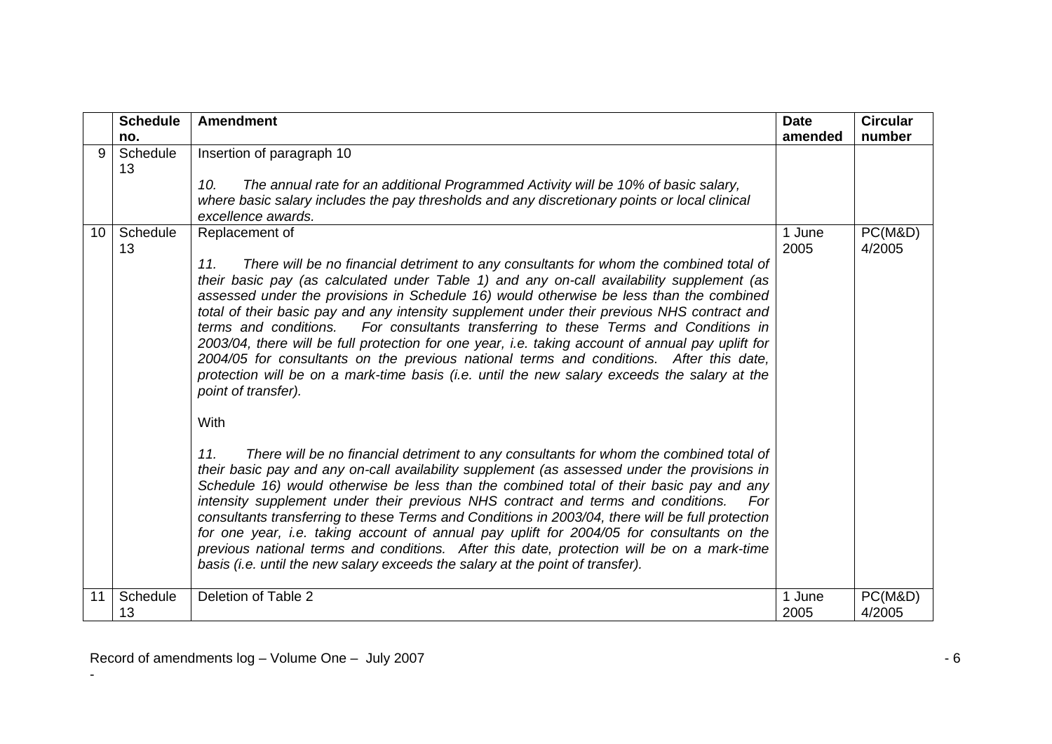| | Schedule no. | Amendment | Date amended | Circular number |
|---|---|---|---|---|
| 9 | Schedule 13 | Insertion of paragraph 10<br><br>*10. The annual rate for an additional Programmed Activity will be 10% of basic salary, where basic salary includes the pay thresholds and any discretionary points or local clinical excellence awards.* | | |
| 10 | Schedule 13 | Replacement of<br><br>*11. There will be no financial detriment to any consultants for whom the combined total of their basic pay (as calculated under Table 1) and any on-call availability supplement (as assessed under the provisions in Schedule 16) would otherwise be less than the combined total of their basic pay and any intensity supplement under their previous NHS contract and terms and conditions. For consultants transferring to these Terms and Conditions in 2003/04, there will be full protection for one year, i.e. taking account of annual pay uplift for 2004/05 for consultants on the previous national terms and conditions. After this date, protection will be on a mark-time basis (i.e. until the new salary exceeds the salary at the point of transfer).*<br><br>With<br><br>*11. There will be no financial detriment to any consultants for whom the combined total of their basic pay and any on-call availability supplement (as assessed under the provisions in Schedule 16) would otherwise be less than the combined total of their basic pay and any intensity supplement under their previous NHS contract and terms and conditions. For consultants transferring to these Terms and Conditions in 2003/04, there will be full protection for one year, i.e. taking account of annual pay uplift for 2004/05 for consultants on the previous national terms and conditions. After this date, protection will be on a mark-time basis (i.e. until the new salary exceeds the salary at the point of transfer).* | 1 June 2005 | PC(M&D) 4/2005 |
| 11 | Schedule 13 | Deletion of Table 2 | 1 June 2005 | PC(M&D) 4/2005 |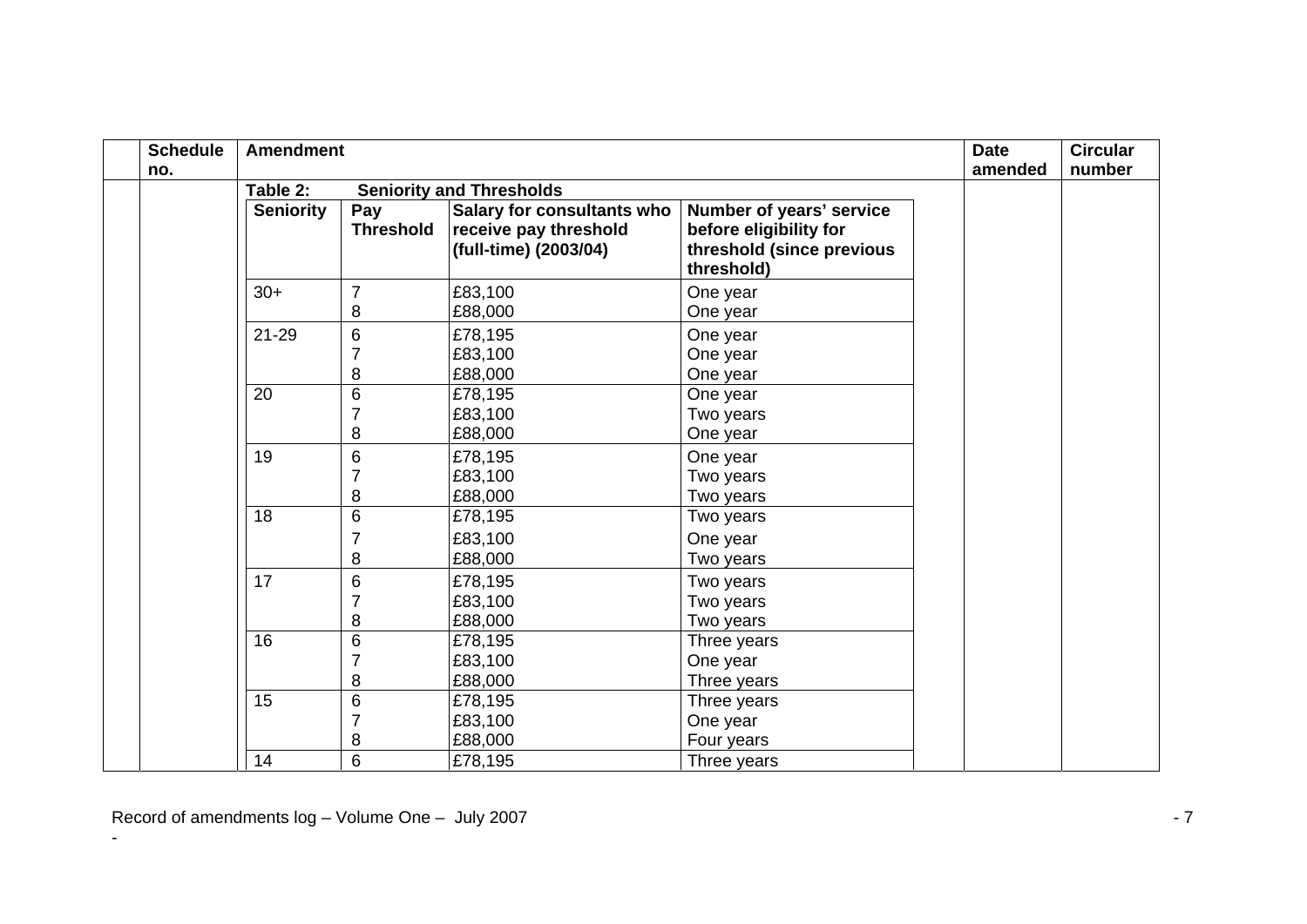| Schedule no. | Amendment | | | | Date amended | Circular number |
|---|---|---|---|---|---|---|
| | **Table 2: Seniority and Thresholds** | | | | | |
| | **Seniority** | **Pay Threshold** | **Salary for consultants who receive pay threshold (full-time) (2003/04)** | **Number of years' service before eligibility for threshold (since previous threshold)** | | |
| | 30+ | 7 | £83,100 | One year | | |
| | | 8 | £88,000 | One year | | |
| | 21-29 | 6 | £78,195 | One year | | |
| | | 7 | £83,100 | One year | | |
| | | 8 | £88,000 | One year | | |
| | 20 | 6 | £78,195 | One year | | |
| | | 7 | £83,100 | Two years | | |
| | | 8 | £88,000 | One year | | |
| | 19 | 6 | £78,195 | One year | | |
| | | 7 | £83,100 | Two years | | |
| | | 8 | £88,000 | Two years | | |
| | 18 | 6 | £78,195 | Two years | | |
| | | 7 | £83,100 | One year | | |
| | | 8 | £88,000 | Two years | | |
| | 17 | 6 | £78,195 | Two years | | |
| | | 7 | £83,100 | Two years | | |
| | | 8 | £88,000 | Two years | | |
| | 16 | 6 | £78,195 | Three years | | |
| | | 7 | £83,100 | One year | | |
| | | 8 | £88,000 | Three years | | |
| | 15 | 6 | £78,195 | Three years | | |
| | | 7 | £83,100 | One year | | |
| | | 8 | £88,000 | Four years | | |
| | 14 | 6 | £78,195 | Three years | | |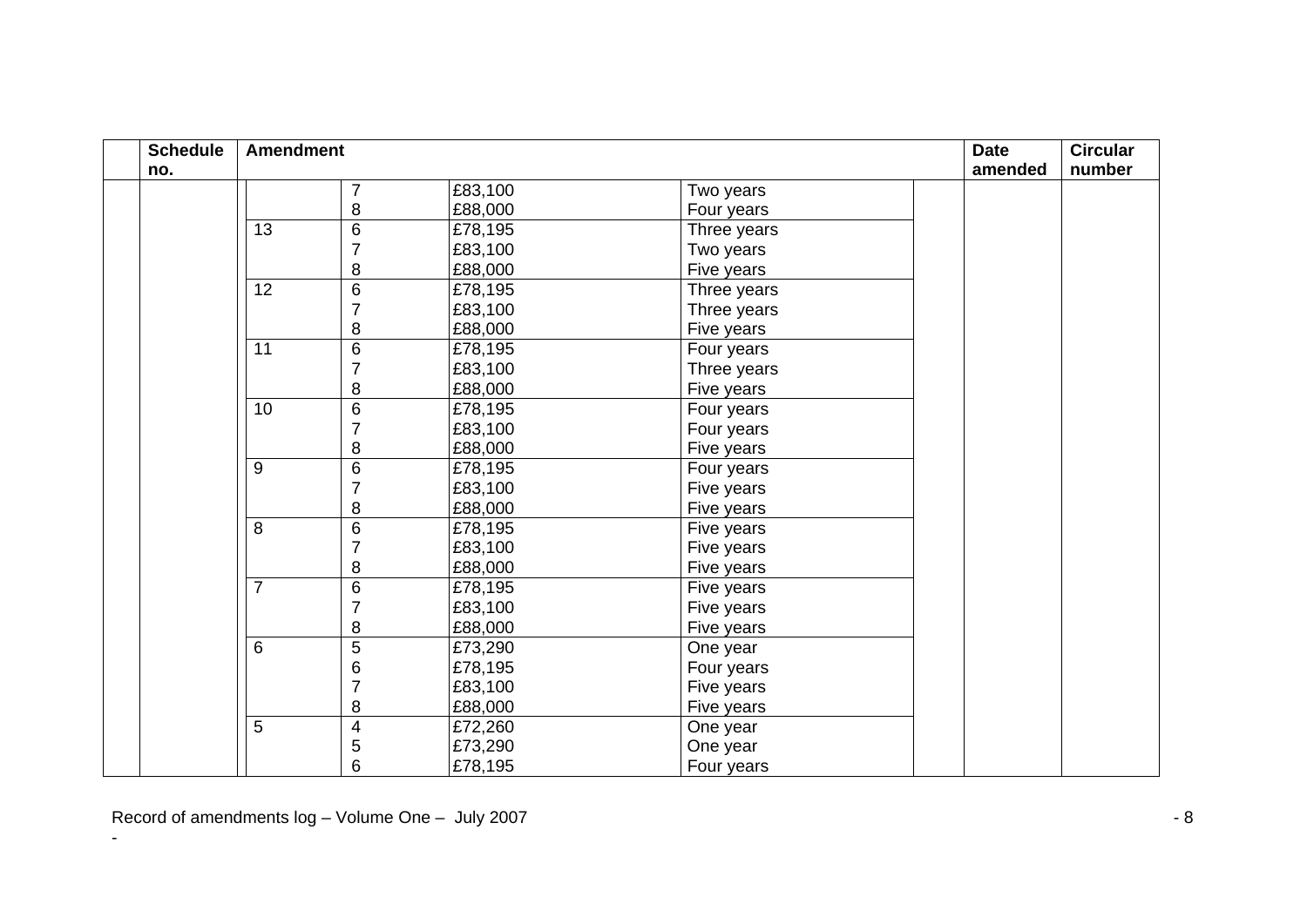| | Schedule no. | Amendment | | | | | Date amended | Circular number |
|---|---|---|---|---|---|---|---|---|
| | | | 7 | £83,100 | Two years | | | |
| | | | 8 | £88,000 | Four years | | | |
| | | 13 | 6 | £78,195 | Three years | | | |
| | | | 7 | £83,100 | Two years | | | |
| | | | 8 | £88,000 | Five years | | | |
| | | 12 | 6 | £78,195 | Three years | | | |
| | | | 7 | £83,100 | Three years | | | |
| | | | 8 | £88,000 | Five years | | | |
| | | 11 | 6 | £78,195 | Four years | | | |
| | | | 7 | £83,100 | Three years | | | |
| | | | 8 | £88,000 | Five years | | | |
| | | 10 | 6 | £78,195 | Four years | | | |
| | | | 7 | £83,100 | Four years | | | |
| | | | 8 | £88,000 | Five years | | | |
| | | 9 | 6 | £78,195 | Four years | | | |
| | | | 7 | £83,100 | Five years | | | |
| | | | 8 | £88,000 | Five years | | | |
| | | 8 | 6 | £78,195 | Five years | | | |
| | | | 7 | £83,100 | Five years | | | |
| | | | 8 | £88,000 | Five years | | | |
| | | 7 | 6 | £78,195 | Five years | | | |
| | | | 7 | £83,100 | Five years | | | |
| | | | 8 | £88,000 | Five years | | | |
| | | 6 | 5 | £73,290 | One year | | | |
| | | | 6 | £78,195 | Four years | | | |
| | | | 7 | £83,100 | Five years | | | |
| | | | 8 | £88,000 | Five years | | | |
| | | 5 | 4 | £72,260 | One year | | | |
| | | | 5 | £73,290 | One year | | | |
| | | | 6 | £78,195 | Four years | | | |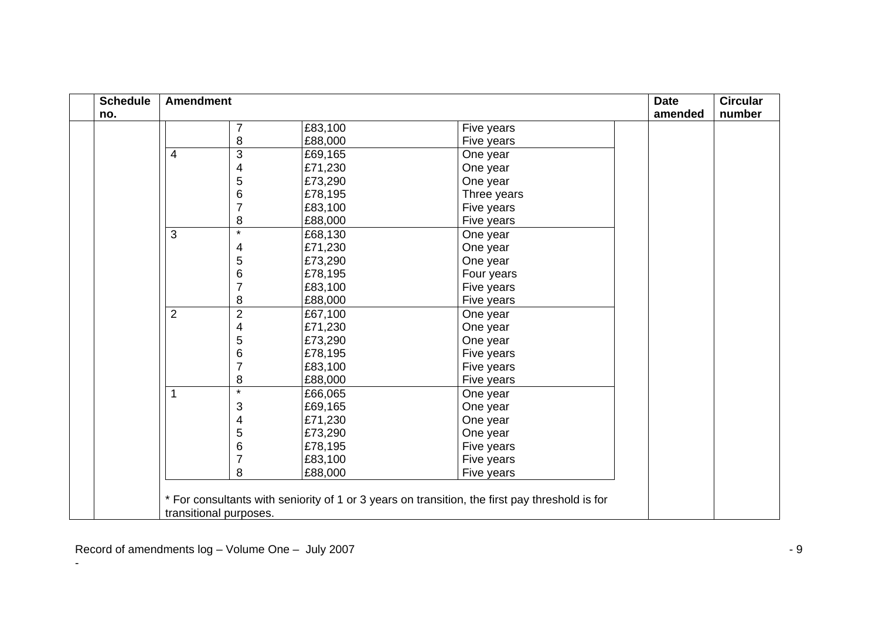| | Schedule no. | Amendment | | | | Date amended | Circular number |
|---|---|---|---|---|---|---|---|
| | | | 7 | £83,100 | Five years | | |
| | | | 8 | £88,000 | Five years | | |
| | | 4 | 3 | £69,165 | One year | | |
| | | | 4 | £71,230 | One year | | |
| | | | 5 | £73,290 | One year | | |
| | | | 6 | £78,195 | Three years | | |
| | | | 7 | £83,100 | Five years | | |
| | | | 8 | £88,000 | Five years | | |
| | | 3 | * | £68,130 | One year | | |
| | | | 4 | £71,230 | One year | | |
| | | | 5 | £73,290 | One year | | |
| | | | 6 | £78,195 | Four years | | |
| | | | 7 | £83,100 | Five years | | |
| | | | 8 | £88,000 | Five years | | |
| | | 2 | 2 | £67,100 | One year | | |
| | | | 4 | £71,230 | One year | | |
| | | | 5 | £73,290 | One year | | |
| | | | 6 | £78,195 | Five years | | |
| | | | 7 | £83,100 | Five years | | |
| | | | 8 | £88,000 | Five years | | |
| | | 1 | * | £66,065 | One year | | |
| | | | 3 | £69,165 | One year | | |
| | | | 4 | £71,230 | One year | | |
| | | | 5 | £73,290 | One year | | |
| | | | 6 | £78,195 | Five years | | |
| | | | 7 | £83,100 | Five years | | |
| | | | 8 | £88,000 | Five years | | |
| | | * For consultants with seniority of 1 or 3 years on transition, the first pay threshold is for transitional purposes. | | | | | |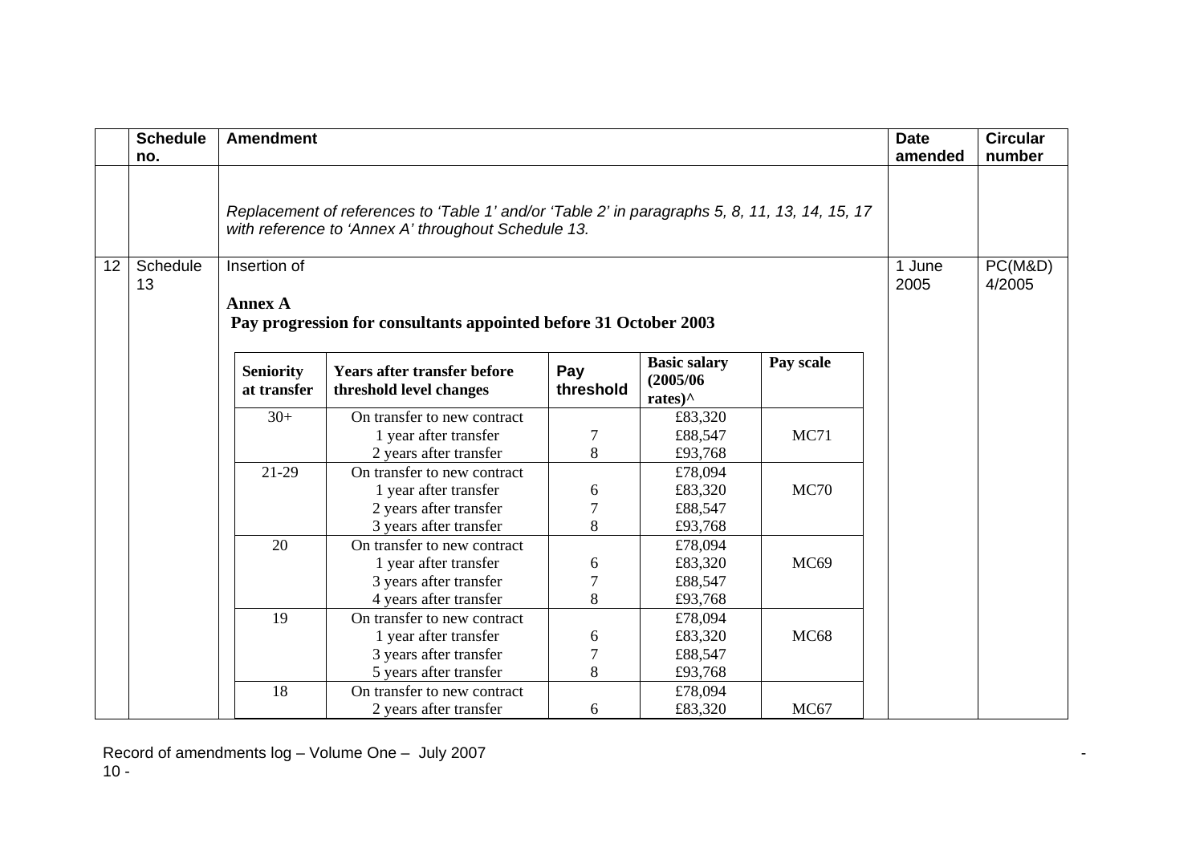| | Schedule no. | Amendment | Date amended | Circular number |
|---|---|---|---|---|
| | | *Replacement of references to 'Table 1' and/or 'Table 2' in paragraphs 5, 8, 11, 13, 14, 15, 17 with reference to 'Annex A' throughout Schedule 13.* | | |
| 12 | Schedule 13 | Insertion of **Annex A** **Pay progression for consultants appointed before 31 October 2003** | 1 June 2005 | PC(M&D) 4/2005 |

| Seniority at transfer | Years after transfer before threshold level changes | Pay threshold | Basic salary (2005/06 rates)^ | Pay scale |
|---|---|---|---|---|
| 30+ | On transfer to new contract | | £83,320 | MC71 |
| | 1 year after transfer | 7 | £88,547 | |
| | 2 years after transfer | 8 | £93,768 | |
| 21-29 | On transfer to new contract | | £78,094 | MC70 |
| | 1 year after transfer | 6 | £83,320 | |
| | 2 years after transfer | 7 | £88,547 | |
| | 3 years after transfer | 8 | £93,768 | |
| 20 | On transfer to new contract | | £78,094 | MC69 |
| | 1 year after transfer | 6 | £83,320 | |
| | 3 years after transfer | 7 | £88,547 | |
| | 4 years after transfer | 8 | £93,768 | |
| 19 | On transfer to new contract | | £78,094 | MC68 |
| | 1 year after transfer | 6 | £83,320 | |
| | 3 years after transfer | 7 | £88,547 | |
| | 5 years after transfer | 8 | £93,768 | |
| 18 | On transfer to new contract | | £78,094 | MC67 |
| | 2 years after transfer | 6 | £83,320 | |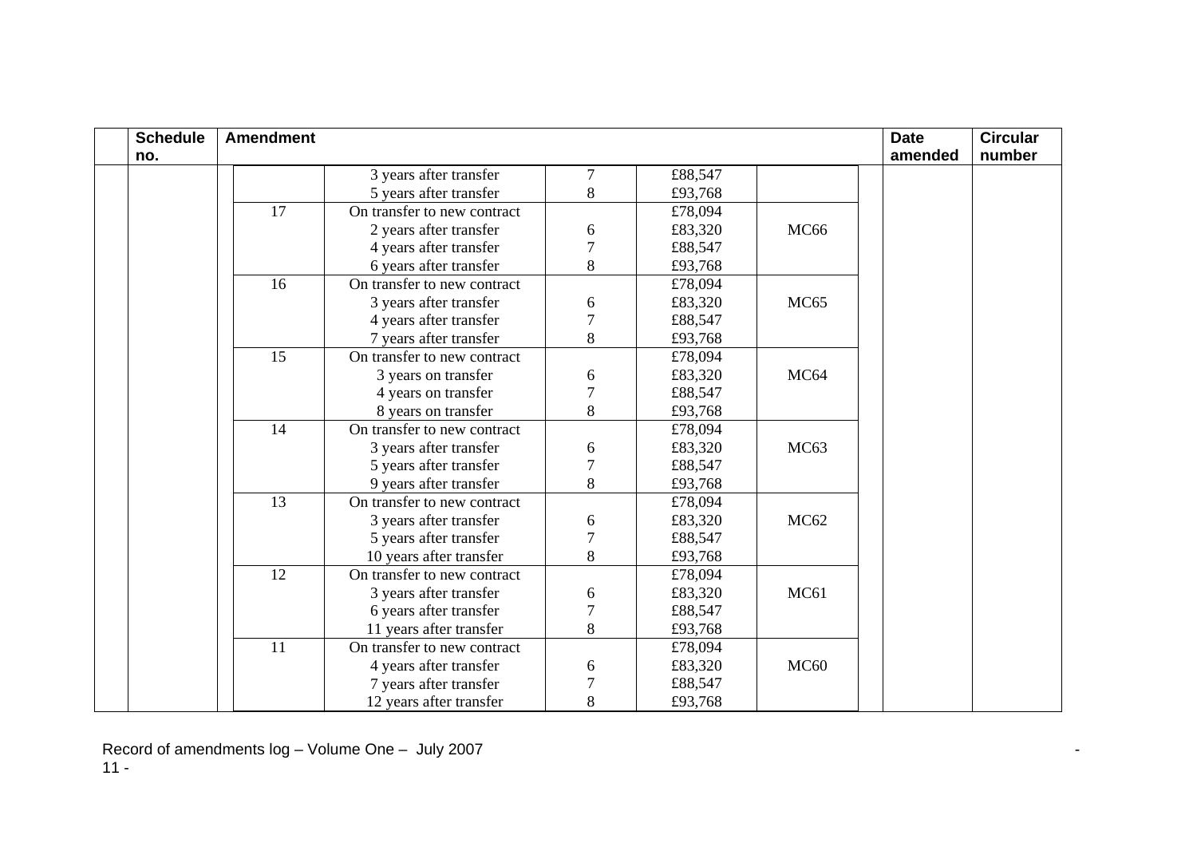| | Schedule no. | Amendment | | | | | Date amended | Circular number |
|---|---|---|---|---|---|---|---|---|
| | | | 3 years after transfer | 7 | £88,547 | | | |
| | | | 5 years after transfer | 8 | £93,768 | | | |
| | | 17 | On transfer to new contract | | £78,094 | MC66 | | |
| | | | 2 years after transfer | 6 | £83,320 | | | |
| | | | 4 years after transfer | 7 | £88,547 | | | |
| | | | 6 years after transfer | 8 | £93,768 | | | |
| | | 16 | On transfer to new contract | | £78,094 | MC65 | | |
| | | | 3 years after transfer | 6 | £83,320 | | | |
| | | | 4 years after transfer | 7 | £88,547 | | | |
| | | | 7 years after transfer | 8 | £93,768 | | | |
| | | 15 | On transfer to new contract | | £78,094 | MC64 | | |
| | | | 3 years on transfer | 6 | £83,320 | | | |
| | | | 4 years on transfer | 7 | £88,547 | | | |
| | | | 8 years on transfer | 8 | £93,768 | | | |
| | | 14 | On transfer to new contract | | £78,094 | MC63 | | |
| | | | 3 years after transfer | 6 | £83,320 | | | |
| | | | 5 years after transfer | 7 | £88,547 | | | |
| | | | 9 years after transfer | 8 | £93,768 | | | |
| | | 13 | On transfer to new contract | | £78,094 | MC62 | | |
| | | | 3 years after transfer | 6 | £83,320 | | | |
| | | | 5 years after transfer | 7 | £88,547 | | | |
| | | | 10 years after transfer | 8 | £93,768 | | | |
| | | 12 | On transfer to new contract | | £78,094 | MC61 | | |
| | | | 3 years after transfer | 6 | £83,320 | | | |
| | | | 6 years after transfer | 7 | £88,547 | | | |
| | | | 11 years after transfer | 8 | £93,768 | | | |
| | | 11 | On transfer to new contract | | £78,094 | MC60 | | |
| | | | 4 years after transfer | 6 | £83,320 | | | |
| | | | 7 years after transfer | 7 | £88,547 | | | |
| | | | 12 years after transfer | 8 | £93,768 | | | |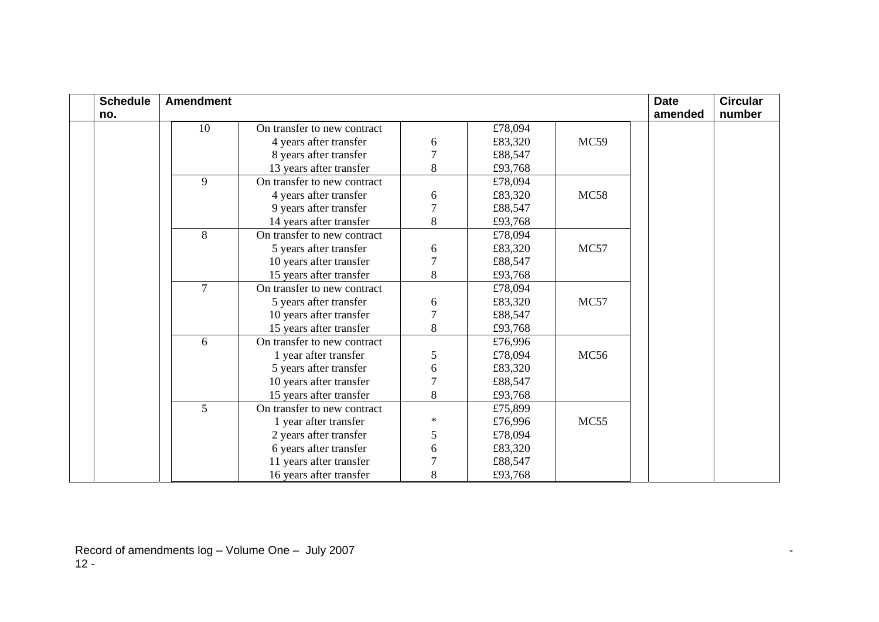| Schedule no. | Amendment | | | | | Date amended | Circular number |
|---|---|---|---|---|---|---|---|
| | 10 | On transfer to new contract | | £78,094 | MC59 | | |
| | | 4 years after transfer | 6 | £83,320 | | | |
| | | 8 years after transfer | 7 | £88,547 | | | |
| | | 13 years after transfer | 8 | £93,768 | | | |
| | 9 | On transfer to new contract | | £78,094 | MC58 | | |
| | | 4 years after transfer | 6 | £83,320 | | | |
| | | 9 years after transfer | 7 | £88,547 | | | |
| | | 14 years after transfer | 8 | £93,768 | | | |
| | 8 | On transfer to new contract | | £78,094 | MC57 | | |
| | | 5 years after transfer | 6 | £83,320 | | | |
| | | 10 years after transfer | 7 | £88,547 | | | |
| | | 15 years after transfer | 8 | £93,768 | | | |
| | 7 | On transfer to new contract | | £78,094 | MC57 | | |
| | | 5 years after transfer | 6 | £83,320 | | | |
| | | 10 years after transfer | 7 | £88,547 | | | |
| | | 15 years after transfer | 8 | £93,768 | | | |
| | 6 | On transfer to new contract | | £76,996 | MC56 | | |
| | | 1 year after transfer | 5 | £78,094 | | | |
| | | 5 years after transfer | 6 | £83,320 | | | |
| | | 10 years after transfer | 7 | £88,547 | | | |
| | | 15 years after transfer | 8 | £93,768 | | | |
| | 5 | On transfer to new contract | | £75,899 | MC55 | | |
| | | 1 year after transfer | * | £76,996 | | | |
| | | 2 years after transfer | 5 | £78,094 | | | |
| | | 6 years after transfer | 6 | £83,320 | | | |
| | | 11 years after transfer | 7 | £88,547 | | | |
| | | 16 years after transfer | 8 | £93,768 | | | |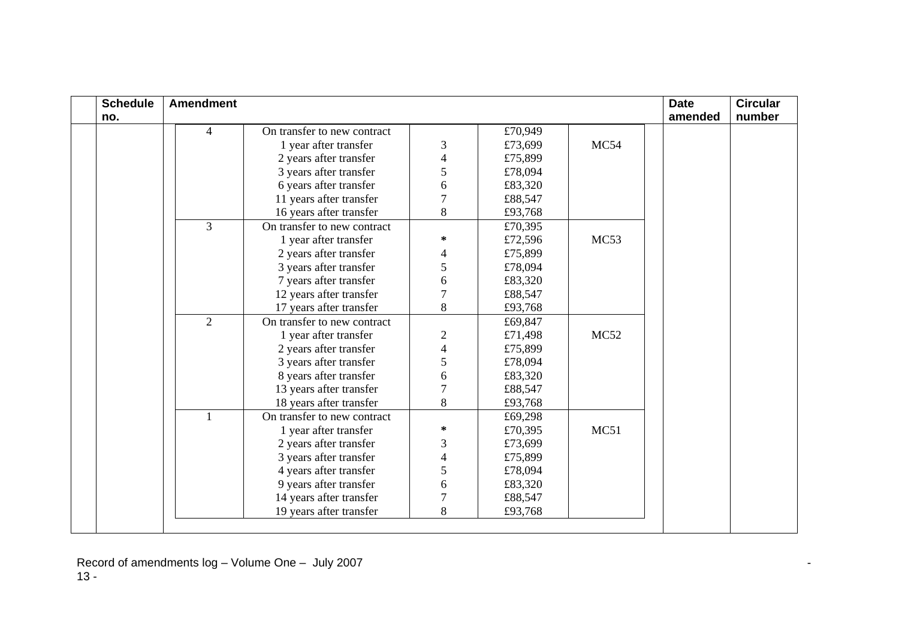| | Schedule no. | Amendment | | | | | Date amended | Circular number |
|---|---|---|---|---|---|---|---|---|
| | | 4 | On transfer to new contract | | £70,949 | | | |
| | | | 1 year after transfer | 3 | £73,699 | MC54 | | |
| | | | 2 years after transfer | 4 | £75,899 | | | |
| | | | 3 years after transfer | 5 | £78,094 | | | |
| | | | 6 years after transfer | 6 | £83,320 | | | |
| | | | 11 years after transfer | 7 | £88,547 | | | |
| | | | 16 years after transfer | 8 | £93,768 | | | |
| | | 3 | On transfer to new contract | | £70,395 | | | |
| | | | 1 year after transfer | * | £72,596 | MC53 | | |
| | | | 2 years after transfer | 4 | £75,899 | | | |
| | | | 3 years after transfer | 5 | £78,094 | | | |
| | | | 7 years after transfer | 6 | £83,320 | | | |
| | | | 12 years after transfer | 7 | £88,547 | | | |
| | | | 17 years after transfer | 8 | £93,768 | | | |
| | | 2 | On transfer to new contract | | £69,847 | | | |
| | | | 1 year after transfer | 2 | £71,498 | MC52 | | |
| | | | 2 years after transfer | 4 | £75,899 | | | |
| | | | 3 years after transfer | 5 | £78,094 | | | |
| | | | 8 years after transfer | 6 | £83,320 | | | |
| | | | 13 years after transfer | 7 | £88,547 | | | |
| | | | 18 years after transfer | 8 | £93,768 | | | |
| | | 1 | On transfer to new contract | | £69,298 | | | |
| | | | 1 year after transfer | * | £70,395 | MC51 | | |
| | | | 2 years after transfer | 3 | £73,699 | | | |
| | | | 3 years after transfer | 4 | £75,899 | | | |
| | | | 4 years after transfer | 5 | £78,094 | | | |
| | | | 9 years after transfer | 6 | £83,320 | | | |
| | | | 14 years after transfer | 7 | £88,547 | | | |
| | | | 19 years after transfer | 8 | £93,768 | | | |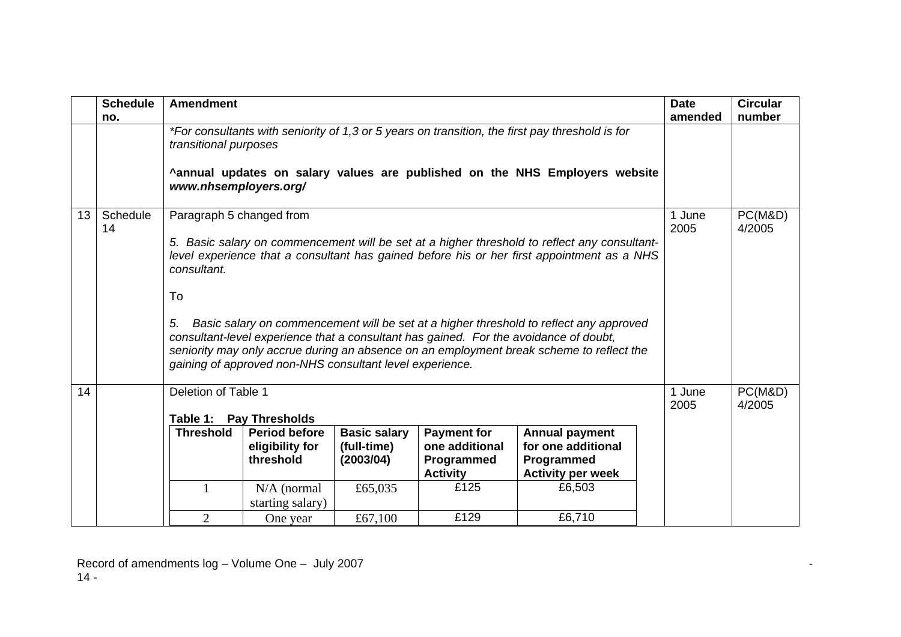| | Schedule no. | Amendment | Date amended | Circular number |
|---|---|---|---|---|
| | | *\*For consultants with seniority of 1,3 or 5 years on transition, the first pay threshold is for transitional purposes*<br><br>***^annual updates on salary values are published on the NHS Employers website www.nhsemployers.org/*** | | |
| 13 | Schedule 14 | Paragraph 5 changed from<br><br>*5. Basic salary on commencement will be set at a higher threshold to reflect any consultant-level experience that a consultant has gained before his or her first appointment as a NHS consultant.*<br><br>To<br><br>*5. Basic salary on commencement will be set at a higher threshold to reflect any approved consultant-level experience that a consultant has gained. For the avoidance of doubt, seniority may only accrue during an absence on an employment break scheme to reflect the gaining of approved non-NHS consultant level experience.* | 1 June 2005 | PC(M&D) 4/2005 |
| 14 | | Deletion of Table 1<br><br>**Table 1: Pay Thresholds** (see below) | 1 June 2005 | PC(M&D) 4/2005 |

**Table 1: Pay Thresholds**

| Threshold | Period before eligibility for threshold | Basic salary (full-time) (2003/04) | Payment for one additional Programmed Activity | Annual payment for one additional Programmed Activity per week |
|---|---|---|---|---|
| 1 | N/A (normal starting salary) | £65,035 | £125 | £6,503 |
| 2 | One year | £67,100 | £129 | £6,710 |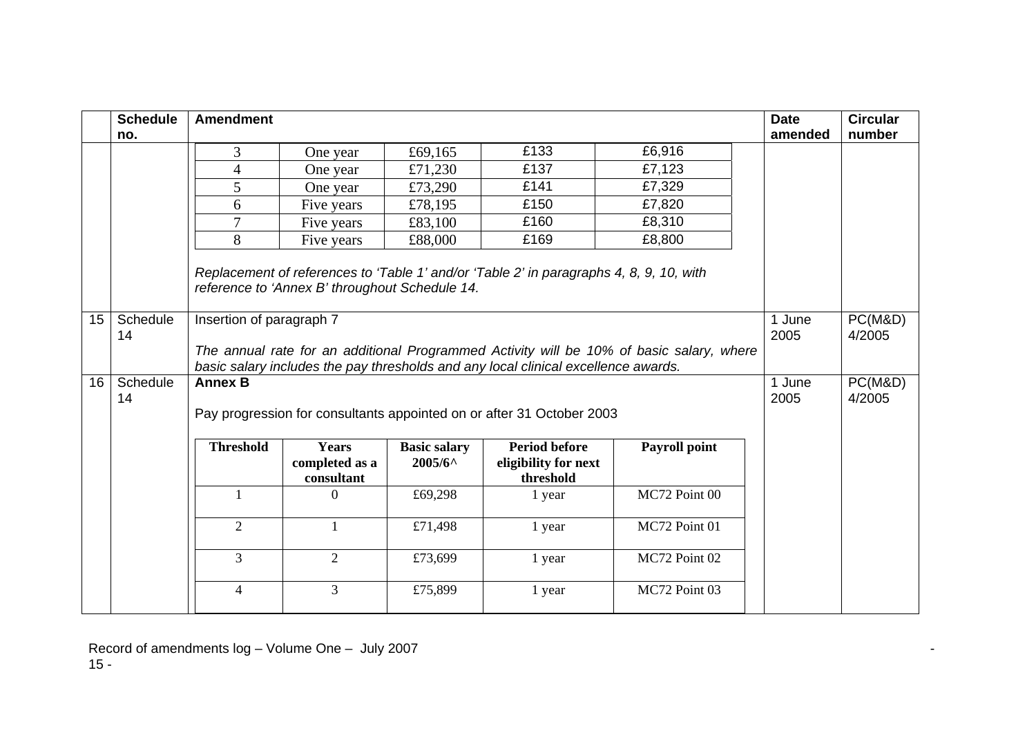| | Schedule no. | Amendment | Date amended | Circular number |
|---|---|---|---|---|
| | | *(continued table rows below)* | | |

| | | | | |
|---|---|---|---|---|
| 3 | One year | £69,165 | £133 | £6,916 |
| 4 | One year | £71,230 | £137 | £7,123 |
| 5 | One year | £73,290 | £141 | £7,329 |
| 6 | Five years | £78,195 | £150 | £7,820 |
| 7 | Five years | £83,100 | £160 | £8,310 |
| 8 | Five years | £88,000 | £169 | £8,800 |

*Replacement of references to 'Table 1' and/or 'Table 2' in paragraphs 4, 8, 9, 10, with reference to 'Annex B' throughout Schedule 14.*

| | Schedule no. | Amendment | Date amended | Circular number |
|---|---|---|---|---|
| 15 | Schedule 14 | Insertion of paragraph 7<br><br>*The annual rate for an additional Programmed Activity will be 10% of basic salary, where basic salary includes the pay thresholds and any local clinical excellence awards.* | 1 June 2005 | PC(M&D) 4/2005 |
| 16 | Schedule 14 | **Annex B**<br><br>Pay progression for consultants appointed on or after 31 October 2003 | 1 June 2005 | PC(M&D) 4/2005 |

| Threshold | Years completed as a consultant | Basic salary 2005/6^ | Period before eligibility for next threshold | Payroll point |
|---|---|---|---|---|
| 1 | 0 | £69,298 | 1 year | MC72 Point 00 |
| 2 | 1 | £71,498 | 1 year | MC72 Point 01 |
| 3 | 2 | £73,699 | 1 year | MC72 Point 02 |
| 4 | 3 | £75,899 | 1 year | MC72 Point 03 |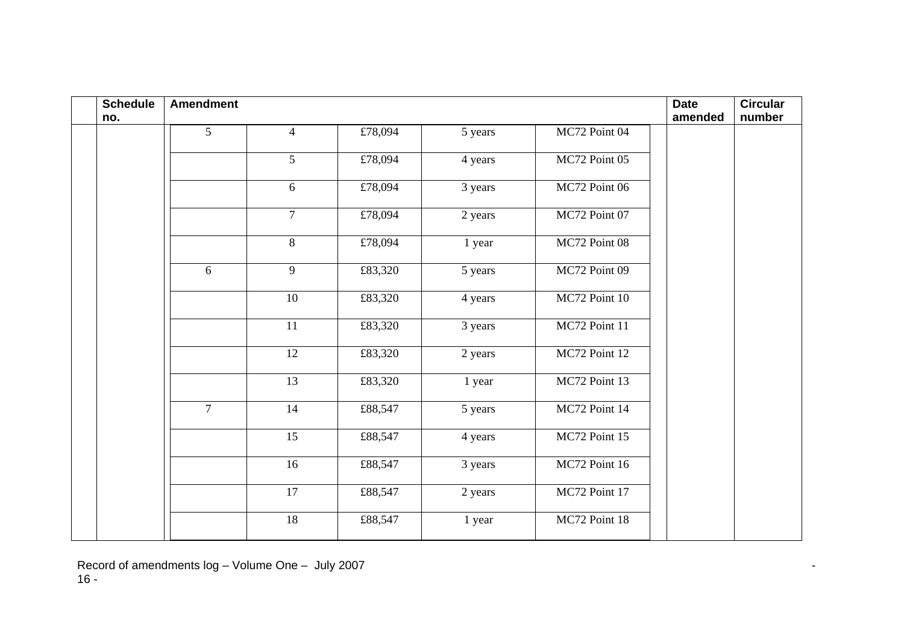| | Schedule no. | Amendment | | | | | Date amended | Circular number |
|---|---|---|---|---|---|---|---|---|
| | | 5 | 4 | £78,094 | 5 years | MC72 Point 04 | | |
| | | | 5 | £78,094 | 4 years | MC72 Point 05 | | |
| | | | 6 | £78,094 | 3 years | MC72 Point 06 | | |
| | | | 7 | £78,094 | 2 years | MC72 Point 07 | | |
| | | | 8 | £78,094 | 1 year | MC72 Point 08 | | |
| | | 6 | 9 | £83,320 | 5 years | MC72 Point 09 | | |
| | | | 10 | £83,320 | 4 years | MC72 Point 10 | | |
| | | | 11 | £83,320 | 3 years | MC72 Point 11 | | |
| | | | 12 | £83,320 | 2 years | MC72 Point 12 | | |
| | | | 13 | £83,320 | 1 year | MC72 Point 13 | | |
| | | 7 | 14 | £88,547 | 5 years | MC72 Point 14 | | |
| | | | 15 | £88,547 | 4 years | MC72 Point 15 | | |
| | | | 16 | £88,547 | 3 years | MC72 Point 16 | | |
| | | | 17 | £88,547 | 2 years | MC72 Point 17 | | |
| | | | 18 | £88,547 | 1 year | MC72 Point 18 | | |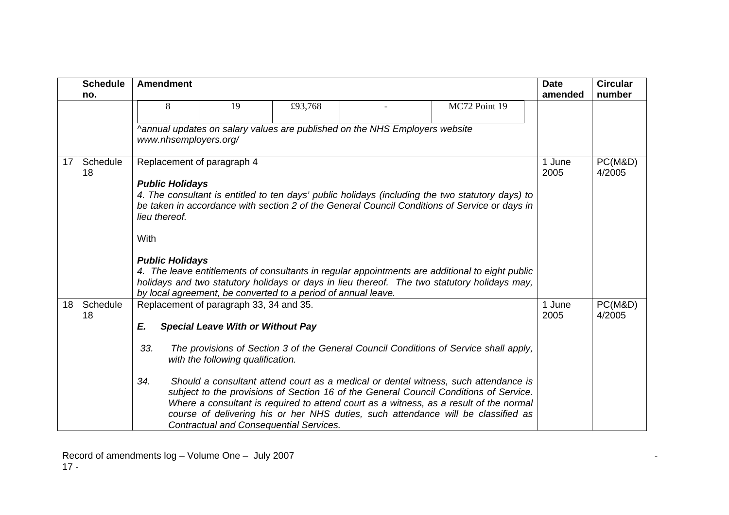| | Schedule no. | Amendment | Date amended | Circular number |
|---|---|---|---|---|
| | | 8 \| 19 \| £93,768 \| - \| MC72 Point 19<br><br>*^annual updates on salary values are published on the NHS Employers website www.nhsemployers.org/* | | |
| 17 | Schedule 18 | Replacement of paragraph 4<br><br>***Public Holidays***<br>*4. The consultant is entitled to ten days' public holidays (including the two statutory days) to be taken in accordance with section 2 of the General Council Conditions of Service or days in lieu thereof.*<br><br>With<br><br>***Public Holidays***<br>*4. The leave entitlements of consultants in regular appointments are additional to eight public holidays and two statutory holidays or days in lieu thereof. The two statutory holidays may, by local agreement, be converted to a period of annual leave.* | 1 June 2005 | PC(M&D) 4/2005 |
| 18 | Schedule 18 | Replacement of paragraph 33, 34 and 35.<br><br>***E. Special Leave With or Without Pay***<br><br>*33. The provisions of Section 3 of the General Council Conditions of Service shall apply, with the following qualification.*<br><br>*34. Should a consultant attend court as a medical or dental witness, such attendance is subject to the provisions of Section 16 of the General Council Conditions of Service. Where a consultant is required to attend court as a witness, as a result of the normal course of delivering his or her NHS duties, such attendance will be classified as Contractual and Consequential Services.* | 1 June 2005 | PC(M&D) 4/2005 |

Record of amendments log – Volume One – July 2007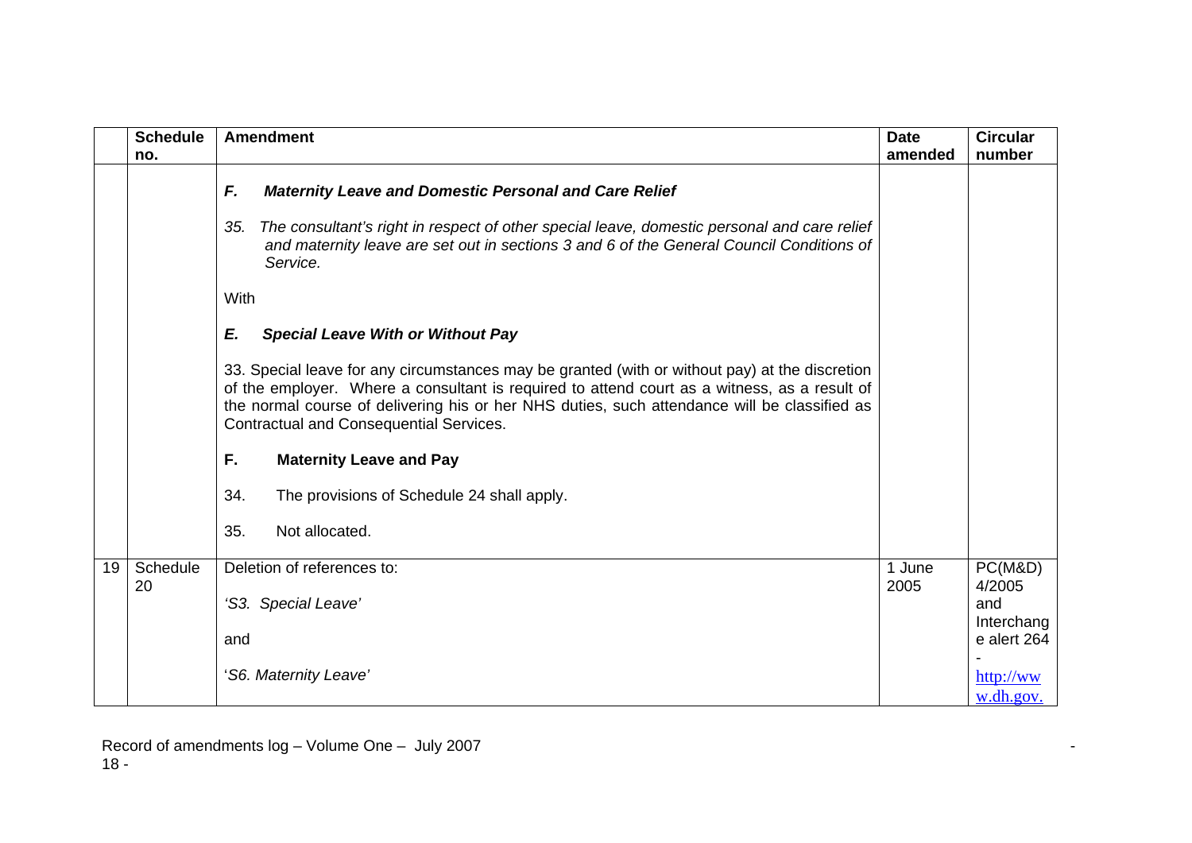| | Schedule no. | Amendment | Date amended | Circular number |
|---|---|---|---|---|
| | | ***F. Maternity Leave and Domestic Personal and Care Relief*** <br><br> *35. The consultant's right in respect of other special leave, domestic personal and care relief and maternity leave are set out in sections 3 and 6 of the General Council Conditions of Service.* <br><br> With <br><br> ***E. Special Leave With or Without Pay*** <br><br> 33. Special leave for any circumstances may be granted (with or without pay) at the discretion of the employer. Where a consultant is required to attend court as a witness, as a result of the normal course of delivering his or her NHS duties, such attendance will be classified as Contractual and Consequential Services. <br><br> **F. Maternity Leave and Pay** <br><br> 34. The provisions of Schedule 24 shall apply. <br><br> 35. Not allocated. | | |
| 19 | Schedule 20 | Deletion of references to: <br><br> *'S3. Special Leave'* <br><br> and <br><br> *'S6. Maternity Leave'* | 1 June 2005 | PC(M&D) 4/2005 and Interchange alert 264 - http://www.dh.gov. |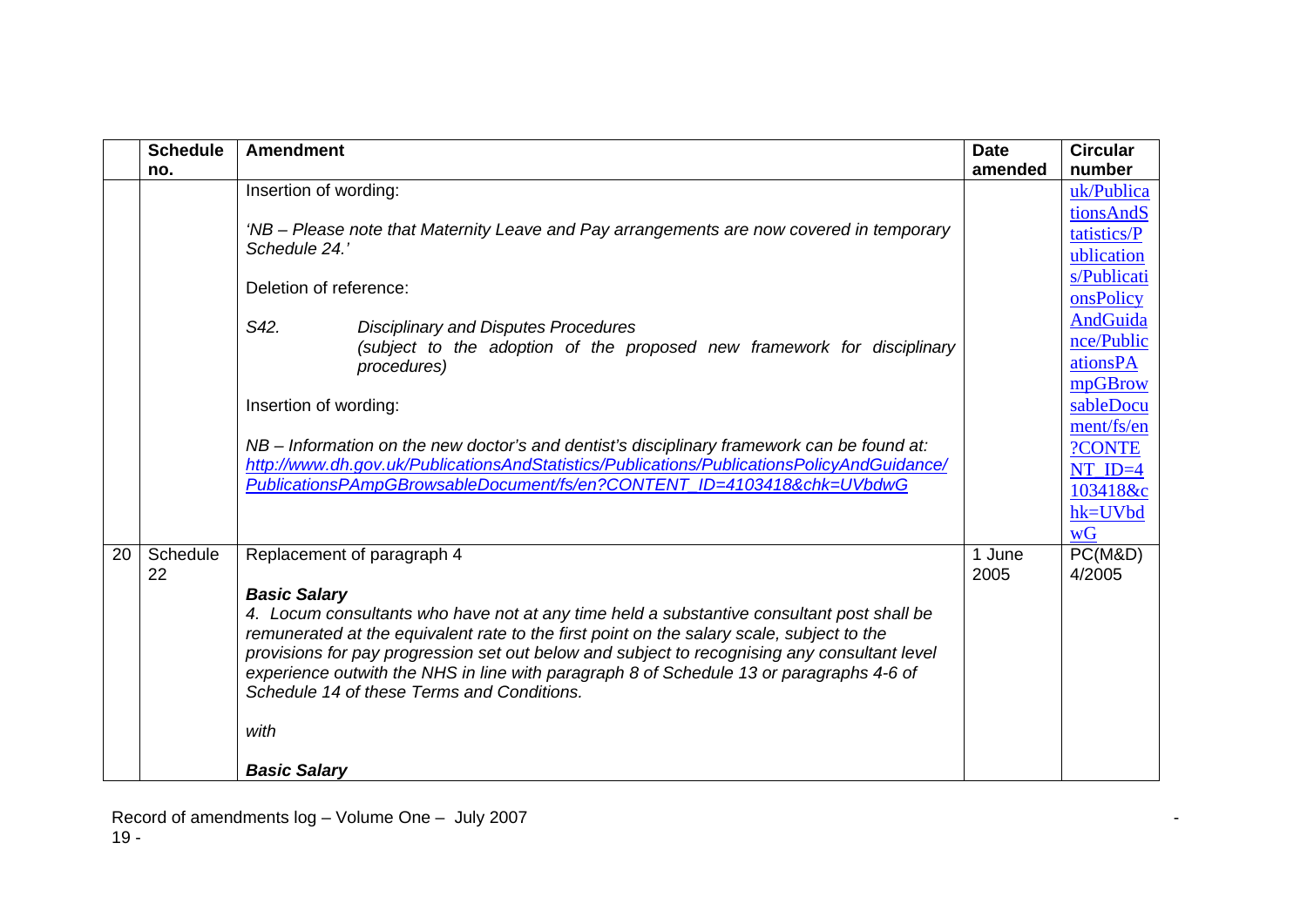| | Schedule no. | Amendment | Date amended | Circular number |
|---|---|---|---|---|
| | | Insertion of wording:<br><br>*'NB – Please note that Maternity Leave and Pay arrangements are now covered in temporary Schedule 24.'*<br><br>Deletion of reference:<br><br>*S42. Disciplinary and Disputes Procedures (subject to the adoption of the proposed new framework for disciplinary procedures)*<br><br>Insertion of wording:<br><br>*NB – Information on the new doctor's and dentist's disciplinary framework can be found at: http://www.dh.gov.uk/PublicationsAndStatistics/Publications/PublicationsPolicyAndGuidance/PublicationsPAmpGBrowsableDocument/fs/en?CONTENT_ID=4103418&chk=UVbdwG* | | uk/PublicationsAndStatistics/Publications/PublicationsPolicyAndGuidance/PublicationsPAmpGBrowsableDocument/fs/en?CONTENT_ID=4103418&chk=UVbdwG |
| 20 | Schedule 22 | Replacement of paragraph 4<br><br>***Basic Salary***<br>*4. Locum consultants who have not at any time held a substantive consultant post shall be remunerated at the equivalent rate to the first point on the salary scale, subject to the provisions for pay progression set out below and subject to recognising any consultant level experience outwith the NHS in line with paragraph 8 of Schedule 13 or paragraphs 4-6 of Schedule 14 of these Terms and Conditions.*<br><br>*with*<br><br>***Basic Salary*** | 1 June 2005 | PC(M&D) 4/2005 |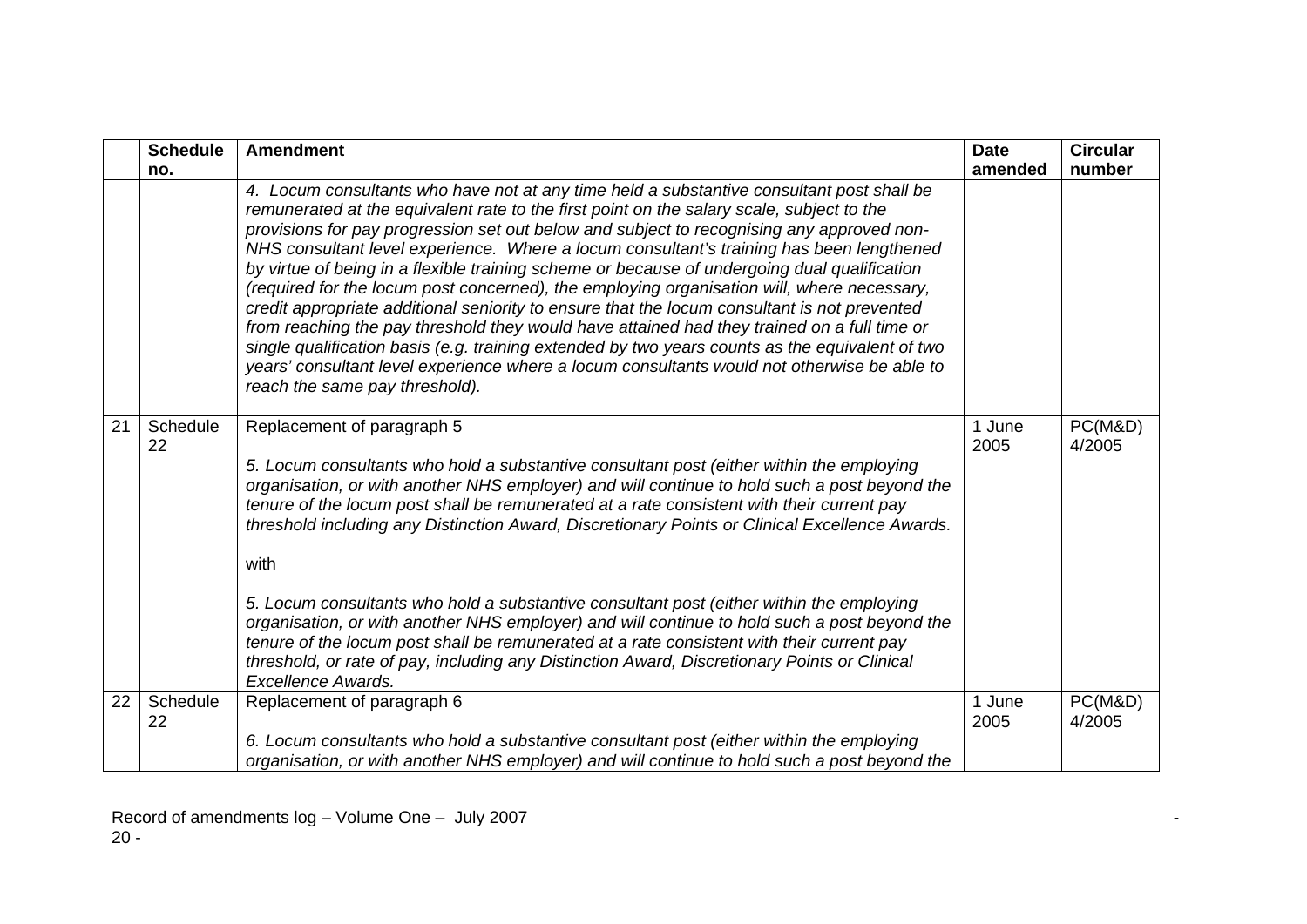| | Schedule no. | Amendment | Date amended | Circular number |
|---|---|---|---|---|
| | | *4. Locum consultants who have not at any time held a substantive consultant post shall be remunerated at the equivalent rate to the first point on the salary scale, subject to the provisions for pay progression set out below and subject to recognising any approved non-NHS consultant level experience. Where a locum consultant's training has been lengthened by virtue of being in a flexible training scheme or because of undergoing dual qualification (required for the locum post concerned), the employing organisation will, where necessary, credit appropriate additional seniority to ensure that the locum consultant is not prevented from reaching the pay threshold they would have attained had they trained on a full time or single qualification basis (e.g. training extended by two years counts as the equivalent of two years' consultant level experience where a locum consultants would not otherwise be able to reach the same pay threshold).* | | |
| 21 | Schedule 22 | Replacement of paragraph 5<br><br>*5. Locum consultants who hold a substantive consultant post (either within the employing organisation, or with another NHS employer) and will continue to hold such a post beyond the tenure of the locum post shall be remunerated at a rate consistent with their current pay threshold including any Distinction Award, Discretionary Points or Clinical Excellence Awards.*<br><br>with<br><br>*5. Locum consultants who hold a substantive consultant post (either within the employing organisation, or with another NHS employer) and will continue to hold such a post beyond the tenure of the locum post shall be remunerated at a rate consistent with their current pay threshold, or rate of pay, including any Distinction Award, Discretionary Points or Clinical Excellence Awards.* | 1 June 2005 | PC(M&D) 4/2005 |
| 22 | Schedule 22 | Replacement of paragraph 6<br><br>*6. Locum consultants who hold a substantive consultant post (either within the employing organisation, or with another NHS employer) and will continue to hold such a post beyond the* | 1 June 2005 | PC(M&D) 4/2005 |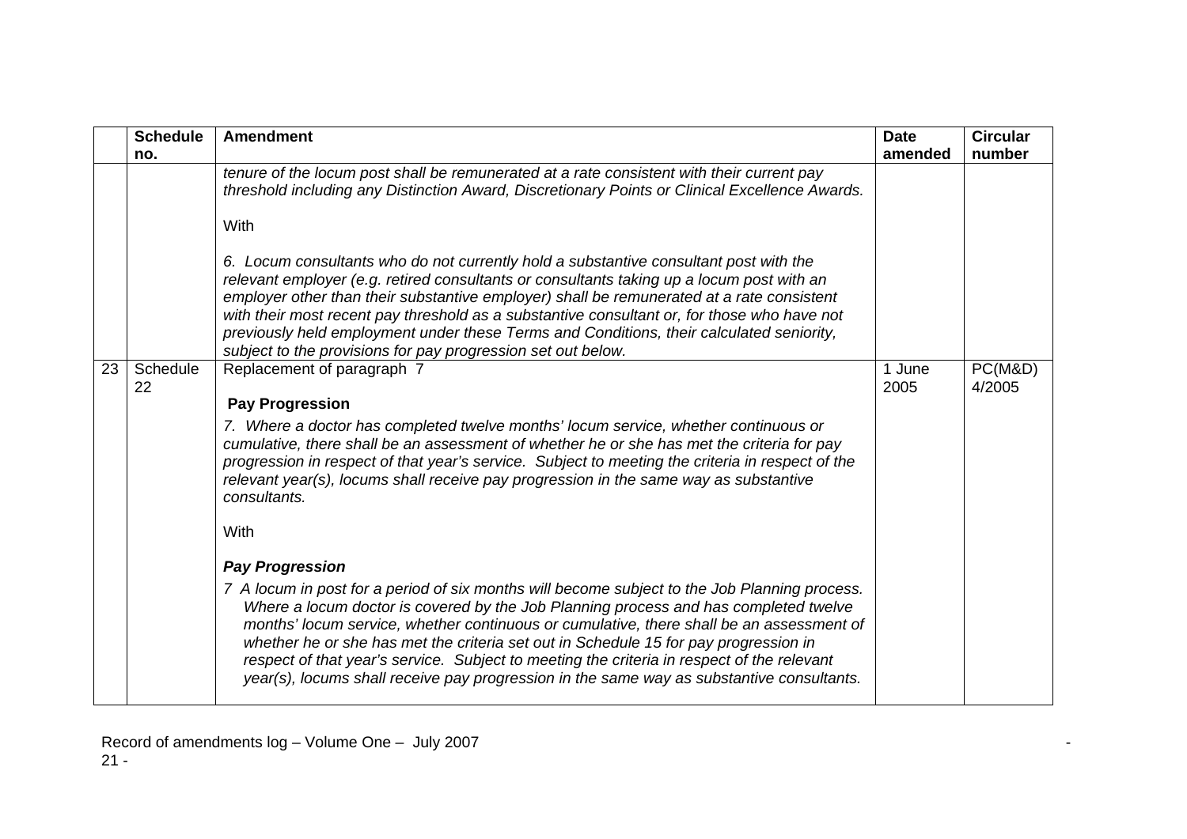| | Schedule no. | Amendment | Date amended | Circular number |
|---|---|---|---|---|
| | | *tenure of the locum post shall be remunerated at a rate consistent with their current pay threshold including any Distinction Award, Discretionary Points or Clinical Excellence Awards.*<br><br>With<br><br>*6. Locum consultants who do not currently hold a substantive consultant post with the relevant employer (e.g. retired consultants or consultants taking up a locum post with an employer other than their substantive employer) shall be remunerated at a rate consistent with their most recent pay threshold as a substantive consultant or, for those who have not previously held employment under these Terms and Conditions, their calculated seniority, subject to the provisions for pay progression set out below.* | | |
| 23 | Schedule 22 | Replacement of paragraph 7<br><br>**Pay Progression**<br><br>*7. Where a doctor has completed twelve months' locum service, whether continuous or cumulative, there shall be an assessment of whether he or she has met the criteria for pay progression in respect of that year's service. Subject to meeting the criteria in respect of the relevant year(s), locums shall receive pay progression in the same way as substantive consultants.*<br><br>With<br><br>***Pay Progression***<br><br>*7 A locum in post for a period of six months will become subject to the Job Planning process. Where a locum doctor is covered by the Job Planning process and has completed twelve months' locum service, whether continuous or cumulative, there shall be an assessment of whether he or she has met the criteria set out in Schedule 15 for pay progression in respect of that year's service. Subject to meeting the criteria in respect of the relevant year(s), locums shall receive pay progression in the same way as substantive consultants.* | 1 June 2005 | PC(M&D) 4/2005 |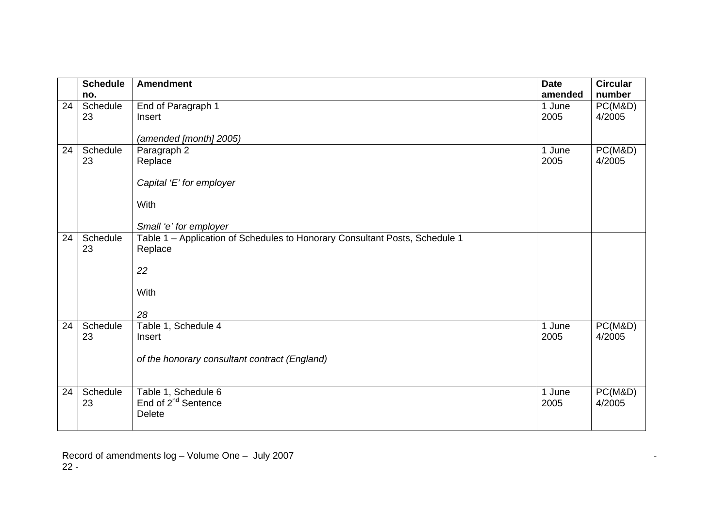| | Schedule no. | Amendment | Date amended | Circular number |
|---|---|---|---|---|
| 24 | Schedule 23 | End of Paragraph 1<br>Insert<br><br>*(amended [month] 2005)* | 1 June 2005 | PC(M&D) 4/2005 |
| 24 | Schedule 23 | Paragraph 2<br>Replace<br><br>*Capital 'E' for employer*<br><br>With<br><br>*Small 'e' for employer* | 1 June 2005 | PC(M&D) 4/2005 |
| 24 | Schedule 23 | Table 1 – Application of Schedules to Honorary Consultant Posts, Schedule 1<br>Replace<br><br>*22*<br><br>With<br><br>*28* | | |
| 24 | Schedule 23 | Table 1, Schedule 4<br>Insert<br><br>*of the honorary consultant contract (England)* | 1 June 2005 | PC(M&D) 4/2005 |
| 24 | Schedule 23 | Table 1, Schedule 6<br>End of 2nd Sentence<br>Delete | 1 June 2005 | PC(M&D) 4/2005 |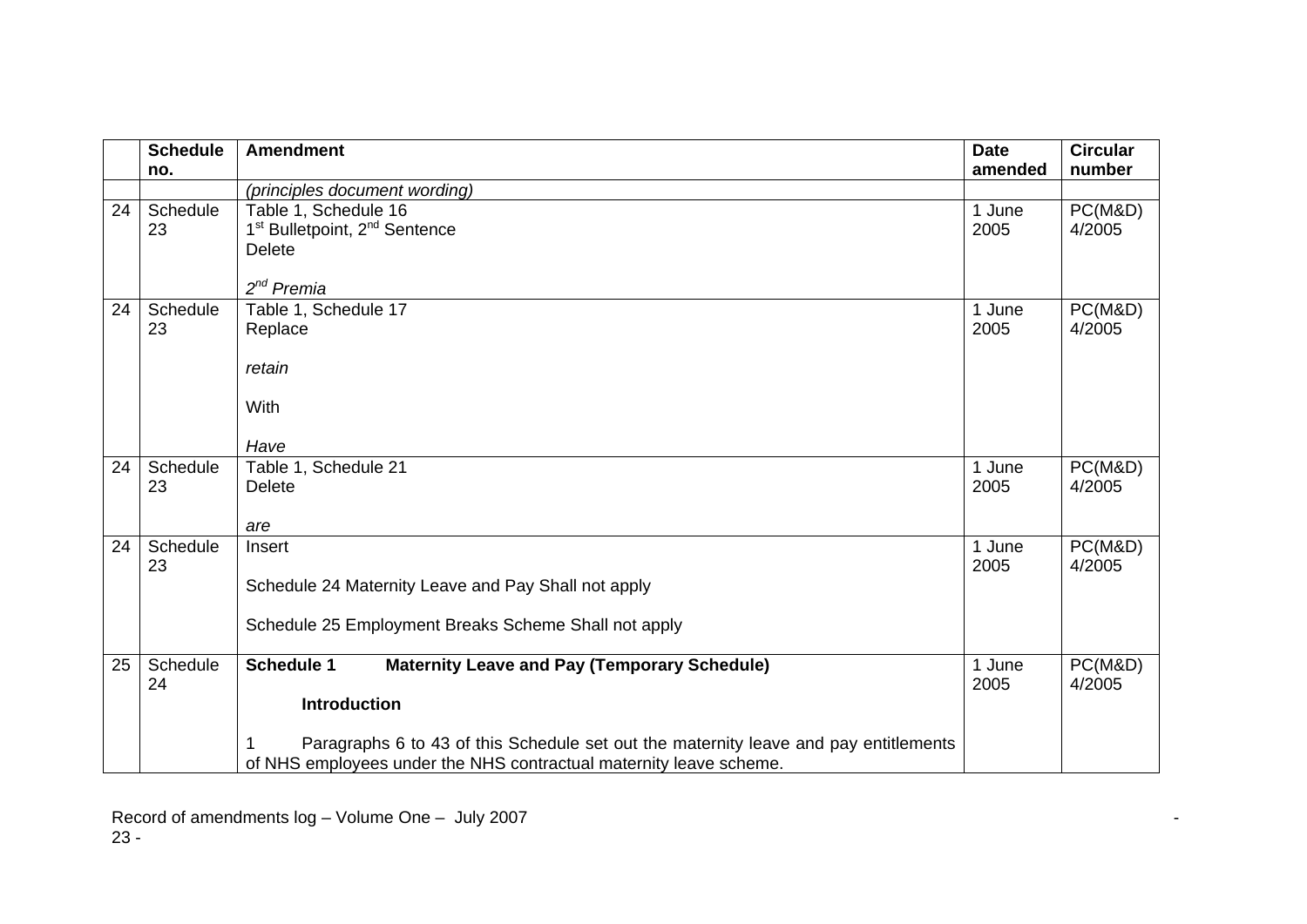| | Schedule no. | Amendment | Date amended | Circular number |
|---|---|---|---|---|
| | | *(principles document wording)* | | |
| 24 | Schedule 23 | Table 1, Schedule 16<br>1st Bulletpoint, 2nd Sentence<br>Delete<br><br>*2nd Premia* | 1 June 2005 | PC(M&D) 4/2005 |
| 24 | Schedule 23 | Table 1, Schedule 17<br>Replace<br><br>*retain*<br><br>With<br><br>*Have* | 1 June 2005 | PC(M&D) 4/2005 |
| 24 | Schedule 23 | Table 1, Schedule 21<br>Delete<br><br>*are* | 1 June 2005 | PC(M&D) 4/2005 |
| 24 | Schedule 23 | Insert<br><br>Schedule 24 Maternity Leave and Pay Shall not apply<br><br>Schedule 25 Employment Breaks Scheme Shall not apply | 1 June 2005 | PC(M&D) 4/2005 |
| 25 | Schedule 24 | **Schedule 1 Maternity Leave and Pay (Temporary Schedule)**<br><br>**Introduction**<br><br>1 Paragraphs 6 to 43 of this Schedule set out the maternity leave and pay entitlements of NHS employees under the NHS contractual maternity leave scheme. | 1 June 2005 | PC(M&D) 4/2005 |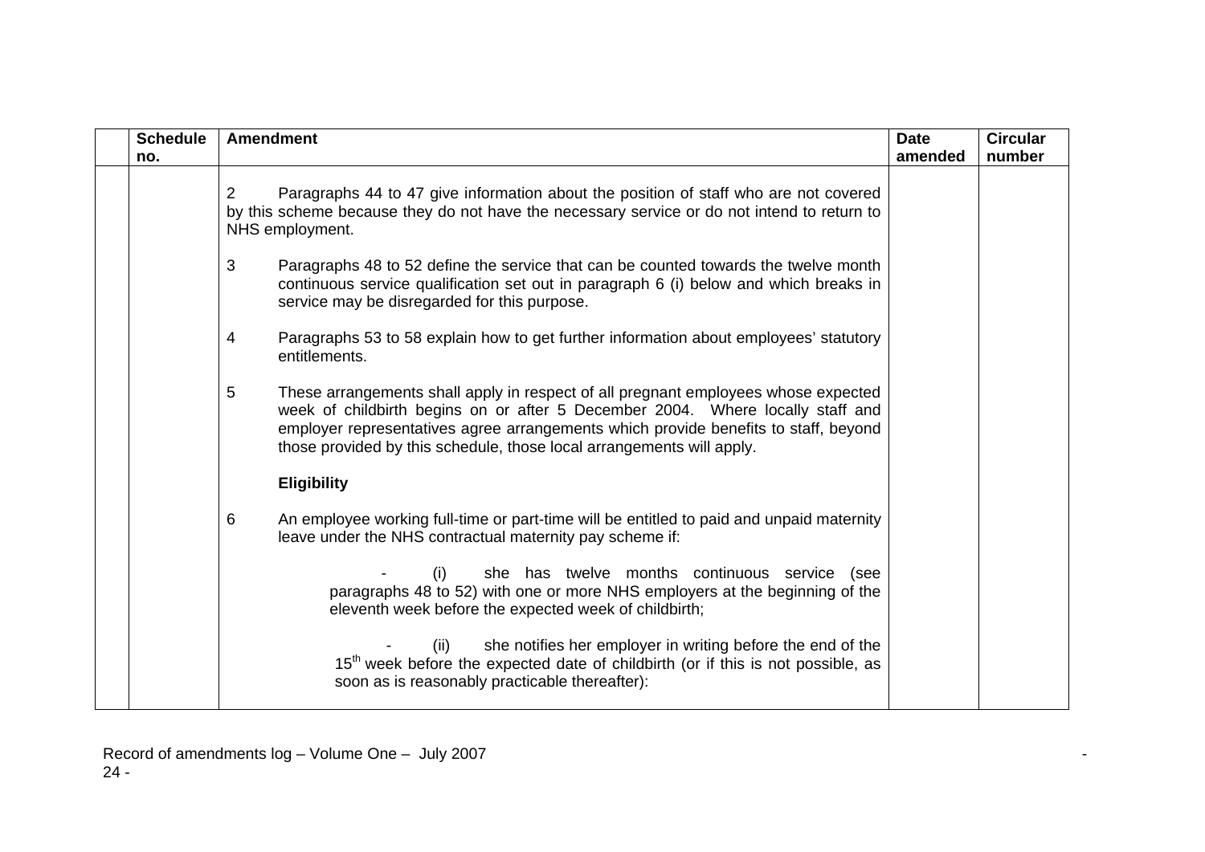| | Schedule no. | Amendment | Date amended | Circular number |
|---|---|---|---|---|
| | | 2 Paragraphs 44 to 47 give information about the position of staff who are not covered by this scheme because they do not have the necessary service or do not intend to return to NHS employment.<br><br>3 Paragraphs 48 to 52 define the service that can be counted towards the twelve month continuous service qualification set out in paragraph 6 (i) below and which breaks in service may be disregarded for this purpose.<br><br>4 Paragraphs 53 to 58 explain how to get further information about employees' statutory entitlements.<br><br>5 These arrangements shall apply in respect of all pregnant employees whose expected week of childbirth begins on or after 5 December 2004. Where locally staff and employer representatives agree arrangements which provide benefits to staff, beyond those provided by this schedule, those local arrangements will apply.<br><br>**Eligibility**<br><br>6 An employee working full-time or part-time will be entitled to paid and unpaid maternity leave under the NHS contractual maternity pay scheme if:<br><br>- (i) she has twelve months continuous service (see paragraphs 48 to 52) with one or more NHS employers at the beginning of the eleventh week before the expected week of childbirth;<br><br>- (ii) she notifies her employer in writing before the end of the 15th week before the expected date of childbirth (or if this is not possible, as soon as is reasonably practicable thereafter): | | |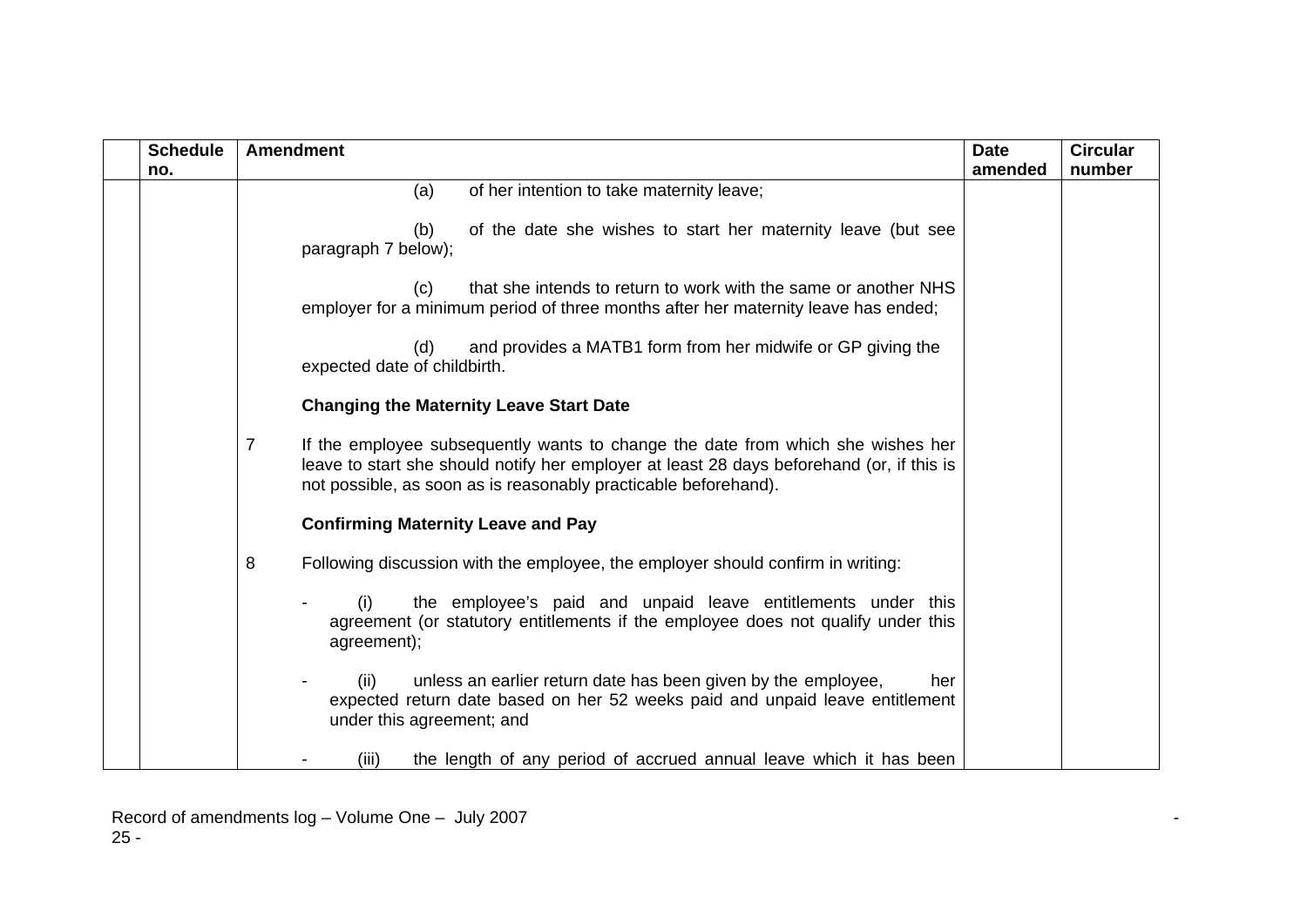| | Schedule no. | Amendment | Date amended | Circular number |
|---|---|---|---|---|
| | | (a) of her intention to take maternity leave;<br><br>(b) of the date she wishes to start her maternity leave (but see paragraph 7 below);<br><br>(c) that she intends to return to work with the same or another NHS employer for a minimum period of three months after her maternity leave has ended;<br><br>(d) and provides a MATB1 form from her midwife or GP giving the expected date of childbirth.<br><br>**Changing the Maternity Leave Start Date**<br><br>7 If the employee subsequently wants to change the date from which she wishes her leave to start she should notify her employer at least 28 days beforehand (or, if this is not possible, as soon as is reasonably practicable beforehand).<br><br>**Confirming Maternity Leave and Pay**<br><br>8 Following discussion with the employee, the employer should confirm in writing:<br><br>- (i) the employee's paid and unpaid leave entitlements under this agreement (or statutory entitlements if the employee does not qualify under this agreement);<br><br>- (ii) unless an earlier return date has been given by the employee, her expected return date based on her 52 weeks paid and unpaid leave entitlement under this agreement; and<br><br>- (iii) the length of any period of accrued annual leave which it has been | | |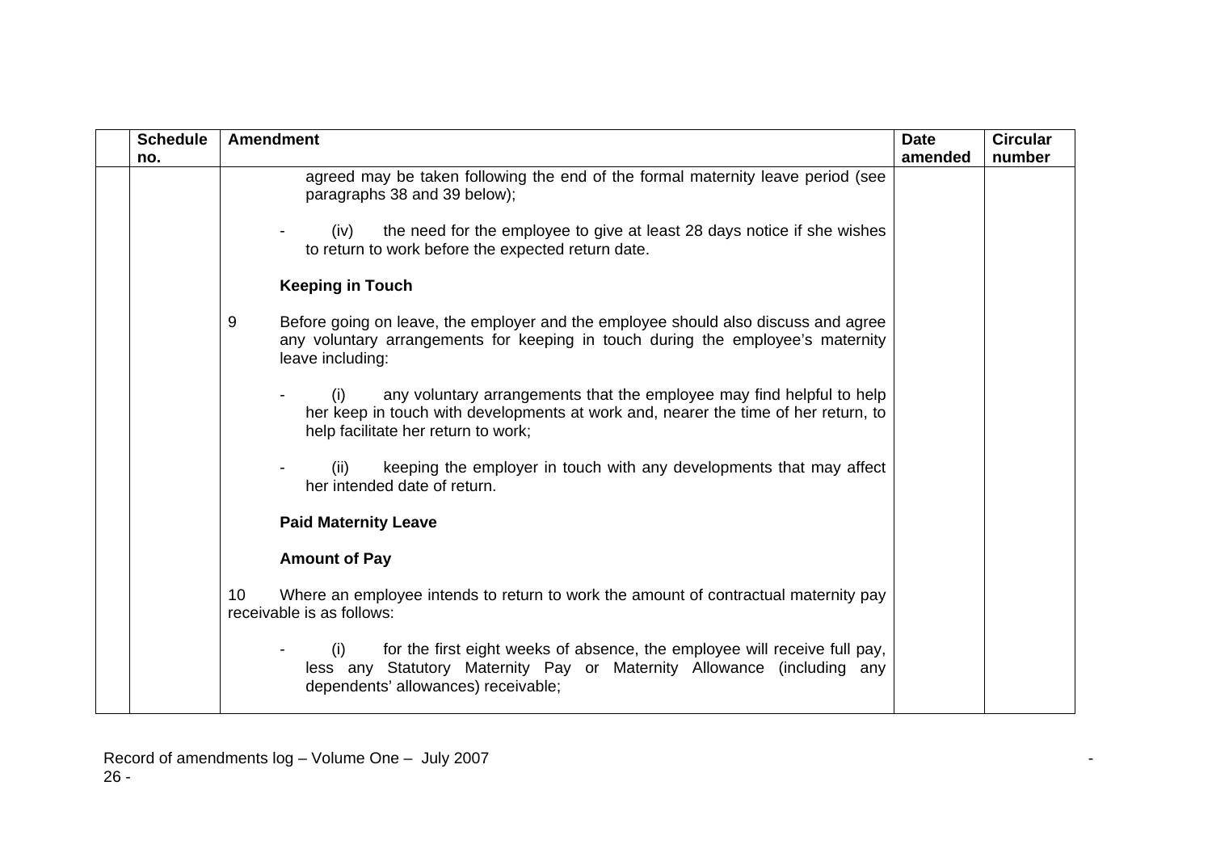| | Schedule no. | Amendment | Date amended | Circular number |
|---|---|---|---|---|
| | | agreed may be taken following the end of the formal maternity leave period (see paragraphs 38 and 39 below);<br><br>- (iv) the need for the employee to give at least 28 days notice if she wishes to return to work before the expected return date.<br><br>**Keeping in Touch**<br><br>9 Before going on leave, the employer and the employee should also discuss and agree any voluntary arrangements for keeping in touch during the employee's maternity leave including:<br><br>- (i) any voluntary arrangements that the employee may find helpful to help her keep in touch with developments at work and, nearer the time of her return, to help facilitate her return to work;<br><br>- (ii) keeping the employer in touch with any developments that may affect her intended date of return.<br><br>**Paid Maternity Leave**<br><br>**Amount of Pay**<br><br>10 Where an employee intends to return to work the amount of contractual maternity pay receivable is as follows:<br><br>- (i) for the first eight weeks of absence, the employee will receive full pay, less any Statutory Maternity Pay or Maternity Allowance (including any dependents' allowances) receivable; | | |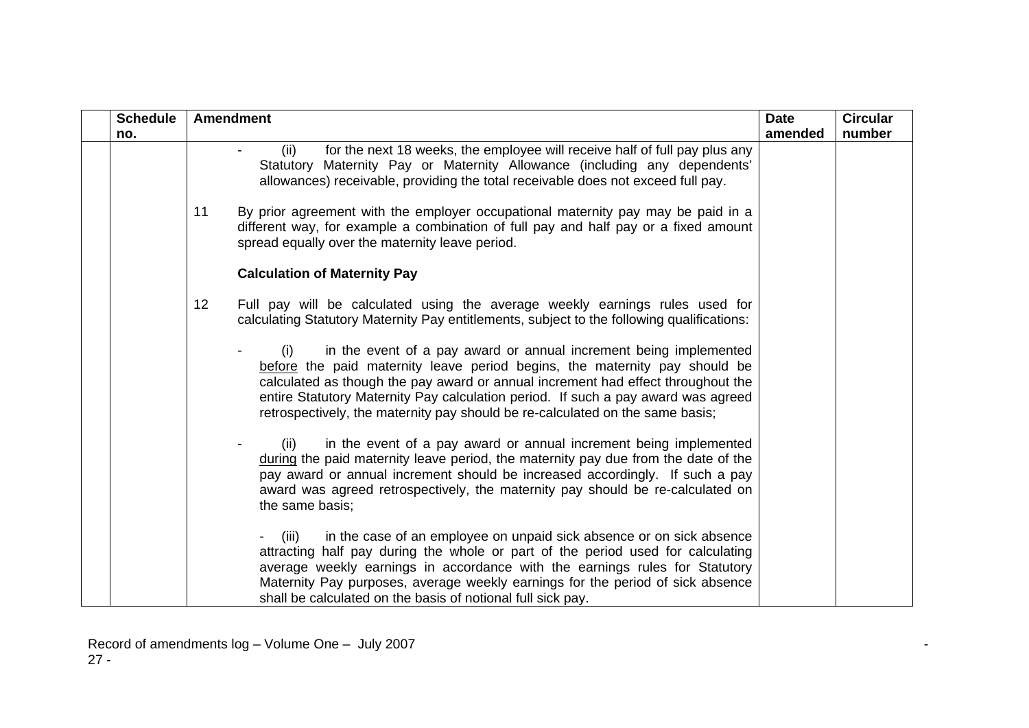| | Schedule no. | Amendment | Date amended | Circular number |
|---|---|---|---|---|
| | | - (ii) for the next 18 weeks, the employee will receive half of full pay plus any Statutory Maternity Pay or Maternity Allowance (including any dependents' allowances) receivable, providing the total receivable does not exceed full pay.<br><br>11 By prior agreement with the employer occupational maternity pay may be paid in a different way, for example a combination of full pay and half pay or a fixed amount spread equally over the maternity leave period.<br><br>**Calculation of Maternity Pay**<br><br>12 Full pay will be calculated using the average weekly earnings rules used for calculating Statutory Maternity Pay entitlements, subject to the following qualifications:<br><br>- (i) in the event of a pay award or annual increment being implemented <u>before</u> the paid maternity leave period begins, the maternity pay should be calculated as though the pay award or annual increment had effect throughout the entire Statutory Maternity Pay calculation period. If such a pay award was agreed retrospectively, the maternity pay should be re-calculated on the same basis;<br><br>- (ii) in the event of a pay award or annual increment being implemented <u>during</u> the paid maternity leave period, the maternity pay due from the date of the pay award or annual increment should be increased accordingly. If such a pay award was agreed retrospectively, the maternity pay should be re-calculated on the same basis;<br><br>- (iii) in the case of an employee on unpaid sick absence or on sick absence attracting half pay during the whole or part of the period used for calculating average weekly earnings in accordance with the earnings rules for Statutory Maternity Pay purposes, average weekly earnings for the period of sick absence shall be calculated on the basis of notional full sick pay. | | |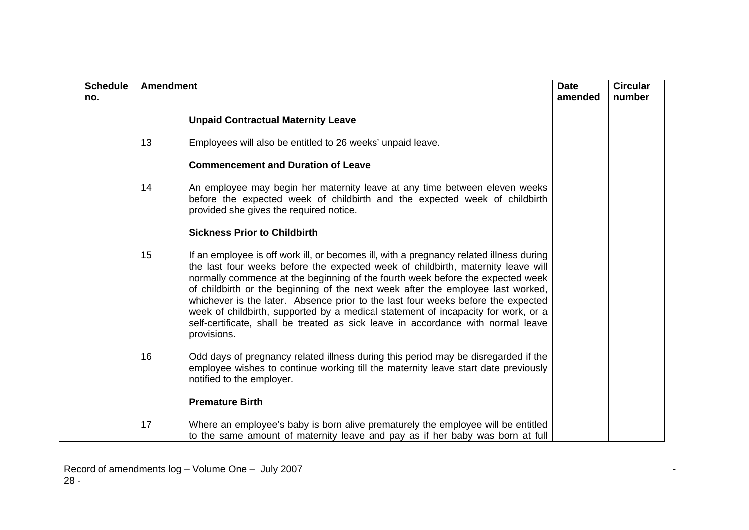| | Schedule no. | Amendment | | Date amended | Circular number |
|---|---|---|---|---|---|
| | | | **Unpaid Contractual Maternity Leave** | | |
| | | 13 | Employees will also be entitled to 26 weeks' unpaid leave. | | |
| | | | **Commencement and Duration of Leave** | | |
| | | 14 | An employee may begin her maternity leave at any time between eleven weeks before the expected week of childbirth and the expected week of childbirth provided she gives the required notice. | | |
| | | | **Sickness Prior to Childbirth** | | |
| | | 15 | If an employee is off work ill, or becomes ill, with a pregnancy related illness during the last four weeks before the expected week of childbirth, maternity leave will normally commence at the beginning of the fourth week before the expected week of childbirth or the beginning of the next week after the employee last worked, whichever is the later. Absence prior to the last four weeks before the expected week of childbirth, supported by a medical statement of incapacity for work, or a self-certificate, shall be treated as sick leave in accordance with normal leave provisions. | | |
| | | 16 | Odd days of pregnancy related illness during this period may be disregarded if the employee wishes to continue working till the maternity leave start date previously notified to the employer. | | |
| | | | **Premature Birth** | | |
| | | 17 | Where an employee's baby is born alive prematurely the employee will be entitled to the same amount of maternity leave and pay as if her baby was born at full | | |

Record of amendments log – Volume One – July 2007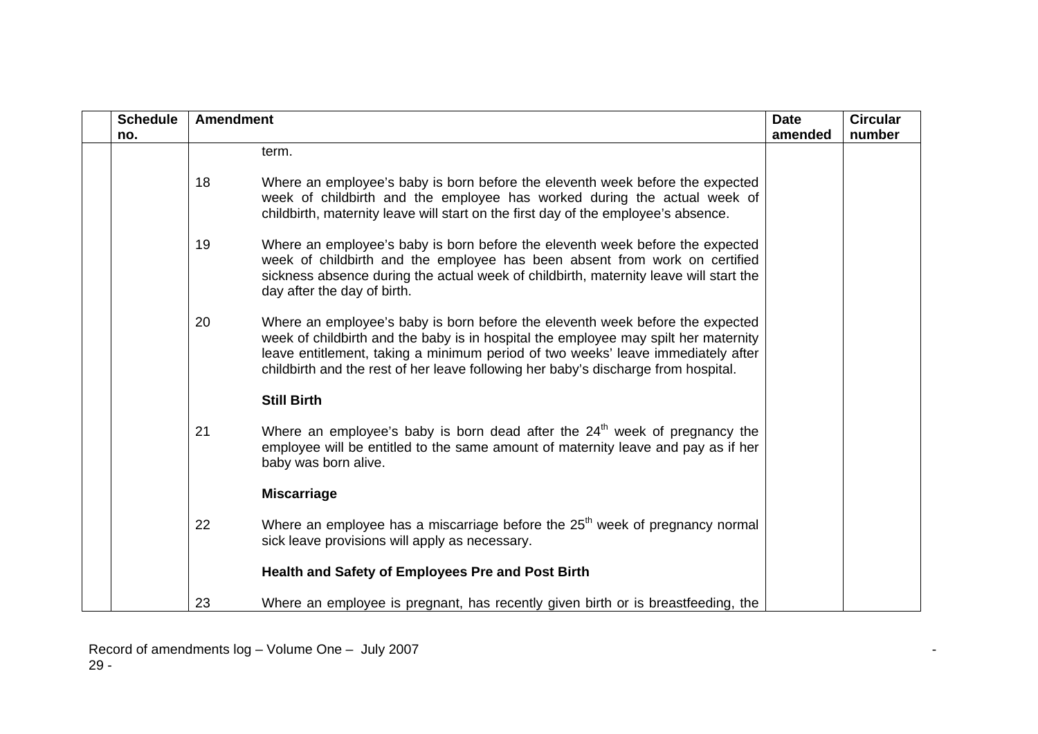| | Schedule no. | Amendment | | Date amended | Circular number |
|---|---|---|---|---|---|
| | | | term. | | |
| | | 18 | Where an employee's baby is born before the eleventh week before the expected week of childbirth and the employee has worked during the actual week of childbirth, maternity leave will start on the first day of the employee's absence. | | |
| | | 19 | Where an employee's baby is born before the eleventh week before the expected week of childbirth and the employee has been absent from work on certified sickness absence during the actual week of childbirth, maternity leave will start the day after the day of birth. | | |
| | | 20 | Where an employee's baby is born before the eleventh week before the expected week of childbirth and the baby is in hospital the employee may spilt her maternity leave entitlement, taking a minimum period of two weeks' leave immediately after childbirth and the rest of her leave following her baby's discharge from hospital. | | |
| | | | **Still Birth** | | |
| | | 21 | Where an employee's baby is born dead after the 24th week of pregnancy the employee will be entitled to the same amount of maternity leave and pay as if her baby was born alive. | | |
| | | | **Miscarriage** | | |
| | | 22 | Where an employee has a miscarriage before the 25th week of pregnancy normal sick leave provisions will apply as necessary. | | |
| | | | **Health and Safety of Employees Pre and Post Birth** | | |
| | | 23 | Where an employee is pregnant, has recently given birth or is breastfeeding, the | | |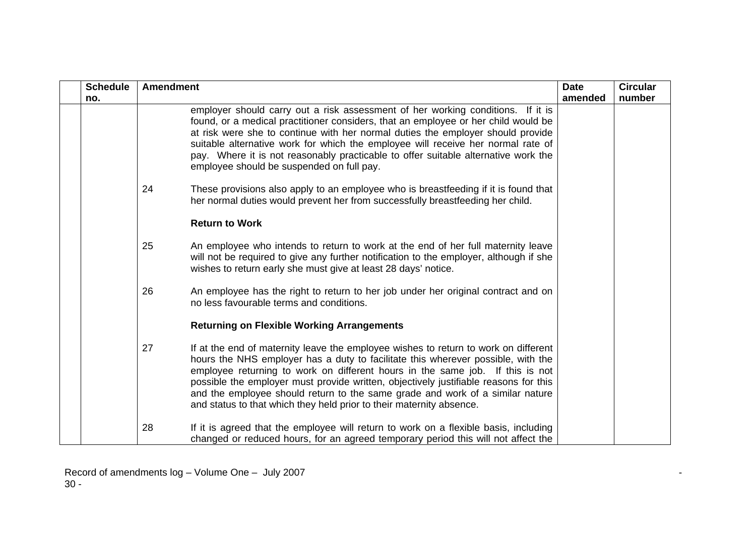| | Schedule no. | Amendment | | Date amended | Circular number |
|---|---|---|---|---|---|
| | | | employer should carry out a risk assessment of her working conditions. If it is found, or a medical practitioner considers, that an employee or her child would be at risk were she to continue with her normal duties the employer should provide suitable alternative work for which the employee will receive her normal rate of pay. Where it is not reasonably practicable to offer suitable alternative work the employee should be suspended on full pay. | | |
| | | 24 | These provisions also apply to an employee who is breastfeeding if it is found that her normal duties would prevent her from successfully breastfeeding her child. | | |
| | | | **Return to Work** | | |
| | | 25 | An employee who intends to return to work at the end of her full maternity leave will not be required to give any further notification to the employer, although if she wishes to return early she must give at least 28 days' notice. | | |
| | | 26 | An employee has the right to return to her job under her original contract and on no less favourable terms and conditions. | | |
| | | | **Returning on Flexible Working Arrangements** | | |
| | | 27 | If at the end of maternity leave the employee wishes to return to work on different hours the NHS employer has a duty to facilitate this wherever possible, with the employee returning to work on different hours in the same job. If this is not possible the employer must provide written, objectively justifiable reasons for this and the employee should return to the same grade and work of a similar nature and status to that which they held prior to their maternity absence. | | |
| | | 28 | If it is agreed that the employee will return to work on a flexible basis, including changed or reduced hours, for an agreed temporary period this will not affect the | | |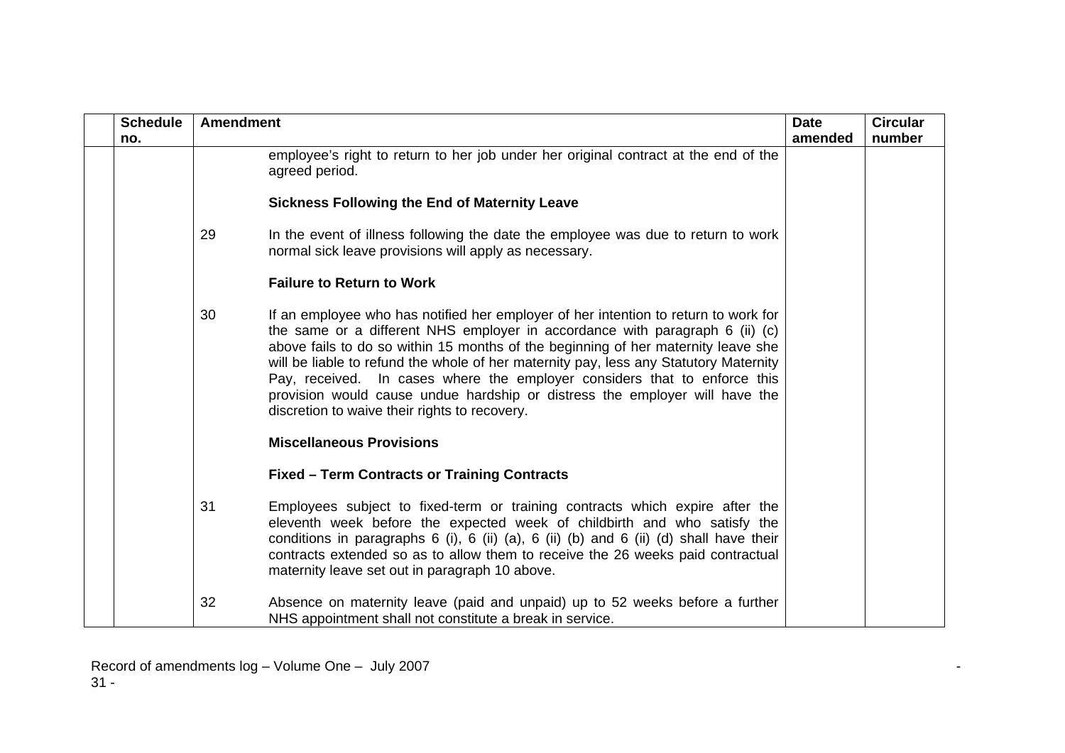| | Schedule no. | Amendment | | Date amended | Circular number |
|---|---|---|---|---|---|
| | | | employee's right to return to her job under her original contract at the end of the agreed period. | | |
| | | | **Sickness Following the End of Maternity Leave** | | |
| | | 29 | In the event of illness following the date the employee was due to return to work normal sick leave provisions will apply as necessary. | | |
| | | | **Failure to Return to Work** | | |
| | | 30 | If an employee who has notified her employer of her intention to return to work for the same or a different NHS employer in accordance with paragraph 6 (ii) (c) above fails to do so within 15 months of the beginning of her maternity leave she will be liable to refund the whole of her maternity pay, less any Statutory Maternity Pay, received. In cases where the employer considers that to enforce this provision would cause undue hardship or distress the employer will have the discretion to waive their rights to recovery. | | |
| | | | **Miscellaneous Provisions** | | |
| | | | **Fixed – Term Contracts or Training Contracts** | | |
| | | 31 | Employees subject to fixed-term or training contracts which expire after the eleventh week before the expected week of childbirth and who satisfy the conditions in paragraphs 6 (i), 6 (ii) (a), 6 (ii) (b) and 6 (ii) (d) shall have their contracts extended so as to allow them to receive the 26 weeks paid contractual maternity leave set out in paragraph 10 above. | | |
| | | 32 | Absence on maternity leave (paid and unpaid) up to 52 weeks before a further NHS appointment shall not constitute a break in service. | | |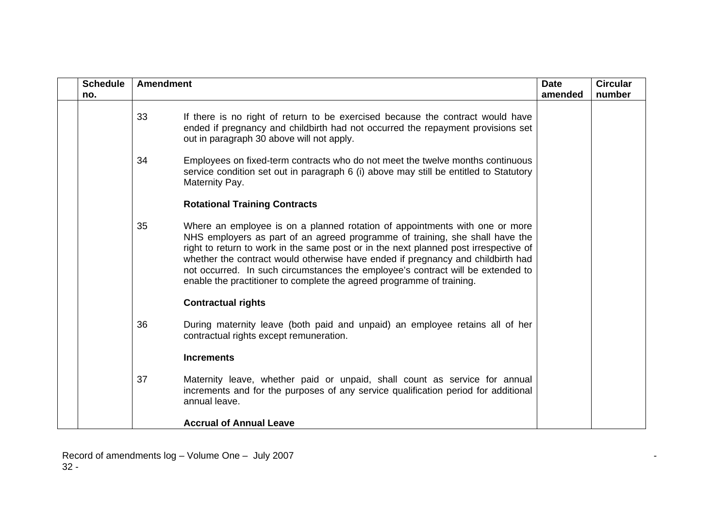| | Schedule no. | Amendment | | Date amended | Circular number |
|---|---|---|---|---|---|
| | | 33 | If there is no right of return to be exercised because the contract would have ended if pregnancy and childbirth had not occurred the repayment provisions set out in paragraph 30 above will not apply. | | |
| | | 34 | Employees on fixed-term contracts who do not meet the twelve months continuous service condition set out in paragraph 6 (i) above may still be entitled to Statutory Maternity Pay. | | |
| | | | **Rotational Training Contracts** | | |
| | | 35 | Where an employee is on a planned rotation of appointments with one or more NHS employers as part of an agreed programme of training, she shall have the right to return to work in the same post or in the next planned post irrespective of whether the contract would otherwise have ended if pregnancy and childbirth had not occurred. In such circumstances the employee's contract will be extended to enable the practitioner to complete the agreed programme of training. | | |
| | | | **Contractual rights** | | |
| | | 36 | During maternity leave (both paid and unpaid) an employee retains all of her contractual rights except remuneration. | | |
| | | | **Increments** | | |
| | | 37 | Maternity leave, whether paid or unpaid, shall count as service for annual increments and for the purposes of any service qualification period for additional annual leave. | | |
| | | | **Accrual of Annual Leave** | | |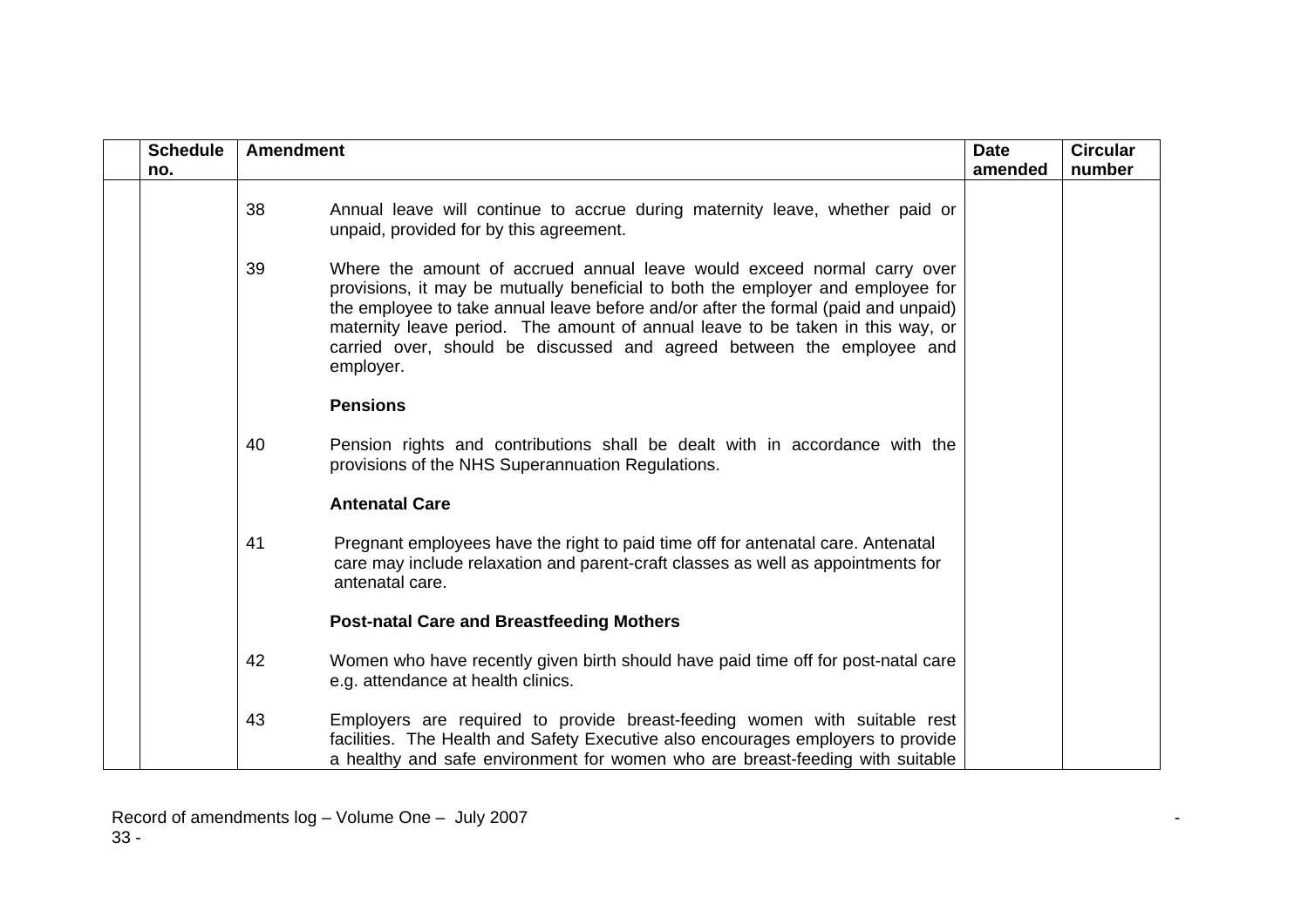| | Schedule no. | Amendment | | Date amended | Circular number |
|---|---|---|---|---|---|
| | | 38 | Annual leave will continue to accrue during maternity leave, whether paid or unpaid, provided for by this agreement. | | |
| | | 39 | Where the amount of accrued annual leave would exceed normal carry over provisions, it may be mutually beneficial to both the employer and employee for the employee to take annual leave before and/or after the formal (paid and unpaid) maternity leave period. The amount of annual leave to be taken in this way, or carried over, should be discussed and agreed between the employee and employer. | | |
| | | | **Pensions** | | |
| | | 40 | Pension rights and contributions shall be dealt with in accordance with the provisions of the NHS Superannuation Regulations. | | |
| | | | **Antenatal Care** | | |
| | | 41 | Pregnant employees have the right to paid time off for antenatal care. Antenatal care may include relaxation and parent-craft classes as well as appointments for antenatal care. | | |
| | | | **Post-natal Care and Breastfeeding Mothers** | | |
| | | 42 | Women who have recently given birth should have paid time off for post-natal care e.g. attendance at health clinics. | | |
| | | 43 | Employers are required to provide breast-feeding women with suitable rest facilities. The Health and Safety Executive also encourages employers to provide a healthy and safe environment for women who are breast-feeding with suitable | | |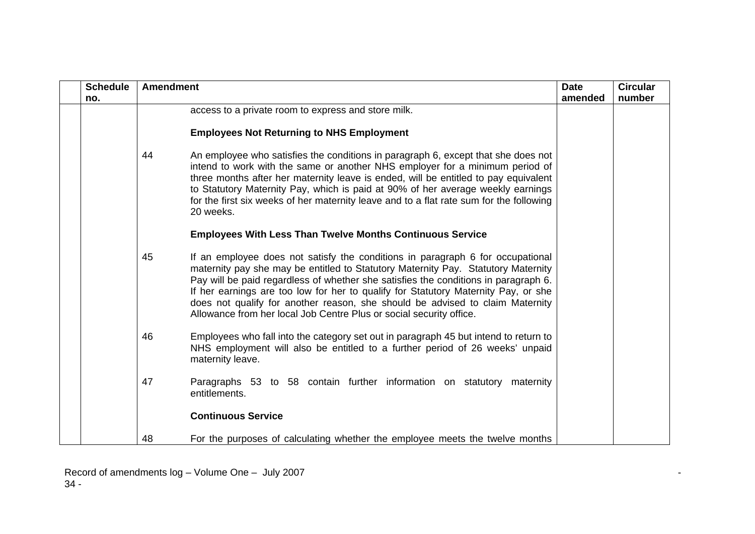| | Schedule no. | Amendment | | Date amended | Circular number |
|---|---|---|---|---|---|
| | | | access to a private room to express and store milk. | | |
| | | | **Employees Not Returning to NHS Employment** | | |
| | | 44 | An employee who satisfies the conditions in paragraph 6, except that she does not intend to work with the same or another NHS employer for a minimum period of three months after her maternity leave is ended, will be entitled to pay equivalent to Statutory Maternity Pay, which is paid at 90% of her average weekly earnings for the first six weeks of her maternity leave and to a flat rate sum for the following 20 weeks. | | |
| | | | **Employees With Less Than Twelve Months Continuous Service** | | |
| | | 45 | If an employee does not satisfy the conditions in paragraph 6 for occupational maternity pay she may be entitled to Statutory Maternity Pay. Statutory Maternity Pay will be paid regardless of whether she satisfies the conditions in paragraph 6. If her earnings are too low for her to qualify for Statutory Maternity Pay, or she does not qualify for another reason, she should be advised to claim Maternity Allowance from her local Job Centre Plus or social security office. | | |
| | | 46 | Employees who fall into the category set out in paragraph 45 but intend to return to NHS employment will also be entitled to a further period of 26 weeks' unpaid maternity leave. | | |
| | | 47 | Paragraphs 53 to 58 contain further information on statutory maternity entitlements. | | |
| | | | **Continuous Service** | | |
| | | 48 | For the purposes of calculating whether the employee meets the twelve months | | |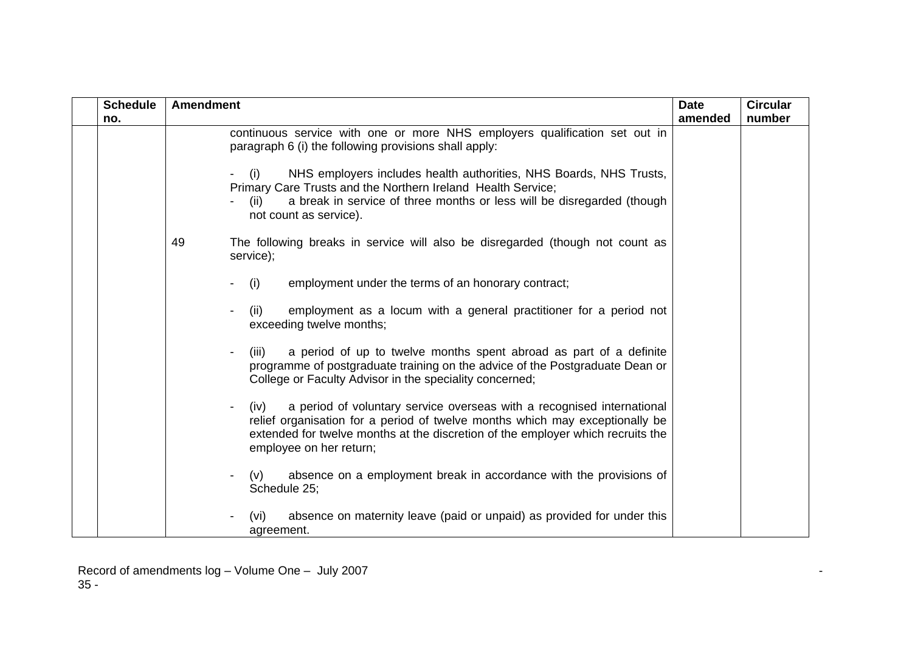| | Schedule no. | Amendment | | Date amended | Circular number |
|---|---|---|---|---|---|
| | | | continuous service with one or more NHS employers qualification set out in paragraph 6 (i) the following provisions shall apply:<br><br>- (i) NHS employers includes health authorities, NHS Boards, NHS Trusts, Primary Care Trusts and the Northern Ireland Health Service;<br>- (ii) a break in service of three months or less will be disregarded (though not count as service). | | |
| | | 49 | The following breaks in service will also be disregarded (though not count as service);<br><br>- (i) employment under the terms of an honorary contract;<br><br>- (ii) employment as a locum with a general practitioner for a period not exceeding twelve months;<br><br>- (iii) a period of up to twelve months spent abroad as part of a definite programme of postgraduate training on the advice of the Postgraduate Dean or College or Faculty Advisor in the speciality concerned;<br><br>- (iv) a period of voluntary service overseas with a recognised international relief organisation for a period of twelve months which may exceptionally be extended for twelve months at the discretion of the employer which recruits the employee on her return;<br><br>- (v) absence on a employment break in accordance with the provisions of Schedule 25;<br><br>- (vi) absence on maternity leave (paid or unpaid) as provided for under this agreement. | | |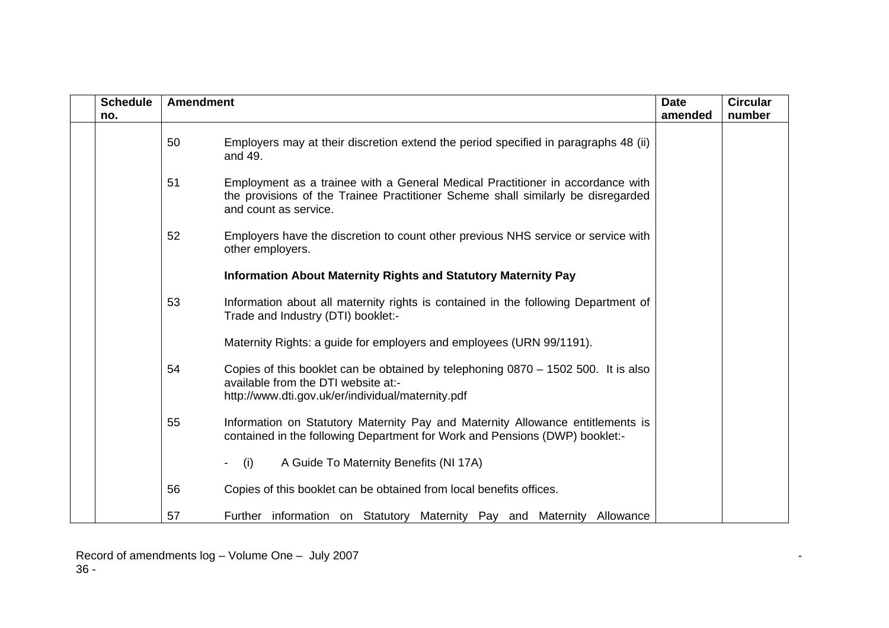| | Schedule no. | Amendment | | Date amended | Circular number |
|---|---|---|---|---|---|
| | | 50 | Employers may at their discretion extend the period specified in paragraphs 48 (ii) and 49. | | |
| | | 51 | Employment as a trainee with a General Medical Practitioner in accordance with the provisions of the Trainee Practitioner Scheme shall similarly be disregarded and count as service. | | |
| | | 52 | Employers have the discretion to count other previous NHS service or service with other employers. | | |
| | | | **Information About Maternity Rights and Statutory Maternity Pay** | | |
| | | 53 | Information about all maternity rights is contained in the following Department of Trade and Industry (DTI) booklet:- | | |
| | | | Maternity Rights: a guide for employers and employees (URN 99/1191). | | |
| | | 54 | Copies of this booklet can be obtained by telephoning 0870 – 1502 500. It is also available from the DTI website at:- http://www.dti.gov.uk/er/individual/maternity.pdf | | |
| | | 55 | Information on Statutory Maternity Pay and Maternity Allowance entitlements is contained in the following Department for Work and Pensions (DWP) booklet:- | | |
| | | | - (i) A Guide To Maternity Benefits (NI 17A) | | |
| | | 56 | Copies of this booklet can be obtained from local benefits offices. | | |
| | | 57 | Further information on Statutory Maternity Pay and Maternity Allowance | | |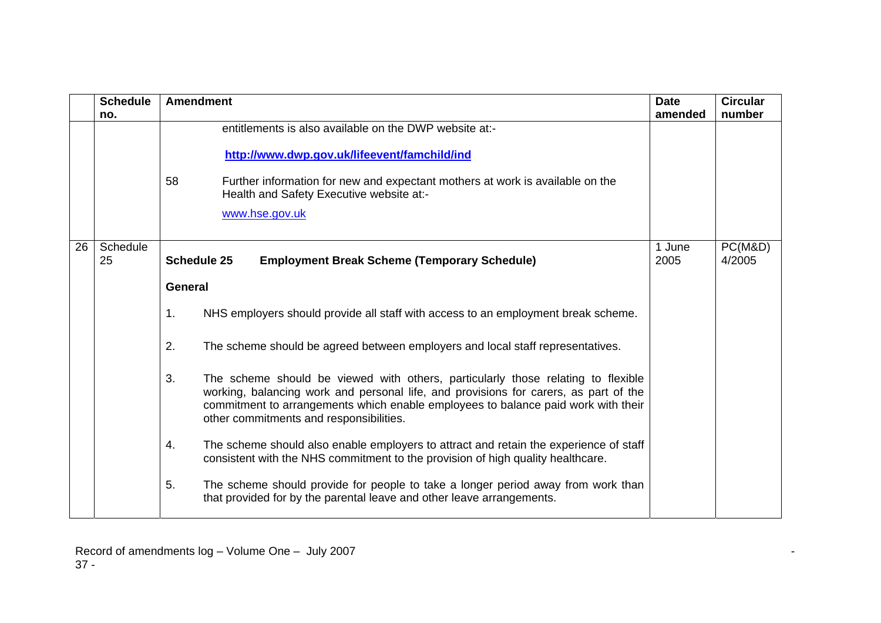| | Schedule no. | Amendment | Date amended | Circular number |
|---|---|---|---|---|
| | | entitlements is also available on the DWP website at:-<br><br>**http://www.dwp.gov.uk/lifeevent/famchild/ind**<br><br>58 Further information for new and expectant mothers at work is available on the Health and Safety Executive website at:-<br><br>www.hse.gov.uk | | |
| 26 | Schedule 25 | **Schedule 25 Employment Break Scheme (Temporary Schedule)**<br><br>**General**<br><br>1. NHS employers should provide all staff with access to an employment break scheme.<br><br>2. The scheme should be agreed between employers and local staff representatives.<br><br>3. The scheme should be viewed with others, particularly those relating to flexible working, balancing work and personal life, and provisions for carers, as part of the commitment to arrangements which enable employees to balance paid work with their other commitments and responsibilities.<br><br>4. The scheme should also enable employers to attract and retain the experience of staff consistent with the NHS commitment to the provision of high quality healthcare.<br><br>5. The scheme should provide for people to take a longer period away from work than that provided for by the parental leave and other leave arrangements. | 1 June 2005 | PC(M&D) 4/2005 |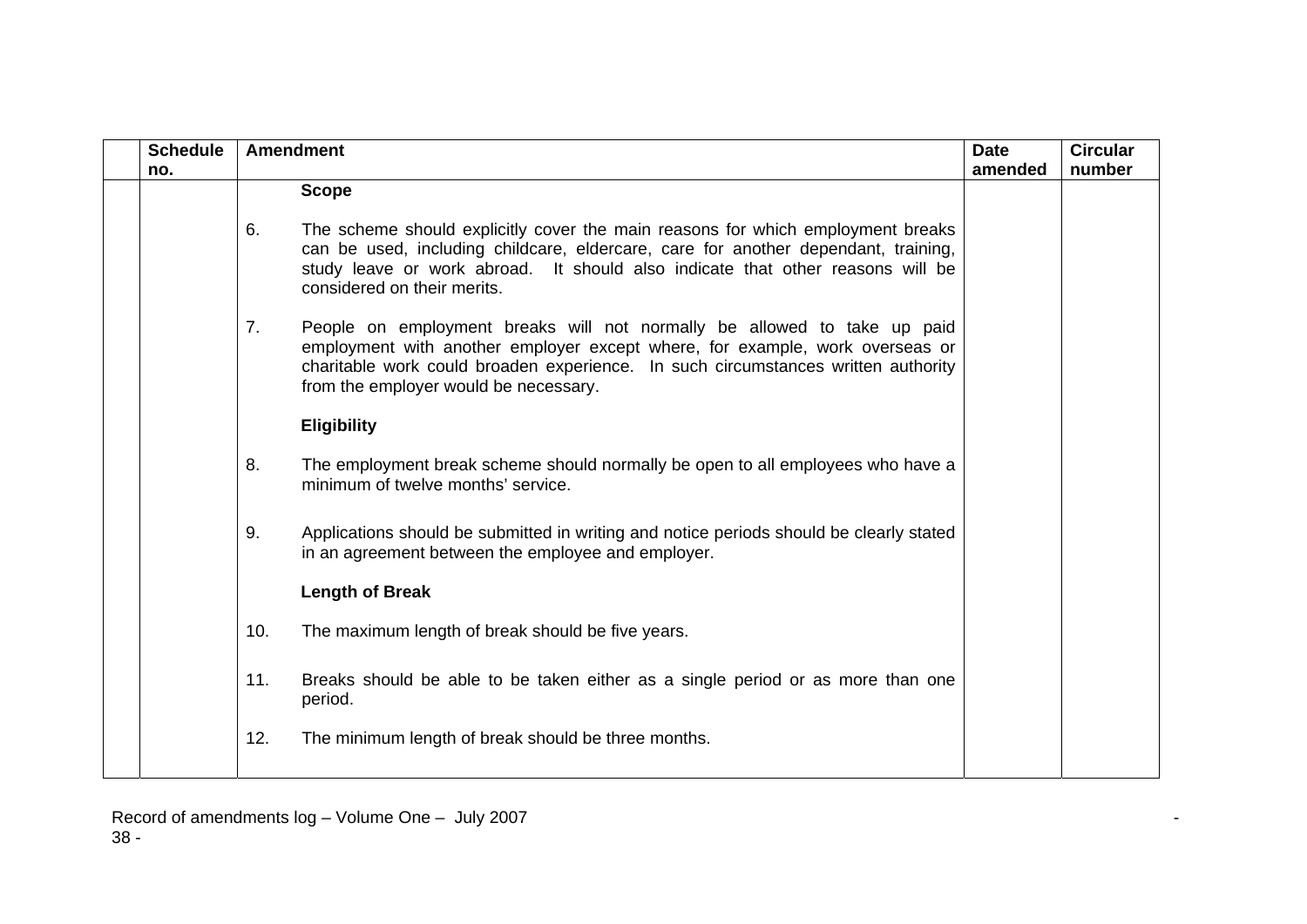| | Schedule no. | Amendment | Date amended | Circular number |
|---|---|---|---|---|
| | | **Scope**<br><br>6. The scheme should explicitly cover the main reasons for which employment breaks can be used, including childcare, eldercare, care for another dependant, training, study leave or work abroad. It should also indicate that other reasons will be considered on their merits.<br><br>7. People on employment breaks will not normally be allowed to take up paid employment with another employer except where, for example, work overseas or charitable work could broaden experience. In such circumstances written authority from the employer would be necessary.<br><br>**Eligibility**<br><br>8. The employment break scheme should normally be open to all employees who have a minimum of twelve months' service.<br><br>9. Applications should be submitted in writing and notice periods should be clearly stated in an agreement between the employee and employer.<br><br>**Length of Break**<br><br>10. The maximum length of break should be five years.<br><br>11. Breaks should be able to be taken either as a single period or as more than one period.<br><br>12. The minimum length of break should be three months. | | |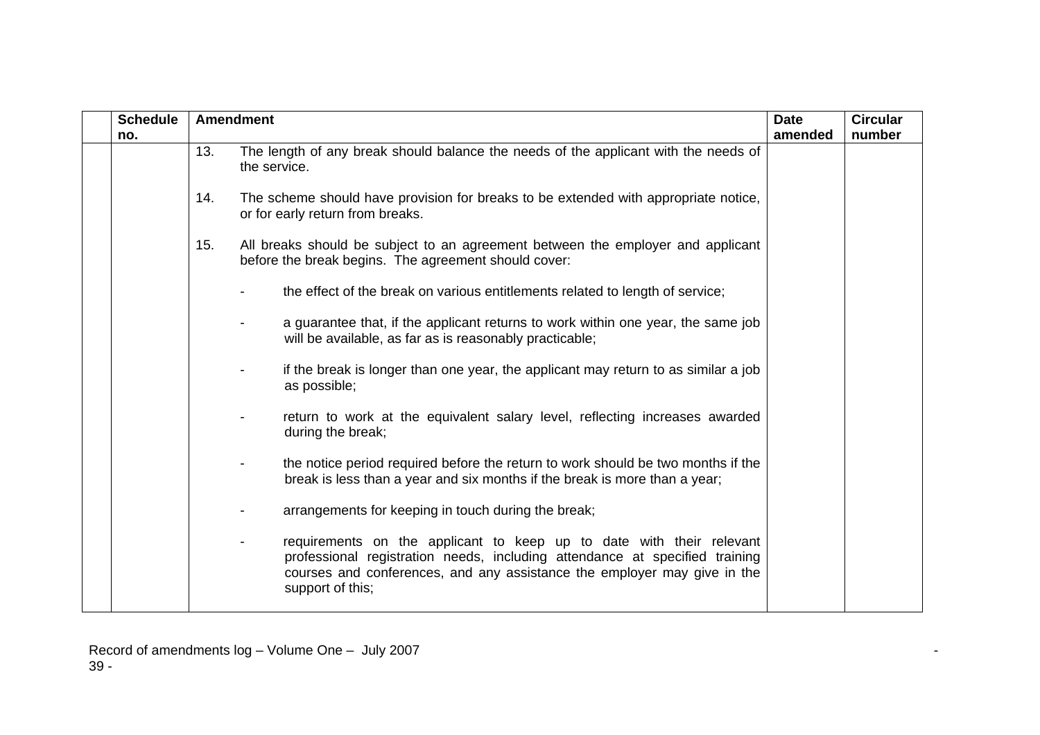| | Schedule no. | Amendment | Date amended | Circular number |
|---|---|---|---|---|
| | | 13. The length of any break should balance the needs of the applicant with the needs of the service.<br><br>14. The scheme should have provision for breaks to be extended with appropriate notice, or for early return from breaks.<br><br>15. All breaks should be subject to an agreement between the employer and applicant before the break begins. The agreement should cover:<br><br>- the effect of the break on various entitlements related to length of service;<br><br>- a guarantee that, if the applicant returns to work within one year, the same job will be available, as far as is reasonably practicable;<br><br>- if the break is longer than one year, the applicant may return to as similar a job as possible;<br><br>- return to work at the equivalent salary level, reflecting increases awarded during the break;<br><br>- the notice period required before the return to work should be two months if the break is less than a year and six months if the break is more than a year;<br><br>- arrangements for keeping in touch during the break;<br><br>- requirements on the applicant to keep up to date with their relevant professional registration needs, including attendance at specified training courses and conferences, and any assistance the employer may give in the support of this; | | |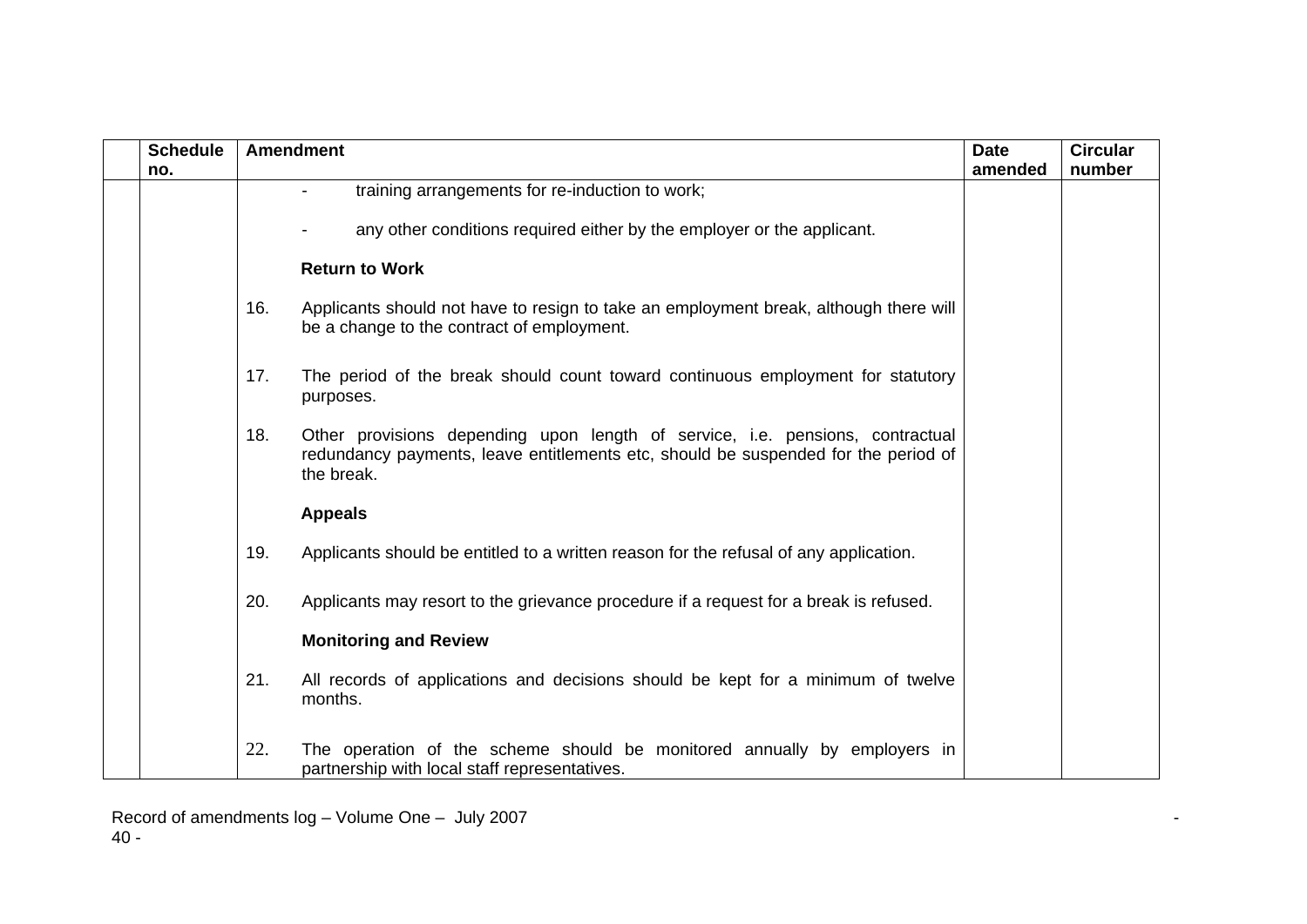| | Schedule no. | Amendment | Date amended | Circular number |
|---|---|---|---|---|
| | | - training arrangements for re-induction to work;<br><br>- any other conditions required either by the employer or the applicant.<br><br>**Return to Work**<br><br>16. Applicants should not have to resign to take an employment break, although there will be a change to the contract of employment.<br><br>17. The period of the break should count toward continuous employment for statutory purposes.<br><br>18. Other provisions depending upon length of service, i.e. pensions, contractual redundancy payments, leave entitlements etc, should be suspended for the period of the break.<br><br>**Appeals**<br><br>19. Applicants should be entitled to a written reason for the refusal of any application.<br><br>20. Applicants may resort to the grievance procedure if a request for a break is refused.<br><br>**Monitoring and Review**<br><br>21. All records of applications and decisions should be kept for a minimum of twelve months.<br><br>22. The operation of the scheme should be monitored annually by employers in partnership with local staff representatives. | | |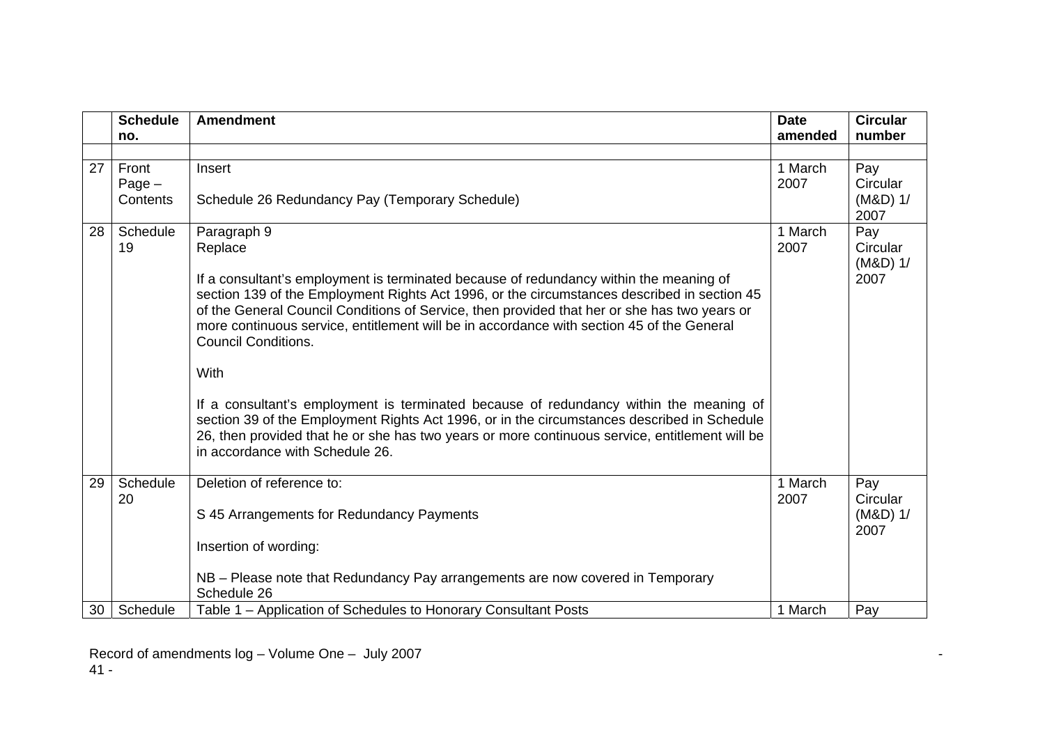| | Schedule no. | Amendment | Date amended | Circular number |
|---|---|---|---|---|
| | | | | |
| 27 | Front Page – Contents | Insert<br><br>Schedule 26 Redundancy Pay (Temporary Schedule) | 1 March 2007 | Pay Circular (M&D) 1/ 2007 |
| 28 | Schedule 19 | Paragraph 9<br>Replace<br><br>If a consultant's employment is terminated because of redundancy within the meaning of section 139 of the Employment Rights Act 1996, or the circumstances described in section 45 of the General Council Conditions of Service, then provided that her or she has two years or more continuous service, entitlement will be in accordance with section 45 of the General Council Conditions.<br><br>With<br><br>If a consultant's employment is terminated because of redundancy within the meaning of section 39 of the Employment Rights Act 1996, or in the circumstances described in Schedule 26, then provided that he or she has two years or more continuous service, entitlement will be in accordance with Schedule 26. | 1 March 2007 | Pay Circular (M&D) 1/ 2007 |
| 29 | Schedule 20 | Deletion of reference to:<br><br>S 45 Arrangements for Redundancy Payments<br><br>Insertion of wording:<br><br>NB – Please note that Redundancy Pay arrangements are now covered in Temporary Schedule 26 | 1 March 2007 | Pay Circular (M&D) 1/ 2007 |
| 30 | Schedule | Table 1 – Application of Schedules to Honorary Consultant Posts | 1 March | Pay |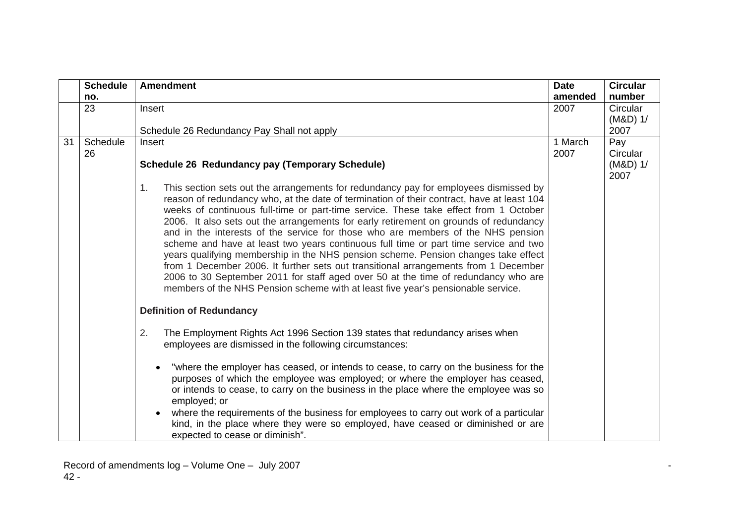| | Schedule no. | Amendment | Date amended | Circular number |
|---|---|---|---|---|
| | 23 | Insert<br><br>Schedule 26 Redundancy Pay Shall not apply | 2007 | Circular (M&D) 1/ 2007 |
| 31 | Schedule 26 | Insert<br><br>**Schedule 26 Redundancy pay (Temporary Schedule)**<br><br>1. This section sets out the arrangements for redundancy pay for employees dismissed by reason of redundancy who, at the date of termination of their contract, have at least 104 weeks of continuous full-time or part-time service. These take effect from 1 October 2006. It also sets out the arrangements for early retirement on grounds of redundancy and in the interests of the service for those who are members of the NHS pension scheme and have at least two years continuous full time or part time service and two years qualifying membership in the NHS pension scheme. Pension changes take effect from 1 December 2006. It further sets out transitional arrangements from 1 December 2006 to 30 September 2011 for staff aged over 50 at the time of redundancy who are members of the NHS Pension scheme with at least five year's pensionable service.<br><br>**Definition of Redundancy**<br><br>2. The Employment Rights Act 1996 Section 139 states that redundancy arises when employees are dismissed in the following circumstances:<br><br>• "where the employer has ceased, or intends to cease, to carry on the business for the purposes of which the employee was employed; or where the employer has ceased, or intends to cease, to carry on the business in the place where the employee was so employed; or<br>• where the requirements of the business for employees to carry out work of a particular kind, in the place where they were so employed, have ceased or diminished or are expected to cease or diminish". | 1 March 2007 | Pay Circular (M&D) 1/ 2007 |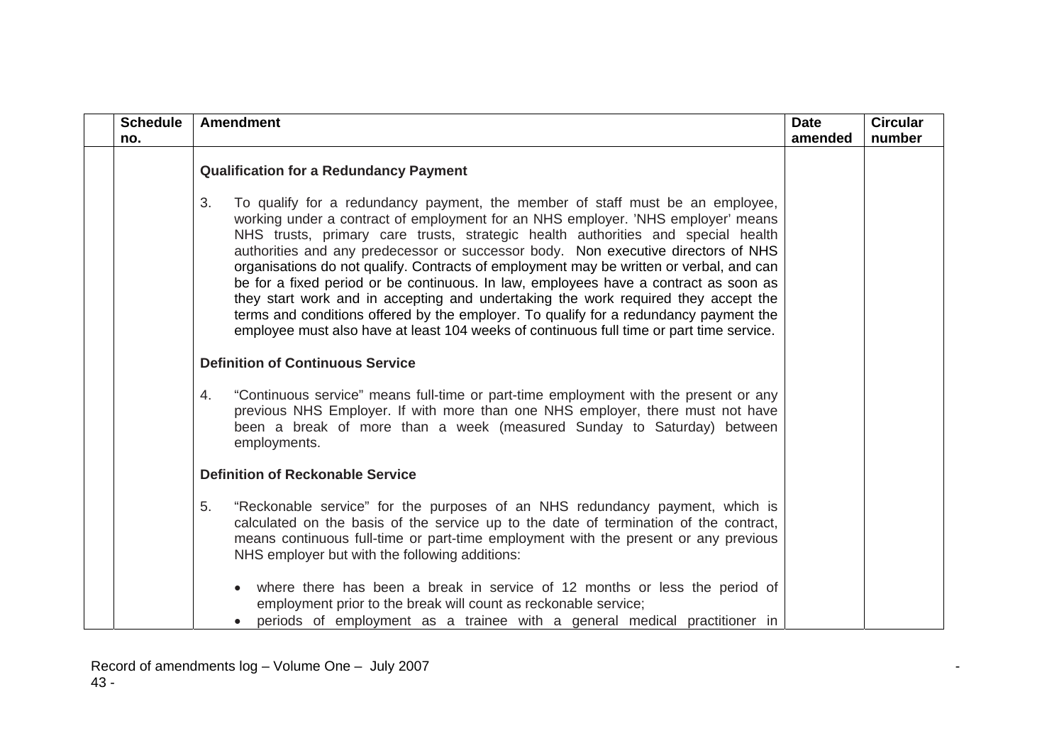| | Schedule no. | Amendment | Date amended | Circular number |
|---|---|---|---|---|
| | | **Qualification for a Redundancy Payment**<br><br>3. To qualify for a redundancy payment, the member of staff must be an employee, working under a contract of employment for an NHS employer. 'NHS employer' means NHS trusts, primary care trusts, strategic health authorities and special health authorities and any predecessor or successor body. Non executive directors of NHS organisations do not qualify. Contracts of employment may be written or verbal, and can be for a fixed period or be continuous. In law, employees have a contract as soon as they start work and in accepting and undertaking the work required they accept the terms and conditions offered by the employer. To qualify for a redundancy payment the employee must also have at least 104 weeks of continuous full time or part time service.<br><br>**Definition of Continuous Service**<br><br>4. "Continuous service" means full-time or part-time employment with the present or any previous NHS Employer. If with more than one NHS employer, there must not have been a break of more than a week (measured Sunday to Saturday) between employments.<br><br>**Definition of Reckonable Service**<br><br>5. "Reckonable service" for the purposes of an NHS redundancy payment, which is calculated on the basis of the service up to the date of termination of the contract, means continuous full-time or part-time employment with the present or any previous NHS employer but with the following additions:<br><br>• where there has been a break in service of 12 months or less the period of employment prior to the break will count as reckonable service;<br>• periods of employment as a trainee with a general medical practitioner in | | |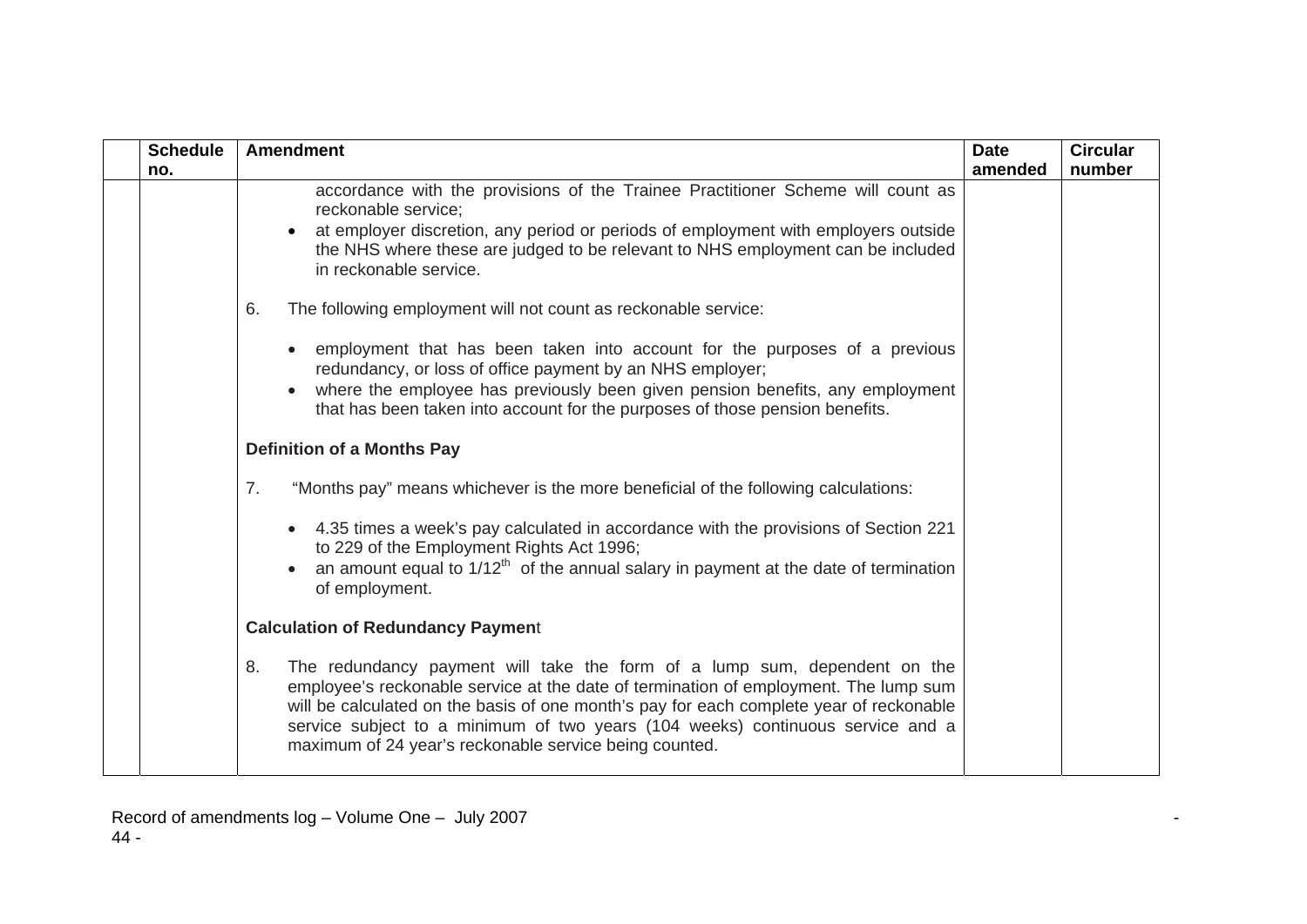| | Schedule no. | Amendment | Date amended | Circular number |
|---|---|---|---|---|
| | | accordance with the provisions of the Trainee Practitioner Scheme will count as reckonable service;<br>• at employer discretion, any period or periods of employment with employers outside the NHS where these are judged to be relevant to NHS employment can be included in reckonable service.<br><br>6. The following employment will not count as reckonable service:<br><br>• employment that has been taken into account for the purposes of a previous redundancy, or loss of office payment by an NHS employer;<br>• where the employee has previously been given pension benefits, any employment that has been taken into account for the purposes of those pension benefits.<br><br>**Definition of a Months Pay**<br><br>7. "Months pay" means whichever is the more beneficial of the following calculations:<br><br>• 4.35 times a week's pay calculated in accordance with the provisions of Section 221 to 229 of the Employment Rights Act 1996;<br>• an amount equal to 1/12th of the annual salary in payment at the date of termination of employment.<br><br>**Calculation of Redundancy Payment**<br><br>8. The redundancy payment will take the form of a lump sum, dependent on the employee's reckonable service at the date of termination of employment. The lump sum will be calculated on the basis of one month's pay for each complete year of reckonable service subject to a minimum of two years (104 weeks) continuous service and a maximum of 24 year's reckonable service being counted. | | |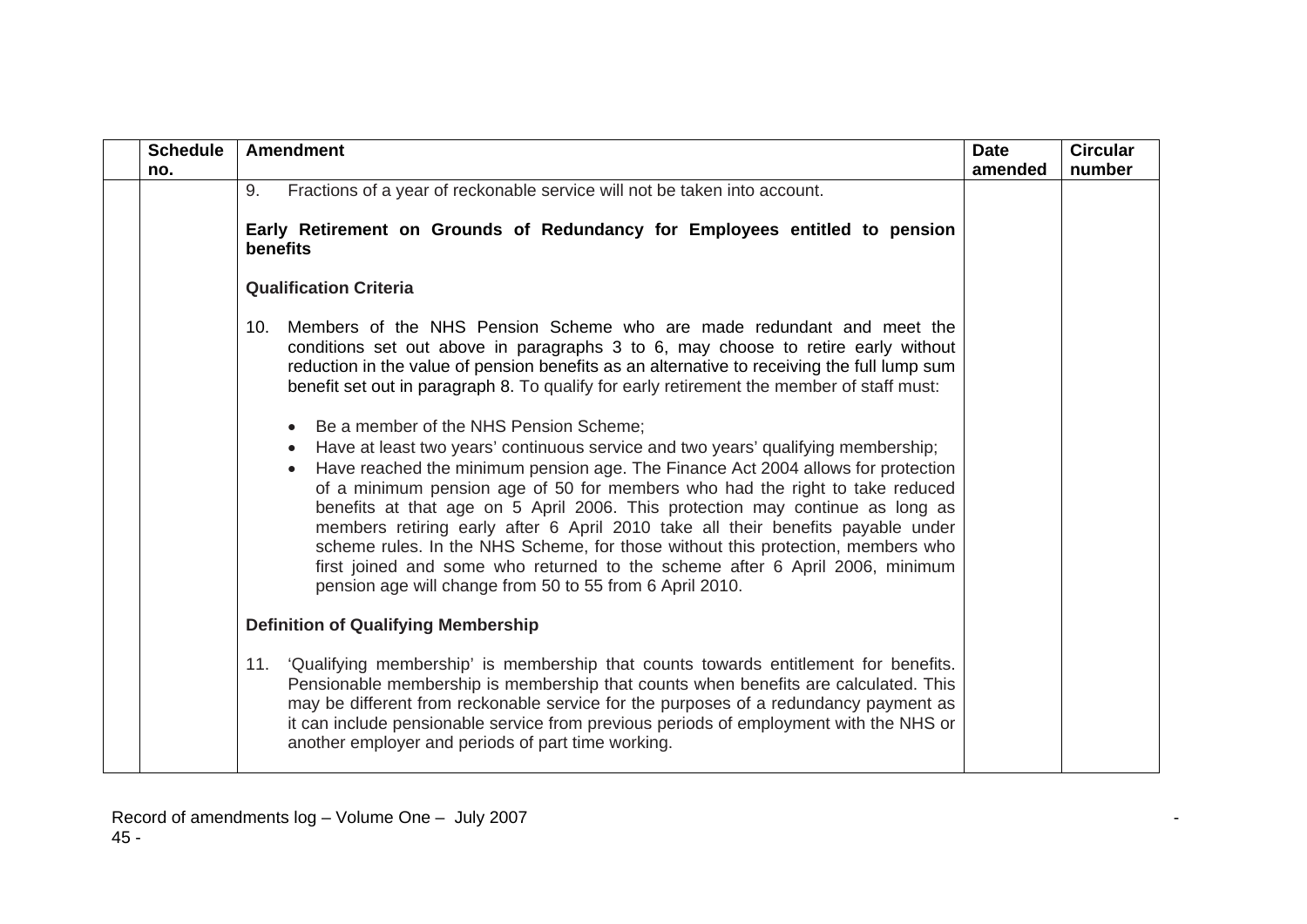| | Schedule no. | Amendment | Date amended | Circular number |
|---|---|---|---|---|
| | | 9. Fractions of a year of reckonable service will not be taken into account.<br><br>**Early Retirement on Grounds of Redundancy for Employees entitled to pension benefits**<br><br>**Qualification Criteria**<br><br>10. Members of the NHS Pension Scheme who are made redundant and meet the conditions set out above in paragraphs 3 to 6, may choose to retire early without reduction in the value of pension benefits as an alternative to receiving the full lump sum benefit set out in paragraph 8. To qualify for early retirement the member of staff must:<br><br>• Be a member of the NHS Pension Scheme;<br>• Have at least two years' continuous service and two years' qualifying membership;<br>• Have reached the minimum pension age. The Finance Act 2004 allows for protection of a minimum pension age of 50 for members who had the right to take reduced benefits at that age on 5 April 2006. This protection may continue as long as members retiring early after 6 April 2010 take all their benefits payable under scheme rules. In the NHS Scheme, for those without this protection, members who first joined and some who returned to the scheme after 6 April 2006, minimum pension age will change from 50 to 55 from 6 April 2010.<br><br>**Definition of Qualifying Membership**<br><br>11. 'Qualifying membership' is membership that counts towards entitlement for benefits. Pensionable membership is membership that counts when benefits are calculated. This may be different from reckonable service for the purposes of a redundancy payment as it can include pensionable service from previous periods of employment with the NHS or another employer and periods of part time working. | | |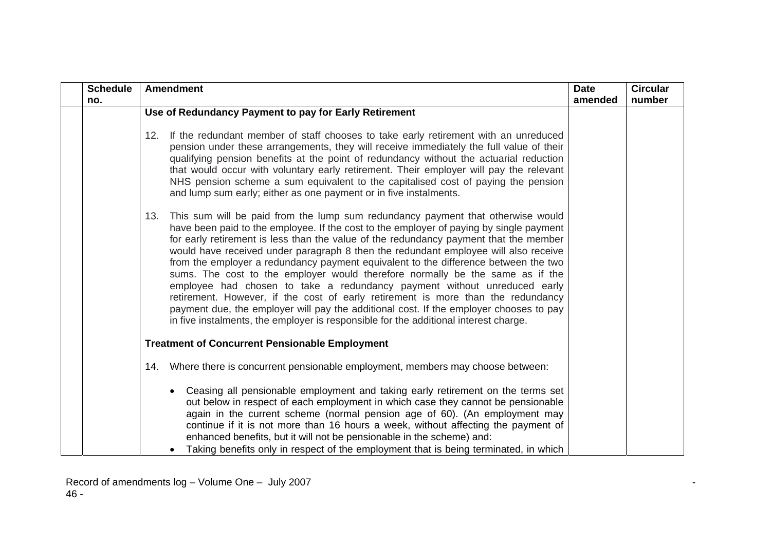| | Schedule no. | Amendment | Date amended | Circular number |
|---|---|---|---|---|
| | | **Use of Redundancy Payment to pay for Early Retirement**<br><br>12. If the redundant member of staff chooses to take early retirement with an unreduced pension under these arrangements, they will receive immediately the full value of their qualifying pension benefits at the point of redundancy without the actuarial reduction that would occur with voluntary early retirement. Their employer will pay the relevant NHS pension scheme a sum equivalent to the capitalised cost of paying the pension and lump sum early; either as one payment or in five instalments.<br><br>13. This sum will be paid from the lump sum redundancy payment that otherwise would have been paid to the employee. If the cost to the employer of paying by single payment for early retirement is less than the value of the redundancy payment that the member would have received under paragraph 8 then the redundant employee will also receive from the employer a redundancy payment equivalent to the difference between the two sums. The cost to the employer would therefore normally be the same as if the employee had chosen to take a redundancy payment without unreduced early retirement. However, if the cost of early retirement is more than the redundancy payment due, the employer will pay the additional cost. If the employer chooses to pay in five instalments, the employer is responsible for the additional interest charge.<br><br>**Treatment of Concurrent Pensionable Employment**<br><br>14. Where there is concurrent pensionable employment, members may choose between:<br><br>• Ceasing all pensionable employment and taking early retirement on the terms set out below in respect of each employment in which case they cannot be pensionable again in the current scheme (normal pension age of 60). (An employment may continue if it is not more than 16 hours a week, without affecting the payment of enhanced benefits, but it will not be pensionable in the scheme) and:<br>• Taking benefits only in respect of the employment that is being terminated, in which | | |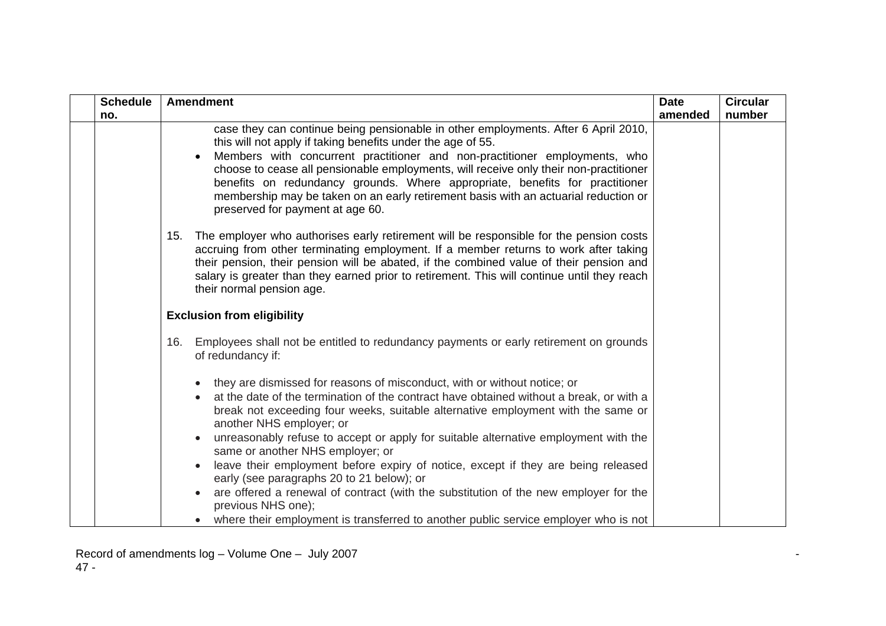| | Schedule no. | Amendment | Date amended | Circular number |
|---|---|---|---|---|
| | | case they can continue being pensionable in other employments. After 6 April 2010, this will not apply if taking benefits under the age of 55.<br>• Members with concurrent practitioner and non-practitioner employments, who choose to cease all pensionable employments, will receive only their non-practitioner benefits on redundancy grounds. Where appropriate, benefits for practitioner membership may be taken on an early retirement basis with an actuarial reduction or preserved for payment at age 60.<br><br>15. The employer who authorises early retirement will be responsible for the pension costs accruing from other terminating employment. If a member returns to work after taking their pension, their pension will be abated, if the combined value of their pension and salary is greater than they earned prior to retirement. This will continue until they reach their normal pension age.<br><br>**Exclusion from eligibility**<br><br>16. Employees shall not be entitled to redundancy payments or early retirement on grounds of redundancy if:<br><br>• they are dismissed for reasons of misconduct, with or without notice; or<br>• at the date of the termination of the contract have obtained without a break, or with a break not exceeding four weeks, suitable alternative employment with the same or another NHS employer; or<br>• unreasonably refuse to accept or apply for suitable alternative employment with the same or another NHS employer; or<br>• leave their employment before expiry of notice, except if they are being released early (see paragraphs 20 to 21 below); or<br>• are offered a renewal of contract (with the substitution of the new employer for the previous NHS one);<br>• where their employment is transferred to another public service employer who is not | | |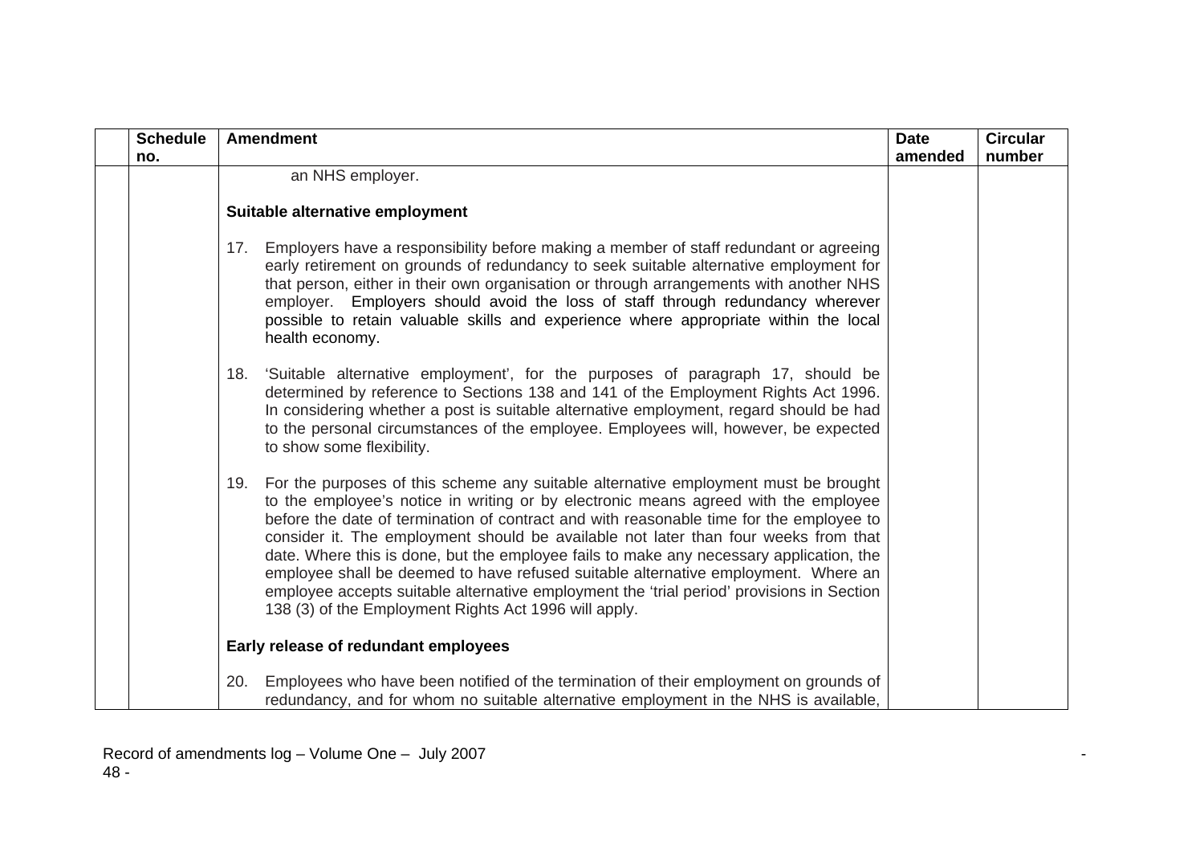| Schedule no. | Amendment | Date amended | Circular number |
|---|---|---|---|
| | an NHS employer.<br><br>**Suitable alternative employment**<br><br>17. Employers have a responsibility before making a member of staff redundant or agreeing early retirement on grounds of redundancy to seek suitable alternative employment for that person, either in their own organisation or through arrangements with another NHS employer. Employers should avoid the loss of staff through redundancy wherever possible to retain valuable skills and experience where appropriate within the local health economy.<br><br>18. 'Suitable alternative employment', for the purposes of paragraph 17, should be determined by reference to Sections 138 and 141 of the Employment Rights Act 1996. In considering whether a post is suitable alternative employment, regard should be had to the personal circumstances of the employee. Employees will, however, be expected to show some flexibility.<br><br>19. For the purposes of this scheme any suitable alternative employment must be brought to the employee's notice in writing or by electronic means agreed with the employee before the date of termination of contract and with reasonable time for the employee to consider it. The employment should be available not later than four weeks from that date. Where this is done, but the employee fails to make any necessary application, the employee shall be deemed to have refused suitable alternative employment. Where an employee accepts suitable alternative employment the 'trial period' provisions in Section 138 (3) of the Employment Rights Act 1996 will apply.<br><br>**Early release of redundant employees**<br><br>20. Employees who have been notified of the termination of their employment on grounds of redundancy, and for whom no suitable alternative employment in the NHS is available, | | |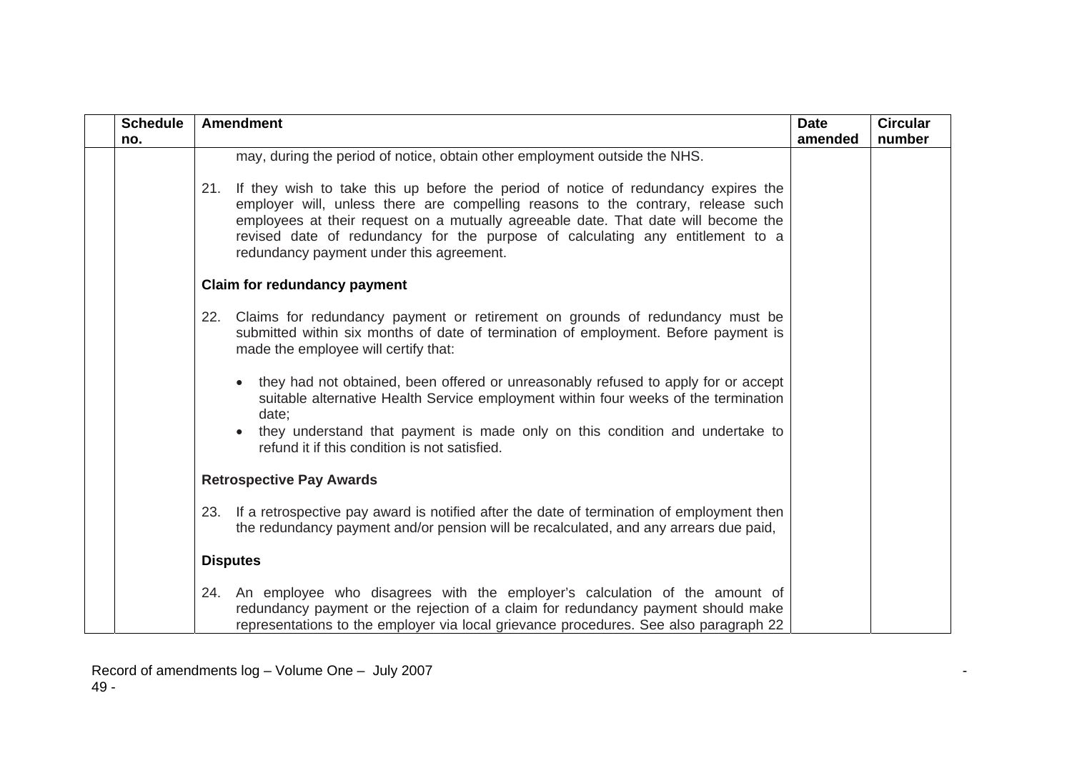| | Schedule no. | Amendment | Date amended | Circular number |
|---|---|---|---|---|
| | | may, during the period of notice, obtain other employment outside the NHS.<br><br>21. If they wish to take this up before the period of notice of redundancy expires the employer will, unless there are compelling reasons to the contrary, release such employees at their request on a mutually agreeable date. That date will become the revised date of redundancy for the purpose of calculating any entitlement to a redundancy payment under this agreement.<br><br>**Claim for redundancy payment**<br><br>22. Claims for redundancy payment or retirement on grounds of redundancy must be submitted within six months of date of termination of employment. Before payment is made the employee will certify that:<br><br>• they had not obtained, been offered or unreasonably refused to apply for or accept suitable alternative Health Service employment within four weeks of the termination date;<br>• they understand that payment is made only on this condition and undertake to refund it if this condition is not satisfied.<br><br>**Retrospective Pay Awards**<br><br>23. If a retrospective pay award is notified after the date of termination of employment then the redundancy payment and/or pension will be recalculated, and any arrears due paid,<br><br>**Disputes**<br><br>24. An employee who disagrees with the employer's calculation of the amount of redundancy payment or the rejection of a claim for redundancy payment should make representations to the employer via local grievance procedures. See also paragraph 22 | | |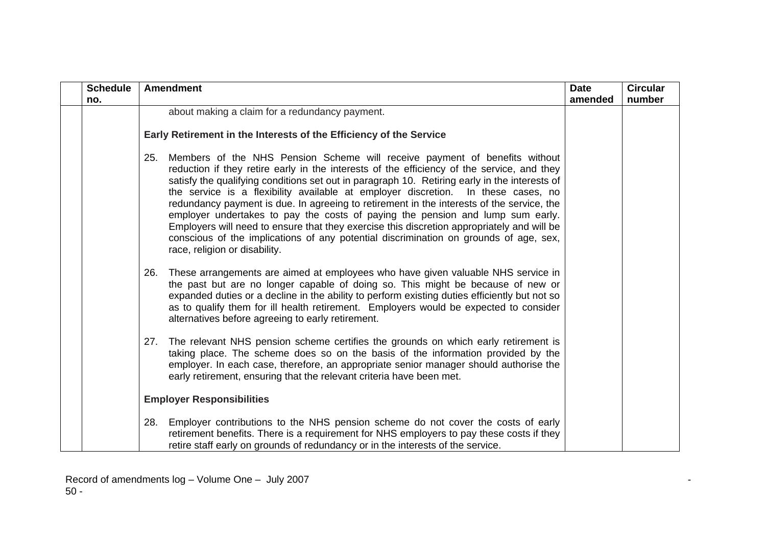| | Schedule no. | Amendment | Date amended | Circular number |
|---|---|---|---|---|
| | | about making a claim for a redundancy payment.<br><br>**Early Retirement in the Interests of the Efficiency of the Service**<br><br>25. Members of the NHS Pension Scheme will receive payment of benefits without reduction if they retire early in the interests of the efficiency of the service, and they satisfy the qualifying conditions set out in paragraph 10. Retiring early in the interests of the service is a flexibility available at employer discretion. In these cases, no redundancy payment is due. In agreeing to retirement in the interests of the service, the employer undertakes to pay the costs of paying the pension and lump sum early. Employers will need to ensure that they exercise this discretion appropriately and will be conscious of the implications of any potential discrimination on grounds of age, sex, race, religion or disability.<br><br>26. These arrangements are aimed at employees who have given valuable NHS service in the past but are no longer capable of doing so. This might be because of new or expanded duties or a decline in the ability to perform existing duties efficiently but not so as to qualify them for ill health retirement. Employers would be expected to consider alternatives before agreeing to early retirement.<br><br>27. The relevant NHS pension scheme certifies the grounds on which early retirement is taking place. The scheme does so on the basis of the information provided by the employer. In each case, therefore, an appropriate senior manager should authorise the early retirement, ensuring that the relevant criteria have been met.<br><br>**Employer Responsibilities**<br><br>28. Employer contributions to the NHS pension scheme do not cover the costs of early retirement benefits. There is a requirement for NHS employers to pay these costs if they retire staff early on grounds of redundancy or in the interests of the service. | | |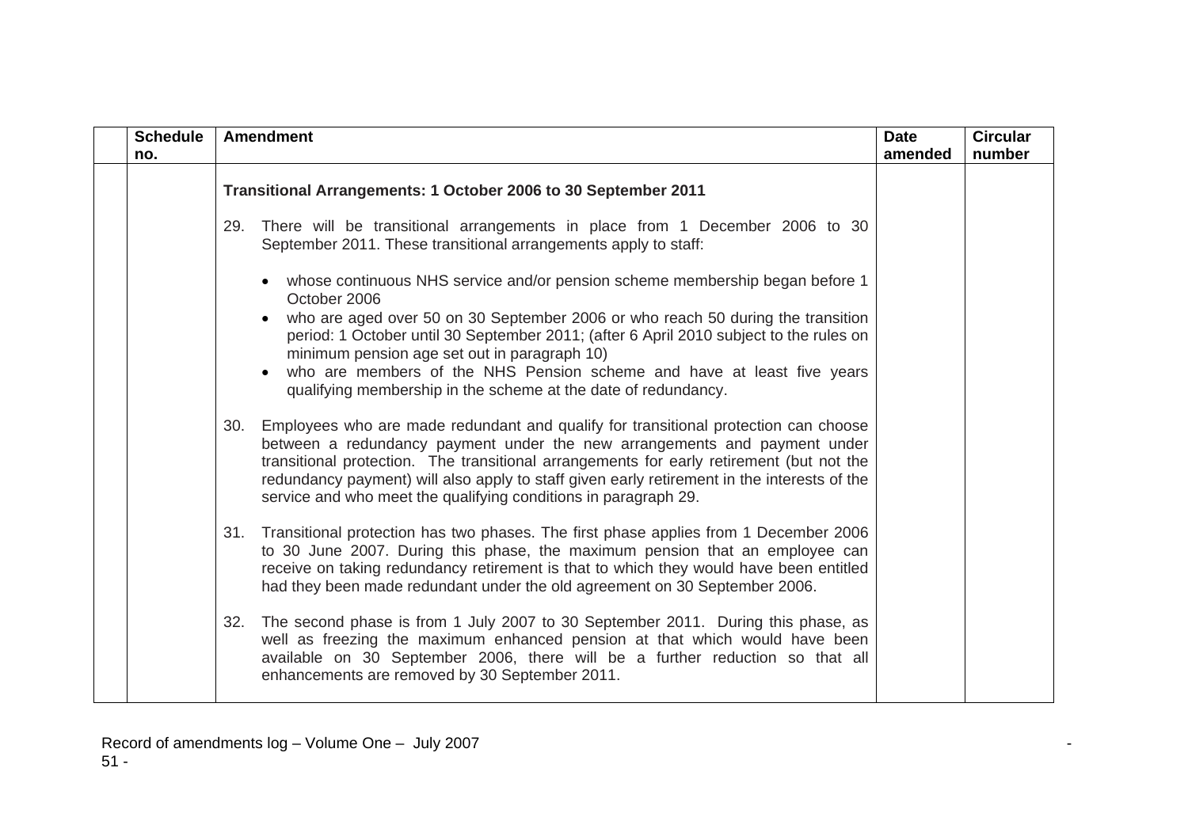| | Schedule no. | Amendment | Date amended | Circular number |
|---|---|---|---|---|
| | | **Transitional Arrangements: 1 October 2006 to 30 September 2011**<br><br>29. There will be transitional arrangements in place from 1 December 2006 to 30 September 2011. These transitional arrangements apply to staff:<br><br>• whose continuous NHS service and/or pension scheme membership began before 1 October 2006<br>• who are aged over 50 on 30 September 2006 or who reach 50 during the transition period: 1 October until 30 September 2011; (after 6 April 2010 subject to the rules on minimum pension age set out in paragraph 10)<br>• who are members of the NHS Pension scheme and have at least five years qualifying membership in the scheme at the date of redundancy.<br><br>30. Employees who are made redundant and qualify for transitional protection can choose between a redundancy payment under the new arrangements and payment under transitional protection. The transitional arrangements for early retirement (but not the redundancy payment) will also apply to staff given early retirement in the interests of the service and who meet the qualifying conditions in paragraph 29.<br><br>31. Transitional protection has two phases. The first phase applies from 1 December 2006 to 30 June 2007. During this phase, the maximum pension that an employee can receive on taking redundancy retirement is that to which they would have been entitled had they been made redundant under the old agreement on 30 September 2006.<br><br>32. The second phase is from 1 July 2007 to 30 September 2011. During this phase, as well as freezing the maximum enhanced pension at that which would have been available on 30 September 2006, there will be a further reduction so that all enhancements are removed by 30 September 2011. | | |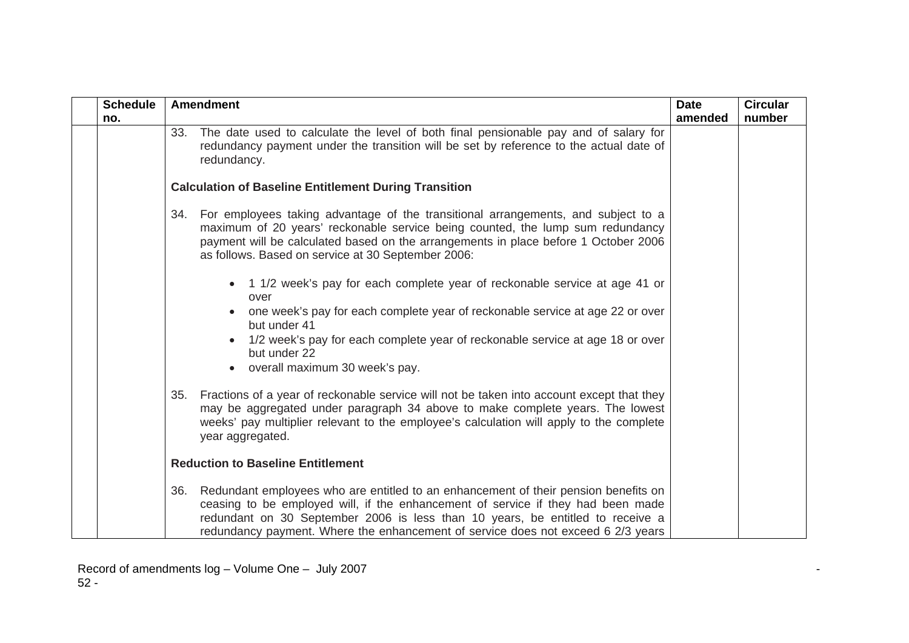| | Schedule no. | Amendment | Date amended | Circular number |
|---|---|---|---|---|
| | | 33. The date used to calculate the level of both final pensionable pay and of salary for redundancy payment under the transition will be set by reference to the actual date of redundancy.<br><br>**Calculation of Baseline Entitlement During Transition**<br><br>34. For employees taking advantage of the transitional arrangements, and subject to a maximum of 20 years' reckonable service being counted, the lump sum redundancy payment will be calculated based on the arrangements in place before 1 October 2006 as follows. Based on service at 30 September 2006:<br><br>• 1 1/2 week's pay for each complete year of reckonable service at age 41 or over<br>• one week's pay for each complete year of reckonable service at age 22 or over but under 41<br>• 1/2 week's pay for each complete year of reckonable service at age 18 or over but under 22<br>• overall maximum 30 week's pay.<br><br>35. Fractions of a year of reckonable service will not be taken into account except that they may be aggregated under paragraph 34 above to make complete years. The lowest weeks' pay multiplier relevant to the employee's calculation will apply to the complete year aggregated.<br><br>**Reduction to Baseline Entitlement**<br><br>36. Redundant employees who are entitled to an enhancement of their pension benefits on ceasing to be employed will, if the enhancement of service if they had been made redundant on 30 September 2006 is less than 10 years, be entitled to receive a redundancy payment. Where the enhancement of service does not exceed 6 2/3 years | | |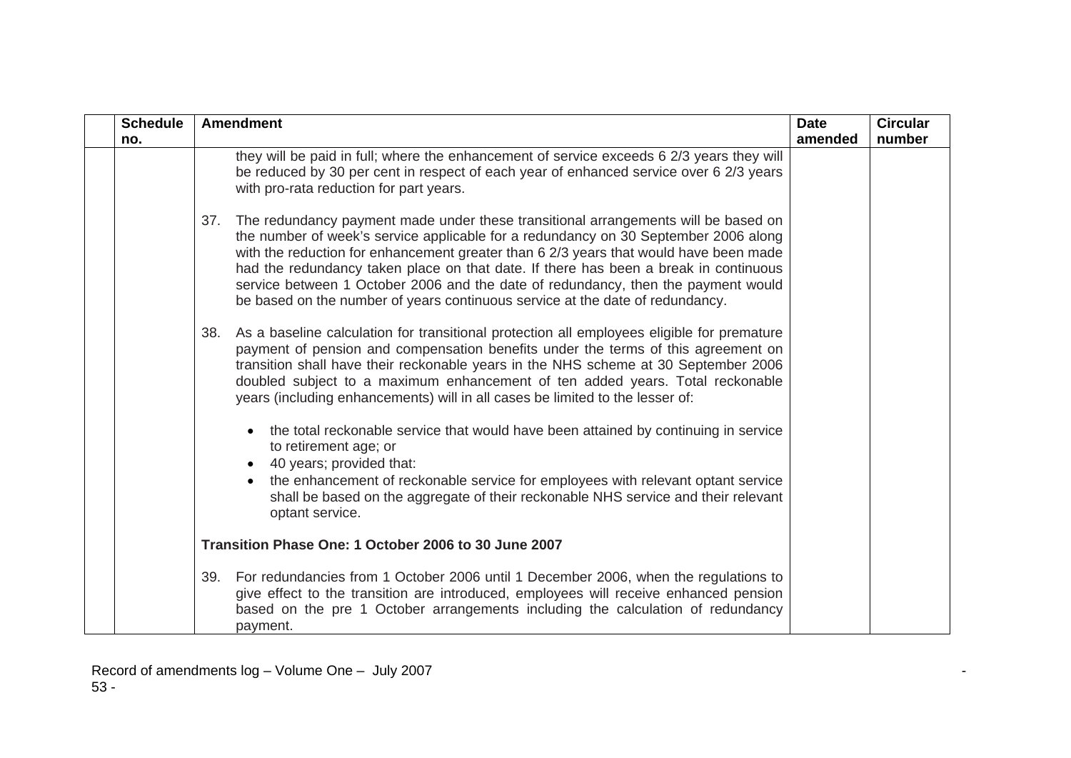| | Schedule no. | Amendment | Date amended | Circular number |
|---|---|---|---|---|
| | | they will be paid in full; where the enhancement of service exceeds 6 2/3 years they will be reduced by 30 per cent in respect of each year of enhanced service over 6 2/3 years with pro-rata reduction for part years.<br><br>37. The redundancy payment made under these transitional arrangements will be based on the number of week's service applicable for a redundancy on 30 September 2006 along with the reduction for enhancement greater than 6 2/3 years that would have been made had the redundancy taken place on that date. If there has been a break in continuous service between 1 October 2006 and the date of redundancy, then the payment would be based on the number of years continuous service at the date of redundancy.<br><br>38. As a baseline calculation for transitional protection all employees eligible for premature payment of pension and compensation benefits under the terms of this agreement on transition shall have their reckonable years in the NHS scheme at 30 September 2006 doubled subject to a maximum enhancement of ten added years. Total reckonable years (including enhancements) will in all cases be limited to the lesser of:<br><br>• the total reckonable service that would have been attained by continuing in service to retirement age; or<br>• 40 years; provided that:<br>• the enhancement of reckonable service for employees with relevant optant service shall be based on the aggregate of their reckonable NHS service and their relevant optant service.<br><br>**Transition Phase One: 1 October 2006 to 30 June 2007**<br><br>39. For redundancies from 1 October 2006 until 1 December 2006, when the regulations to give effect to the transition are introduced, employees will receive enhanced pension based on the pre 1 October arrangements including the calculation of redundancy payment. | | |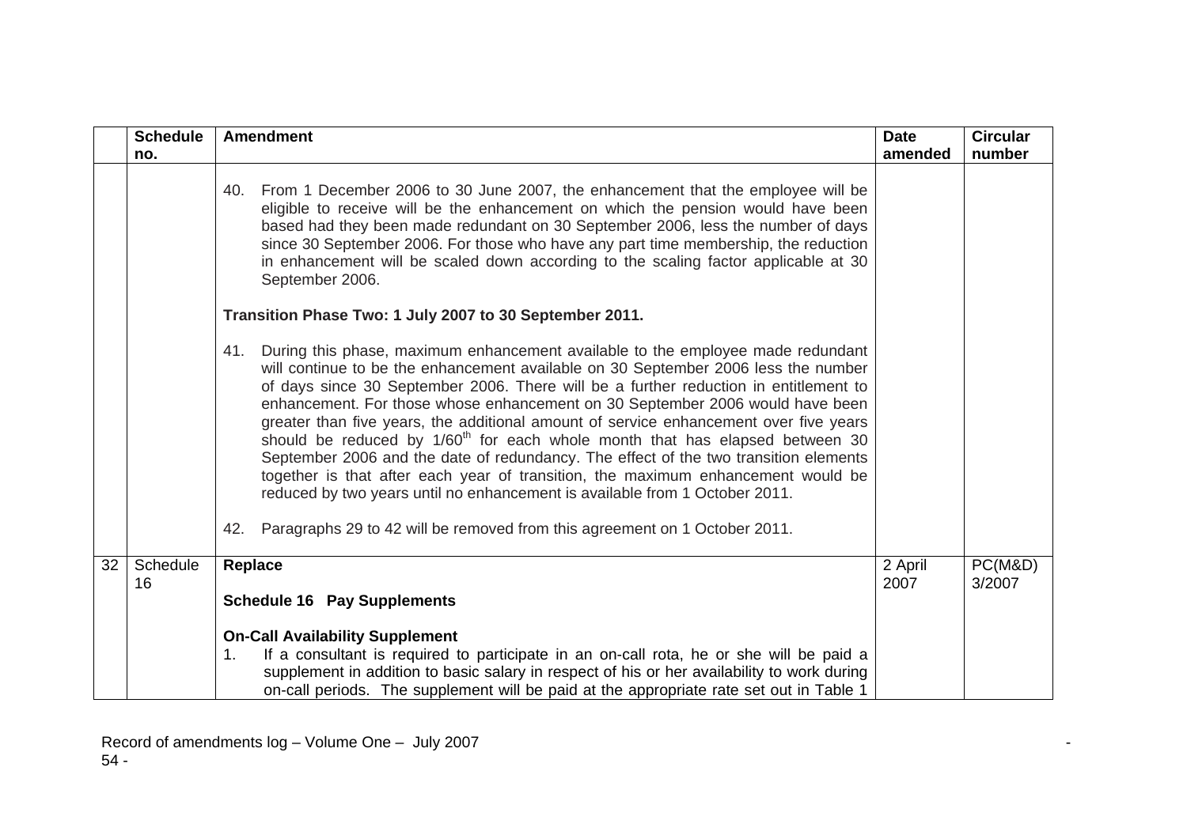| | Schedule no. | Amendment | Date amended | Circular number |
|---|---|---|---|---|
| | | 40. From 1 December 2006 to 30 June 2007, the enhancement that the employee will be eligible to receive will be the enhancement on which the pension would have been based had they been made redundant on 30 September 2006, less the number of days since 30 September 2006. For those who have any part time membership, the reduction in enhancement will be scaled down according to the scaling factor applicable at 30 September 2006.<br><br>**Transition Phase Two: 1 July 2007 to 30 September 2011.**<br><br>41. During this phase, maximum enhancement available to the employee made redundant will continue to be the enhancement available on 30 September 2006 less the number of days since 30 September 2006. There will be a further reduction in entitlement to enhancement. For those whose enhancement on 30 September 2006 would have been greater than five years, the additional amount of service enhancement over five years should be reduced by 1/60th for each whole month that has elapsed between 30 September 2006 and the date of redundancy. The effect of the two transition elements together is that after each year of transition, the maximum enhancement would be reduced by two years until no enhancement is available from 1 October 2011.<br><br>42. Paragraphs 29 to 42 will be removed from this agreement on 1 October 2011. | | |
| 32 | Schedule 16 | **Replace**<br><br>**Schedule 16 Pay Supplements**<br><br>**On-Call Availability Supplement**<br>1. If a consultant is required to participate in an on-call rota, he or she will be paid a supplement in addition to basic salary in respect of his or her availability to work during on-call periods. The supplement will be paid at the appropriate rate set out in Table 1 | 2 April 2007 | PC(M&D) 3/2007 |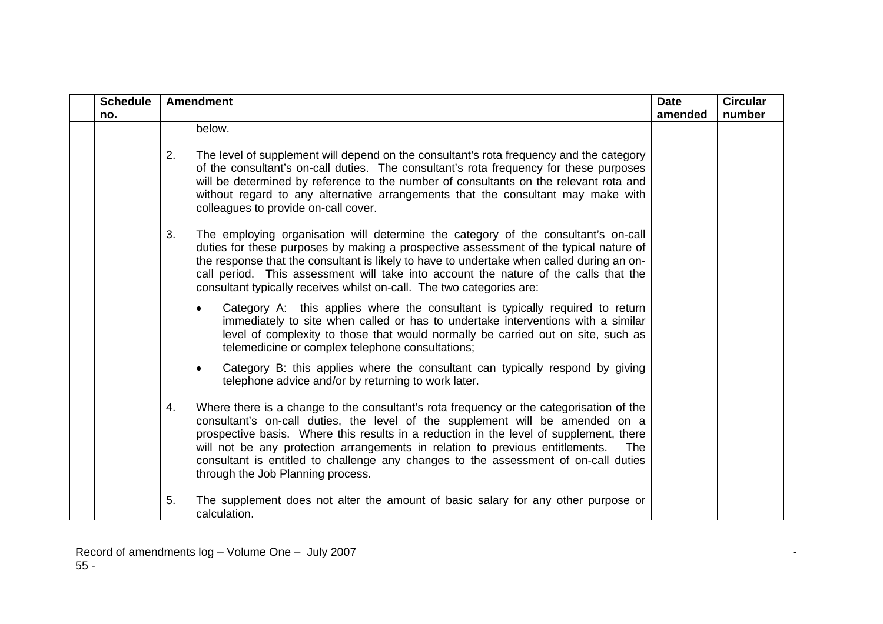| | Schedule no. | Amendment | Date amended | Circular number |
|---|---|---|---|---|
| | | below.<br><br>2. The level of supplement will depend on the consultant's rota frequency and the category of the consultant's on-call duties. The consultant's rota frequency for these purposes will be determined by reference to the number of consultants on the relevant rota and without regard to any alternative arrangements that the consultant may make with colleagues to provide on-call cover.<br><br>3. The employing organisation will determine the category of the consultant's on-call duties for these purposes by making a prospective assessment of the typical nature of the response that the consultant is likely to have to undertake when called during an on-call period. This assessment will take into account the nature of the calls that the consultant typically receives whilst on-call. The two categories are:<br><br>• Category A: this applies where the consultant is typically required to return immediately to site when called or has to undertake interventions with a similar level of complexity to those that would normally be carried out on site, such as telemedicine or complex telephone consultations;<br><br>• Category B: this applies where the consultant can typically respond by giving telephone advice and/or by returning to work later.<br><br>4. Where there is a change to the consultant's rota frequency or the categorisation of the consultant's on-call duties, the level of the supplement will be amended on a prospective basis. Where this results in a reduction in the level of supplement, there will not be any protection arrangements in relation to previous entitlements. The consultant is entitled to challenge any changes to the assessment of on-call duties through the Job Planning process.<br><br>5. The supplement does not alter the amount of basic salary for any other purpose or calculation. | | |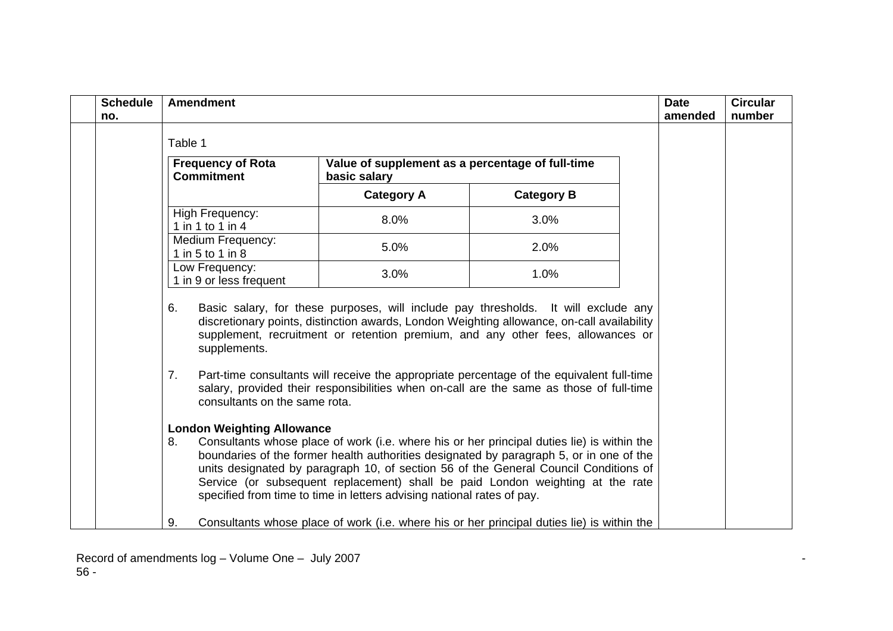| | Schedule no. | Amendment | Date amended | Circular number |
|---|---|---|---|---|

Table 1

| Frequency of Rota Commitment | Value of supplement as a percentage of full-time basic salary | |
|---|---|---|
| | Category A | Category B |
| High Frequency: 1 in 1 to 1 in 4 | 8.0% | 3.0% |
| Medium Frequency: 1 in 5 to 1 in 8 | 5.0% | 2.0% |
| Low Frequency: 1 in 9 or less frequent | 3.0% | 1.0% |

6. Basic salary, for these purposes, will include pay thresholds. It will exclude any discretionary points, distinction awards, London Weighting allowance, on-call availability supplement, recruitment or retention premium, and any other fees, allowances or supplements.

7. Part-time consultants will receive the appropriate percentage of the equivalent full-time salary, provided their responsibilities when on-call are the same as those of full-time consultants on the same rota.

**London Weighting Allowance**

8. Consultants whose place of work (i.e. where his or her principal duties lie) is within the boundaries of the former health authorities designated by paragraph 5, or in one of the units designated by paragraph 10, of section 56 of the General Council Conditions of Service (or subsequent replacement) shall be paid London weighting at the rate specified from time to time in letters advising national rates of pay.

9. Consultants whose place of work (i.e. where his or her principal duties lie) is within the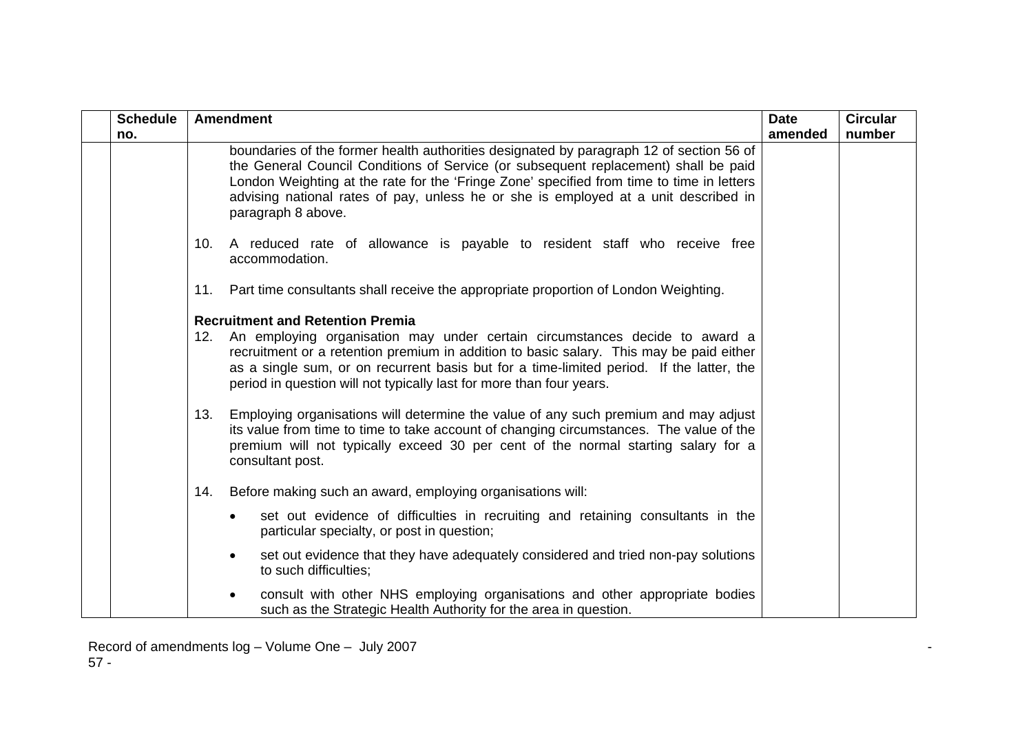| | Schedule no. | Amendment | Date amended | Circular number |
|---|---|---|---|---|
| | | boundaries of the former health authorities designated by paragraph 12 of section 56 of the General Council Conditions of Service (or subsequent replacement) shall be paid London Weighting at the rate for the 'Fringe Zone' specified from time to time in letters advising national rates of pay, unless he or she is employed at a unit described in paragraph 8 above.<br><br>10. A reduced rate of allowance is payable to resident staff who receive free accommodation.<br><br>11. Part time consultants shall receive the appropriate proportion of London Weighting.<br><br>**Recruitment and Retention Premia**<br>12. An employing organisation may under certain circumstances decide to award a recruitment or a retention premium in addition to basic salary. This may be paid either as a single sum, or on recurrent basis but for a time-limited period. If the latter, the period in question will not typically last for more than four years.<br><br>13. Employing organisations will determine the value of any such premium and may adjust its value from time to time to take account of changing circumstances. The value of the premium will not typically exceed 30 per cent of the normal starting salary for a consultant post.<br><br>14. Before making such an award, employing organisations will:<br>• set out evidence of difficulties in recruiting and retaining consultants in the particular specialty, or post in question;<br>• set out evidence that they have adequately considered and tried non-pay solutions to such difficulties;<br>• consult with other NHS employing organisations and other appropriate bodies such as the Strategic Health Authority for the area in question. | | |

Record of amendments log – Volume One – July 2007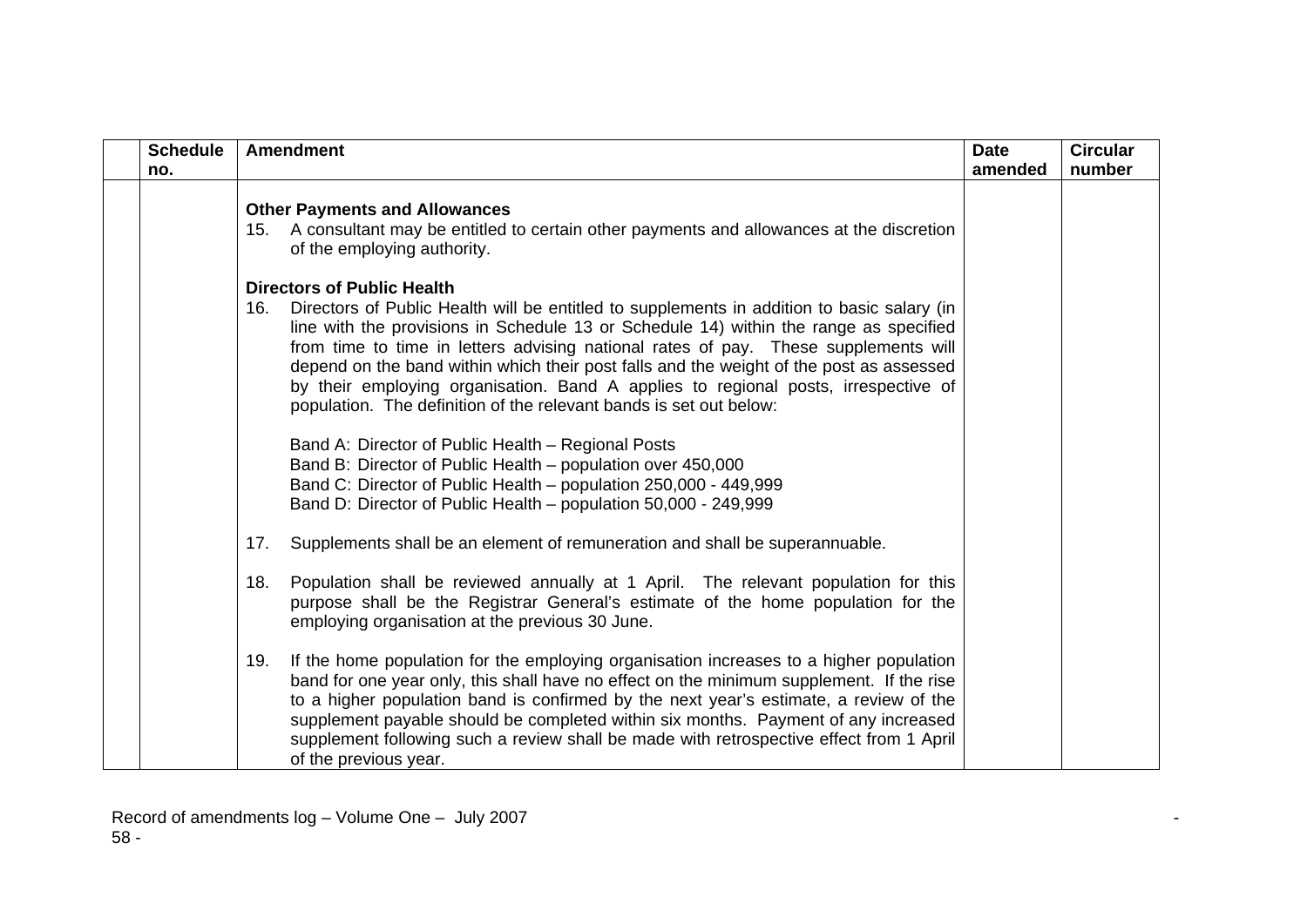| | Schedule no. | Amendment | Date amended | Circular number |
|---|---|---|---|---|
| | | **Other Payments and Allowances**<br>15. A consultant may be entitled to certain other payments and allowances at the discretion of the employing authority.<br><br>**Directors of Public Health**<br>16. Directors of Public Health will be entitled to supplements in addition to basic salary (in line with the provisions in Schedule 13 or Schedule 14) within the range as specified from time to time in letters advising national rates of pay. These supplements will depend on the band within which their post falls and the weight of the post as assessed by their employing organisation. Band A applies to regional posts, irrespective of population. The definition of the relevant bands is set out below:<br><br>Band A: Director of Public Health – Regional Posts<br>Band B: Director of Public Health – population over 450,000<br>Band C: Director of Public Health – population 250,000 - 449,999<br>Band D: Director of Public Health – population 50,000 - 249,999<br><br>17. Supplements shall be an element of remuneration and shall be superannuable.<br><br>18. Population shall be reviewed annually at 1 April. The relevant population for this purpose shall be the Registrar General's estimate of the home population for the employing organisation at the previous 30 June.<br><br>19. If the home population for the employing organisation increases to a higher population band for one year only, this shall have no effect on the minimum supplement. If the rise to a higher population band is confirmed by the next year's estimate, a review of the supplement payable should be completed within six months. Payment of any increased supplement following such a review shall be made with retrospective effect from 1 April of the previous year. | | |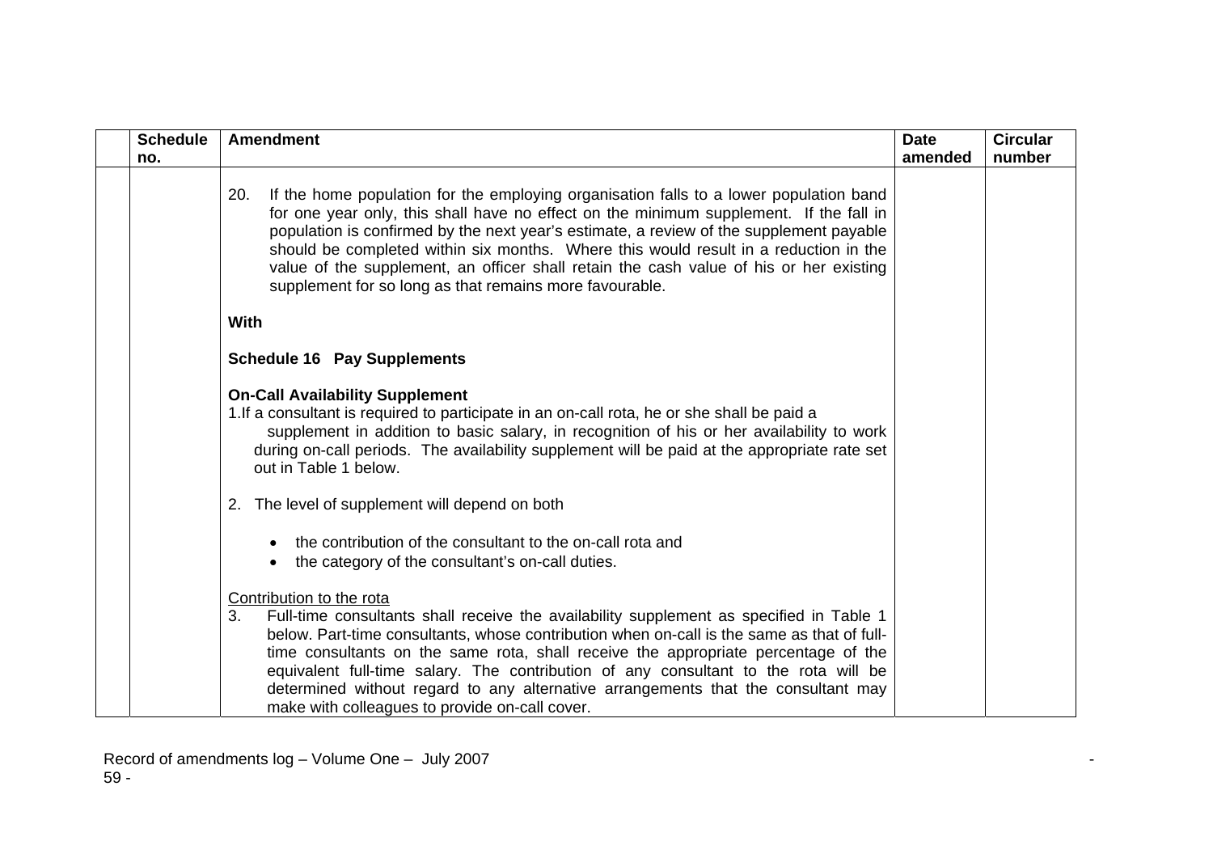| | Schedule no. | Amendment | Date amended | Circular number |
|---|---|---|---|---|
| | | 20. If the home population for the employing organisation falls to a lower population band for one year only, this shall have no effect on the minimum supplement. If the fall in population is confirmed by the next year's estimate, a review of the supplement payable should be completed within six months. Where this would result in a reduction in the value of the supplement, an officer shall retain the cash value of his or her existing supplement for so long as that remains more favourable.<br><br>**With**<br><br>**Schedule 16 Pay Supplements**<br><br>**On-Call Availability Supplement**<br>1. If a consultant is required to participate in an on-call rota, he or she shall be paid a supplement in addition to basic salary, in recognition of his or her availability to work during on-call periods. The availability supplement will be paid at the appropriate rate set out in Table 1 below.<br><br>2. The level of supplement will depend on both<br><br>• the contribution of the consultant to the on-call rota and<br>• the category of the consultant's on-call duties.<br><br>Contribution to the rota<br>3. Full-time consultants shall receive the availability supplement as specified in Table 1 below. Part-time consultants, whose contribution when on-call is the same as that of full-time consultants on the same rota, shall receive the appropriate percentage of the equivalent full-time salary. The contribution of any consultant to the rota will be determined without regard to any alternative arrangements that the consultant may make with colleagues to provide on-call cover. | | |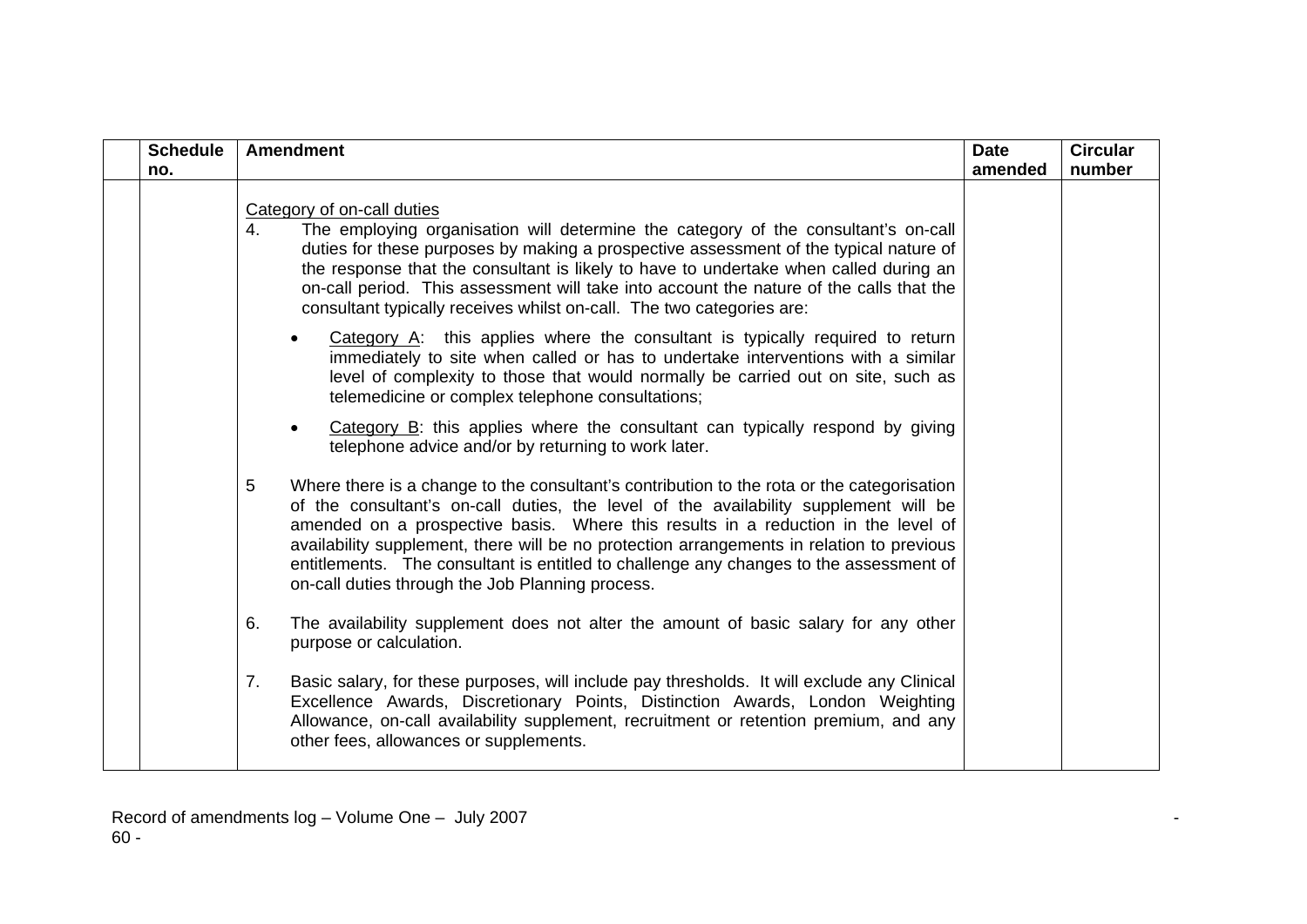| | Schedule no. | Amendment | Date amended | Circular number |
|---|---|---|---|---|
| | | Category of on-call duties<br>4. The employing organisation will determine the category of the consultant's on-call duties for these purposes by making a prospective assessment of the typical nature of the response that the consultant is likely to have to undertake when called during an on-call period. This assessment will take into account the nature of the calls that the consultant typically receives whilst on-call. The two categories are:<br>• Category A: this applies where the consultant is typically required to return immediately to site when called or has to undertake interventions with a similar level of complexity to those that would normally be carried out on site, such as telemedicine or complex telephone consultations;<br>• Category B: this applies where the consultant can typically respond by giving telephone advice and/or by returning to work later.<br>5 Where there is a change to the consultant's contribution to the rota or the categorisation of the consultant's on-call duties, the level of the availability supplement will be amended on a prospective basis. Where this results in a reduction in the level of availability supplement, there will be no protection arrangements in relation to previous entitlements. The consultant is entitled to challenge any changes to the assessment of on-call duties through the Job Planning process.<br>6. The availability supplement does not alter the amount of basic salary for any other purpose or calculation.<br>7. Basic salary, for these purposes, will include pay thresholds. It will exclude any Clinical Excellence Awards, Discretionary Points, Distinction Awards, London Weighting Allowance, on-call availability supplement, recruitment or retention premium, and any other fees, allowances or supplements. | | |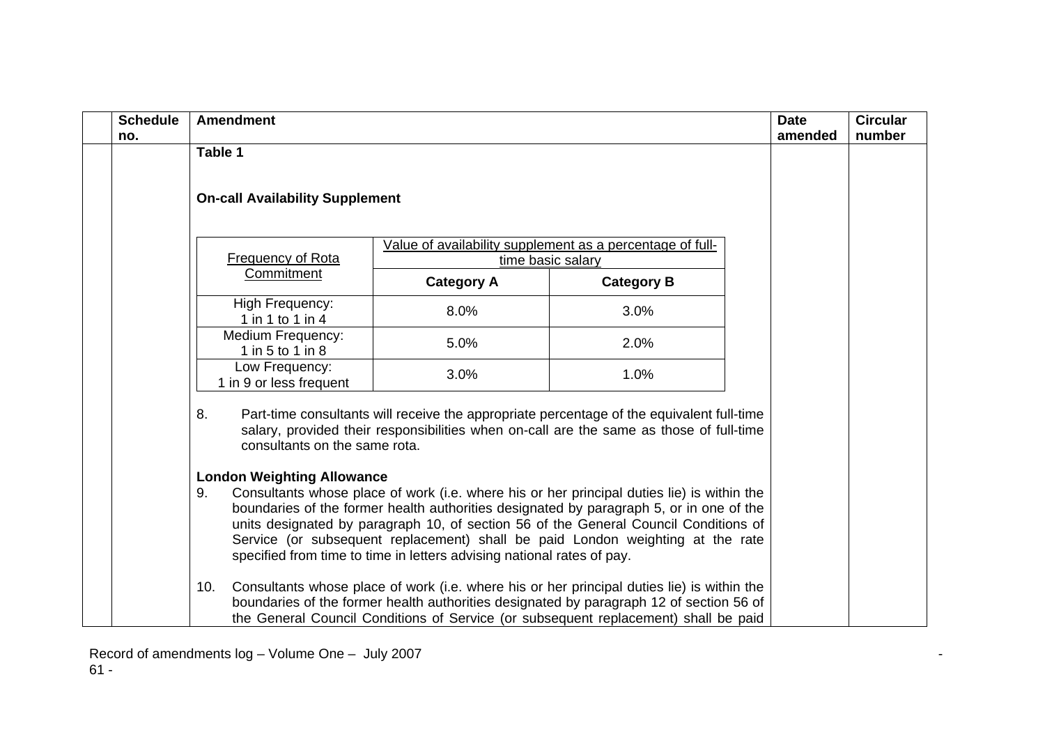| | Schedule no. | Amendment | Date amended | Circular number |
|---|---|---|---|---|

**Table 1**

**On-call Availability Supplement**

| Frequency of Rota Commitment | Value of availability supplement as a percentage of full-time basic salary | |
|---|---|---|
| | **Category A** | **Category B** |
| High Frequency: 1 in 1 to 1 in 4 | 8.0% | 3.0% |
| Medium Frequency: 1 in 5 to 1 in 8 | 5.0% | 2.0% |
| Low Frequency: 1 in 9 or less frequent | 3.0% | 1.0% |

8. Part-time consultants will receive the appropriate percentage of the equivalent full-time salary, provided their responsibilities when on-call are the same as those of full-time consultants on the same rota.

**London Weighting Allowance**

9. Consultants whose place of work (i.e. where his or her principal duties lie) is within the boundaries of the former health authorities designated by paragraph 5, or in one of the units designated by paragraph 10, of section 56 of the General Council Conditions of Service (or subsequent replacement) shall be paid London weighting at the rate specified from time to time in letters advising national rates of pay.

10. Consultants whose place of work (i.e. where his or her principal duties lie) is within the boundaries of the former health authorities designated by paragraph 12 of section 56 of the General Council Conditions of Service (or subsequent replacement) shall be paid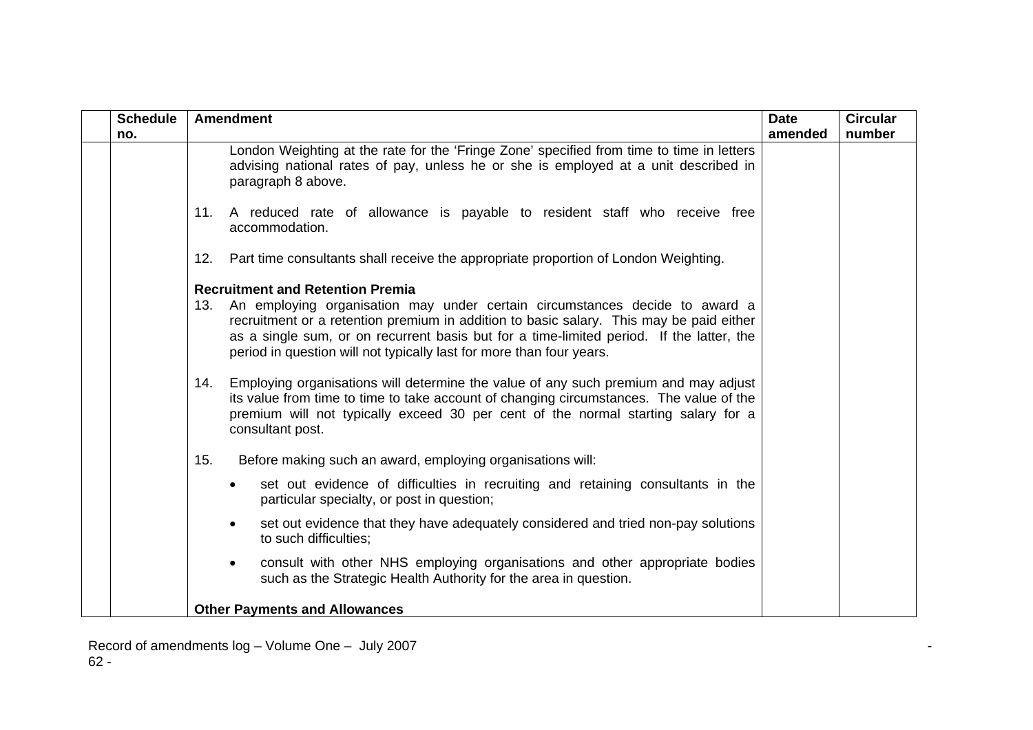| | Schedule no. | Amendment | Date amended | Circular number |
|---|---|---|---|---|
| | | London Weighting at the rate for the 'Fringe Zone' specified from time to time in letters advising national rates of pay, unless he or she is employed at a unit described in paragraph 8 above.<br><br>11. A reduced rate of allowance is payable to resident staff who receive free accommodation.<br><br>12. Part time consultants shall receive the appropriate proportion of London Weighting.<br><br>**Recruitment and Retention Premia**<br>13. An employing organisation may under certain circumstances decide to award a recruitment or a retention premium in addition to basic salary. This may be paid either as a single sum, or on recurrent basis but for a time-limited period. If the latter, the period in question will not typically last for more than four years.<br><br>14. Employing organisations will determine the value of any such premium and may adjust its value from time to time to take account of changing circumstances. The value of the premium will not typically exceed 30 per cent of the normal starting salary for a consultant post.<br><br>15. Before making such an award, employing organisations will:<br><br>• set out evidence of difficulties in recruiting and retaining consultants in the particular specialty, or post in question;<br><br>• set out evidence that they have adequately considered and tried non-pay solutions to such difficulties;<br><br>• consult with other NHS employing organisations and other appropriate bodies such as the Strategic Health Authority for the area in question.<br><br>**Other Payments and Allowances** | | |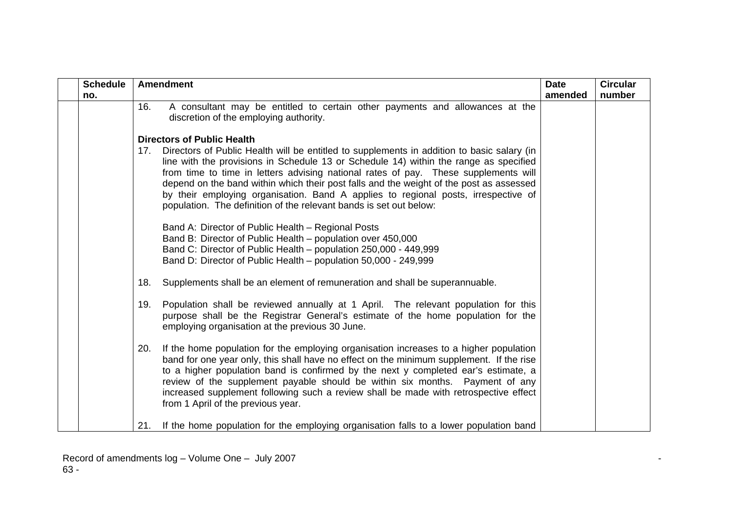| | Schedule no. | Amendment | Date amended | Circular number |
|---|---|---|---|---|
| | | 16. A consultant may be entitled to certain other payments and allowances at the discretion of the employing authority.<br><br>**Directors of Public Health**<br>17. Directors of Public Health will be entitled to supplements in addition to basic salary (in line with the provisions in Schedule 13 or Schedule 14) within the range as specified from time to time in letters advising national rates of pay. These supplements will depend on the band within which their post falls and the weight of the post as assessed by their employing organisation. Band A applies to regional posts, irrespective of population. The definition of the relevant bands is set out below:<br><br>Band A: Director of Public Health – Regional Posts<br>Band B: Director of Public Health – population over 450,000<br>Band C: Director of Public Health – population 250,000 - 449,999<br>Band D: Director of Public Health – population 50,000 - 249,999<br><br>18. Supplements shall be an element of remuneration and shall be superannuable.<br><br>19. Population shall be reviewed annually at 1 April. The relevant population for this purpose shall be the Registrar General's estimate of the home population for the employing organisation at the previous 30 June.<br><br>20. If the home population for the employing organisation increases to a higher population band for one year only, this shall have no effect on the minimum supplement. If the rise to a higher population band is confirmed by the next y completed ear's estimate, a review of the supplement payable should be within six months. Payment of any increased supplement following such a review shall be made with retrospective effect from 1 April of the previous year.<br><br>21. If the home population for the employing organisation falls to a lower population band | | |

Record of amendments log – Volume One – July 2007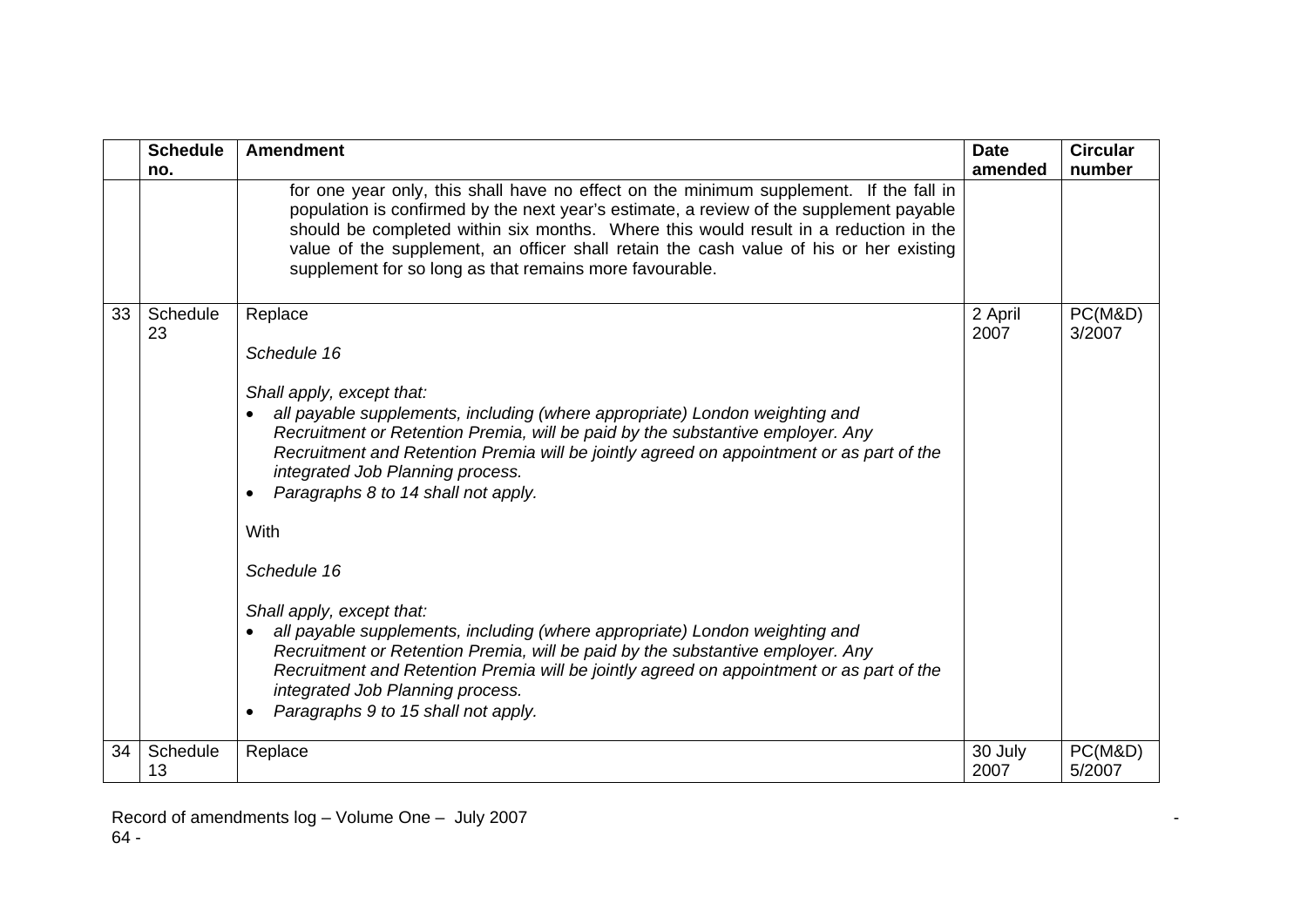| | Schedule no. | Amendment | Date amended | Circular number |
|---|---|---|---|---|
| | | for one year only, this shall have no effect on the minimum supplement. If the fall in population is confirmed by the next year's estimate, a review of the supplement payable should be completed within six months. Where this would result in a reduction in the value of the supplement, an officer shall retain the cash value of his or her existing supplement for so long as that remains more favourable. | | |
| 33 | Schedule 23 | Replace<br><br>*Schedule 16*<br><br>*Shall apply, except that:*<br>• *all payable supplements, including (where appropriate) London weighting and Recruitment or Retention Premia, will be paid by the substantive employer. Any Recruitment and Retention Premia will be jointly agreed on appointment or as part of the integrated Job Planning process.*<br>• *Paragraphs 8 to 14 shall not apply.*<br><br>With<br><br>*Schedule 16*<br><br>*Shall apply, except that:*<br>• *all payable supplements, including (where appropriate) London weighting and Recruitment or Retention Premia, will be paid by the substantive employer. Any Recruitment and Retention Premia will be jointly agreed on appointment or as part of the integrated Job Planning process.*<br>• *Paragraphs 9 to 15 shall not apply.* | 2 April 2007 | PC(M&D) 3/2007 |
| 34 | Schedule 13 | Replace | 30 July 2007 | PC(M&D) 5/2007 |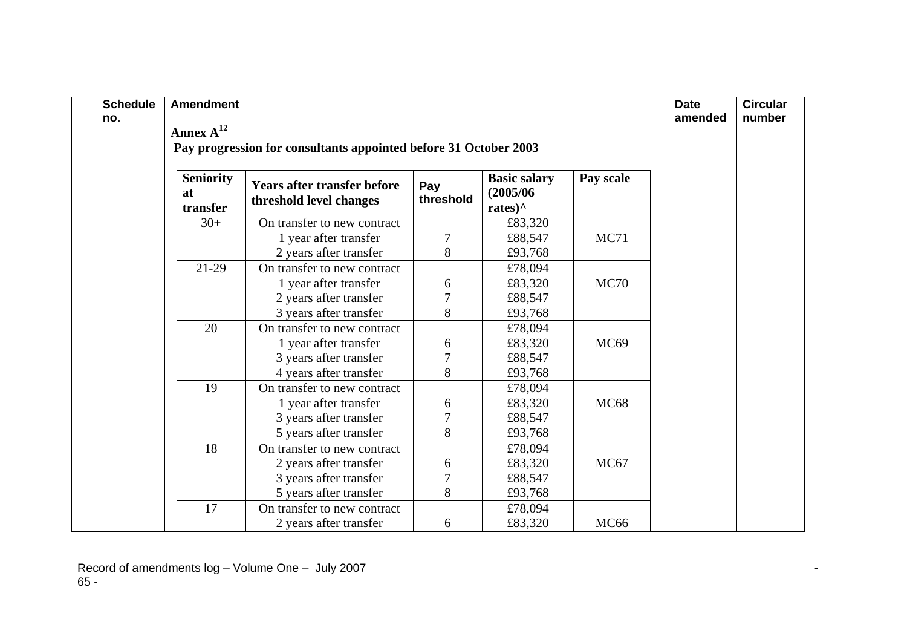| Schedule no. | Amendment | Date amended | Circular number |
|---|---|---|---|
| | **Annex A**[12] | | |
| | **Pay progression for consultants appointed before 31 October 2003** | | |

| Seniority at transfer | Years after transfer before threshold level changes | Pay threshold | Basic salary (2005/06 rates)^ | Pay scale |
|---|---|---|---|---|
| 30+ | On transfer to new contract | | £83,320 | |
| | 1 year after transfer | 7 | £88,547 | MC71 |
| | 2 years after transfer | 8 | £93,768 | |
| 21-29 | On transfer to new contract | | £78,094 | |
| | 1 year after transfer | 6 | £83,320 | MC70 |
| | 2 years after transfer | 7 | £88,547 | |
| | 3 years after transfer | 8 | £93,768 | |
| 20 | On transfer to new contract | | £78,094 | |
| | 1 year after transfer | 6 | £83,320 | MC69 |
| | 3 years after transfer | 7 | £88,547 | |
| | 4 years after transfer | 8 | £93,768 | |
| 19 | On transfer to new contract | | £78,094 | |
| | 1 year after transfer | 6 | £83,320 | MC68 |
| | 3 years after transfer | 7 | £88,547 | |
| | 5 years after transfer | 8 | £93,768 | |
| 18 | On transfer to new contract | | £78,094 | |
| | 2 years after transfer | 6 | £83,320 | MC67 |
| | 3 years after transfer | 7 | £88,547 | |
| | 5 years after transfer | 8 | £93,768 | |
| 17 | On transfer to new contract | | £78,094 | |
| | 2 years after transfer | 6 | £83,320 | MC66 |

Record of amendments log – Volume One – July 2007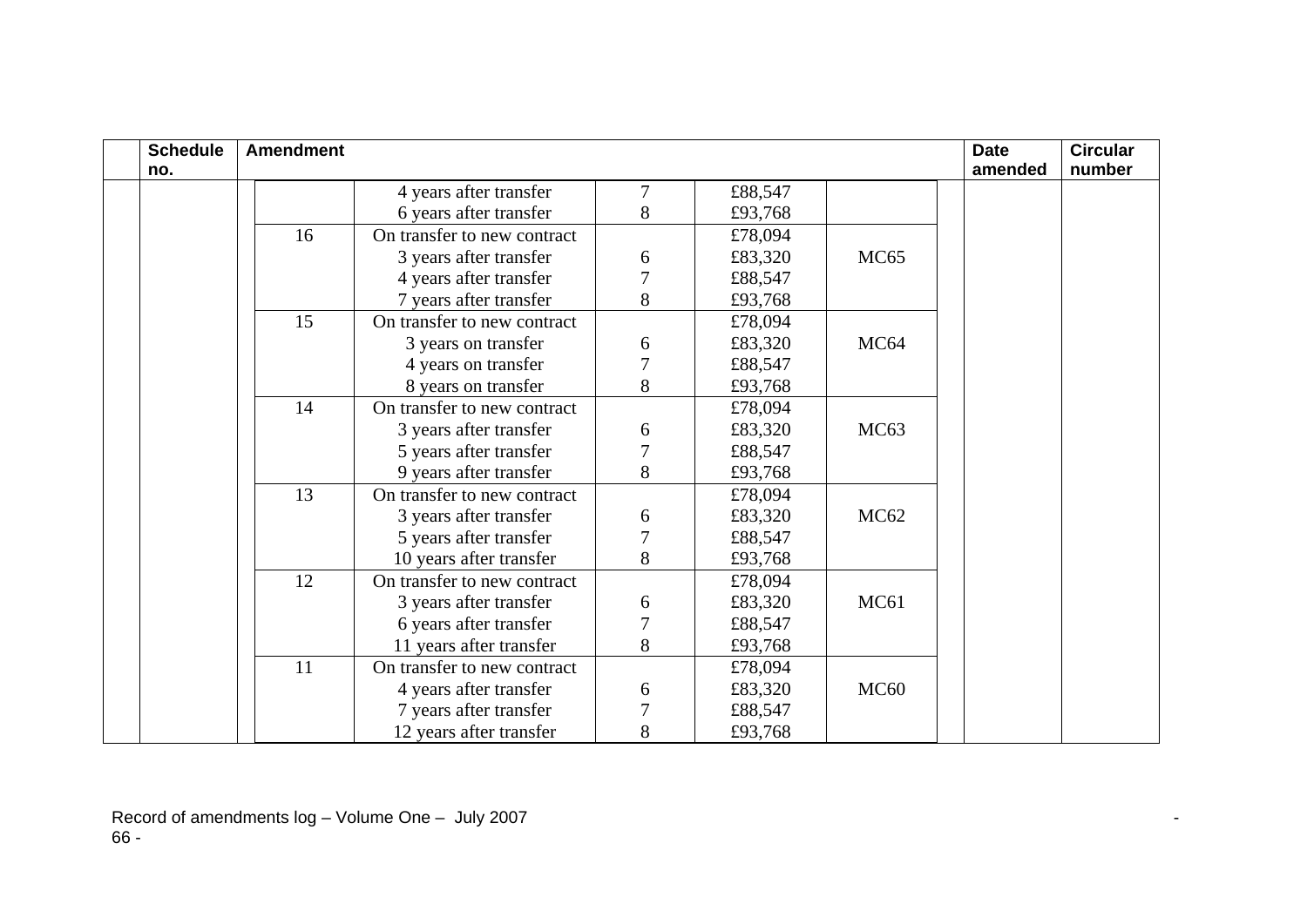| Schedule no. | Amendment | | | | | Date amended | Circular number |
|---|---|---|---|---|---|---|---|
| | | 4 years after transfer | 7 | £88,547 | | | |
| | | 6 years after transfer | 8 | £93,768 | | | |
| | 16 | On transfer to new contract | | £78,094 | | | |
| | | 3 years after transfer | 6 | £83,320 | MC65 | | |
| | | 4 years after transfer | 7 | £88,547 | | | |
| | | 7 years after transfer | 8 | £93,768 | | | |
| | 15 | On transfer to new contract | | £78,094 | | | |
| | | 3 years on transfer | 6 | £83,320 | MC64 | | |
| | | 4 years on transfer | 7 | £88,547 | | | |
| | | 8 years on transfer | 8 | £93,768 | | | |
| | 14 | On transfer to new contract | | £78,094 | | | |
| | | 3 years after transfer | 6 | £83,320 | MC63 | | |
| | | 5 years after transfer | 7 | £88,547 | | | |
| | | 9 years after transfer | 8 | £93,768 | | | |
| | 13 | On transfer to new contract | | £78,094 | | | |
| | | 3 years after transfer | 6 | £83,320 | MC62 | | |
| | | 5 years after transfer | 7 | £88,547 | | | |
| | | 10 years after transfer | 8 | £93,768 | | | |
| | 12 | On transfer to new contract | | £78,094 | | | |
| | | 3 years after transfer | 6 | £83,320 | MC61 | | |
| | | 6 years after transfer | 7 | £88,547 | | | |
| | | 11 years after transfer | 8 | £93,768 | | | |
| | 11 | On transfer to new contract | | £78,094 | | | |
| | | 4 years after transfer | 6 | £83,320 | MC60 | | |
| | | 7 years after transfer | 7 | £88,547 | | | |
| | | 12 years after transfer | 8 | £93,768 | | | |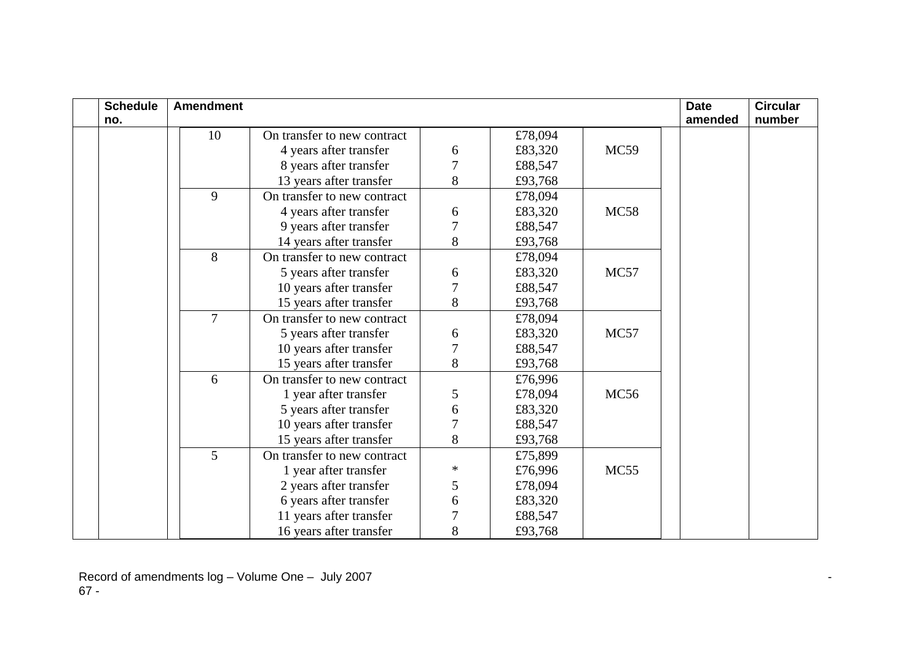| Schedule no. | Amendment | | | | | Date amended | Circular number |
|---|---|---|---|---|---|---|---|
| | 10 | On transfer to new contract | | £78,094 | MC59 | | |
| | | 4 years after transfer | 6 | £83,320 | | | |
| | | 8 years after transfer | 7 | £88,547 | | | |
| | | 13 years after transfer | 8 | £93,768 | | | |
| | 9 | On transfer to new contract | | £78,094 | MC58 | | |
| | | 4 years after transfer | 6 | £83,320 | | | |
| | | 9 years after transfer | 7 | £88,547 | | | |
| | | 14 years after transfer | 8 | £93,768 | | | |
| | 8 | On transfer to new contract | | £78,094 | MC57 | | |
| | | 5 years after transfer | 6 | £83,320 | | | |
| | | 10 years after transfer | 7 | £88,547 | | | |
| | | 15 years after transfer | 8 | £93,768 | | | |
| | 7 | On transfer to new contract | | £78,094 | MC57 | | |
| | | 5 years after transfer | 6 | £83,320 | | | |
| | | 10 years after transfer | 7 | £88,547 | | | |
| | | 15 years after transfer | 8 | £93,768 | | | |
| | 6 | On transfer to new contract | | £76,996 | MC56 | | |
| | | 1 year after transfer | 5 | £78,094 | | | |
| | | 5 years after transfer | 6 | £83,320 | | | |
| | | 10 years after transfer | 7 | £88,547 | | | |
| | | 15 years after transfer | 8 | £93,768 | | | |
| | 5 | On transfer to new contract | | £75,899 | MC55 | | |
| | | 1 year after transfer | * | £76,996 | | | |
| | | 2 years after transfer | 5 | £78,094 | | | |
| | | 6 years after transfer | 6 | £83,320 | | | |
| | | 11 years after transfer | 7 | £88,547 | | | |
| | | 16 years after transfer | 8 | £93,768 | | | |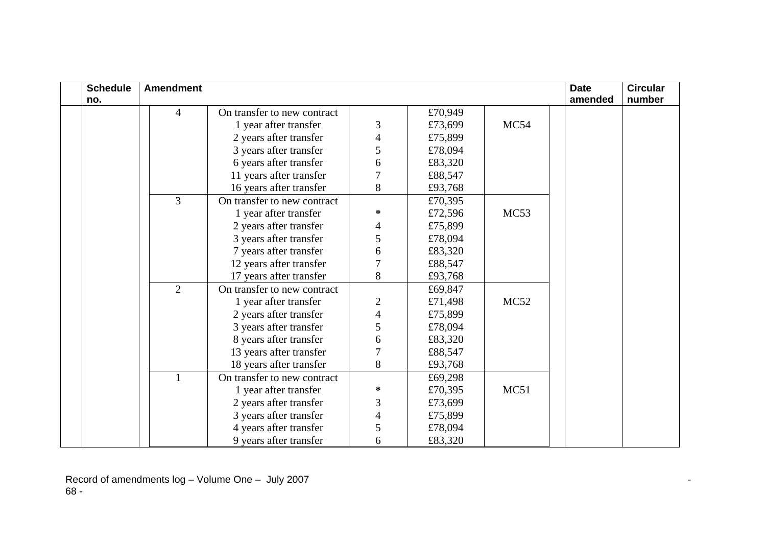| Schedule no. | Amendment | | | | | Date amended | Circular number |
|---|---|---|---|---|---|---|---|
| | 4 | On transfer to new contract | | £70,949 | | | |
| | | 1 year after transfer | 3 | £73,699 | MC54 | | |
| | | 2 years after transfer | 4 | £75,899 | | | |
| | | 3 years after transfer | 5 | £78,094 | | | |
| | | 6 years after transfer | 6 | £83,320 | | | |
| | | 11 years after transfer | 7 | £88,547 | | | |
| | | 16 years after transfer | 8 | £93,768 | | | |
| | 3 | On transfer to new contract | | £70,395 | | | |
| | | 1 year after transfer | * | £72,596 | MC53 | | |
| | | 2 years after transfer | 4 | £75,899 | | | |
| | | 3 years after transfer | 5 | £78,094 | | | |
| | | 7 years after transfer | 6 | £83,320 | | | |
| | | 12 years after transfer | 7 | £88,547 | | | |
| | | 17 years after transfer | 8 | £93,768 | | | |
| | 2 | On transfer to new contract | | £69,847 | | | |
| | | 1 year after transfer | 2 | £71,498 | MC52 | | |
| | | 2 years after transfer | 4 | £75,899 | | | |
| | | 3 years after transfer | 5 | £78,094 | | | |
| | | 8 years after transfer | 6 | £83,320 | | | |
| | | 13 years after transfer | 7 | £88,547 | | | |
| | | 18 years after transfer | 8 | £93,768 | | | |
| | 1 | On transfer to new contract | | £69,298 | | | |
| | | 1 year after transfer | * | £70,395 | MC51 | | |
| | | 2 years after transfer | 3 | £73,699 | | | |
| | | 3 years after transfer | 4 | £75,899 | | | |
| | | 4 years after transfer | 5 | £78,094 | | | |
| | | 9 years after transfer | 6 | £83,320 | | | |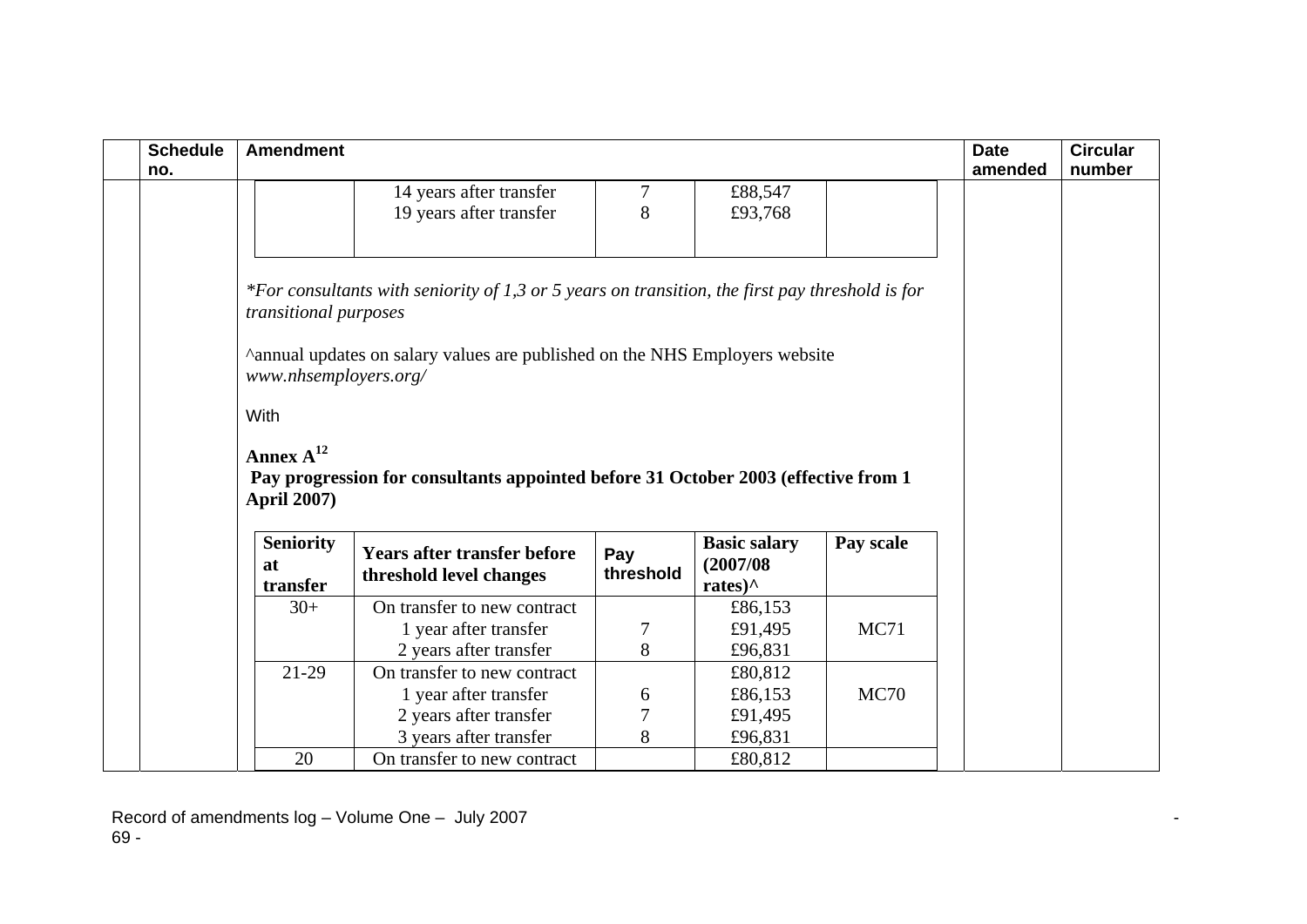| Schedule no. | Amendment | Date amended | Circular number |
|---|---|---|---|

| | | | | |
|---|---|---|---|---|
| | 14 years after transfer | 7 | £88,547 | |
| | 19 years after transfer | 8 | £93,768 | |

*\*For consultants with seniority of 1,3 or 5 years on transition, the first pay threshold is for transitional purposes*

^annual updates on salary values are published on the NHS Employers website *www.nhsemployers.org/*

With

**Annex A[12]**

**Pay progression for consultants appointed before 31 October 2003 (effective from 1 April 2007)**

| Seniority at transfer | Years after transfer before threshold level changes | Pay threshold | Basic salary (2007/08 rates)^ | Pay scale |
|---|---|---|---|---|
| 30+ | On transfer to new contract | | £86,153 | |
| | 1 year after transfer | 7 | £91,495 | MC71 |
| | 2 years after transfer | 8 | £96,831 | |
| 21-29 | On transfer to new contract | | £80,812 | |
| | 1 year after transfer | 6 | £86,153 | MC70 |
| | 2 years after transfer | 7 | £91,495 | |
| | 3 years after transfer | 8 | £96,831 | |
| 20 | On transfer to new contract | | £80,812 | |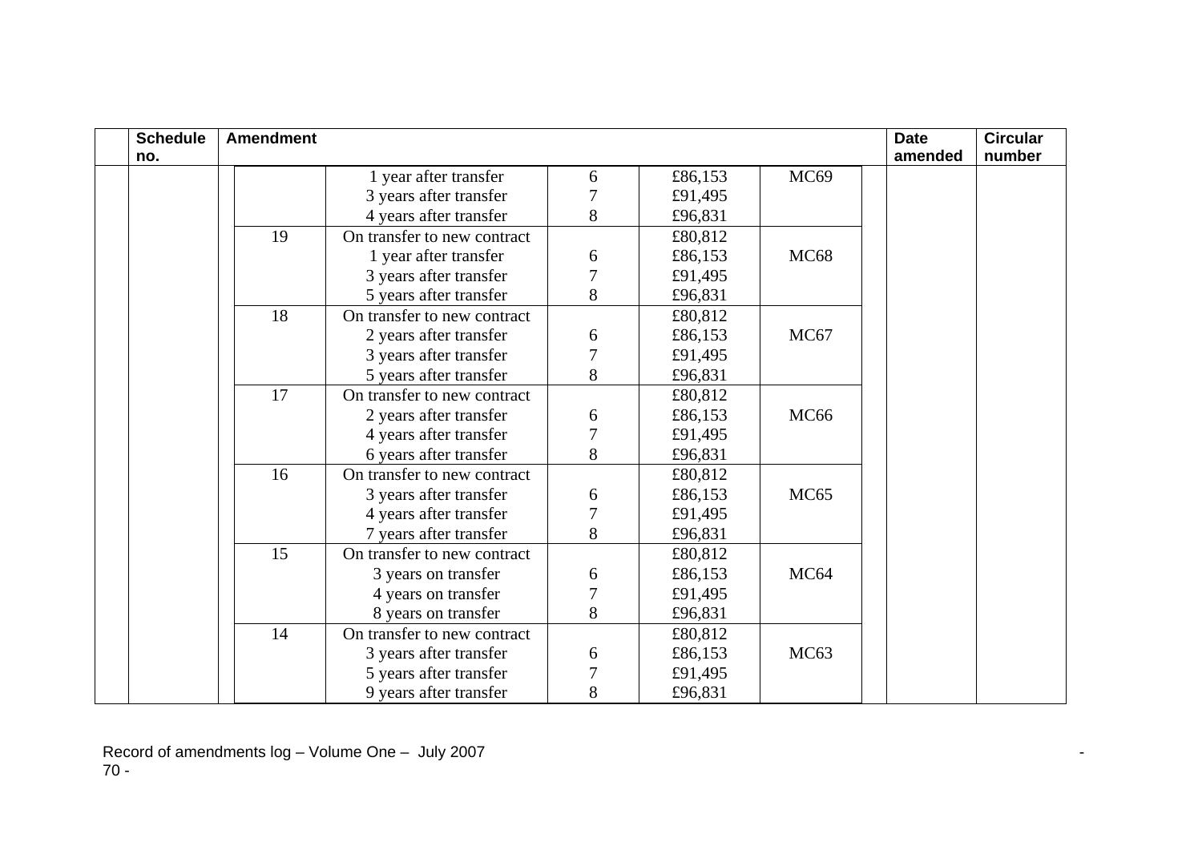| Schedule no. | Amendment | | | | | Date amended | Circular number |
|---|---|---|---|---|---|---|---|
| | | 1 year after transfer | 6 | £86,153 | MC69 | | |
| | | 3 years after transfer | 7 | £91,495 | | | |
| | | 4 years after transfer | 8 | £96,831 | | | |
| | 19 | On transfer to new contract | | £80,812 | | | |
| | | 1 year after transfer | 6 | £86,153 | MC68 | | |
| | | 3 years after transfer | 7 | £91,495 | | | |
| | | 5 years after transfer | 8 | £96,831 | | | |
| | 18 | On transfer to new contract | | £80,812 | | | |
| | | 2 years after transfer | 6 | £86,153 | MC67 | | |
| | | 3 years after transfer | 7 | £91,495 | | | |
| | | 5 years after transfer | 8 | £96,831 | | | |
| | 17 | On transfer to new contract | | £80,812 | | | |
| | | 2 years after transfer | 6 | £86,153 | MC66 | | |
| | | 4 years after transfer | 7 | £91,495 | | | |
| | | 6 years after transfer | 8 | £96,831 | | | |
| | 16 | On transfer to new contract | | £80,812 | | | |
| | | 3 years after transfer | 6 | £86,153 | MC65 | | |
| | | 4 years after transfer | 7 | £91,495 | | | |
| | | 7 years after transfer | 8 | £96,831 | | | |
| | 15 | On transfer to new contract | | £80,812 | | | |
| | | 3 years on transfer | 6 | £86,153 | MC64 | | |
| | | 4 years on transfer | 7 | £91,495 | | | |
| | | 8 years on transfer | 8 | £96,831 | | | |
| | 14 | On transfer to new contract | | £80,812 | | | |
| | | 3 years after transfer | 6 | £86,153 | MC63 | | |
| | | 5 years after transfer | 7 | £91,495 | | | |
| | | 9 years after transfer | 8 | £96,831 | | | |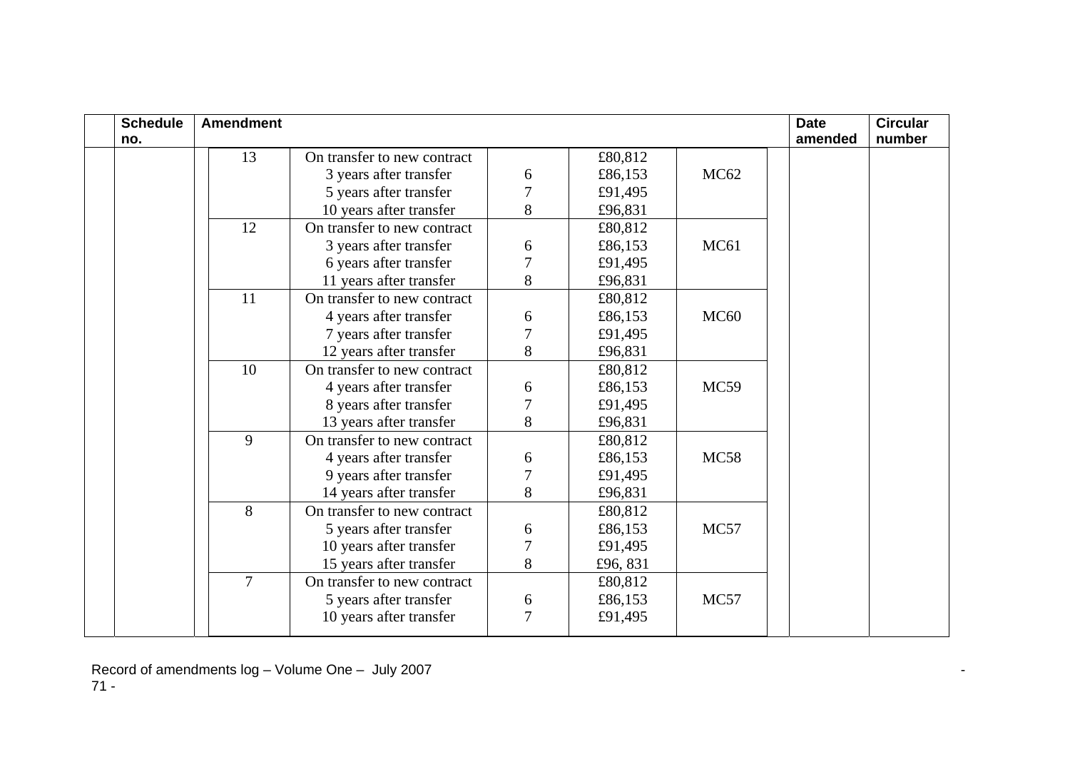| Schedule no. | Amendment | | | | | Date amended | Circular number |
|---|---|---|---|---|---|---|---|
| | 13 | On transfer to new contract | | £80,812 | MC62 | | |
| | | 3 years after transfer | 6 | £86,153 | | | |
| | | 5 years after transfer | 7 | £91,495 | | | |
| | | 10 years after transfer | 8 | £96,831 | | | |
| | 12 | On transfer to new contract | | £80,812 | MC61 | | |
| | | 3 years after transfer | 6 | £86,153 | | | |
| | | 6 years after transfer | 7 | £91,495 | | | |
| | | 11 years after transfer | 8 | £96,831 | | | |
| | 11 | On transfer to new contract | | £80,812 | MC60 | | |
| | | 4 years after transfer | 6 | £86,153 | | | |
| | | 7 years after transfer | 7 | £91,495 | | | |
| | | 12 years after transfer | 8 | £96,831 | | | |
| | 10 | On transfer to new contract | | £80,812 | MC59 | | |
| | | 4 years after transfer | 6 | £86,153 | | | |
| | | 8 years after transfer | 7 | £91,495 | | | |
| | | 13 years after transfer | 8 | £96,831 | | | |
| | 9 | On transfer to new contract | | £80,812 | MC58 | | |
| | | 4 years after transfer | 6 | £86,153 | | | |
| | | 9 years after transfer | 7 | £91,495 | | | |
| | | 14 years after transfer | 8 | £96,831 | | | |
| | 8 | On transfer to new contract | | £80,812 | MC57 | | |
| | | 5 years after transfer | 6 | £86,153 | | | |
| | | 10 years after transfer | 7 | £91,495 | | | |
| | | 15 years after transfer | 8 | £96, 831 | | | |
| | 7 | On transfer to new contract | | £80,812 | MC57 | | |
| | | 5 years after transfer | 6 | £86,153 | | | |
| | | 10 years after transfer | 7 | £91,495 | | | |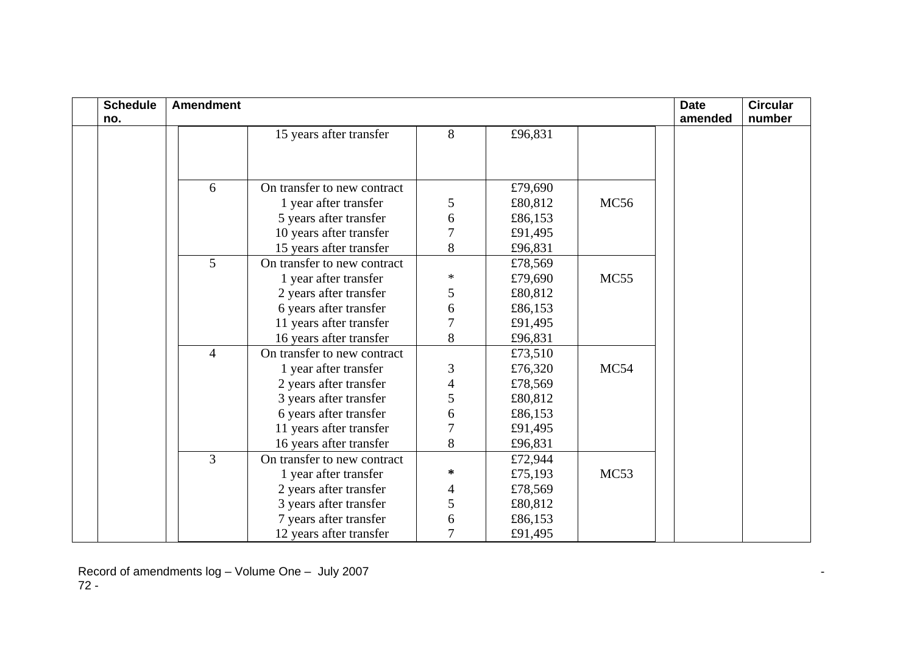| Schedule no. | Amendment | | | | | Date amended | Circular number |
|---|---|---|---|---|---|---|---|
| | | 15 years after transfer | 8 | £96,831 | | | |
| | 6 | On transfer to new contract | | £79,690 | | | |
| | | 1 year after transfer | 5 | £80,812 | MC56 | | |
| | | 5 years after transfer | 6 | £86,153 | | | |
| | | 10 years after transfer | 7 | £91,495 | | | |
| | | 15 years after transfer | 8 | £96,831 | | | |
| | 5 | On transfer to new contract | | £78,569 | | | |
| | | 1 year after transfer | * | £79,690 | MC55 | | |
| | | 2 years after transfer | 5 | £80,812 | | | |
| | | 6 years after transfer | 6 | £86,153 | | | |
| | | 11 years after transfer | 7 | £91,495 | | | |
| | | 16 years after transfer | 8 | £96,831 | | | |
| | 4 | On transfer to new contract | | £73,510 | | | |
| | | 1 year after transfer | 3 | £76,320 | MC54 | | |
| | | 2 years after transfer | 4 | £78,569 | | | |
| | | 3 years after transfer | 5 | £80,812 | | | |
| | | 6 years after transfer | 6 | £86,153 | | | |
| | | 11 years after transfer | 7 | £91,495 | | | |
| | | 16 years after transfer | 8 | £96,831 | | | |
| | 3 | On transfer to new contract | | £72,944 | | | |
| | | 1 year after transfer | * | £75,193 | MC53 | | |
| | | 2 years after transfer | 4 | £78,569 | | | |
| | | 3 years after transfer | 5 | £80,812 | | | |
| | | 7 years after transfer | 6 | £86,153 | | | |
| | | 12 years after transfer | 7 | £91,495 | | | |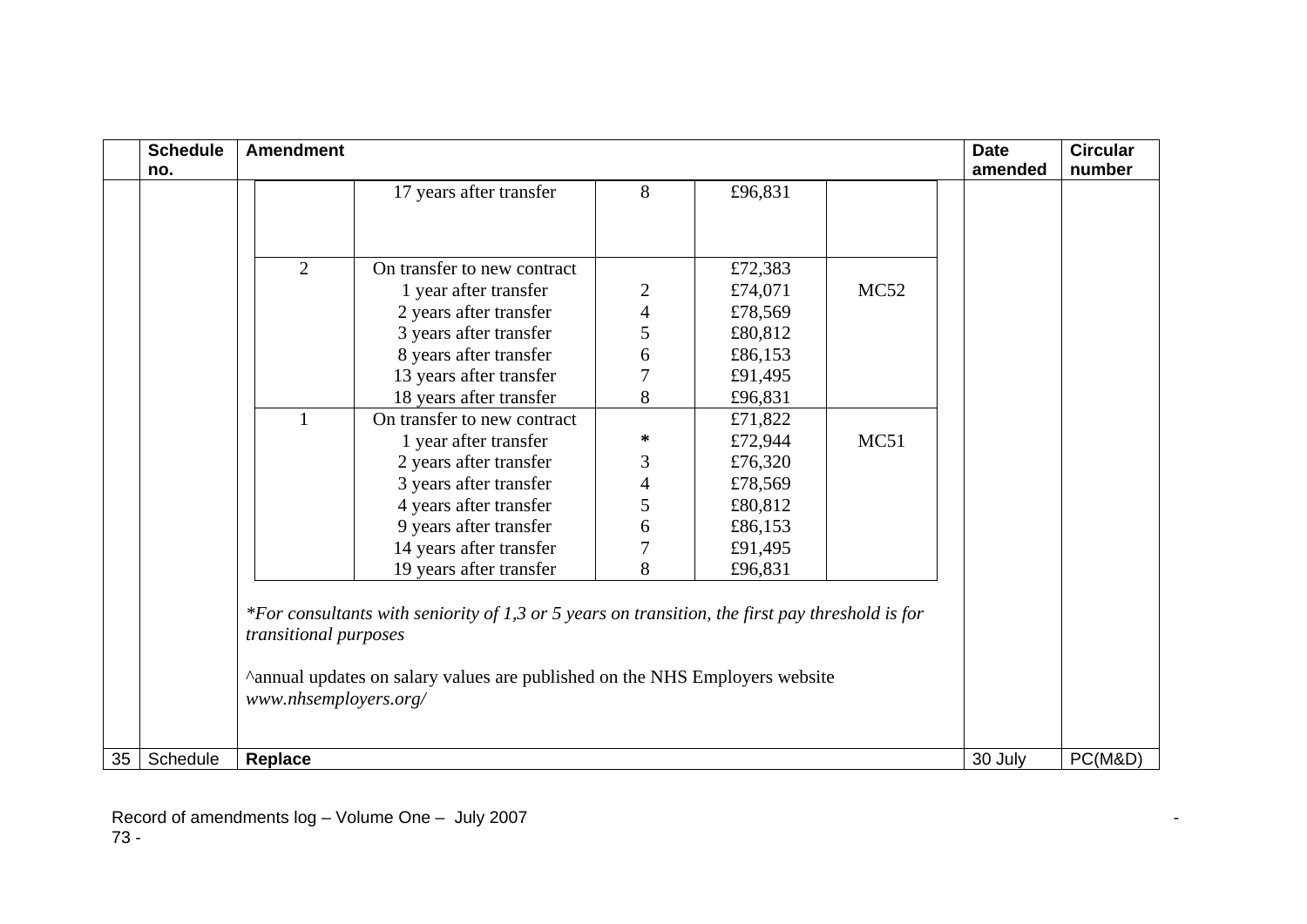| | Schedule no. | Amendment | Date amended | Circular number |
|---|---|---|---|---|
| | | | | |

| | | | | |
|---|---|---|---|---|
| | 17 years after transfer | 8 | £96,831 | |
| 2 | On transfer to new contract<br>1 year after transfer<br>2 years after transfer<br>3 years after transfer<br>8 years after transfer<br>13 years after transfer<br>18 years after transfer | <br>2<br>4<br>5<br>6<br>7<br>8 | £72,383<br>£74,071<br>£78,569<br>£80,812<br>£86,153<br>£91,495<br>£96,831 | MC52 |
| 1 | On transfer to new contract<br>1 year after transfer<br>2 years after transfer<br>3 years after transfer<br>4 years after transfer<br>9 years after transfer<br>14 years after transfer<br>19 years after transfer | <br>*<br>3<br>4<br>5<br>6<br>7<br>8 | £71,822<br>£72,944<br>£76,320<br>£78,569<br>£80,812<br>£86,153<br>£91,495<br>£96,831 | MC51 |

*\*For consultants with seniority of 1,3 or 5 years on transition, the first pay threshold is for transitional purposes*

^annual updates on salary values are published on the NHS Employers website *www.nhsemployers.org/*

| | | | | |
|---|---|---|---|---|
| 35 | Schedule | **Replace** | 30 July | PC(M&D) |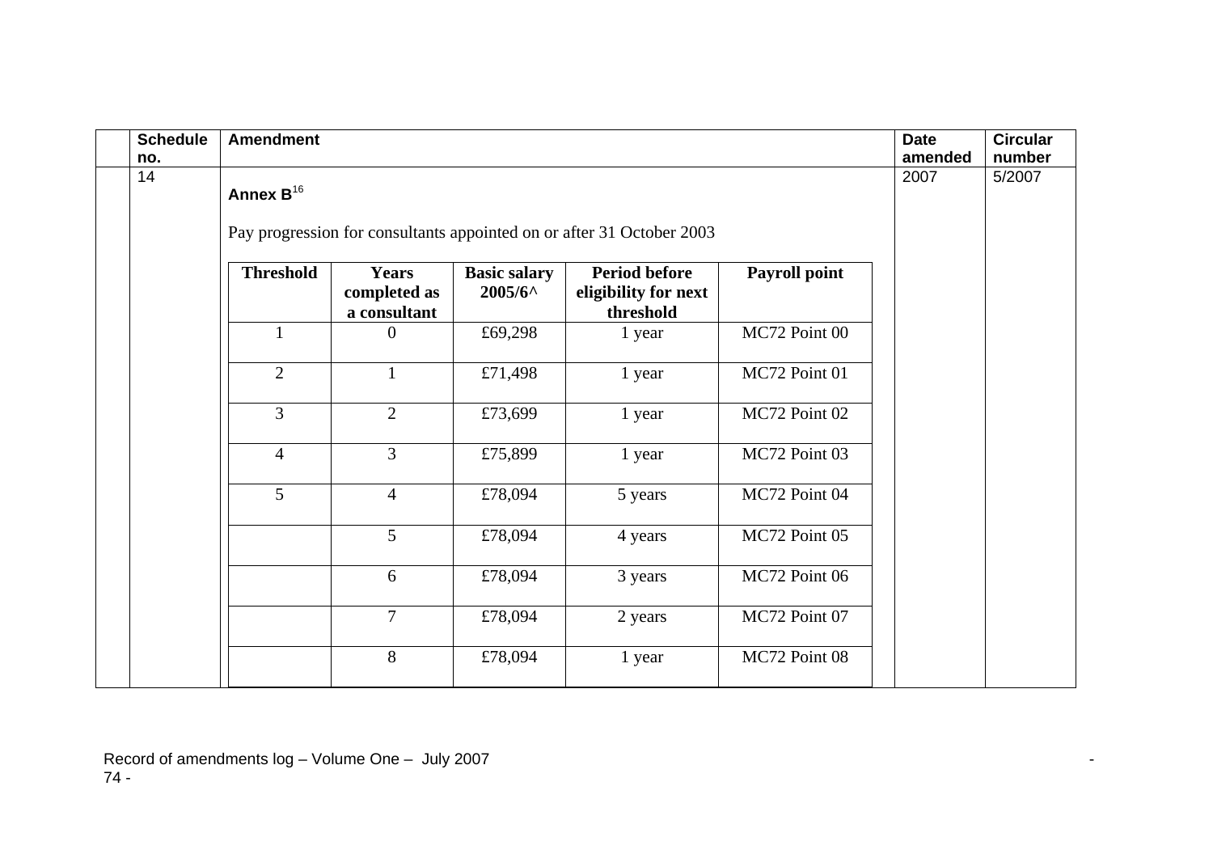| Schedule no. | Amendment | Date amended | Circular number |
|---|---|---|---|
| 14 | **Annex B**[16] | 2007 | 5/2007 |

Pay progression for consultants appointed on or after 31 October 2003

| Threshold | Years completed as a consultant | Basic salary 2005/6^ | Period before eligibility for next threshold | Payroll point |
|---|---|---|---|---|
| 1 | 0 | £69,298 | 1 year | MC72 Point 00 |
| 2 | 1 | £71,498 | 1 year | MC72 Point 01 |
| 3 | 2 | £73,699 | 1 year | MC72 Point 02 |
| 4 | 3 | £75,899 | 1 year | MC72 Point 03 |
| 5 | 4 | £78,094 | 5 years | MC72 Point 04 |
| | 5 | £78,094 | 4 years | MC72 Point 05 |
| | 6 | £78,094 | 3 years | MC72 Point 06 |
| | 7 | £78,094 | 2 years | MC72 Point 07 |
| | 8 | £78,094 | 1 year | MC72 Point 08 |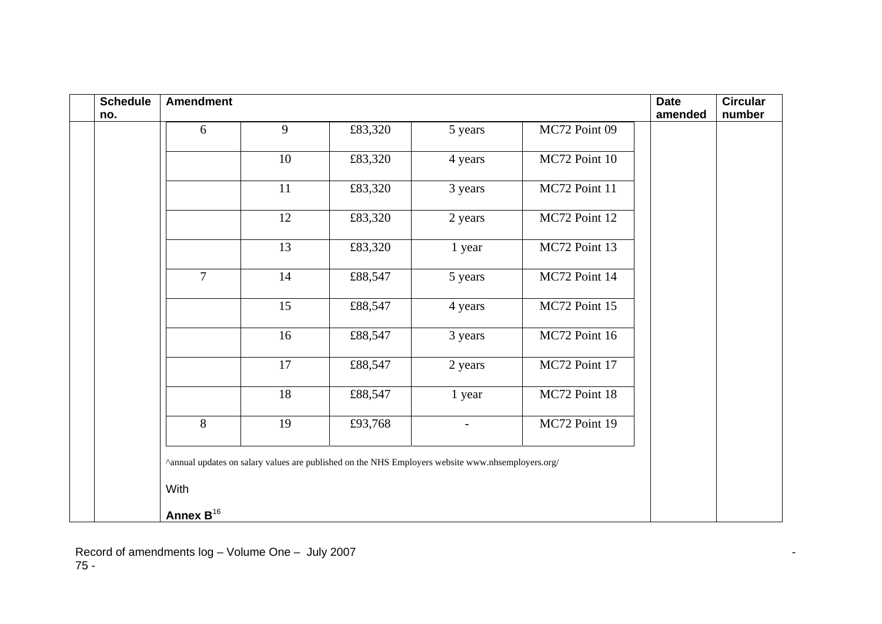| | Schedule no. | Amendment | Date amended | Circular number |
|---|---|---|---|---|
| | | | | |

| | | | | |
|---|---|---|---|---|
| 6 | 9 | £83,320 | 5 years | MC72 Point 09 |
| | 10 | £83,320 | 4 years | MC72 Point 10 |
| | 11 | £83,320 | 3 years | MC72 Point 11 |
| | 12 | £83,320 | 2 years | MC72 Point 12 |
| | 13 | £83,320 | 1 year | MC72 Point 13 |
| 7 | 14 | £88,547 | 5 years | MC72 Point 14 |
| | 15 | £88,547 | 4 years | MC72 Point 15 |
| | 16 | £88,547 | 3 years | MC72 Point 16 |
| | 17 | £88,547 | 2 years | MC72 Point 17 |
| | 18 | £88,547 | 1 year | MC72 Point 18 |
| 8 | 19 | £93,768 | - | MC72 Point 19 |

^annual updates on salary values are published on the NHS Employers website www.nhsemployers.org/

With

**Annex B**[16]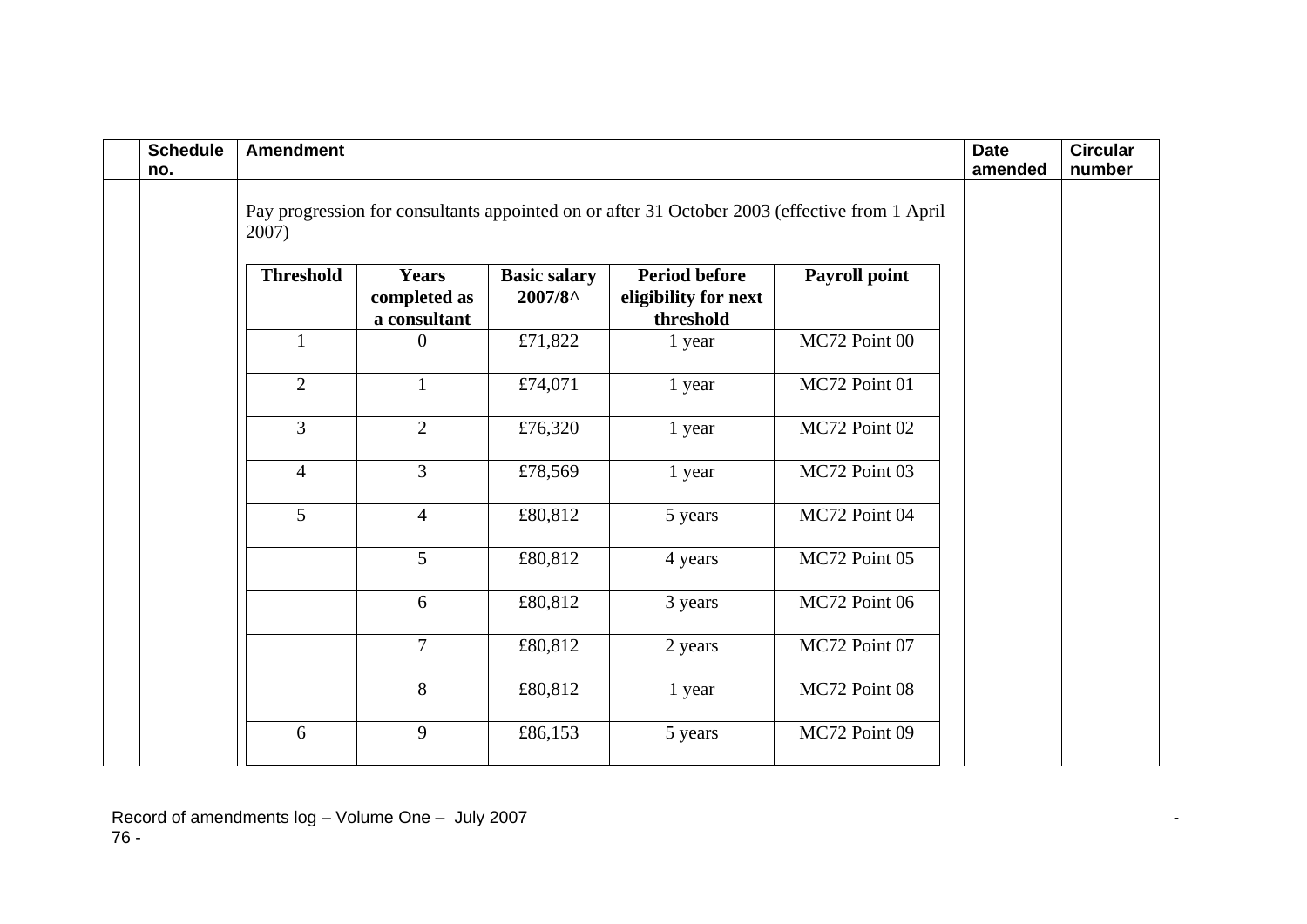| Schedule no. | Amendment | Date amended | Circular number |
|---|---|---|---|
| | Pay progression for consultants appointed on or after 31 October 2003 (effective from 1 April 2007) | | |

| Threshold | Years completed as a consultant | Basic salary 2007/8^ | Period before eligibility for next threshold | Payroll point |
|---|---|---|---|---|
| 1 | 0 | £71,822 | 1 year | MC72 Point 00 |
| 2 | 1 | £74,071 | 1 year | MC72 Point 01 |
| 3 | 2 | £76,320 | 1 year | MC72 Point 02 |
| 4 | 3 | £78,569 | 1 year | MC72 Point 03 |
| 5 | 4 | £80,812 | 5 years | MC72 Point 04 |
| | 5 | £80,812 | 4 years | MC72 Point 05 |
| | 6 | £80,812 | 3 years | MC72 Point 06 |
| | 7 | £80,812 | 2 years | MC72 Point 07 |
| | 8 | £80,812 | 1 year | MC72 Point 08 |
| 6 | 9 | £86,153 | 5 years | MC72 Point 09 |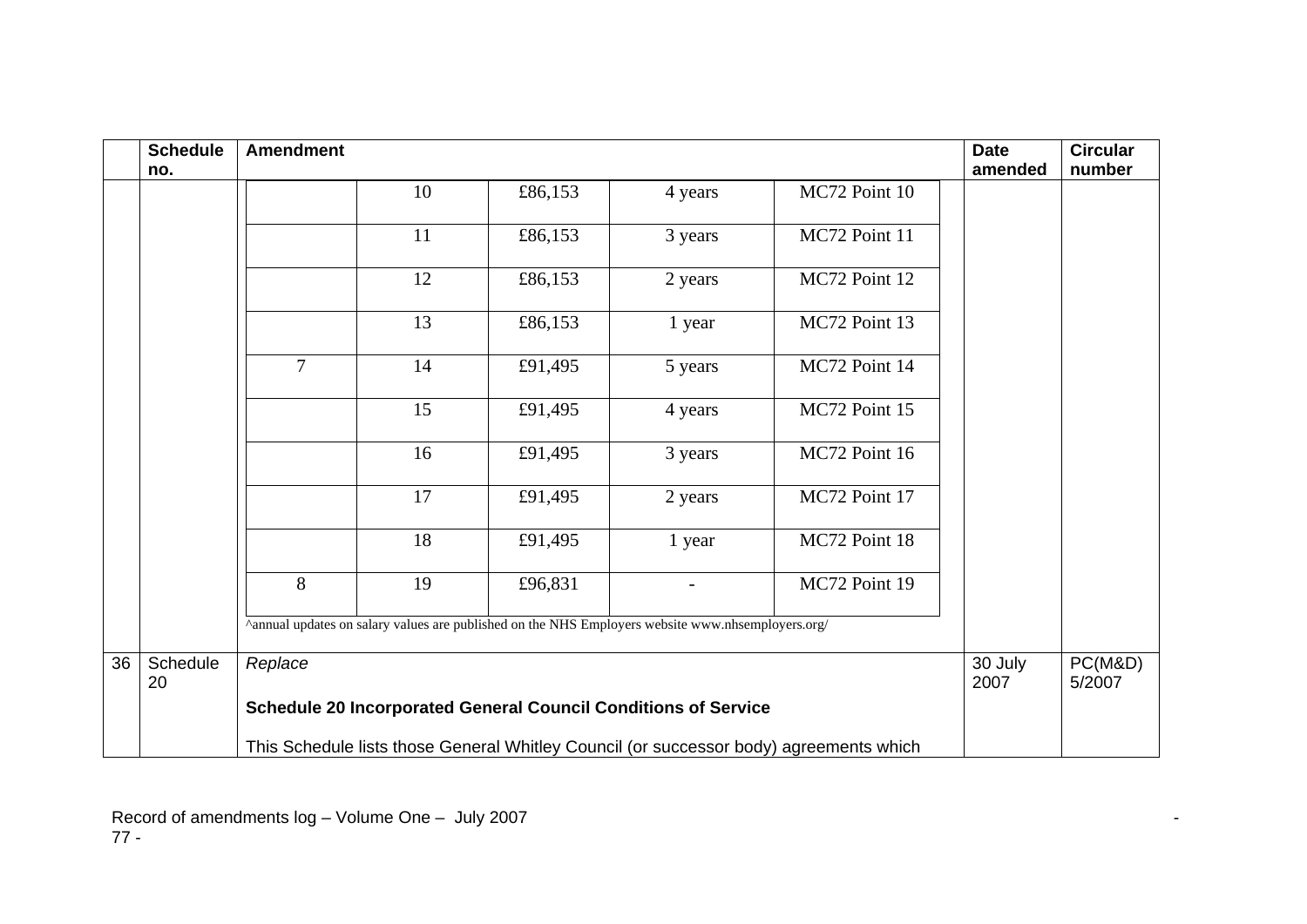| | Schedule no. | Amendment | | | | | Date amended | Circular number |
|---|---|---|---|---|---|---|---|---|
| | | | 10 | £86,153 | 4 years | MC72 Point 10 | | |
| | | | 11 | £86,153 | 3 years | MC72 Point 11 | | |
| | | | 12 | £86,153 | 2 years | MC72 Point 12 | | |
| | | | 13 | £86,153 | 1 year | MC72 Point 13 | | |
| | | 7 | 14 | £91,495 | 5 years | MC72 Point 14 | | |
| | | | 15 | £91,495 | 4 years | MC72 Point 15 | | |
| | | | 16 | £91,495 | 3 years | MC72 Point 16 | | |
| | | | 17 | £91,495 | 2 years | MC72 Point 17 | | |
| | | | 18 | £91,495 | 1 year | MC72 Point 18 | | |
| | | 8 | 19 | £96,831 | - | MC72 Point 19 | | |
| | | ^annual updates on salary values are published on the NHS Employers website www.nhsemployers.org/ | | | | | | |
| 36 | Schedule 20 | *Replace*<br><br>**Schedule 20 Incorporated General Council Conditions of Service**<br><br>This Schedule lists those General Whitley Council (or successor body) agreements which | | | | | 30 July 2007 | PC(M&D) 5/2007 |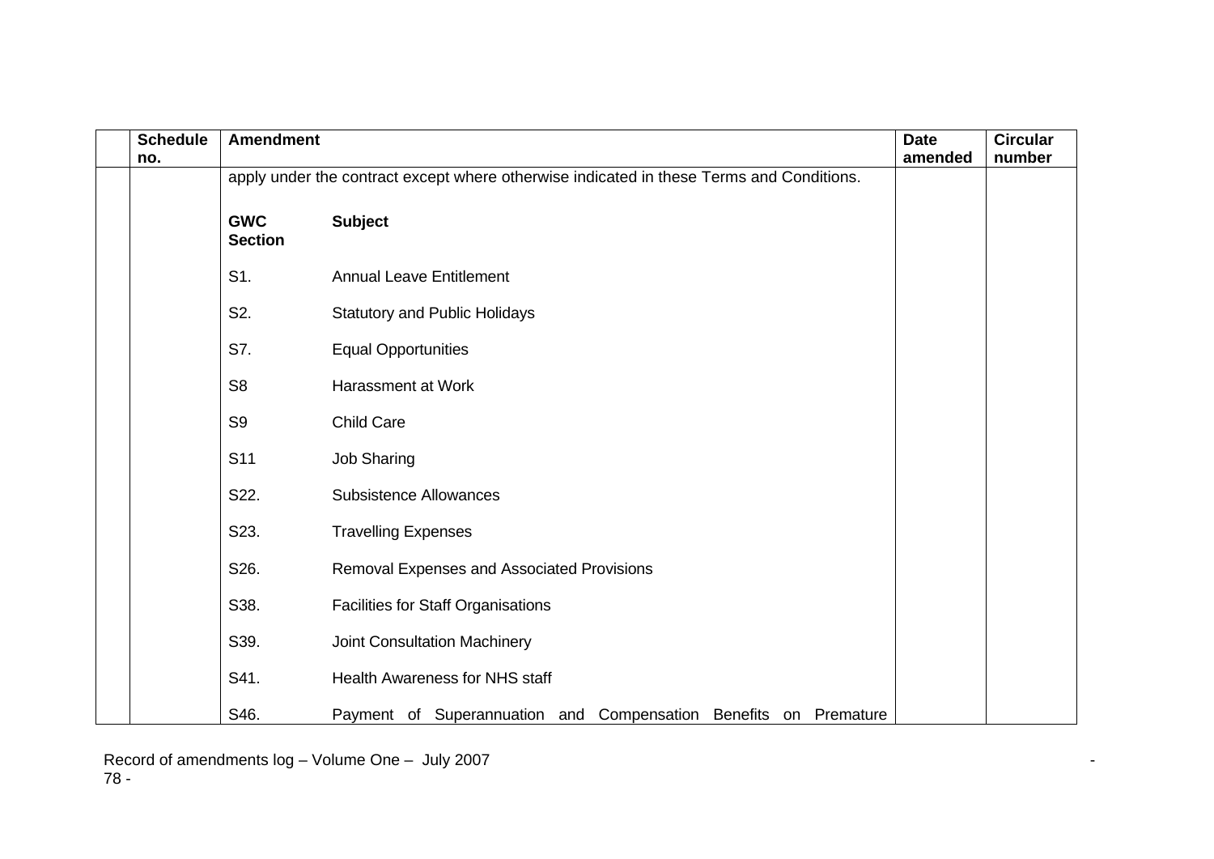| | Schedule no. | Amendment | Date amended | Circular number |
|---|---|---|---|---|
| | | apply under the contract except where otherwise indicated in these Terms and Conditions.<br><br>**GWC Section** **Subject**<br><br>S1. Annual Leave Entitlement<br><br>S2. Statutory and Public Holidays<br><br>S7. Equal Opportunities<br><br>S8 Harassment at Work<br><br>S9 Child Care<br><br>S11 Job Sharing<br><br>S22. Subsistence Allowances<br><br>S23. Travelling Expenses<br><br>S26. Removal Expenses and Associated Provisions<br><br>S38. Facilities for Staff Organisations<br><br>S39. Joint Consultation Machinery<br><br>S41. Health Awareness for NHS staff<br><br>S46. Payment of Superannuation and Compensation Benefits on Premature | | |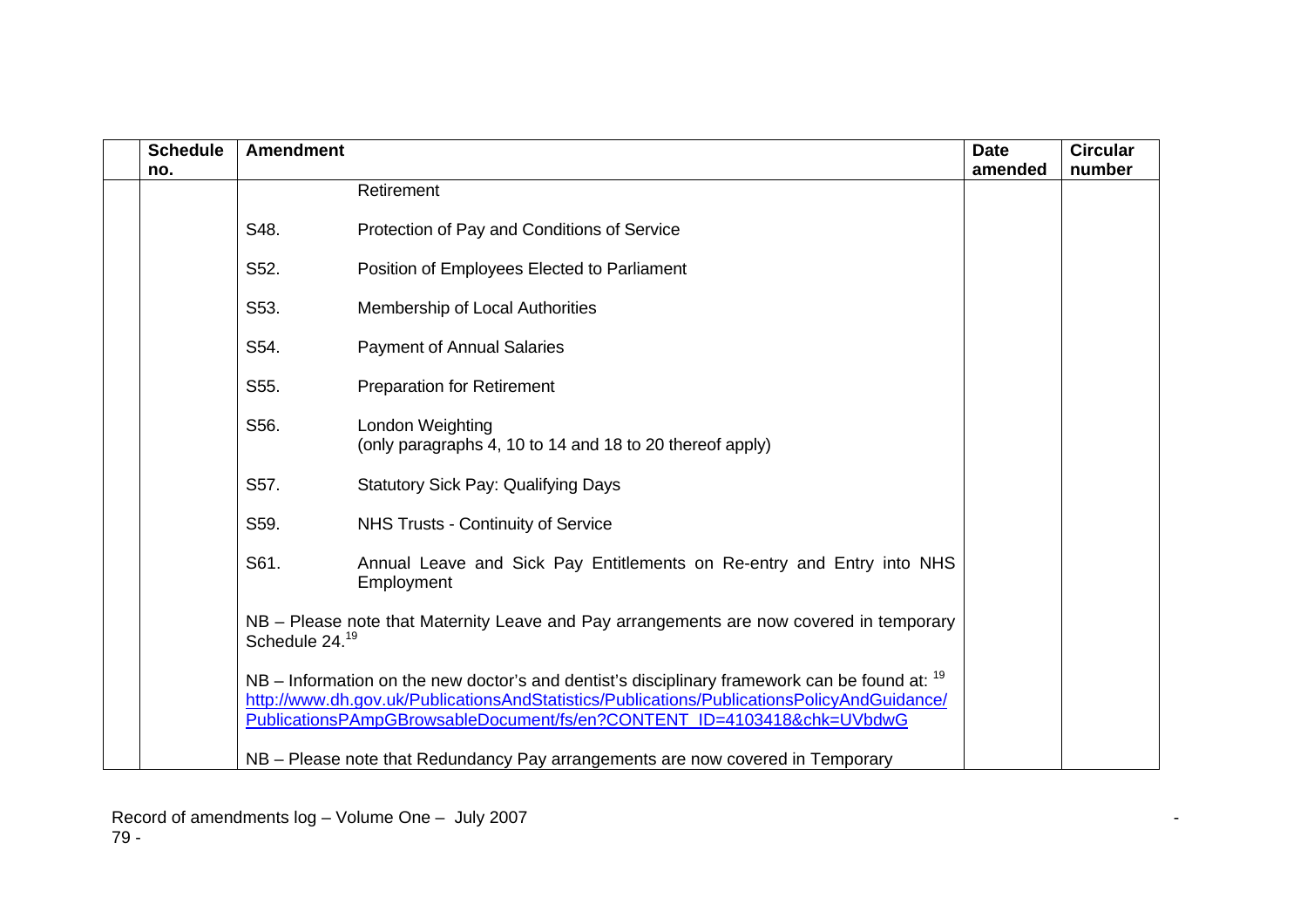| | Schedule no. | Amendment | Date amended | Circular number |
|---|---|---|---|---|
| | | Retirement | | |
| | | S48. Protection of Pay and Conditions of Service | | |
| | | S52. Position of Employees Elected to Parliament | | |
| | | S53. Membership of Local Authorities | | |
| | | S54. Payment of Annual Salaries | | |
| | | S55. Preparation for Retirement | | |
| | | S56. London Weighting (only paragraphs 4, 10 to 14 and 18 to 20 thereof apply) | | |
| | | S57. Statutory Sick Pay: Qualifying Days | | |
| | | S59. NHS Trusts - Continuity of Service | | |
| | | S61. Annual Leave and Sick Pay Entitlements on Re-entry and Entry into NHS Employment | | |
| | | NB – Please note that Maternity Leave and Pay arrangements are now covered in temporary Schedule 24.[19] | | |
| | | NB – Information on the new doctor's and dentist's disciplinary framework can be found at: [19] http://www.dh.gov.uk/PublicationsAndStatistics/Publications/PublicationsPolicyAndGuidance/PublicationsPAmpGBrowsableDocument/fs/en?CONTENT_ID=4103418&chk=UVbdwG | | |
| | | NB – Please note that Redundancy Pay arrangements are now covered in Temporary | | |

Record of amendments log – Volume One – July 2007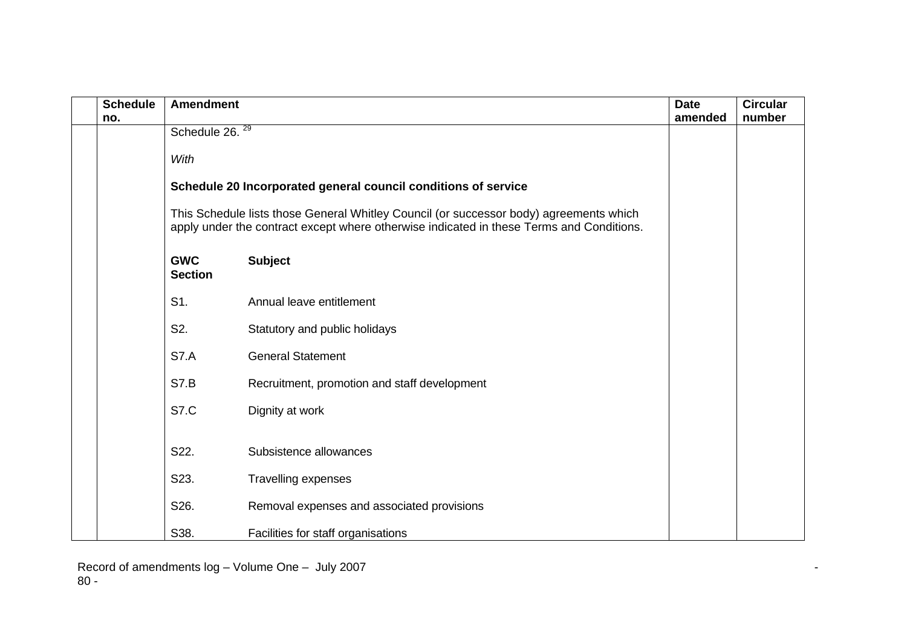| | Schedule no. | Amendment | Date amended | Circular number |
|---|---|---|---|---|
| | | Schedule 26. [29]<br><br>*With*<br><br>**Schedule 20 Incorporated general council conditions of service**<br><br>This Schedule lists those General Whitley Council (or successor body) agreements which apply under the contract except where otherwise indicated in these Terms and Conditions.<br><br>**GWC Section** — **Subject**<br><br>S1. — Annual leave entitlement<br><br>S2. — Statutory and public holidays<br><br>S7.A — General Statement<br><br>S7.B — Recruitment, promotion and staff development<br><br>S7.C — Dignity at work<br><br>S22. — Subsistence allowances<br><br>S23. — Travelling expenses<br><br>S26. — Removal expenses and associated provisions<br><br>S38. — Facilities for staff organisations | | |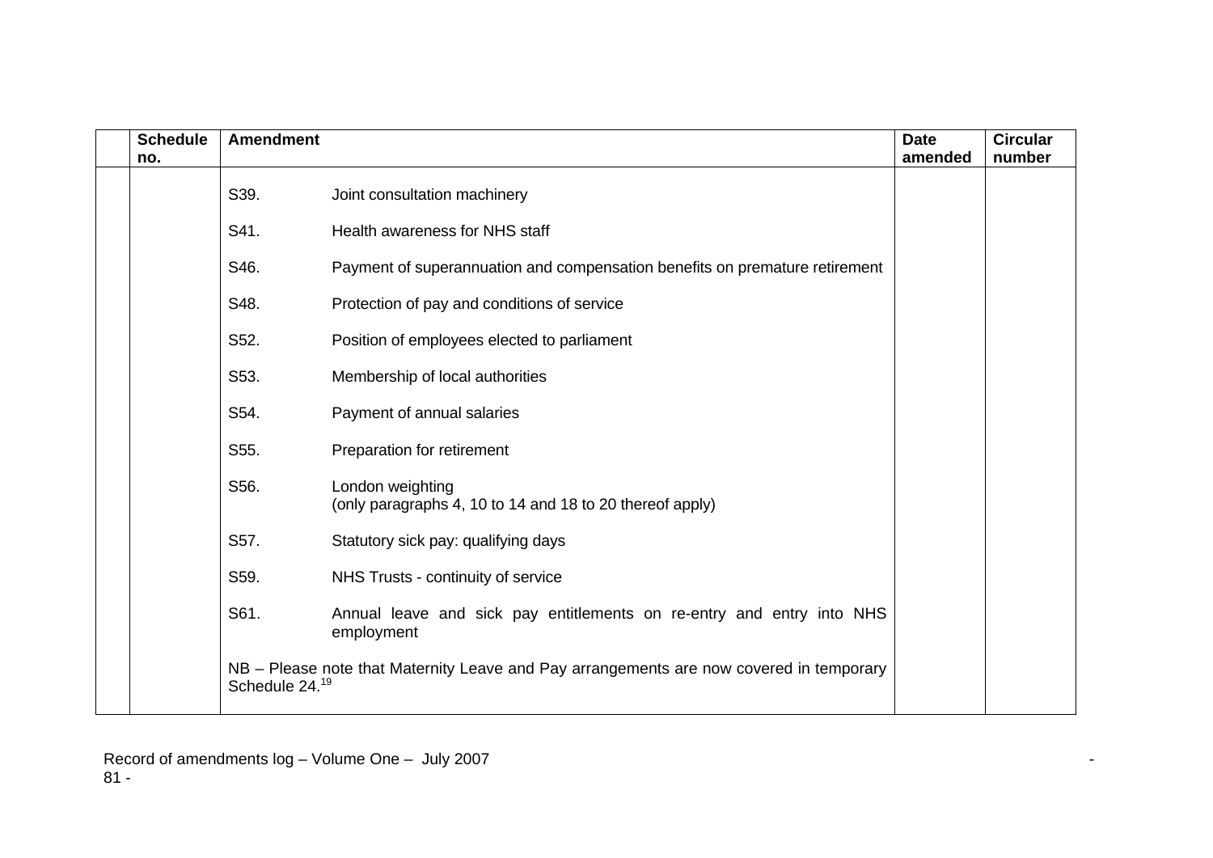| | Schedule no. | Amendment | Date amended | Circular number |
|---|---|---|---|---|
| | | S39. Joint consultation machinery | | |
| | | S41. Health awareness for NHS staff | | |
| | | S46. Payment of superannuation and compensation benefits on premature retirement | | |
| | | S48. Protection of pay and conditions of service | | |
| | | S52. Position of employees elected to parliament | | |
| | | S53. Membership of local authorities | | |
| | | S54. Payment of annual salaries | | |
| | | S55. Preparation for retirement | | |
| | | S56. London weighting (only paragraphs 4, 10 to 14 and 18 to 20 thereof apply) | | |
| | | S57. Statutory sick pay: qualifying days | | |
| | | S59. NHS Trusts - continuity of service | | |
| | | S61. Annual leave and sick pay entitlements on re-entry and entry into NHS employment | | |
| | | NB – Please note that Maternity Leave and Pay arrangements are now covered in temporary Schedule 24.[19] | | |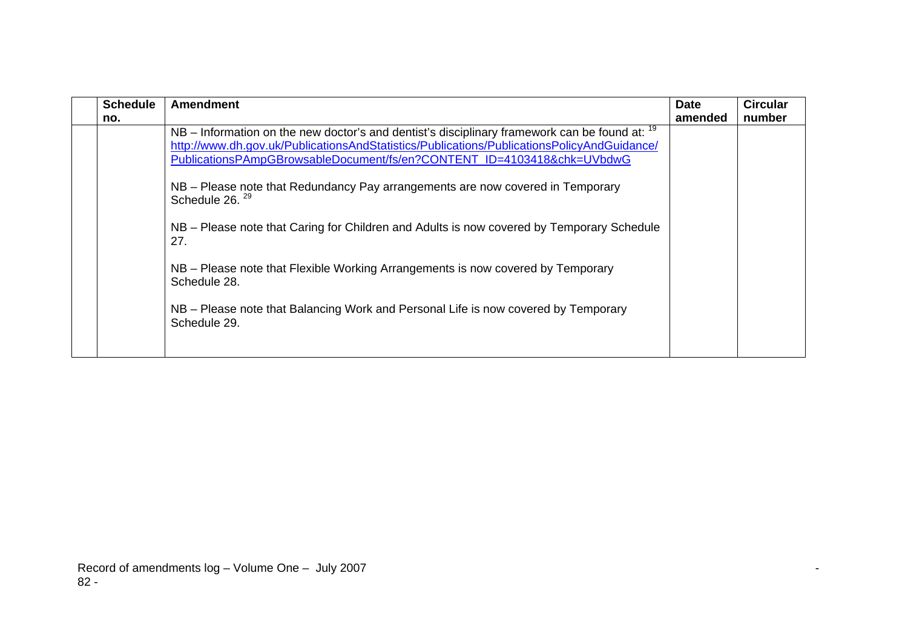| | Schedule no. | Amendment | Date amended | Circular number |
|---|---|---|---|---|
| | | NB – Information on the new doctor's and dentist's disciplinary framework can be found at: [19] http://www.dh.gov.uk/PublicationsAndStatistics/Publications/PublicationsPolicyAndGuidance/PublicationsPAmpGBrowsableDocument/fs/en?CONTENT_ID=4103418&chk=UVbdwG<br><br>NB – Please note that Redundancy Pay arrangements are now covered in Temporary Schedule 26. [29]<br><br>NB – Please note that Caring for Children and Adults is now covered by Temporary Schedule 27.<br><br>NB – Please note that Flexible Working Arrangements is now covered by Temporary Schedule 28.<br><br>NB – Please note that Balancing Work and Personal Life is now covered by Temporary Schedule 29. | | |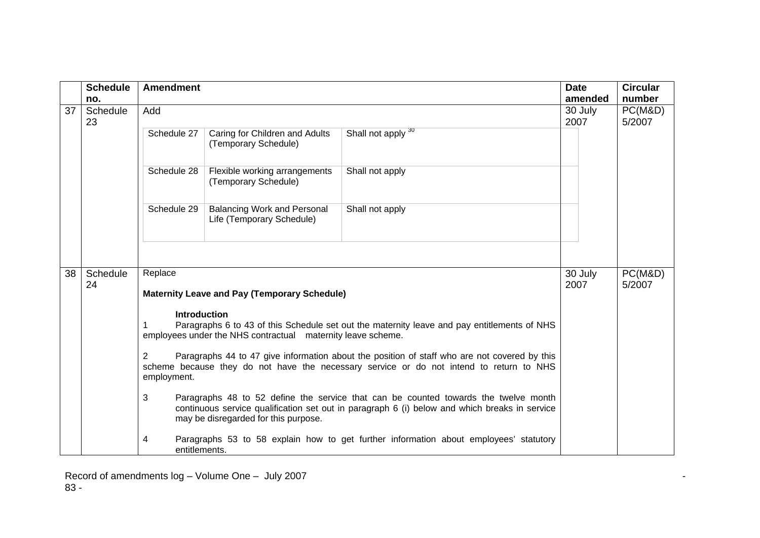| | Schedule no. | Amendment | Date amended | Circular number |
|---|---|---|---|---|
| 37 | Schedule 23 | Add<br><br>Schedule 27 — Caring for Children and Adults (Temporary Schedule) — Shall not apply [30]<br><br>Schedule 28 — Flexible working arrangements (Temporary Schedule) — Shall not apply<br><br>Schedule 29 — Balancing Work and Personal Life (Temporary Schedule) — Shall not apply | 30 July 2007 | PC(M&D) 5/2007 |
| 38 | Schedule 24 | Replace<br><br>**Maternity Leave and Pay (Temporary Schedule)**<br><br>**Introduction**<br>1 Paragraphs 6 to 43 of this Schedule set out the maternity leave and pay entitlements of NHS employees under the NHS contractual maternity leave scheme.<br><br>2 Paragraphs 44 to 47 give information about the position of staff who are not covered by this scheme because they do not have the necessary service or do not intend to return to NHS employment.<br><br>3 Paragraphs 48 to 52 define the service that can be counted towards the twelve month continuous service qualification set out in paragraph 6 (i) below and which breaks in service may be disregarded for this purpose.<br><br>4 Paragraphs 53 to 58 explain how to get further information about employees' statutory entitlements. | 30 July 2007 | PC(M&D) 5/2007 |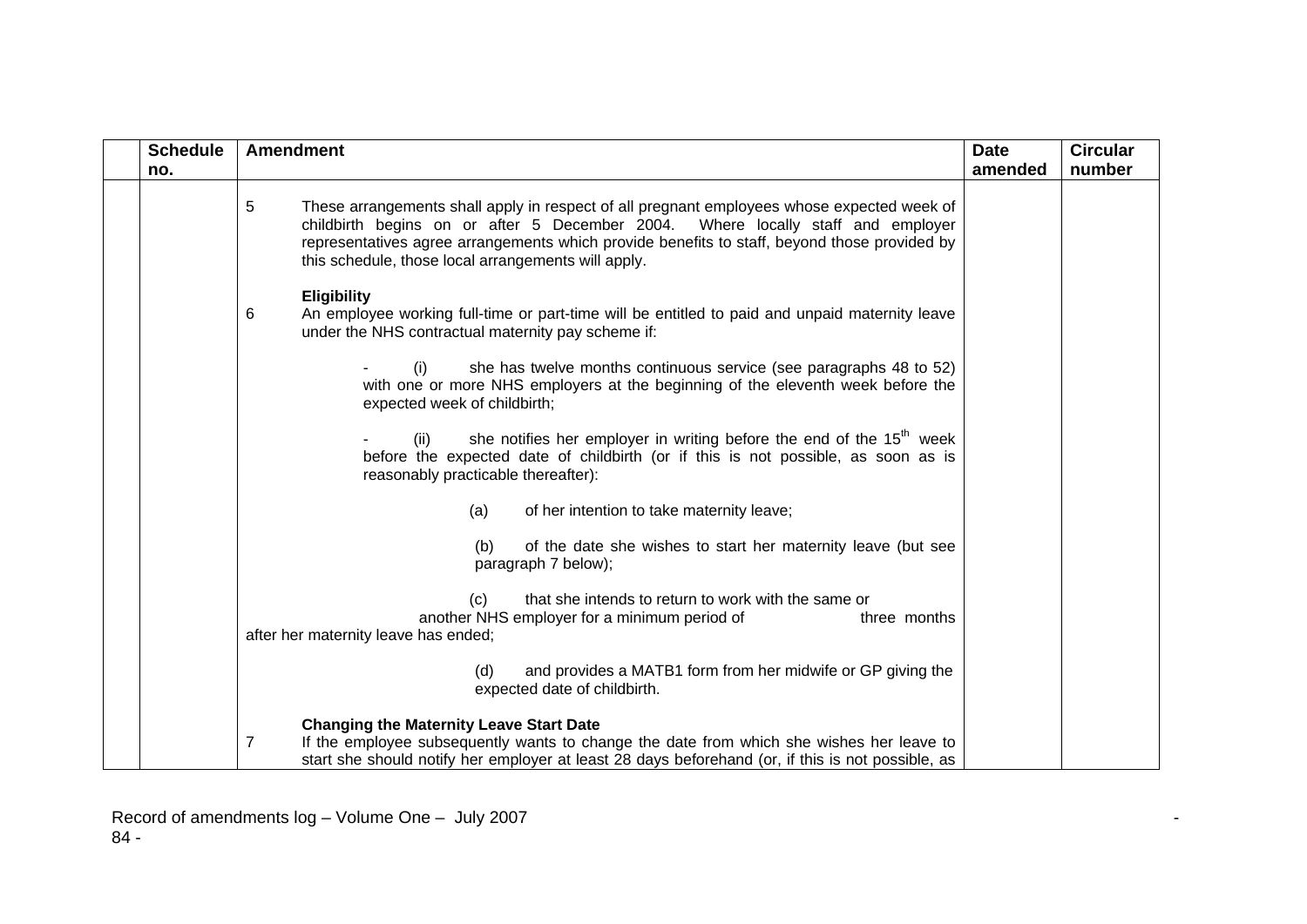| | Schedule no. | Amendment | Date amended | Circular number |
|---|---|---|---|---|
| | | 5 These arrangements shall apply in respect of all pregnant employees whose expected week of childbirth begins on or after 5 December 2004. Where locally staff and employer representatives agree arrangements which provide benefits to staff, beyond those provided by this schedule, those local arrangements will apply.<br><br>**Eligibility**<br>6 An employee working full-time or part-time will be entitled to paid and unpaid maternity leave under the NHS contractual maternity pay scheme if:<br><br>- (i) she has twelve months continuous service (see paragraphs 48 to 52) with one or more NHS employers at the beginning of the eleventh week before the expected week of childbirth;<br><br>- (ii) she notifies her employer in writing before the end of the 15th week before the expected date of childbirth (or if this is not possible, as soon as is reasonably practicable thereafter):<br><br>(a) of her intention to take maternity leave;<br><br>(b) of the date she wishes to start her maternity leave (but see paragraph 7 below);<br><br>(c) that she intends to return to work with the same or another NHS employer for a minimum period of three months after her maternity leave has ended;<br><br>(d) and provides a MATB1 form from her midwife or GP giving the expected date of childbirth.<br><br>**Changing the Maternity Leave Start Date**<br>7 If the employee subsequently wants to change the date from which she wishes her leave to start she should notify her employer at least 28 days beforehand (or, if this is not possible, as | | |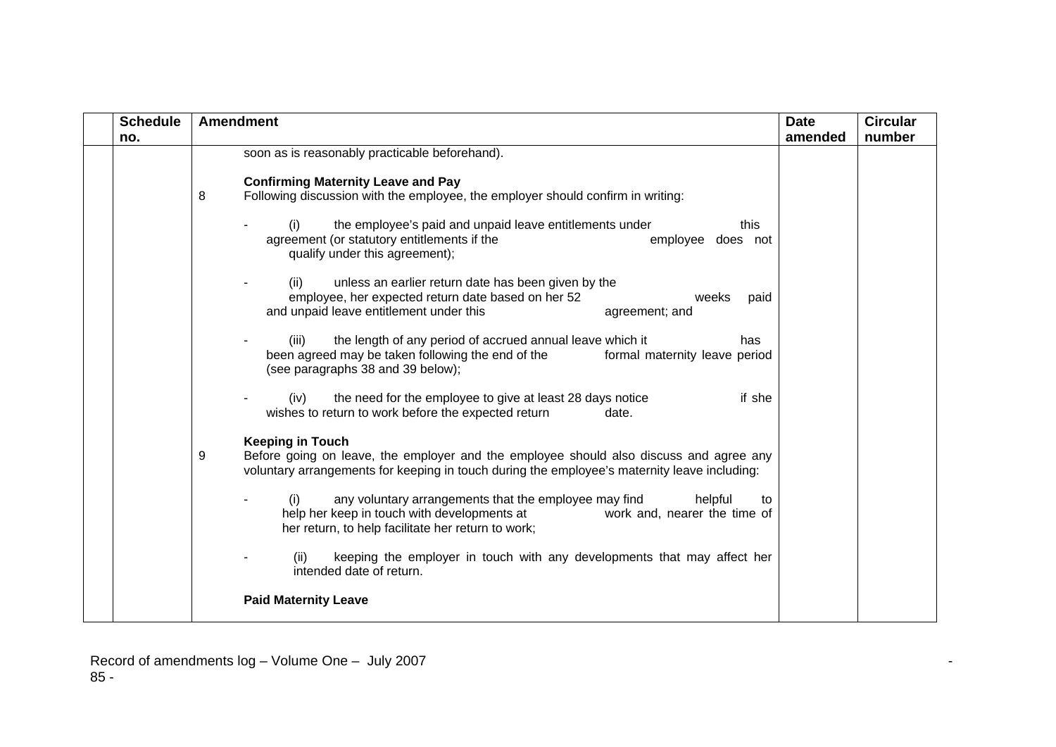| | Schedule no. | Amendment | Date amended | Circular number |
|---|---|---|---|---|
| | | soon as is reasonably practicable beforehand).<br><br>**Confirming Maternity Leave and Pay**<br>8 Following discussion with the employee, the employer should confirm in writing:<br><br>- (i) the employee's paid and unpaid leave entitlements under this agreement (or statutory entitlements if the employee does not qualify under this agreement);<br><br>- (ii) unless an earlier return date has been given by the employee, her expected return date based on her 52 weeks paid and unpaid leave entitlement under this agreement; and<br><br>- (iii) the length of any period of accrued annual leave which it has been agreed may be taken following the end of the formal maternity leave period (see paragraphs 38 and 39 below);<br><br>- (iv) the need for the employee to give at least 28 days notice if she wishes to return to work before the expected return date.<br><br>**Keeping in Touch**<br>9 Before going on leave, the employer and the employee should also discuss and agree any voluntary arrangements for keeping in touch during the employee's maternity leave including:<br><br>- (i) any voluntary arrangements that the employee may find helpful to help her keep in touch with developments at work and, nearer the time of her return, to help facilitate her return to work;<br><br>- (ii) keeping the employer in touch with any developments that may affect her intended date of return.<br><br>**Paid Maternity Leave** | | |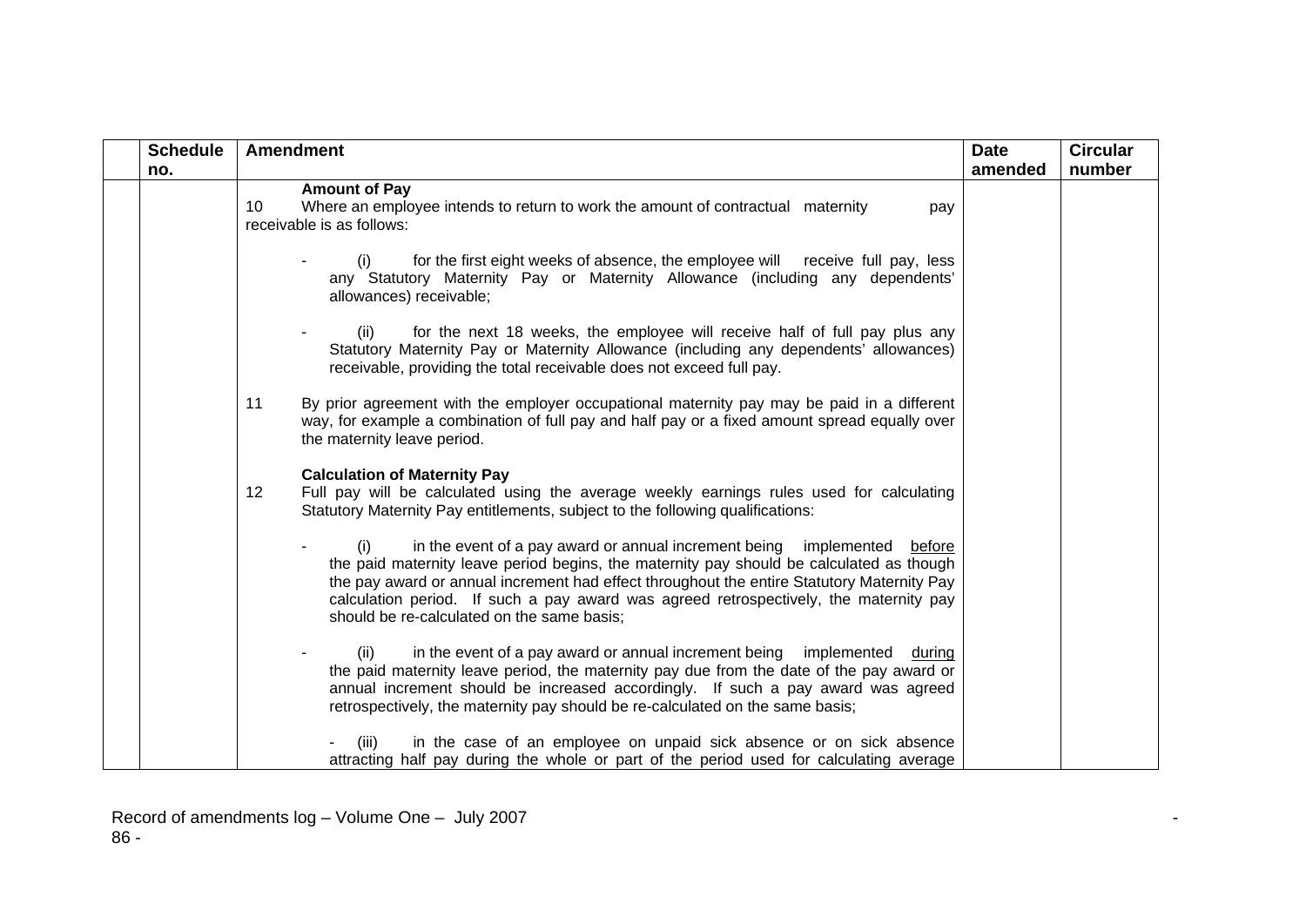| | Schedule no. | Amendment | Date amended | Circular number |
|---|---|---|---|---|
| | | **Amount of Pay**<br>10 Where an employee intends to return to work the amount of contractual maternity pay receivable is as follows:<br><br>- (i) for the first eight weeks of absence, the employee will receive full pay, less any Statutory Maternity Pay or Maternity Allowance (including any dependents' allowances) receivable;<br><br>- (ii) for the next 18 weeks, the employee will receive half of full pay plus any Statutory Maternity Pay or Maternity Allowance (including any dependents' allowances) receivable, providing the total receivable does not exceed full pay.<br><br>11 By prior agreement with the employer occupational maternity pay may be paid in a different way, for example a combination of full pay and half pay or a fixed amount spread equally over the maternity leave period.<br><br>**Calculation of Maternity Pay**<br>12 Full pay will be calculated using the average weekly earnings rules used for calculating Statutory Maternity Pay entitlements, subject to the following qualifications:<br><br>- (i) in the event of a pay award or annual increment being implemented <u>before</u> the paid maternity leave period begins, the maternity pay should be calculated as though the pay award or annual increment had effect throughout the entire Statutory Maternity Pay calculation period. If such a pay award was agreed retrospectively, the maternity pay should be re-calculated on the same basis;<br><br>- (ii) in the event of a pay award or annual increment being implemented <u>during</u> the paid maternity leave period, the maternity pay due from the date of the pay award or annual increment should be increased accordingly. If such a pay award was agreed retrospectively, the maternity pay should be re-calculated on the same basis;<br><br>- (iii) in the case of an employee on unpaid sick absence or on sick absence attracting half pay during the whole or part of the period used for calculating average | | |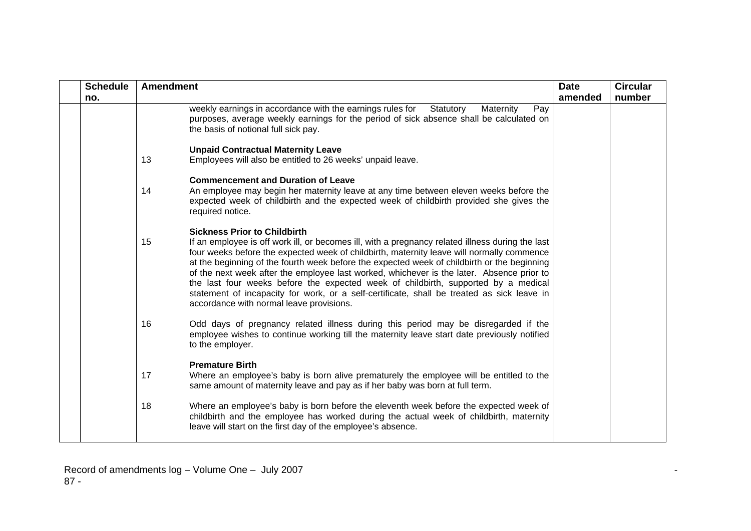| | Schedule no. | Amendment | | Date amended | Circular number |
|---|---|---|---|---|---|
| | | | weekly earnings in accordance with the earnings rules for Statutory Maternity Pay purposes, average weekly earnings for the period of sick absence shall be calculated on the basis of notional full sick pay. | | |
| | | | **Unpaid Contractual Maternity Leave** | | |
| | | 13 | Employees will also be entitled to 26 weeks' unpaid leave. | | |
| | | | **Commencement and Duration of Leave** | | |
| | | 14 | An employee may begin her maternity leave at any time between eleven weeks before the expected week of childbirth and the expected week of childbirth provided she gives the required notice. | | |
| | | | **Sickness Prior to Childbirth** | | |
| | | 15 | If an employee is off work ill, or becomes ill, with a pregnancy related illness during the last four weeks before the expected week of childbirth, maternity leave will normally commence at the beginning of the fourth week before the expected week of childbirth or the beginning of the next week after the employee last worked, whichever is the later. Absence prior to the last four weeks before the expected week of childbirth, supported by a medical statement of incapacity for work, or a self-certificate, shall be treated as sick leave in accordance with normal leave provisions. | | |
| | | 16 | Odd days of pregnancy related illness during this period may be disregarded if the employee wishes to continue working till the maternity leave start date previously notified to the employer. | | |
| | | | **Premature Birth** | | |
| | | 17 | Where an employee's baby is born alive prematurely the employee will be entitled to the same amount of maternity leave and pay as if her baby was born at full term. | | |
| | | 18 | Where an employee's baby is born before the eleventh week before the expected week of childbirth and the employee has worked during the actual week of childbirth, maternity leave will start on the first day of the employee's absence. | | |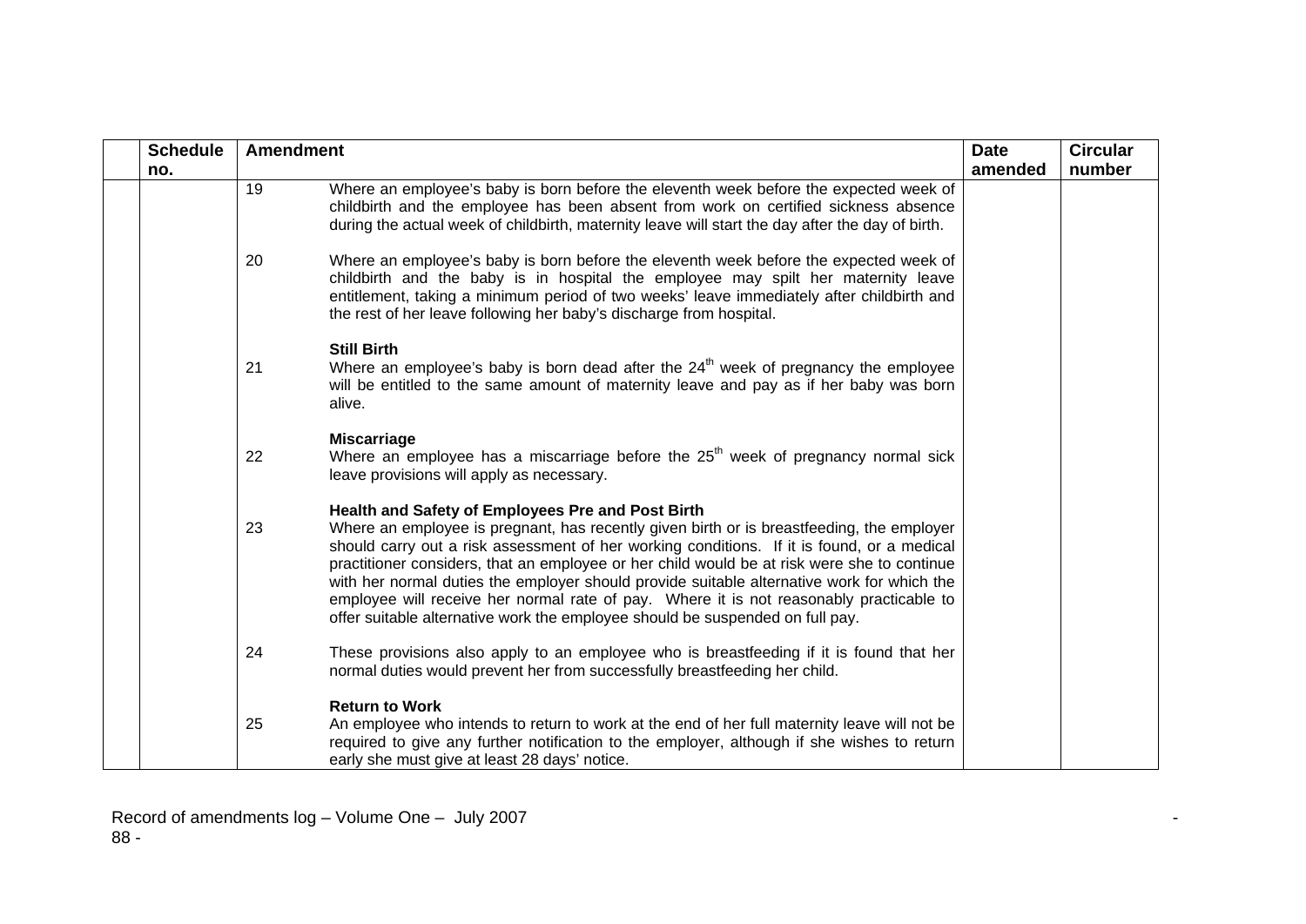| | Schedule no. | Amendment | | Date amended | Circular number |
|---|---|---|---|---|---|
| | | 19 | Where an employee's baby is born before the eleventh week before the expected week of childbirth and the employee has been absent from work on certified sickness absence during the actual week of childbirth, maternity leave will start the day after the day of birth. | | |
| | | 20 | Where an employee's baby is born before the eleventh week before the expected week of childbirth and the baby is in hospital the employee may spilt her maternity leave entitlement, taking a minimum period of two weeks' leave immediately after childbirth and the rest of her leave following her baby's discharge from hospital. | | |
| | | | **Still Birth** | | |
| | | 21 | Where an employee's baby is born dead after the 24th week of pregnancy the employee will be entitled to the same amount of maternity leave and pay as if her baby was born alive. | | |
| | | | **Miscarriage** | | |
| | | 22 | Where an employee has a miscarriage before the 25th week of pregnancy normal sick leave provisions will apply as necessary. | | |
| | | | **Health and Safety of Employees Pre and Post Birth** | | |
| | | 23 | Where an employee is pregnant, has recently given birth or is breastfeeding, the employer should carry out a risk assessment of her working conditions. If it is found, or a medical practitioner considers, that an employee or her child would be at risk were she to continue with her normal duties the employer should provide suitable alternative work for which the employee will receive her normal rate of pay. Where it is not reasonably practicable to offer suitable alternative work the employee should be suspended on full pay. | | |
| | | 24 | These provisions also apply to an employee who is breastfeeding if it is found that her normal duties would prevent her from successfully breastfeeding her child. | | |
| | | | **Return to Work** | | |
| | | 25 | An employee who intends to return to work at the end of her full maternity leave will not be required to give any further notification to the employer, although if she wishes to return early she must give at least 28 days' notice. | | |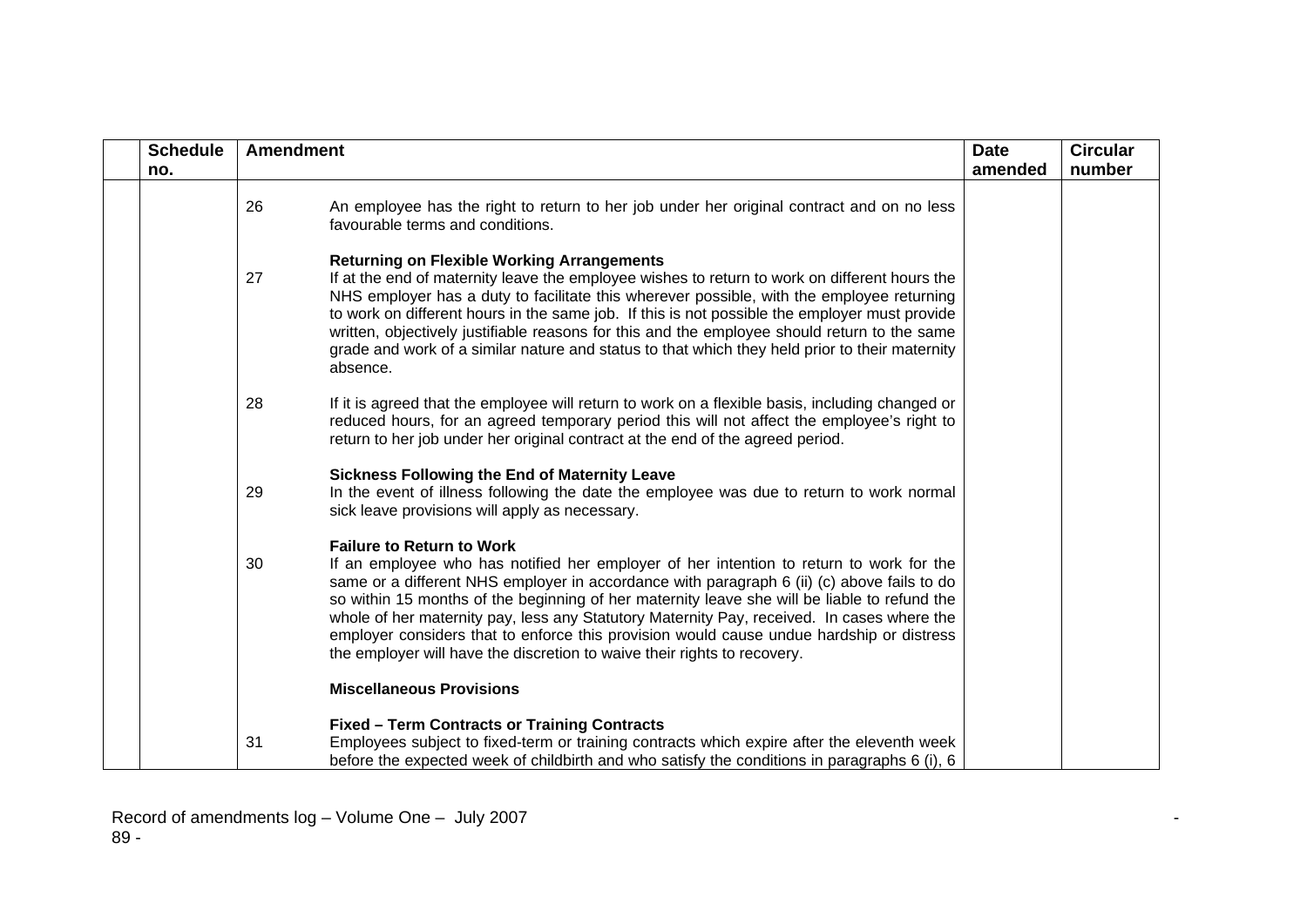| | Schedule no. | Amendment | | Date amended | Circular number |
|---|---|---|---|---|---|
| | | 26 | An employee has the right to return to her job under her original contract and on no less favourable terms and conditions. | | |
| | | | **Returning on Flexible Working Arrangements** | | |
| | | 27 | If at the end of maternity leave the employee wishes to return to work on different hours the NHS employer has a duty to facilitate this wherever possible, with the employee returning to work on different hours in the same job. If this is not possible the employer must provide written, objectively justifiable reasons for this and the employee should return to the same grade and work of a similar nature and status to that which they held prior to their maternity absence. | | |
| | | 28 | If it is agreed that the employee will return to work on a flexible basis, including changed or reduced hours, for an agreed temporary period this will not affect the employee's right to return to her job under her original contract at the end of the agreed period. | | |
| | | | **Sickness Following the End of Maternity Leave** | | |
| | | 29 | In the event of illness following the date the employee was due to return to work normal sick leave provisions will apply as necessary. | | |
| | | | **Failure to Return to Work** | | |
| | | 30 | If an employee who has notified her employer of her intention to return to work for the same or a different NHS employer in accordance with paragraph 6 (ii) (c) above fails to do so within 15 months of the beginning of her maternity leave she will be liable to refund the whole of her maternity pay, less any Statutory Maternity Pay, received. In cases where the employer considers that to enforce this provision would cause undue hardship or distress the employer will have the discretion to waive their rights to recovery. | | |
| | | | **Miscellaneous Provisions** | | |
| | | | **Fixed – Term Contracts or Training Contracts** | | |
| | | 31 | Employees subject to fixed-term or training contracts which expire after the eleventh week before the expected week of childbirth and who satisfy the conditions in paragraphs 6 (i), 6 | | |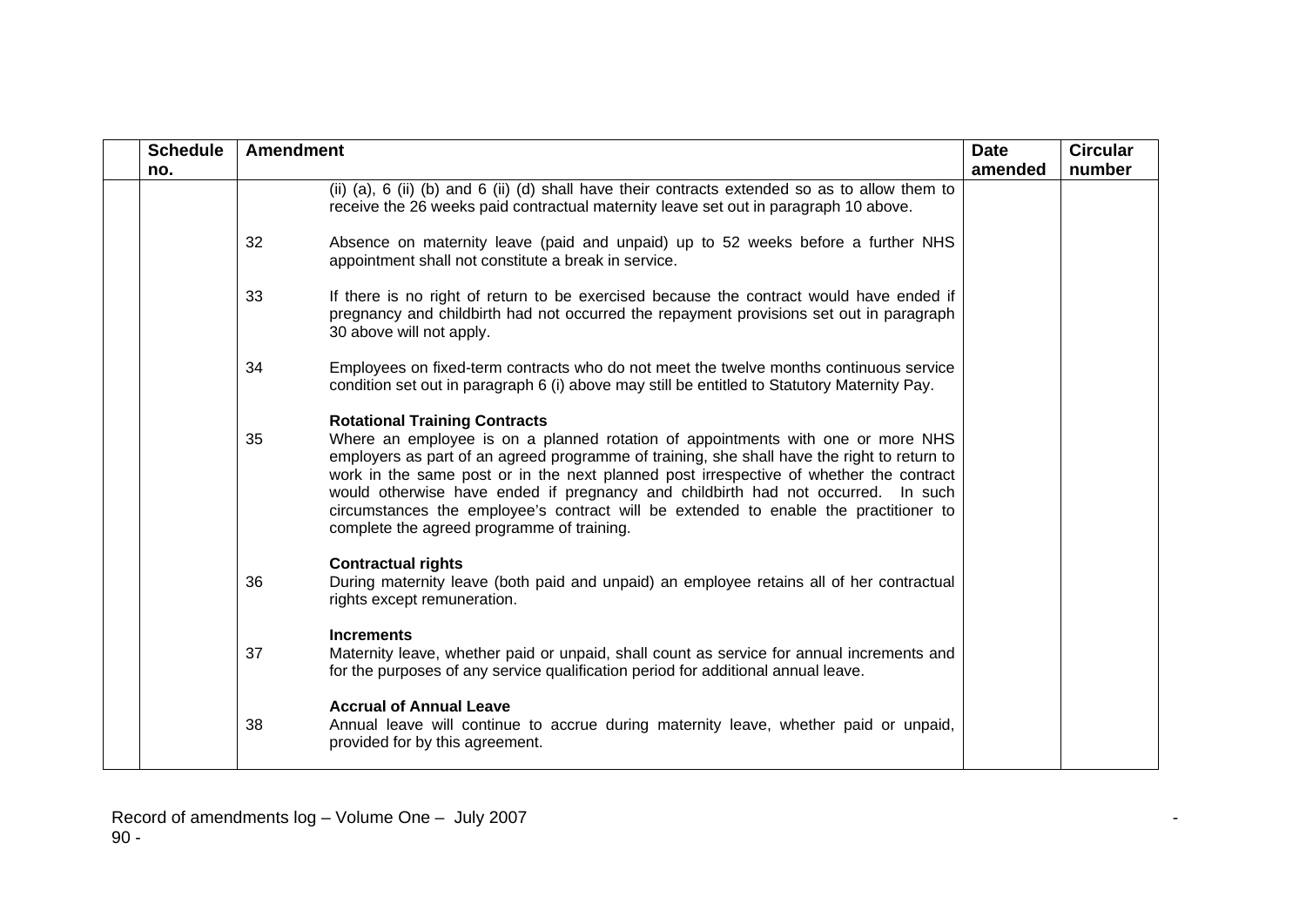| | Schedule no. | Amendment | | Date amended | Circular number |
|---|---|---|---|---|---|
| | | | (ii) (a), 6 (ii) (b) and 6 (ii) (d) shall have their contracts extended so as to allow them to receive the 26 weeks paid contractual maternity leave set out in paragraph 10 above. | | |
| | | 32 | Absence on maternity leave (paid and unpaid) up to 52 weeks before a further NHS appointment shall not constitute a break in service. | | |
| | | 33 | If there is no right of return to be exercised because the contract would have ended if pregnancy and childbirth had not occurred the repayment provisions set out in paragraph 30 above will not apply. | | |
| | | 34 | Employees on fixed-term contracts who do not meet the twelve months continuous service condition set out in paragraph 6 (i) above may still be entitled to Statutory Maternity Pay. | | |
| | | | **Rotational Training Contracts** | | |
| | | 35 | Where an employee is on a planned rotation of appointments with one or more NHS employers as part of an agreed programme of training, she shall have the right to return to work in the same post or in the next planned post irrespective of whether the contract would otherwise have ended if pregnancy and childbirth had not occurred. In such circumstances the employee's contract will be extended to enable the practitioner to complete the agreed programme of training. | | |
| | | | **Contractual rights** | | |
| | | 36 | During maternity leave (both paid and unpaid) an employee retains all of her contractual rights except remuneration. | | |
| | | | **Increments** | | |
| | | 37 | Maternity leave, whether paid or unpaid, shall count as service for annual increments and for the purposes of any service qualification period for additional annual leave. | | |
| | | | **Accrual of Annual Leave** | | |
| | | 38 | Annual leave will continue to accrue during maternity leave, whether paid or unpaid, provided for by this agreement. | | |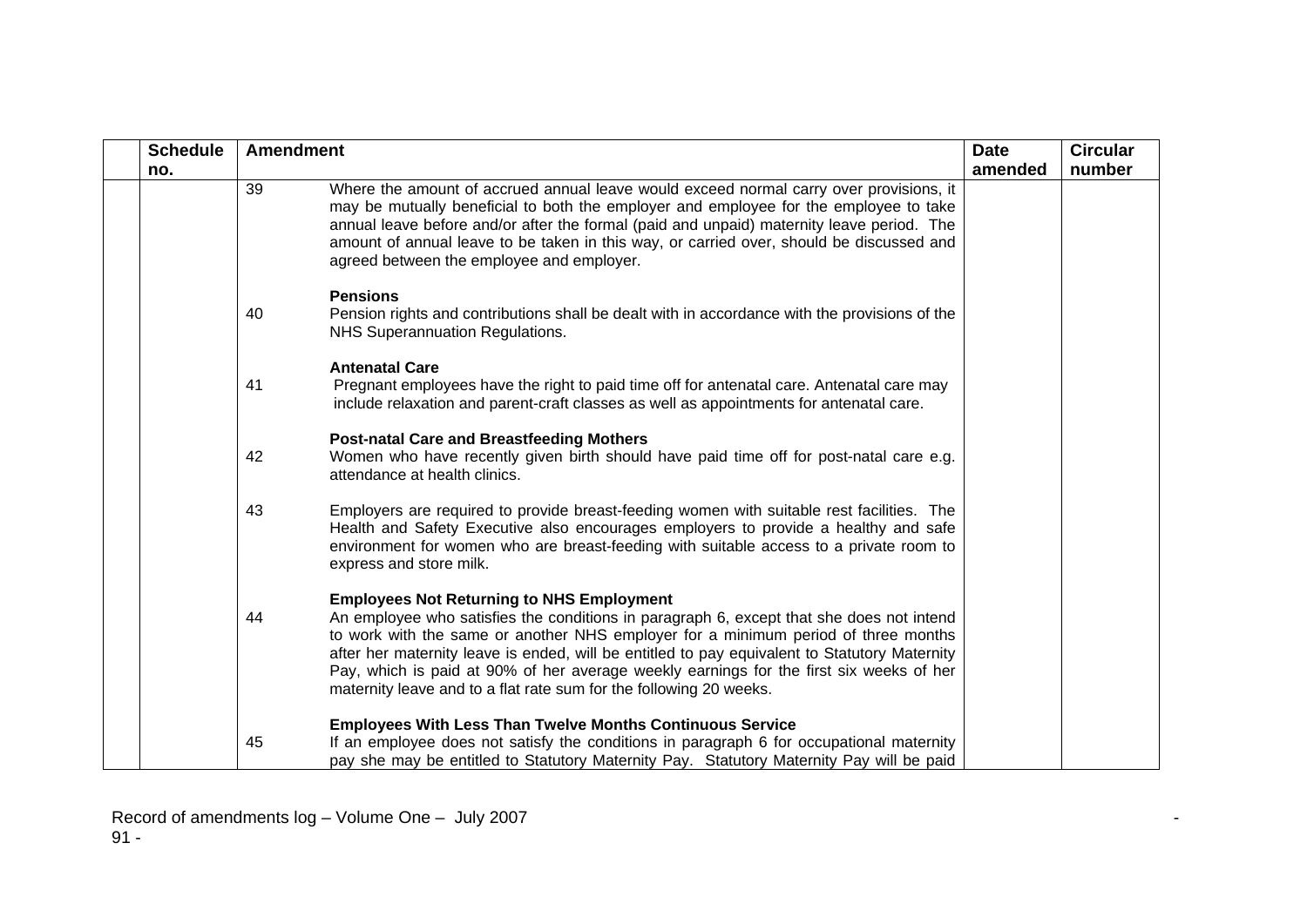| | Schedule no. | Amendment | | Date amended | Circular number |
|---|---|---|---|---|---|
| | | 39 | Where the amount of accrued annual leave would exceed normal carry over provisions, it may be mutually beneficial to both the employer and employee for the employee to take annual leave before and/or after the formal (paid and unpaid) maternity leave period. The amount of annual leave to be taken in this way, or carried over, should be discussed and agreed between the employee and employer. | | |
| | | | **Pensions** | | |
| | | 40 | Pension rights and contributions shall be dealt with in accordance with the provisions of the NHS Superannuation Regulations. | | |
| | | | **Antenatal Care** | | |
| | | 41 | Pregnant employees have the right to paid time off for antenatal care. Antenatal care may include relaxation and parent-craft classes as well as appointments for antenatal care. | | |
| | | | **Post-natal Care and Breastfeeding Mothers** | | |
| | | 42 | Women who have recently given birth should have paid time off for post-natal care e.g. attendance at health clinics. | | |
| | | 43 | Employers are required to provide breast-feeding women with suitable rest facilities. The Health and Safety Executive also encourages employers to provide a healthy and safe environment for women who are breast-feeding with suitable access to a private room to express and store milk. | | |
| | | | **Employees Not Returning to NHS Employment** | | |
| | | 44 | An employee who satisfies the conditions in paragraph 6, except that she does not intend to work with the same or another NHS employer for a minimum period of three months after her maternity leave is ended, will be entitled to pay equivalent to Statutory Maternity Pay, which is paid at 90% of her average weekly earnings for the first six weeks of her maternity leave and to a flat rate sum for the following 20 weeks. | | |
| | | | **Employees With Less Than Twelve Months Continuous Service** | | |
| | | 45 | If an employee does not satisfy the conditions in paragraph 6 for occupational maternity pay she may be entitled to Statutory Maternity Pay. Statutory Maternity Pay will be paid | | |

Record of amendments log – Volume One – July 2007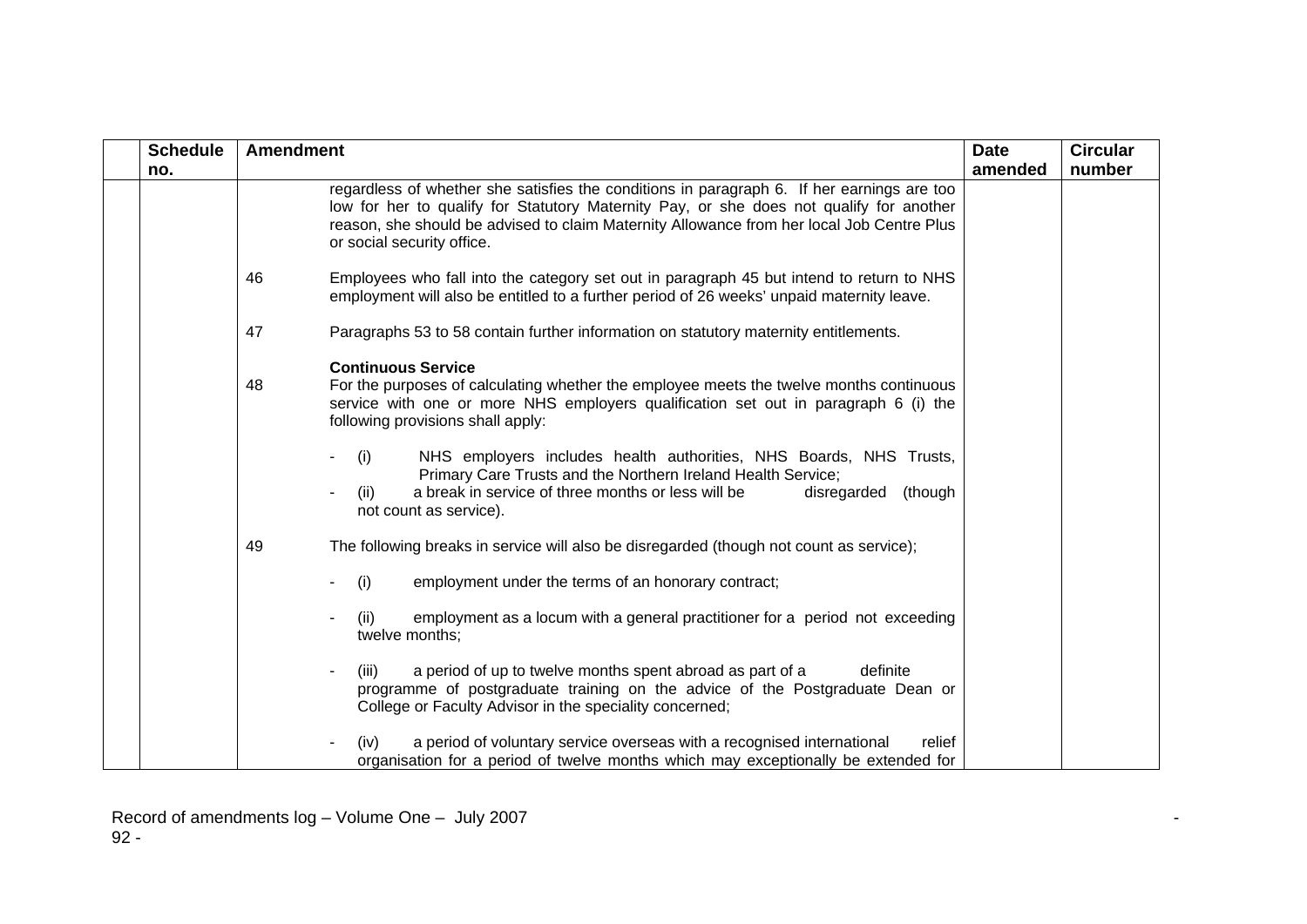| | Schedule no. | Amendment | | Date amended | Circular number |
|---|---|---|---|---|---|
| | | | regardless of whether she satisfies the conditions in paragraph 6. If her earnings are too low for her to qualify for Statutory Maternity Pay, or she does not qualify for another reason, she should be advised to claim Maternity Allowance from her local Job Centre Plus or social security office. | | |
| | | 46 | Employees who fall into the category set out in paragraph 45 but intend to return to NHS employment will also be entitled to a further period of 26 weeks' unpaid maternity leave. | | |
| | | 47 | Paragraphs 53 to 58 contain further information on statutory maternity entitlements. | | |
| | | | **Continuous Service** | | |
| | | 48 | For the purposes of calculating whether the employee meets the twelve months continuous service with one or more NHS employers qualification set out in paragraph 6 (i) the following provisions shall apply: | | |
| | | | - (i) NHS employers includes health authorities, NHS Boards, NHS Trusts, Primary Care Trusts and the Northern Ireland Health Service; | | |
| | | | - (ii) a break in service of three months or less will be disregarded (though not count as service). | | |
| | | 49 | The following breaks in service will also be disregarded (though not count as service); | | |
| | | | - (i) employment under the terms of an honorary contract; | | |
| | | | - (ii) employment as a locum with a general practitioner for a period not exceeding twelve months; | | |
| | | | - (iii) a period of up to twelve months spent abroad as part of a definite programme of postgraduate training on the advice of the Postgraduate Dean or College or Faculty Advisor in the speciality concerned; | | |
| | | | - (iv) a period of voluntary service overseas with a recognised international relief organisation for a period of twelve months which may exceptionally be extended for | | |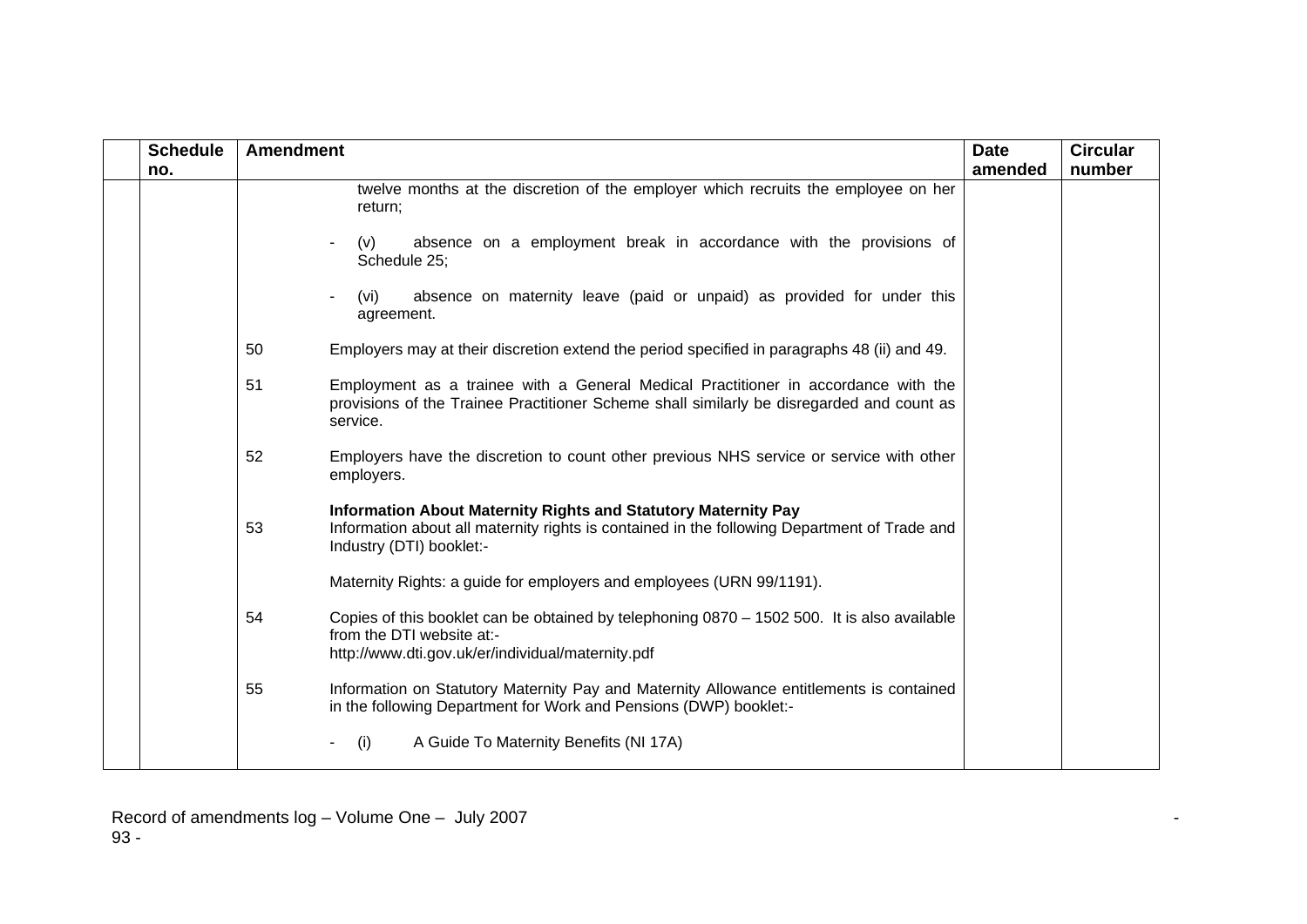| | Schedule no. | Amendment | | Date amended | Circular number |
|---|---|---|---|---|---|
| | | | twelve months at the discretion of the employer which recruits the employee on her return; | | |
| | | | - (v) absence on a employment break in accordance with the provisions of Schedule 25; | | |
| | | | - (vi) absence on maternity leave (paid or unpaid) as provided for under this agreement. | | |
| | | 50 | Employers may at their discretion extend the period specified in paragraphs 48 (ii) and 49. | | |
| | | 51 | Employment as a trainee with a General Medical Practitioner in accordance with the provisions of the Trainee Practitioner Scheme shall similarly be disregarded and count as service. | | |
| | | 52 | Employers have the discretion to count other previous NHS service or service with other employers. | | |
| | | | **Information About Maternity Rights and Statutory Maternity Pay** | | |
| | | 53 | Information about all maternity rights is contained in the following Department of Trade and Industry (DTI) booklet:- | | |
| | | | Maternity Rights: a guide for employers and employees (URN 99/1191). | | |
| | | 54 | Copies of this booklet can be obtained by telephoning 0870 – 1502 500. It is also available from the DTI website at:- http://www.dti.gov.uk/er/individual/maternity.pdf | | |
| | | 55 | Information on Statutory Maternity Pay and Maternity Allowance entitlements is contained in the following Department for Work and Pensions (DWP) booklet:- | | |
| | | | - (i) A Guide To Maternity Benefits (NI 17A) | | |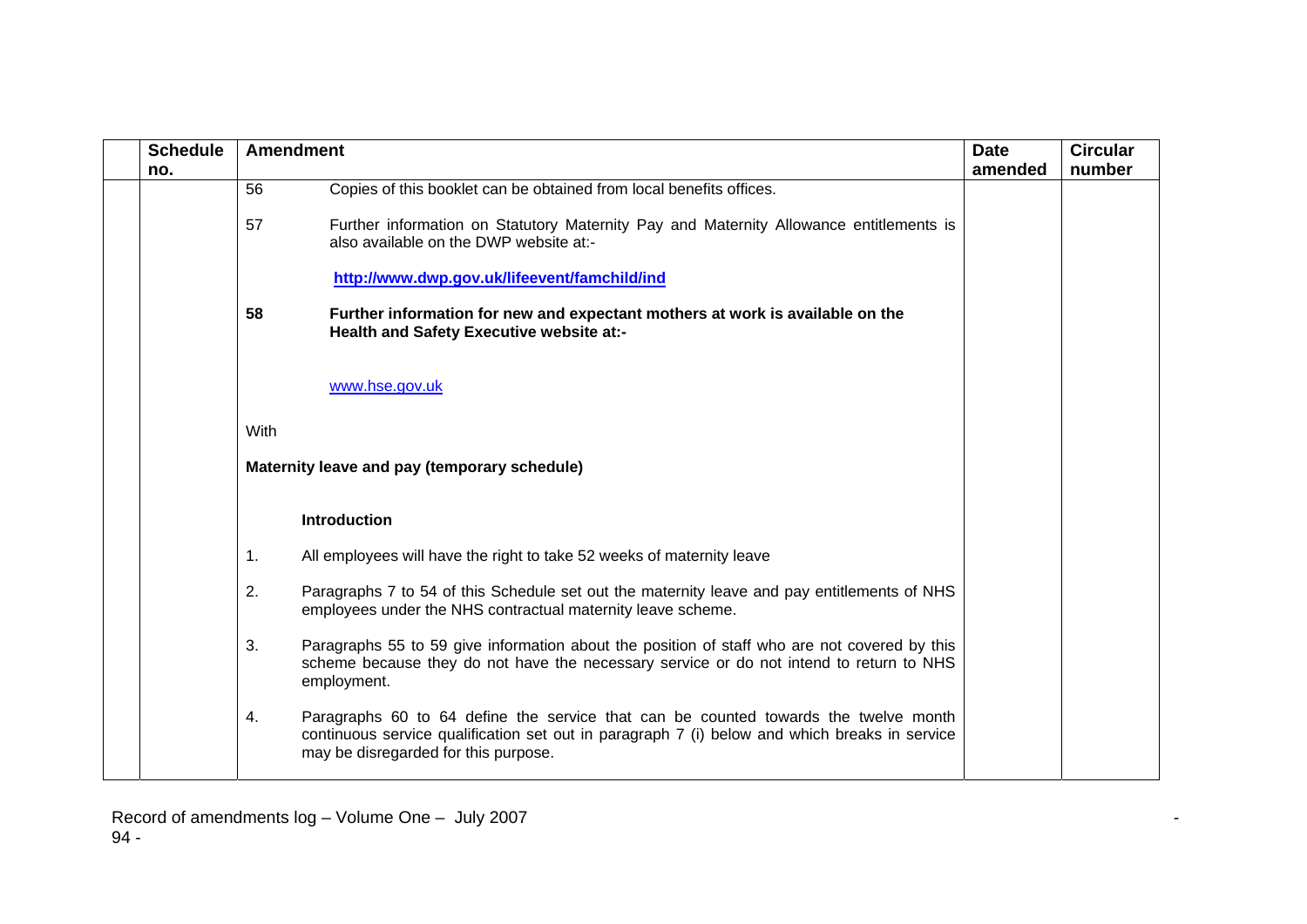| | Schedule no. | Amendment | Date amended | Circular number |
|---|---|---|---|---|
| | | 56 Copies of this booklet can be obtained from local benefits offices.<br><br>57 Further information on Statutory Maternity Pay and Maternity Allowance entitlements is also available on the DWP website at:-<br><br>**http://www.dwp.gov.uk/lifeevent/famchild/ind**<br><br>**58 Further information for new and expectant mothers at work is available on the Health and Safety Executive website at:-**<br><br>www.hse.gov.uk<br><br>With<br><br>**Maternity leave and pay (temporary schedule)**<br><br>**Introduction**<br><br>1. All employees will have the right to take 52 weeks of maternity leave<br><br>2. Paragraphs 7 to 54 of this Schedule set out the maternity leave and pay entitlements of NHS employees under the NHS contractual maternity leave scheme.<br><br>3. Paragraphs 55 to 59 give information about the position of staff who are not covered by this scheme because they do not have the necessary service or do not intend to return to NHS employment.<br><br>4. Paragraphs 60 to 64 define the service that can be counted towards the twelve month continuous service qualification set out in paragraph 7 (i) below and which breaks in service may be disregarded for this purpose. | | |

Record of amendments log – Volume One – July 2007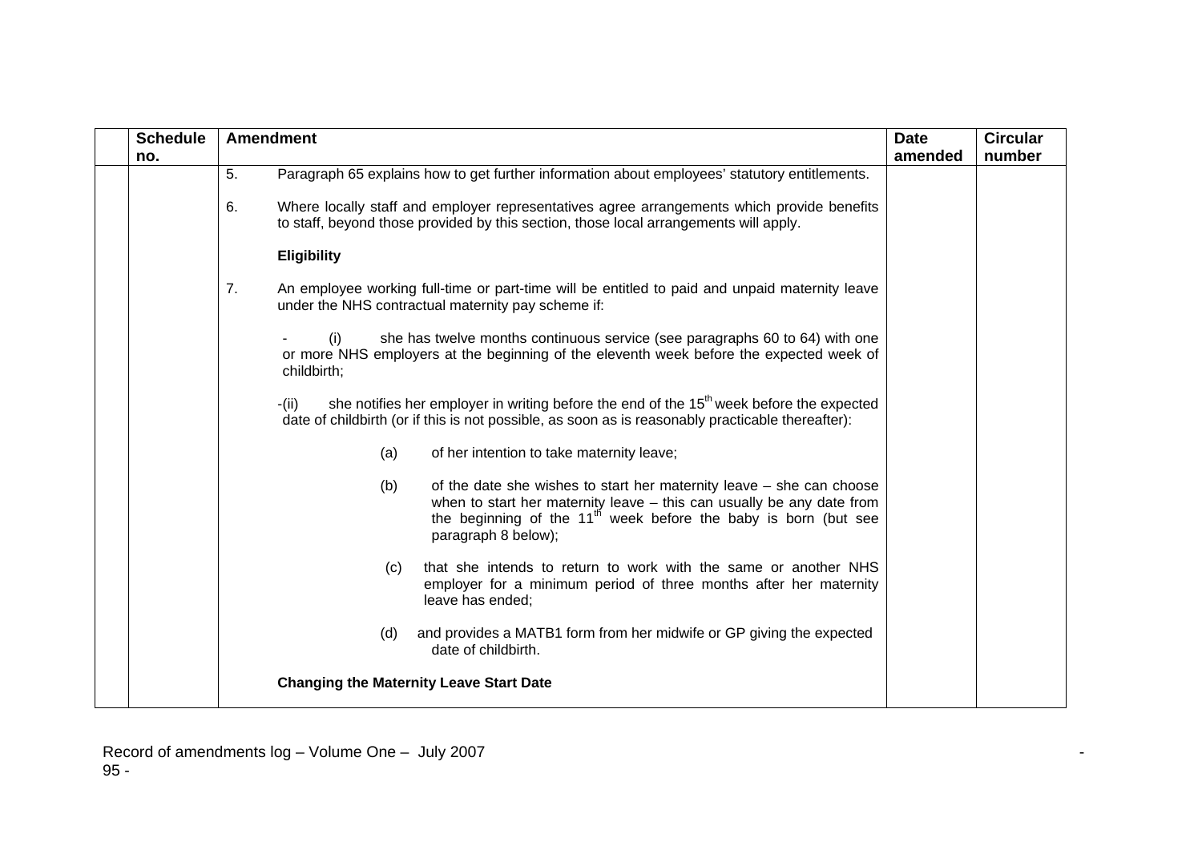| | Schedule no. | Amendment | Date amended | Circular number |
|---|---|---|---|---|
| | | 5. Paragraph 65 explains how to get further information about employees' statutory entitlements.<br><br>6. Where locally staff and employer representatives agree arrangements which provide benefits to staff, beyond those provided by this section, those local arrangements will apply.<br><br>**Eligibility**<br><br>7. An employee working full-time or part-time will be entitled to paid and unpaid maternity leave under the NHS contractual maternity pay scheme if:<br><br>- (i) she has twelve months continuous service (see paragraphs 60 to 64) with one or more NHS employers at the beginning of the eleventh week before the expected week of childbirth;<br><br>-(ii) she notifies her employer in writing before the end of the 15th week before the expected date of childbirth (or if this is not possible, as soon as is reasonably practicable thereafter):<br><br>(a) of her intention to take maternity leave;<br><br>(b) of the date she wishes to start her maternity leave – she can choose when to start her maternity leave – this can usually be any date from the beginning of the 11th week before the baby is born (but see paragraph 8 below);<br><br>(c) that she intends to return to work with the same or another NHS employer for a minimum period of three months after her maternity leave has ended;<br><br>(d) and provides a MATB1 form from her midwife or GP giving the expected date of childbirth.<br><br>**Changing the Maternity Leave Start Date** | | |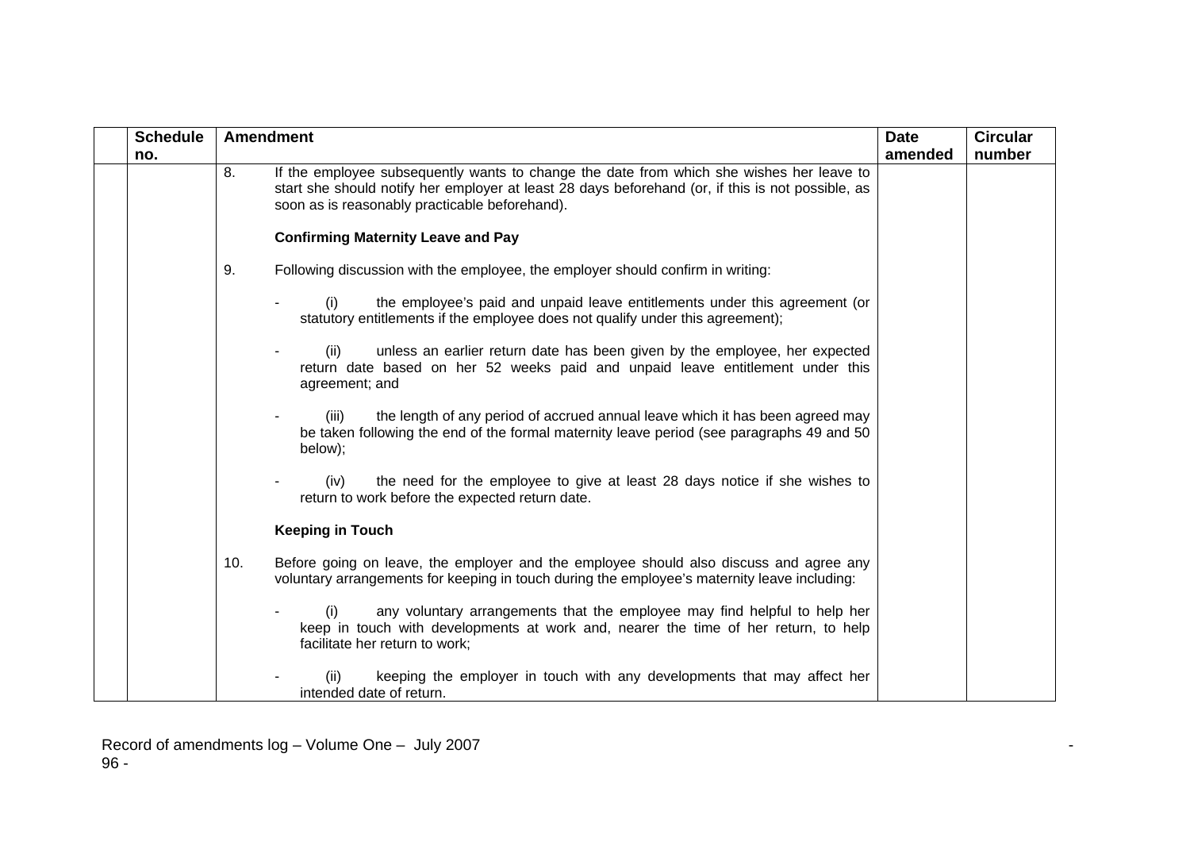| | Schedule no. | Amendment | Date amended | Circular number |
|---|---|---|---|---|
| | | 8. If the employee subsequently wants to change the date from which she wishes her leave to start she should notify her employer at least 28 days beforehand (or, if this is not possible, as soon as is reasonably practicable beforehand).<br><br>**Confirming Maternity Leave and Pay**<br><br>9. Following discussion with the employee, the employer should confirm in writing:<br><br>- (i) the employee's paid and unpaid leave entitlements under this agreement (or statutory entitlements if the employee does not qualify under this agreement);<br><br>- (ii) unless an earlier return date has been given by the employee, her expected return date based on her 52 weeks paid and unpaid leave entitlement under this agreement; and<br><br>- (iii) the length of any period of accrued annual leave which it has been agreed may be taken following the end of the formal maternity leave period (see paragraphs 49 and 50 below);<br><br>- (iv) the need for the employee to give at least 28 days notice if she wishes to return to work before the expected return date.<br><br>**Keeping in Touch**<br><br>10. Before going on leave, the employer and the employee should also discuss and agree any voluntary arrangements for keeping in touch during the employee's maternity leave including:<br><br>- (i) any voluntary arrangements that the employee may find helpful to help her keep in touch with developments at work and, nearer the time of her return, to help facilitate her return to work;<br><br>- (ii) keeping the employer in touch with any developments that may affect her intended date of return. | | |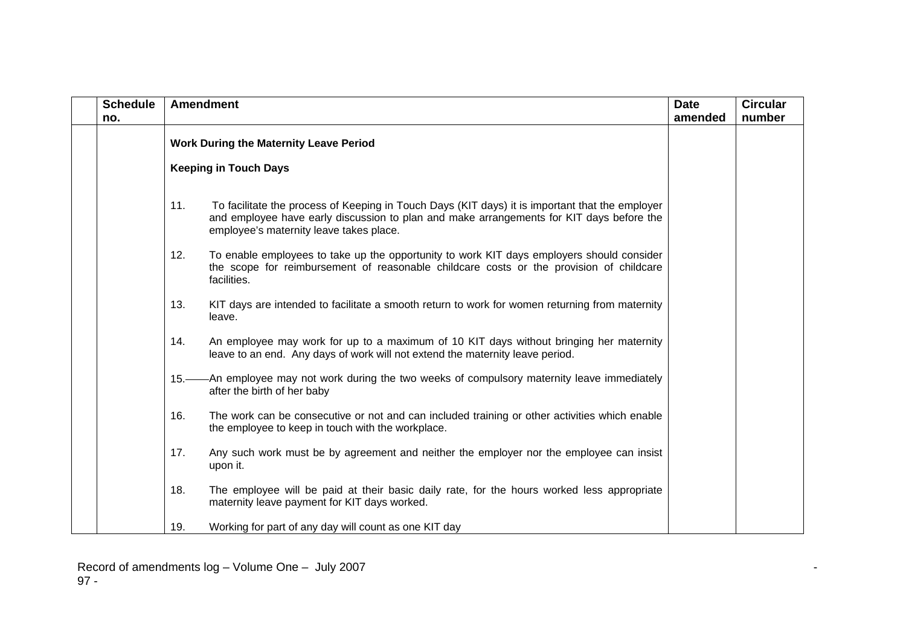| | Schedule no. | Amendment | Date amended | Circular number |
|---|---|---|---|---|
| | | **Work During the Maternity Leave Period**<br><br>**Keeping in Touch Days**<br><br>11. To facilitate the process of Keeping in Touch Days (KIT days) it is important that the employer and employee have early discussion to plan and make arrangements for KIT days before the employee's maternity leave takes place.<br><br>12. To enable employees to take up the opportunity to work KIT days employers should consider the scope for reimbursement of reasonable childcare costs or the provision of childcare facilities.<br><br>13. KIT days are intended to facilitate a smooth return to work for women returning from maternity leave.<br><br>14. An employee may work for up to a maximum of 10 KIT days without bringing her maternity leave to an end. Any days of work will not extend the maternity leave period.<br><br>15. An employee may not work during the two weeks of compulsory maternity leave immediately after the birth of her baby<br><br>16. The work can be consecutive or not and can included training or other activities which enable the employee to keep in touch with the workplace.<br><br>17. Any such work must be by agreement and neither the employer nor the employee can insist upon it.<br><br>18. The employee will be paid at their basic daily rate, for the hours worked less appropriate maternity leave payment for KIT days worked.<br><br>19. Working for part of any day will count as one KIT day | | |

Record of amendments log – Volume One – July 2007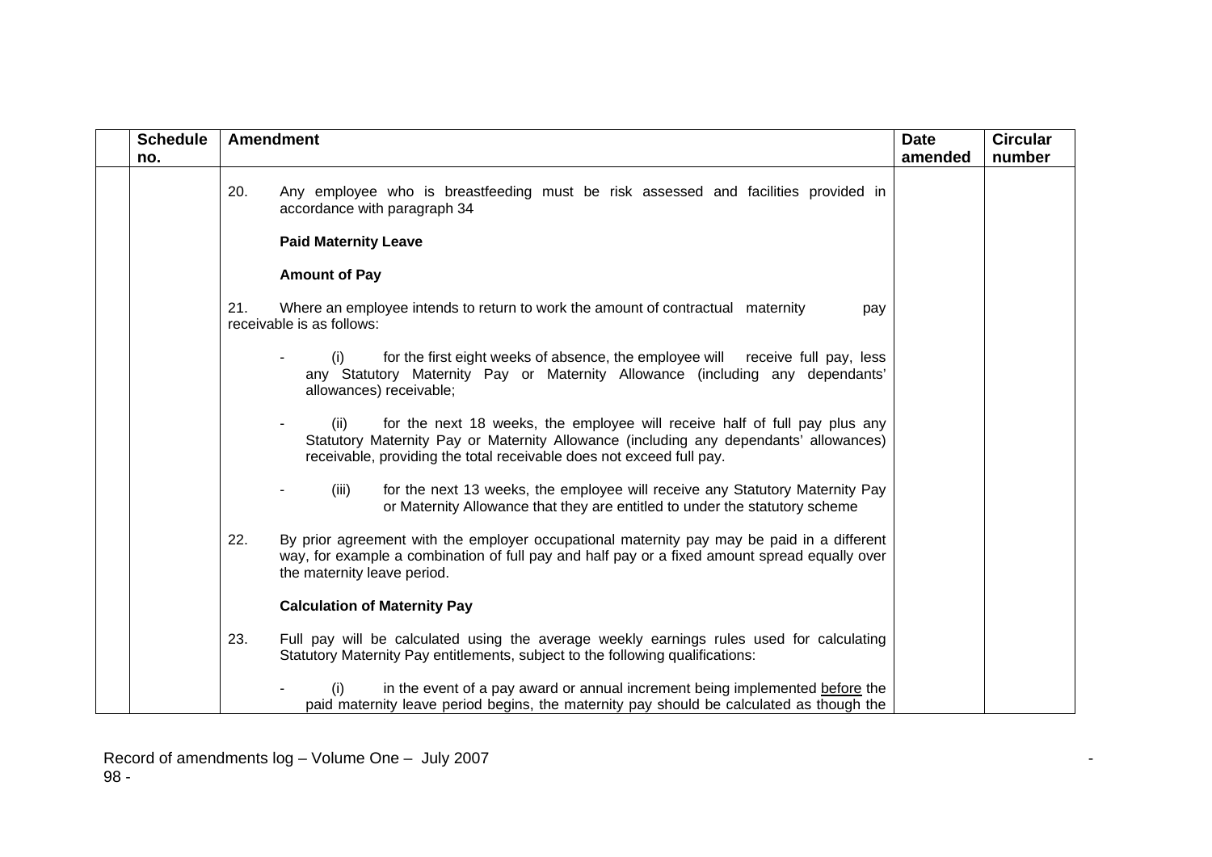| | Schedule no. | Amendment | Date amended | Circular number |
|---|---|---|---|---|
| | | 20. Any employee who is breastfeeding must be risk assessed and facilities provided in accordance with paragraph 34<br><br>**Paid Maternity Leave**<br><br>**Amount of Pay**<br><br>21. Where an employee intends to return to work the amount of contractual maternity pay receivable is as follows:<br><br>- (i) for the first eight weeks of absence, the employee will receive full pay, less any Statutory Maternity Pay or Maternity Allowance (including any dependants' allowances) receivable;<br><br>- (ii) for the next 18 weeks, the employee will receive half of full pay plus any Statutory Maternity Pay or Maternity Allowance (including any dependants' allowances) receivable, providing the total receivable does not exceed full pay.<br><br>- (iii) for the next 13 weeks, the employee will receive any Statutory Maternity Pay or Maternity Allowance that they are entitled to under the statutory scheme<br><br>22. By prior agreement with the employer occupational maternity pay may be paid in a different way, for example a combination of full pay and half pay or a fixed amount spread equally over the maternity leave period.<br><br>**Calculation of Maternity Pay**<br><br>23. Full pay will be calculated using the average weekly earnings rules used for calculating Statutory Maternity Pay entitlements, subject to the following qualifications:<br><br>- (i) in the event of a pay award or annual increment being implemented <u>before</u> the paid maternity leave period begins, the maternity pay should be calculated as though the | | |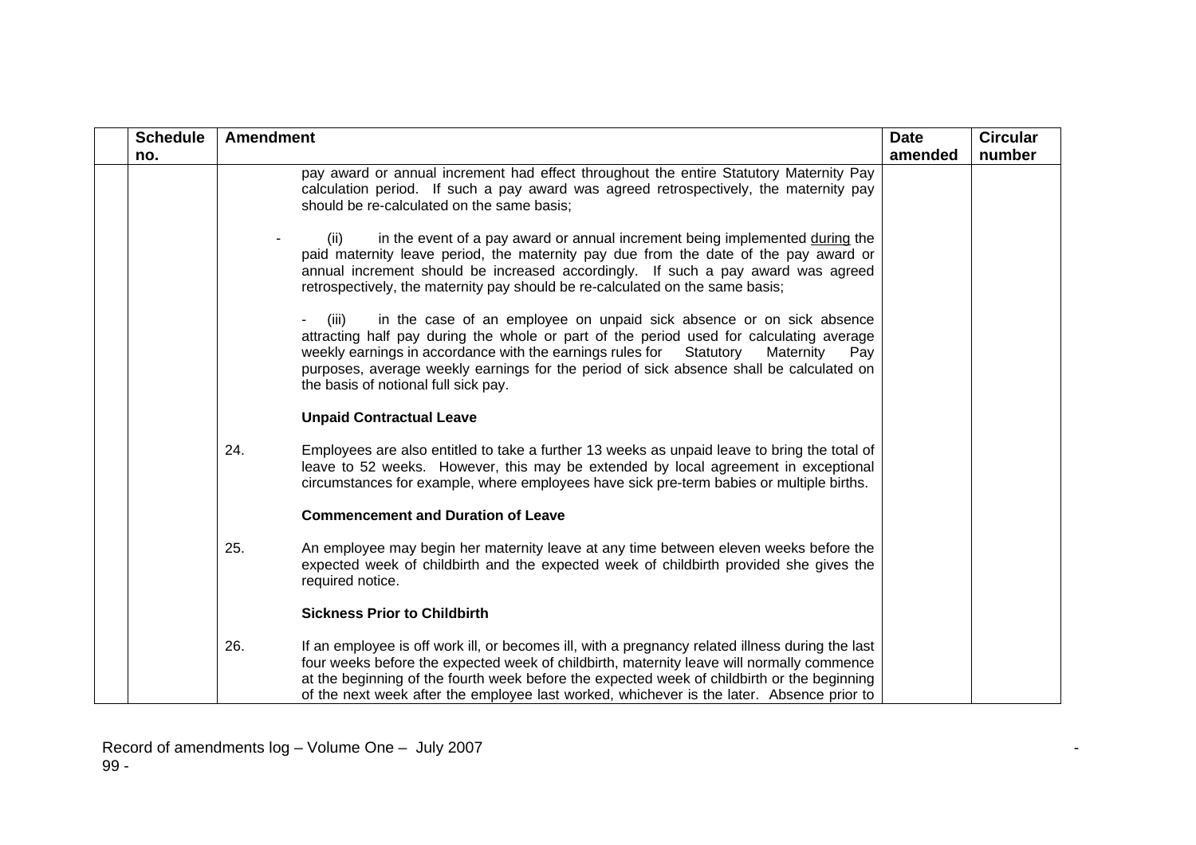| | Schedule no. | Amendment | Date amended | Circular number |
|---|---|---|---|---|
| | | pay award or annual increment had effect throughout the entire Statutory Maternity Pay calculation period. If such a pay award was agreed retrospectively, the maternity pay should be re-calculated on the same basis;<br><br>- (ii) in the event of a pay award or annual increment being implemented <u>during</u> the paid maternity leave period, the maternity pay due from the date of the pay award or annual increment should be increased accordingly. If such a pay award was agreed retrospectively, the maternity pay should be re-calculated on the same basis;<br><br>- (iii) in the case of an employee on unpaid sick absence or on sick absence attracting half pay during the whole or part of the period used for calculating average weekly earnings in accordance with the earnings rules for Statutory Maternity Pay purposes, average weekly earnings for the period of sick absence shall be calculated on the basis of notional full sick pay.<br><br>**Unpaid Contractual Leave**<br><br>24. Employees are also entitled to take a further 13 weeks as unpaid leave to bring the total of leave to 52 weeks. However, this may be extended by local agreement in exceptional circumstances for example, where employees have sick pre-term babies or multiple births.<br><br>**Commencement and Duration of Leave**<br><br>25. An employee may begin her maternity leave at any time between eleven weeks before the expected week of childbirth and the expected week of childbirth provided she gives the required notice.<br><br>**Sickness Prior to Childbirth**<br><br>26. If an employee is off work ill, or becomes ill, with a pregnancy related illness during the last four weeks before the expected week of childbirth, maternity leave will normally commence at the beginning of the fourth week before the expected week of childbirth or the beginning of the next week after the employee last worked, whichever is the later. Absence prior to | | |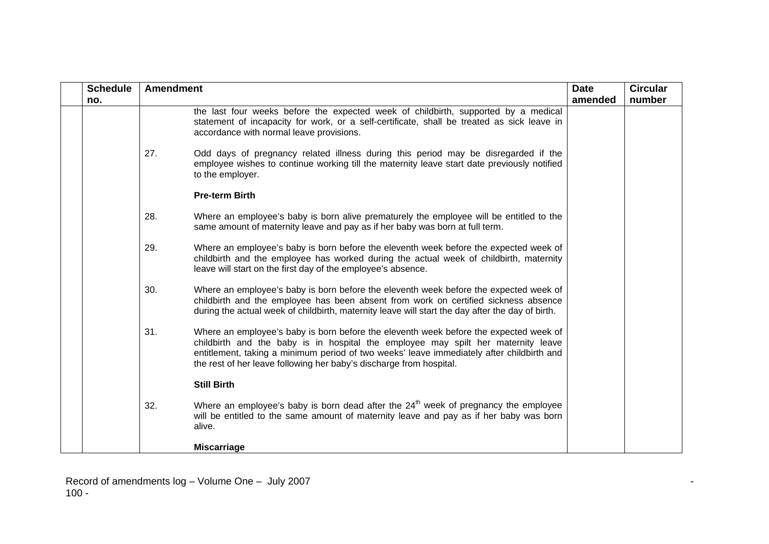| | Schedule no. | Amendment | | Date amended | Circular number |
|---|---|---|---|---|---|
| | | | the last four weeks before the expected week of childbirth, supported by a medical statement of incapacity for work, or a self-certificate, shall be treated as sick leave in accordance with normal leave provisions. | | |
| | | 27. | Odd days of pregnancy related illness during this period may be disregarded if the employee wishes to continue working till the maternity leave start date previously notified to the employer. | | |
| | | | **Pre-term Birth** | | |
| | | 28. | Where an employee's baby is born alive prematurely the employee will be entitled to the same amount of maternity leave and pay as if her baby was born at full term. | | |
| | | 29. | Where an employee's baby is born before the eleventh week before the expected week of childbirth and the employee has worked during the actual week of childbirth, maternity leave will start on the first day of the employee's absence. | | |
| | | 30. | Where an employee's baby is born before the eleventh week before the expected week of childbirth and the employee has been absent from work on certified sickness absence during the actual week of childbirth, maternity leave will start the day after the day of birth. | | |
| | | 31. | Where an employee's baby is born before the eleventh week before the expected week of childbirth and the baby is in hospital the employee may spilt her maternity leave entitlement, taking a minimum period of two weeks' leave immediately after childbirth and the rest of her leave following her baby's discharge from hospital. | | |
| | | | **Still Birth** | | |
| | | 32. | Where an employee's baby is born dead after the 24th week of pregnancy the employee will be entitled to the same amount of maternity leave and pay as if her baby was born alive. | | |
| | | | **Miscarriage** | | |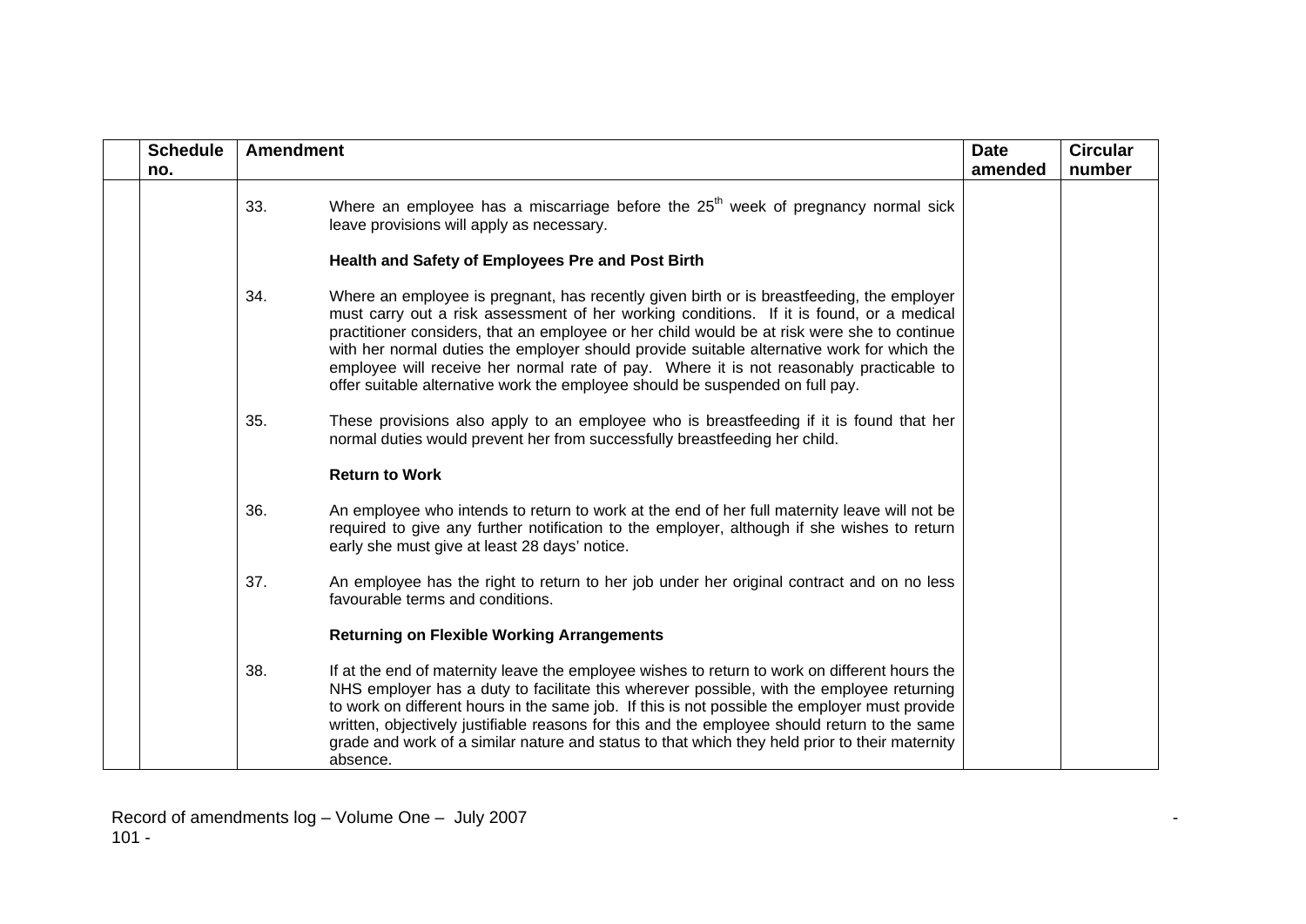| | Schedule no. | Amendment | Date amended | Circular number |
|---|---|---|---|---|
| | | 33. Where an employee has a miscarriage before the 25th week of pregnancy normal sick leave provisions will apply as necessary.<br><br>**Health and Safety of Employees Pre and Post Birth**<br><br>34. Where an employee is pregnant, has recently given birth or is breastfeeding, the employer must carry out a risk assessment of her working conditions. If it is found, or a medical practitioner considers, that an employee or her child would be at risk were she to continue with her normal duties the employer should provide suitable alternative work for which the employee will receive her normal rate of pay. Where it is not reasonably practicable to offer suitable alternative work the employee should be suspended on full pay.<br><br>35. These provisions also apply to an employee who is breastfeeding if it is found that her normal duties would prevent her from successfully breastfeeding her child.<br><br>**Return to Work**<br><br>36. An employee who intends to return to work at the end of her full maternity leave will not be required to give any further notification to the employer, although if she wishes to return early she must give at least 28 days' notice.<br><br>37. An employee has the right to return to her job under her original contract and on no less favourable terms and conditions.<br><br>**Returning on Flexible Working Arrangements**<br><br>38. If at the end of maternity leave the employee wishes to return to work on different hours the NHS employer has a duty to facilitate this wherever possible, with the employee returning to work on different hours in the same job. If this is not possible the employer must provide written, objectively justifiable reasons for this and the employee should return to the same grade and work of a similar nature and status to that which they held prior to their maternity absence. | | |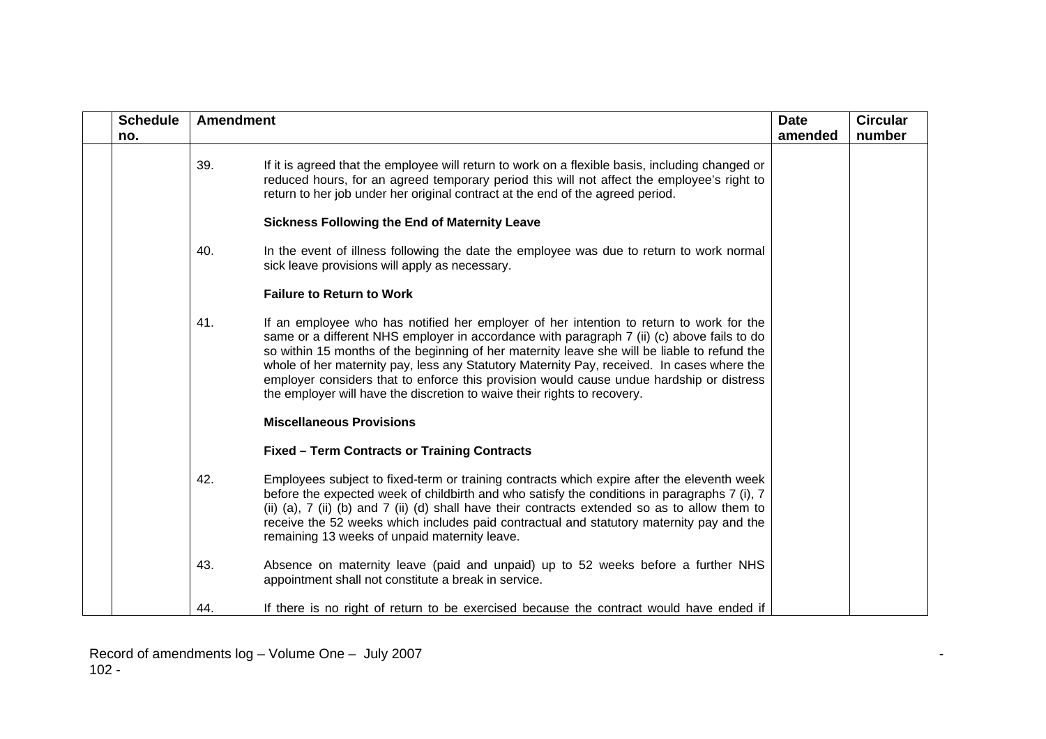| | Schedule no. | Amendment | | Date amended | Circular number |
|---|---|---|---|---|---|
| | | 39. | If it is agreed that the employee will return to work on a flexible basis, including changed or reduced hours, for an agreed temporary period this will not affect the employee's right to return to her job under her original contract at the end of the agreed period. | | |
| | | | **Sickness Following the End of Maternity Leave** | | |
| | | 40. | In the event of illness following the date the employee was due to return to work normal sick leave provisions will apply as necessary. | | |
| | | | **Failure to Return to Work** | | |
| | | 41. | If an employee who has notified her employer of her intention to return to work for the same or a different NHS employer in accordance with paragraph 7 (ii) (c) above fails to do so within 15 months of the beginning of her maternity leave she will be liable to refund the whole of her maternity pay, less any Statutory Maternity Pay, received. In cases where the employer considers that to enforce this provision would cause undue hardship or distress the employer will have the discretion to waive their rights to recovery. | | |
| | | | **Miscellaneous Provisions** | | |
| | | | **Fixed – Term Contracts or Training Contracts** | | |
| | | 42. | Employees subject to fixed-term or training contracts which expire after the eleventh week before the expected week of childbirth and who satisfy the conditions in paragraphs 7 (i), 7 (ii) (a), 7 (ii) (b) and 7 (ii) (d) shall have their contracts extended so as to allow them to receive the 52 weeks which includes paid contractual and statutory maternity pay and the remaining 13 weeks of unpaid maternity leave. | | |
| | | 43. | Absence on maternity leave (paid and unpaid) up to 52 weeks before a further NHS appointment shall not constitute a break in service. | | |
| | | 44. | If there is no right of return to be exercised because the contract would have ended if | | |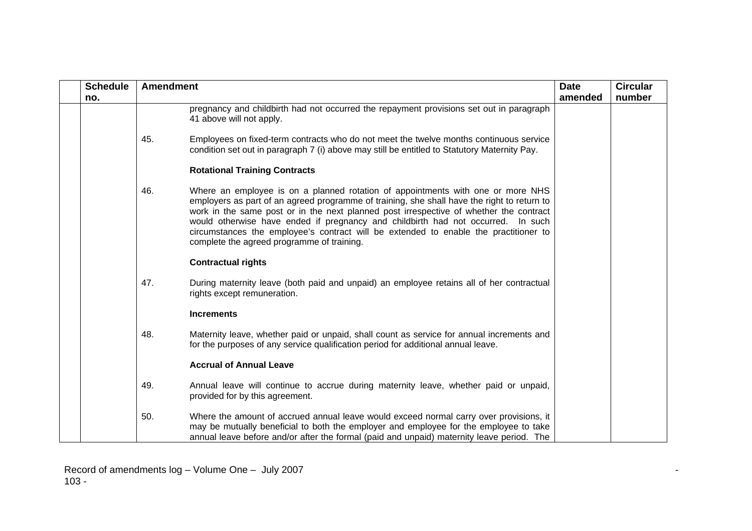| | Schedule no. | Amendment | | Date amended | Circular number |
|---|---|---|---|---|---|
| | | | pregnancy and childbirth had not occurred the repayment provisions set out in paragraph 41 above will not apply. | | |
| | | 45. | Employees on fixed-term contracts who do not meet the twelve months continuous service condition set out in paragraph 7 (i) above may still be entitled to Statutory Maternity Pay. | | |
| | | | **Rotational Training Contracts** | | |
| | | 46. | Where an employee is on a planned rotation of appointments with one or more NHS employers as part of an agreed programme of training, she shall have the right to return to work in the same post or in the next planned post irrespective of whether the contract would otherwise have ended if pregnancy and childbirth had not occurred. In such circumstances the employee's contract will be extended to enable the practitioner to complete the agreed programme of training. | | |
| | | | **Contractual rights** | | |
| | | 47. | During maternity leave (both paid and unpaid) an employee retains all of her contractual rights except remuneration. | | |
| | | | **Increments** | | |
| | | 48. | Maternity leave, whether paid or unpaid, shall count as service for annual increments and for the purposes of any service qualification period for additional annual leave. | | |
| | | | **Accrual of Annual Leave** | | |
| | | 49. | Annual leave will continue to accrue during maternity leave, whether paid or unpaid, provided for by this agreement. | | |
| | | 50. | Where the amount of accrued annual leave would exceed normal carry over provisions, it may be mutually beneficial to both the employer and employee for the employee to take annual leave before and/or after the formal (paid and unpaid) maternity leave period. The | | |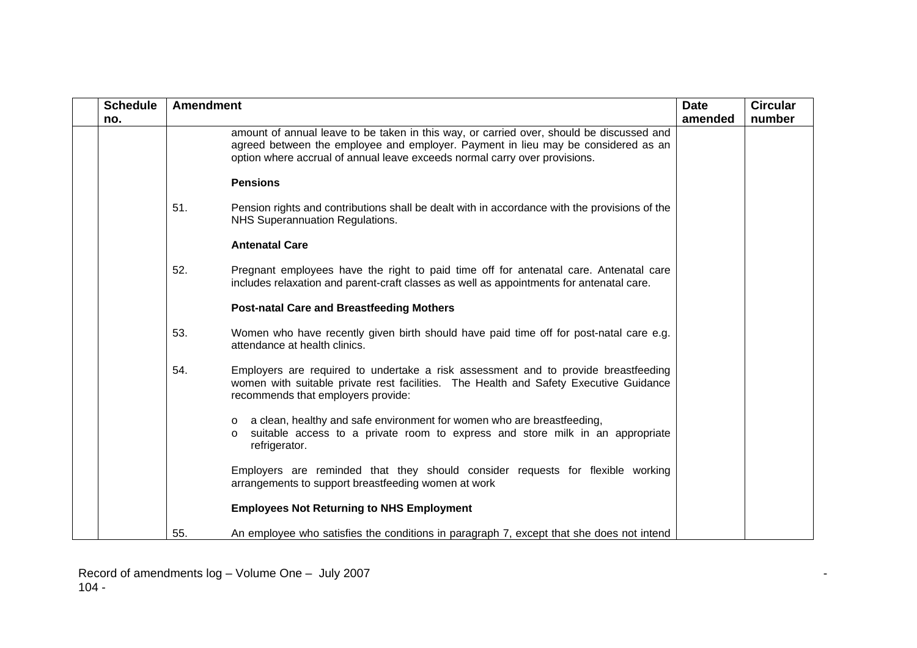| | Schedule no. | Amendment | | Date amended | Circular number |
|---|---|---|---|---|---|
| | | | amount of annual leave to be taken in this way, or carried over, should be discussed and agreed between the employee and employer. Payment in lieu may be considered as an option where accrual of annual leave exceeds normal carry over provisions. | | |
| | | | **Pensions** | | |
| | | 51. | Pension rights and contributions shall be dealt with in accordance with the provisions of the NHS Superannuation Regulations. | | |
| | | | **Antenatal Care** | | |
| | | 52. | Pregnant employees have the right to paid time off for antenatal care. Antenatal care includes relaxation and parent-craft classes as well as appointments for antenatal care. | | |
| | | | **Post-natal Care and Breastfeeding Mothers** | | |
| | | 53. | Women who have recently given birth should have paid time off for post-natal care e.g. attendance at health clinics. | | |
| | | 54. | Employers are required to undertake a risk assessment and to provide breastfeeding women with suitable private rest facilities. The Health and Safety Executive Guidance recommends that employers provide: | | |
| | | | o a clean, healthy and safe environment for women who are breastfeeding,<br>o suitable access to a private room to express and store milk in an appropriate refrigerator. | | |
| | | | Employers are reminded that they should consider requests for flexible working arrangements to support breastfeeding women at work | | |
| | | | **Employees Not Returning to NHS Employment** | | |
| | | 55. | An employee who satisfies the conditions in paragraph 7, except that she does not intend | | |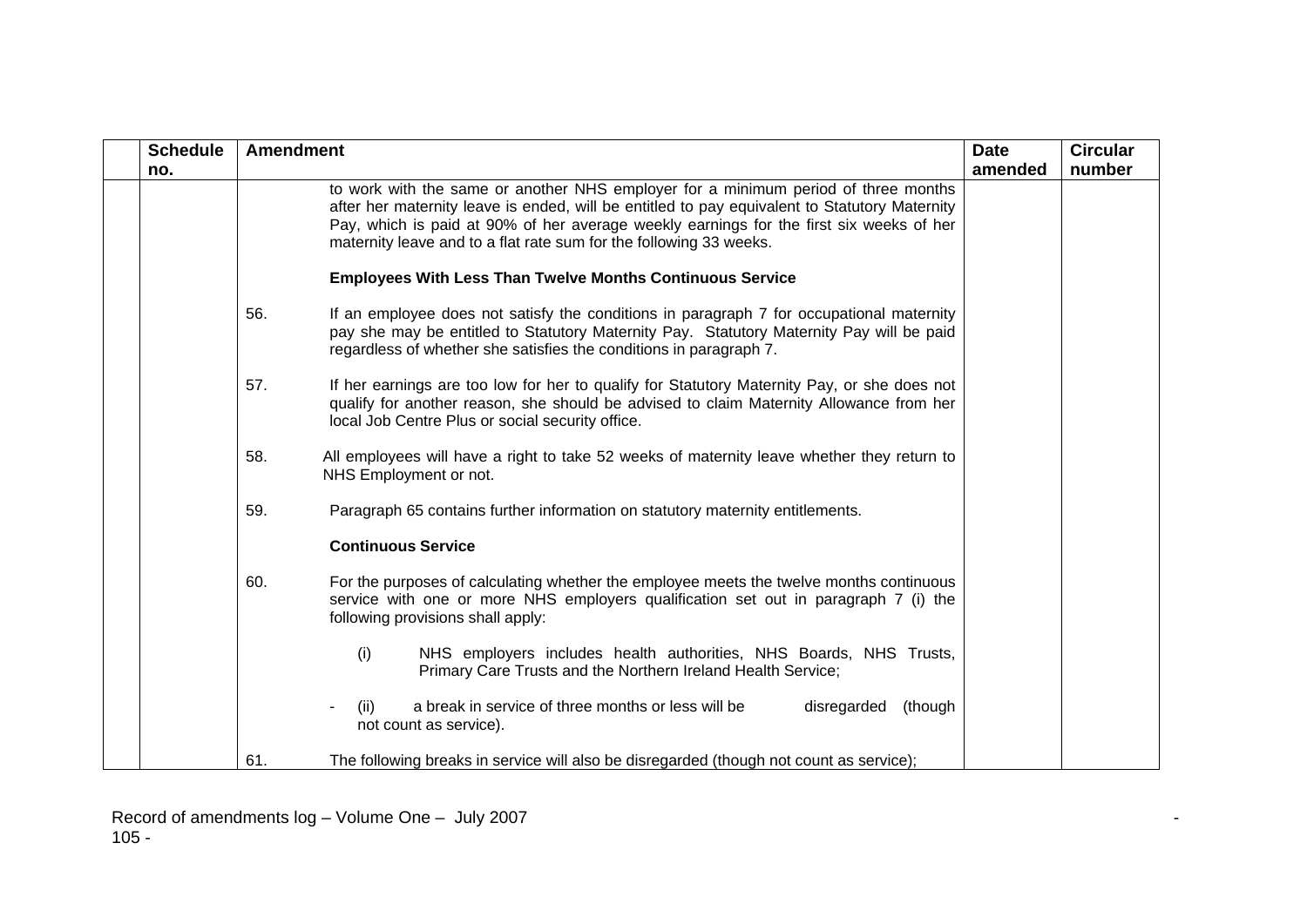| | Schedule no. | Amendment | Date amended | Circular number |
|---|---|---|---|---|
| | | to work with the same or another NHS employer for a minimum period of three months after her maternity leave is ended, will be entitled to pay equivalent to Statutory Maternity Pay, which is paid at 90% of her average weekly earnings for the first six weeks of her maternity leave and to a flat rate sum for the following 33 weeks.<br><br>**Employees With Less Than Twelve Months Continuous Service**<br><br>56. If an employee does not satisfy the conditions in paragraph 7 for occupational maternity pay she may be entitled to Statutory Maternity Pay. Statutory Maternity Pay will be paid regardless of whether she satisfies the conditions in paragraph 7.<br><br>57. If her earnings are too low for her to qualify for Statutory Maternity Pay, or she does not qualify for another reason, she should be advised to claim Maternity Allowance from her local Job Centre Plus or social security office.<br><br>58. All employees will have a right to take 52 weeks of maternity leave whether they return to NHS Employment or not.<br><br>59. Paragraph 65 contains further information on statutory maternity entitlements.<br><br>**Continuous Service**<br><br>60. For the purposes of calculating whether the employee meets the twelve months continuous service with one or more NHS employers qualification set out in paragraph 7 (i) the following provisions shall apply:<br><br>(i) NHS employers includes health authorities, NHS Boards, NHS Trusts, Primary Care Trusts and the Northern Ireland Health Service;<br><br>- (ii) a break in service of three months or less will be disregarded (though not count as service).<br><br>61. The following breaks in service will also be disregarded (though not count as service); | | |

Record of amendments log – Volume One – July 2007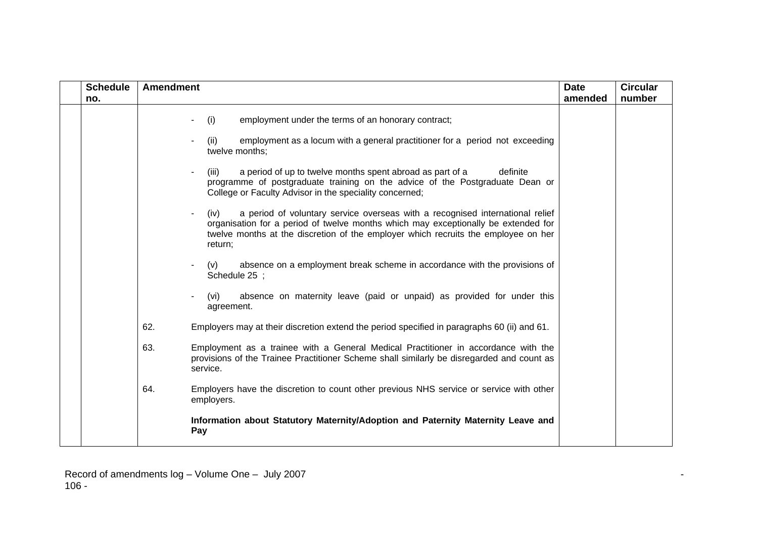| | Schedule no. | Amendment | Date amended | Circular number |
|---|---|---|---|---|
| | | - (i) employment under the terms of an honorary contract;<br><br>- (ii) employment as a locum with a general practitioner for a period not exceeding twelve months;<br><br>- (iii) a period of up to twelve months spent abroad as part of a definite programme of postgraduate training on the advice of the Postgraduate Dean or College or Faculty Advisor in the speciality concerned;<br><br>- (iv) a period of voluntary service overseas with a recognised international relief organisation for a period of twelve months which may exceptionally be extended for twelve months at the discretion of the employer which recruits the employee on her return;<br><br>- (v) absence on a employment break scheme in accordance with the provisions of Schedule 25 ;<br><br>- (vi) absence on maternity leave (paid or unpaid) as provided for under this agreement.<br><br>62. Employers may at their discretion extend the period specified in paragraphs 60 (ii) and 61.<br><br>63. Employment as a trainee with a General Medical Practitioner in accordance with the provisions of the Trainee Practitioner Scheme shall similarly be disregarded and count as service.<br><br>64. Employers have the discretion to count other previous NHS service or service with other employers.<br><br>**Information about Statutory Maternity/Adoption and Paternity Maternity Leave and Pay** | | |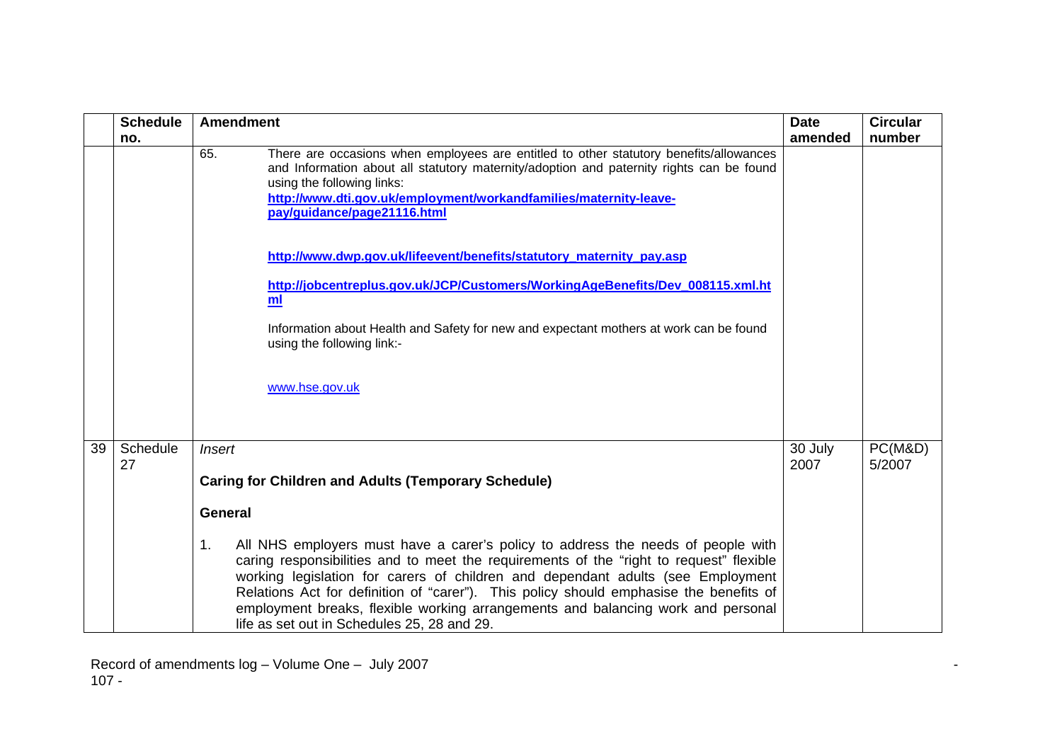| | Schedule no. | Amendment | Date amended | Circular number |
|---|---|---|---|---|
| | | 65. There are occasions when employees are entitled to other statutory benefits/allowances and Information about all statutory maternity/adoption and paternity rights can be found using the following links:<br>**http://www.dti.gov.uk/employment/workandfamilies/maternity-leave-pay/guidance/page21116.html**<br><br>**http://www.dwp.gov.uk/lifeevent/benefits/statutory_maternity_pay.asp**<br><br>**http://jobcentreplus.gov.uk/JCP/Customers/WorkingAgeBenefits/Dev_008115.xml.html**<br><br>Information about Health and Safety for new and expectant mothers at work can be found using the following link:-<br><br>www.hse.gov.uk | | |
| 39 | Schedule 27 | *Insert*<br><br>**Caring for Children and Adults (Temporary Schedule)**<br><br>**General**<br><br>1. All NHS employers must have a carer's policy to address the needs of people with caring responsibilities and to meet the requirements of the "right to request" flexible working legislation for carers of children and dependant adults (see Employment Relations Act for definition of "carer"). This policy should emphasise the benefits of employment breaks, flexible working arrangements and balancing work and personal life as set out in Schedules 25, 28 and 29. | 30 July 2007 | PC(M&D) 5/2007 |

Record of amendments log – Volume One – July 2007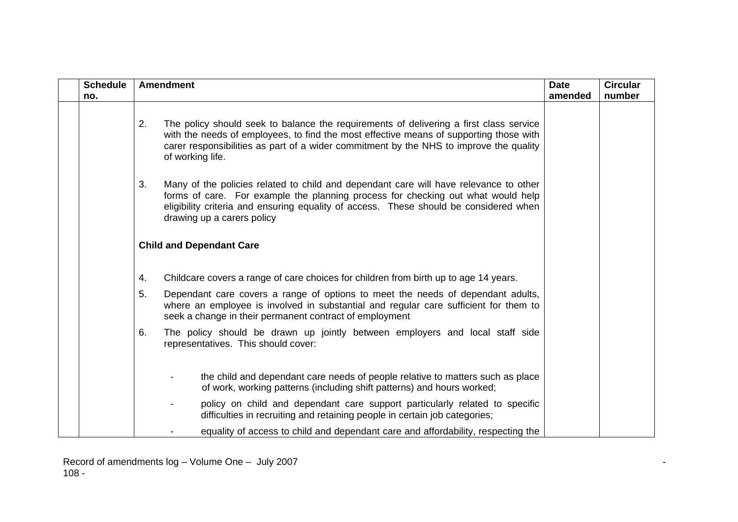| | Schedule no. | Amendment | Date amended | Circular number |
|---|---|---|---|---|
| | | 2. The policy should seek to balance the requirements of delivering a first class service with the needs of employees, to find the most effective means of supporting those with carer responsibilities as part of a wider commitment by the NHS to improve the quality of working life.<br><br>3. Many of the policies related to child and dependant care will have relevance to other forms of care. For example the planning process for checking out what would help eligibility criteria and ensuring equality of access. These should be considered when drawing up a carers policy<br><br>**Child and Dependant Care**<br><br>4. Childcare covers a range of care choices for children from birth up to age 14 years.<br><br>5. Dependant care covers a range of options to meet the needs of dependant adults, where an employee is involved in substantial and regular care sufficient for them to seek a change in their permanent contract of employment<br><br>6. The policy should be drawn up jointly between employers and local staff side representatives. This should cover:<br><br>- the child and dependant care needs of people relative to matters such as place of work, working patterns (including shift patterns) and hours worked;<br>- policy on child and dependant care support particularly related to specific difficulties in recruiting and retaining people in certain job categories;<br>- equality of access to child and dependant care and affordability, respecting the | | |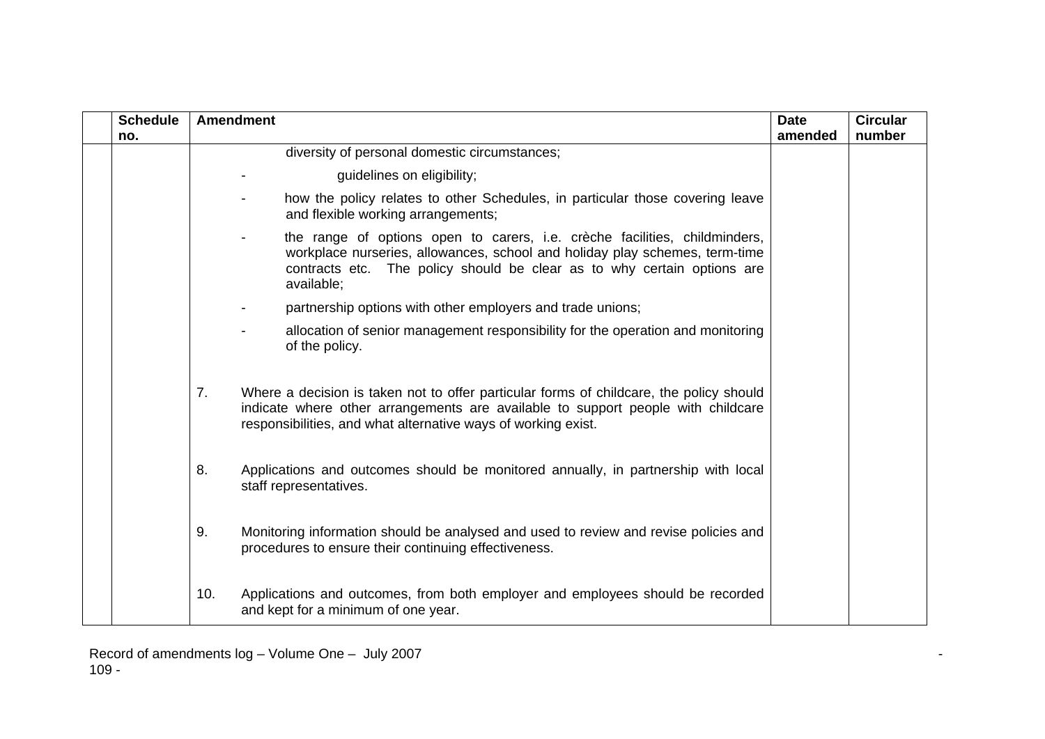| | Schedule no. | Amendment | Date amended | Circular number |
|---|---|---|---|---|
| | | diversity of personal domestic circumstances;<br>- guidelines on eligibility;<br>- how the policy relates to other Schedules, in particular those covering leave and flexible working arrangements;<br>- the range of options open to carers, i.e. crèche facilities, childminders, workplace nurseries, allowances, school and holiday play schemes, term-time contracts etc. The policy should be clear as to why certain options are available;<br>- partnership options with other employers and trade unions;<br>- allocation of senior management responsibility for the operation and monitoring of the policy.<br><br>7. Where a decision is taken not to offer particular forms of childcare, the policy should indicate where other arrangements are available to support people with childcare responsibilities, and what alternative ways of working exist.<br><br>8. Applications and outcomes should be monitored annually, in partnership with local staff representatives.<br><br>9. Monitoring information should be analysed and used to review and revise policies and procedures to ensure their continuing effectiveness.<br><br>10. Applications and outcomes, from both employer and employees should be recorded and kept for a minimum of one year. | | |

Record of amendments log – Volume One – July 2007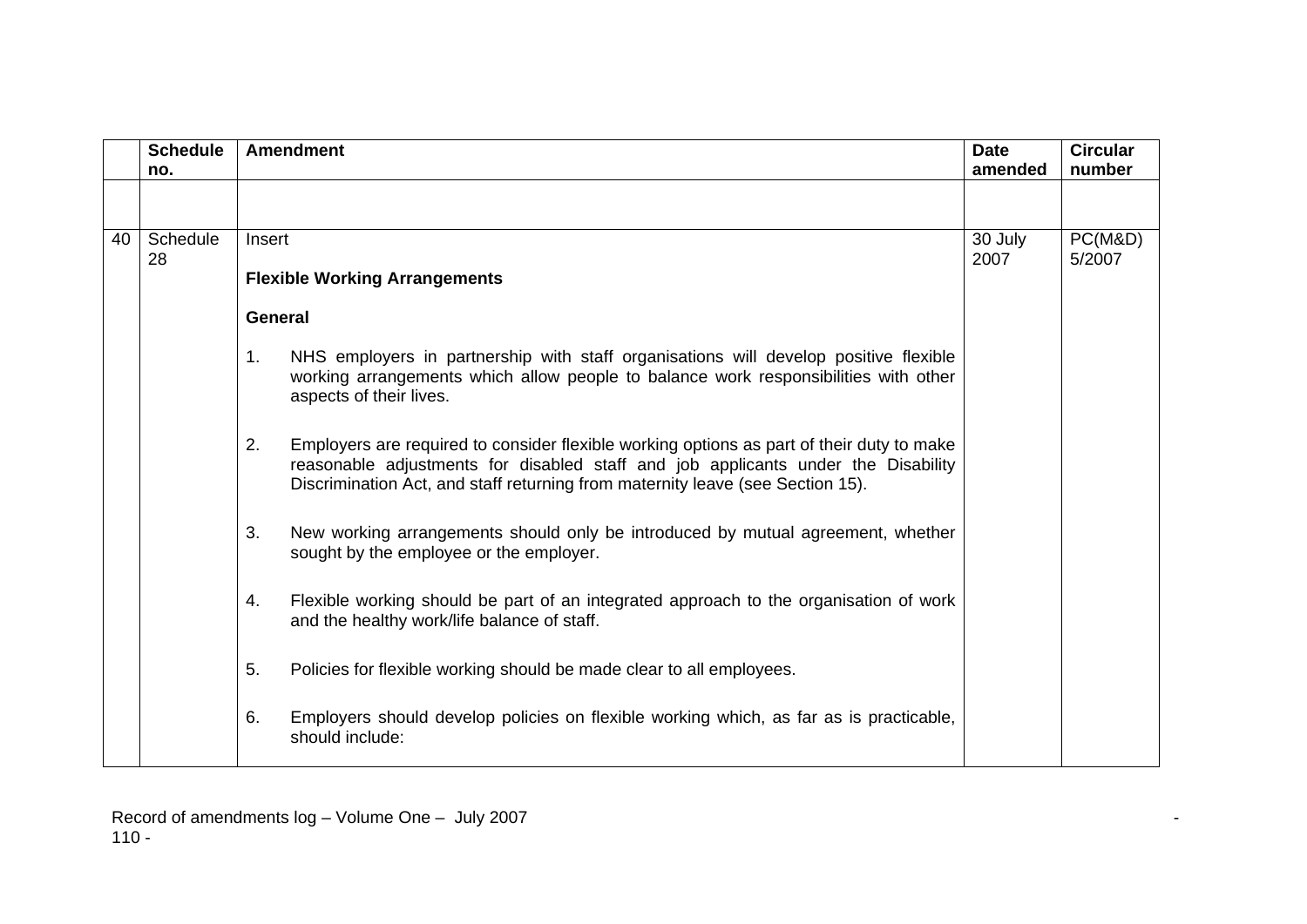| | Schedule no. | Amendment | Date amended | Circular number |
|---|---|---|---|---|
| | | | | |
| 40 | Schedule 28 | Insert<br><br>**Flexible Working Arrangements**<br><br>**General**<br><br>1. NHS employers in partnership with staff organisations will develop positive flexible working arrangements which allow people to balance work responsibilities with other aspects of their lives.<br><br>2. Employers are required to consider flexible working options as part of their duty to make reasonable adjustments for disabled staff and job applicants under the Disability Discrimination Act, and staff returning from maternity leave (see Section 15).<br><br>3. New working arrangements should only be introduced by mutual agreement, whether sought by the employee or the employer.<br><br>4. Flexible working should be part of an integrated approach to the organisation of work and the healthy work/life balance of staff.<br><br>5. Policies for flexible working should be made clear to all employees.<br><br>6. Employers should develop policies on flexible working which, as far as is practicable, should include: | 30 July 2007 | PC(M&D) 5/2007 |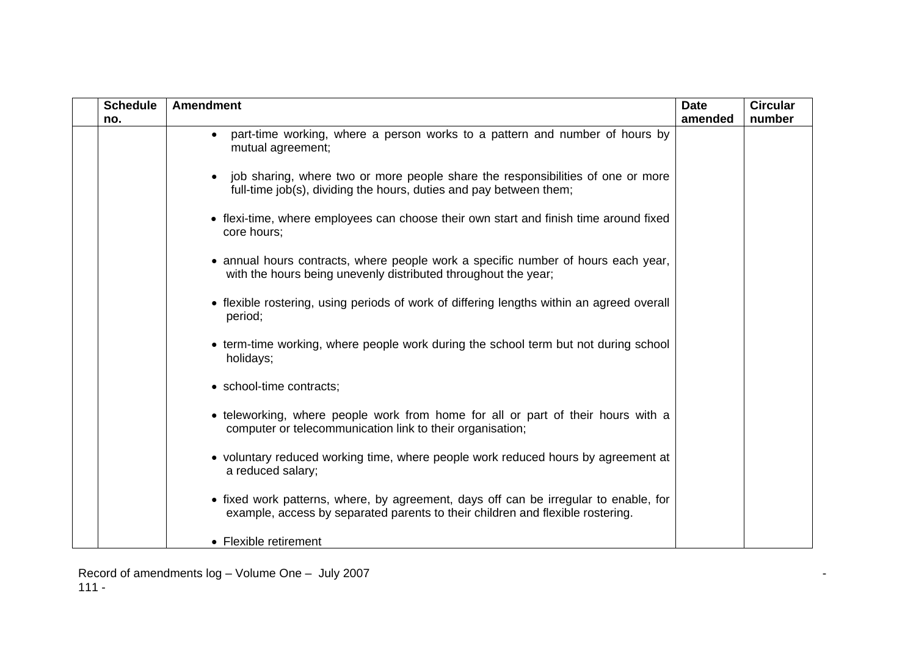| | Schedule no. | Amendment | Date amended | Circular number |
|---|---|---|---|---|
| | | • part-time working, where a person works to a pattern and number of hours by mutual agreement;<br><br>• job sharing, where two or more people share the responsibilities of one or more full-time job(s), dividing the hours, duties and pay between them;<br><br>• flexi-time, where employees can choose their own start and finish time around fixed core hours;<br><br>• annual hours contracts, where people work a specific number of hours each year, with the hours being unevenly distributed throughout the year;<br><br>• flexible rostering, using periods of work of differing lengths within an agreed overall period;<br><br>• term-time working, where people work during the school term but not during school holidays;<br><br>• school-time contracts;<br><br>• teleworking, where people work from home for all or part of their hours with a computer or telecommunication link to their organisation;<br><br>• voluntary reduced working time, where people work reduced hours by agreement at a reduced salary;<br><br>• fixed work patterns, where, by agreement, days off can be irregular to enable, for example, access by separated parents to their children and flexible rostering.<br><br>• Flexible retirement | | |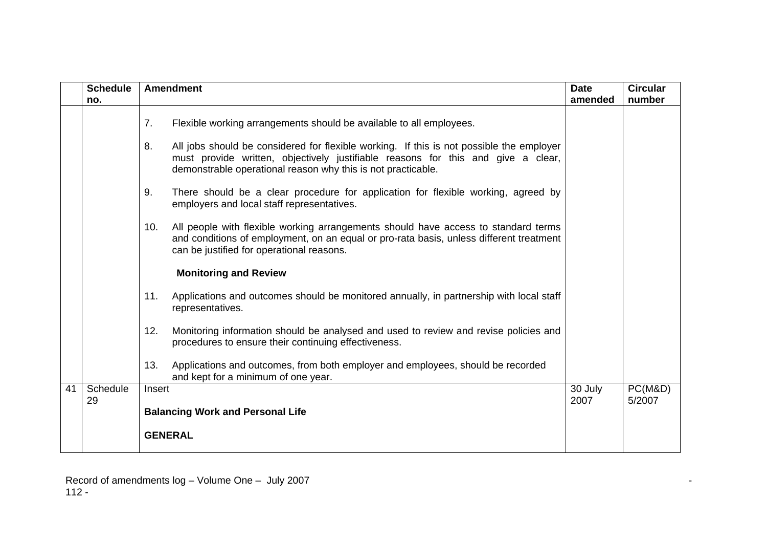| | Schedule no. | Amendment | Date amended | Circular number |
|---|---|---|---|---|
| | | 7. Flexible working arrangements should be available to all employees.<br><br>8. All jobs should be considered for flexible working. If this is not possible the employer must provide written, objectively justifiable reasons for this and give a clear, demonstrable operational reason why this is not practicable.<br><br>9. There should be a clear procedure for application for flexible working, agreed by employers and local staff representatives.<br><br>10. All people with flexible working arrangements should have access to standard terms and conditions of employment, on an equal or pro-rata basis, unless different treatment can be justified for operational reasons.<br><br>**Monitoring and Review**<br><br>11. Applications and outcomes should be monitored annually, in partnership with local staff representatives.<br><br>12. Monitoring information should be analysed and used to review and revise policies and procedures to ensure their continuing effectiveness.<br><br>13. Applications and outcomes, from both employer and employees, should be recorded and kept for a minimum of one year. | | |
| 41 | Schedule 29 | Insert<br><br>**Balancing Work and Personal Life**<br><br>**GENERAL** | 30 July 2007 | PC(M&D) 5/2007 |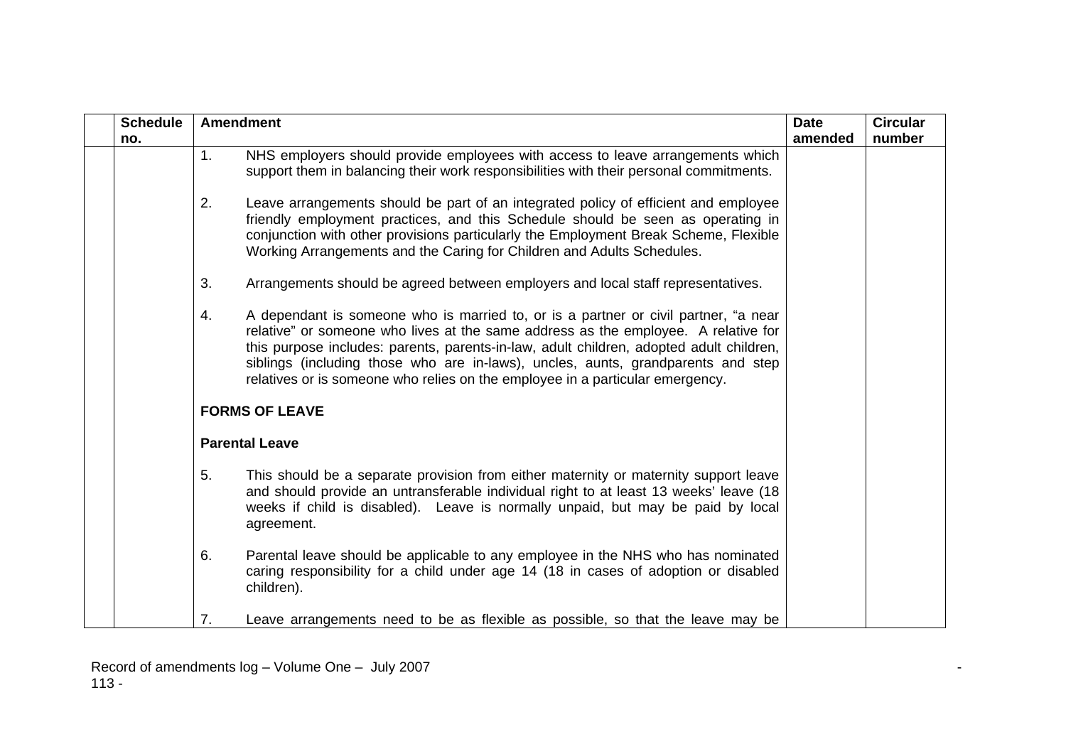| | Schedule no. | Amendment | Date amended | Circular number |
|---|---|---|---|---|
| | | 1. NHS employers should provide employees with access to leave arrangements which support them in balancing their work responsibilities with their personal commitments.<br><br>2. Leave arrangements should be part of an integrated policy of efficient and employee friendly employment practices, and this Schedule should be seen as operating in conjunction with other provisions particularly the Employment Break Scheme, Flexible Working Arrangements and the Caring for Children and Adults Schedules.<br><br>3. Arrangements should be agreed between employers and local staff representatives.<br><br>4. A dependant is someone who is married to, or is a partner or civil partner, "a near relative" or someone who lives at the same address as the employee. A relative for this purpose includes: parents, parents-in-law, adult children, adopted adult children, siblings (including those who are in-laws), uncles, aunts, grandparents and step relatives or is someone who relies on the employee in a particular emergency.<br><br>**FORMS OF LEAVE**<br><br>**Parental Leave**<br><br>5. This should be a separate provision from either maternity or maternity support leave and should provide an untransferable individual right to at least 13 weeks' leave (18 weeks if child is disabled). Leave is normally unpaid, but may be paid by local agreement.<br><br>6. Parental leave should be applicable to any employee in the NHS who has nominated caring responsibility for a child under age 14 (18 in cases of adoption or disabled children).<br><br>7. Leave arrangements need to be as flexible as possible, so that the leave may be | | |

Record of amendments log – Volume One – July 2007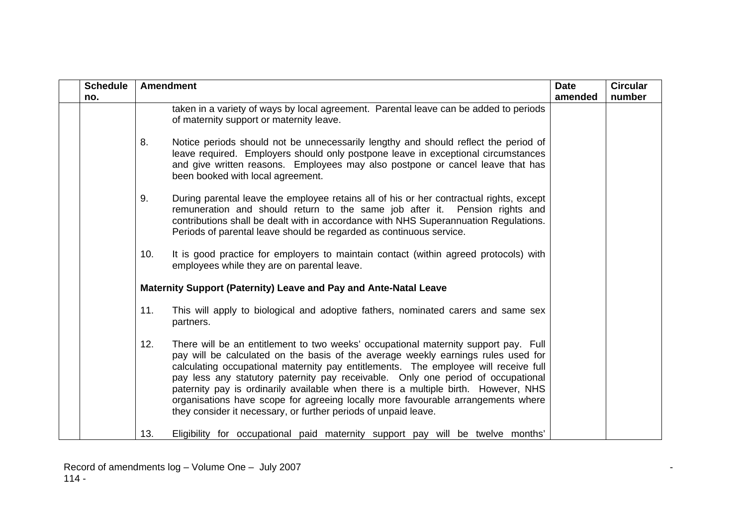| | Schedule no. | Amendment | Date amended | Circular number |
|---|---|---|---|---|
| | | taken in a variety of ways by local agreement. Parental leave can be added to periods of maternity support or maternity leave.<br><br>8. Notice periods should not be unnecessarily lengthy and should reflect the period of leave required. Employers should only postpone leave in exceptional circumstances and give written reasons. Employees may also postpone or cancel leave that has been booked with local agreement.<br><br>9. During parental leave the employee retains all of his or her contractual rights, except remuneration and should return to the same job after it. Pension rights and contributions shall be dealt with in accordance with NHS Superannuation Regulations. Periods of parental leave should be regarded as continuous service.<br><br>10. It is good practice for employers to maintain contact (within agreed protocols) with employees while they are on parental leave.<br><br>**Maternity Support (Paternity) Leave and Pay and Ante-Natal Leave**<br><br>11. This will apply to biological and adoptive fathers, nominated carers and same sex partners.<br><br>12. There will be an entitlement to two weeks' occupational maternity support pay. Full pay will be calculated on the basis of the average weekly earnings rules used for calculating occupational maternity pay entitlements. The employee will receive full pay less any statutory paternity pay receivable. Only one period of occupational paternity pay is ordinarily available when there is a multiple birth. However, NHS organisations have scope for agreeing locally more favourable arrangements where they consider it necessary, or further periods of unpaid leave.<br><br>13. Eligibility for occupational paid maternity support pay will be twelve months' | | |

Record of amendments log – Volume One – July 2007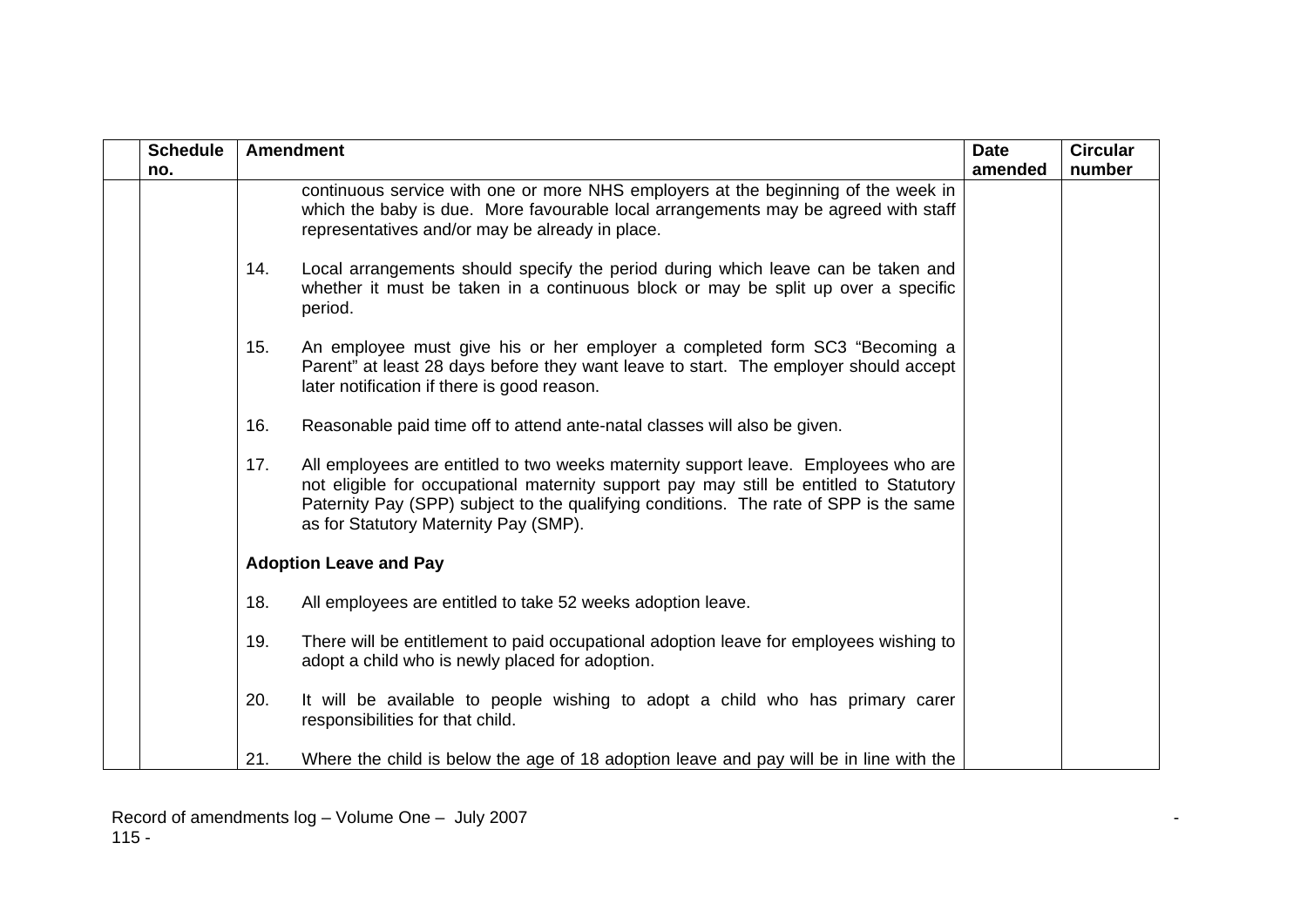| | Schedule no. | Amendment | Date amended | Circular number |
|---|---|---|---|---|
| | | continuous service with one or more NHS employers at the beginning of the week in which the baby is due. More favourable local arrangements may be agreed with staff representatives and/or may be already in place.<br><br>14. Local arrangements should specify the period during which leave can be taken and whether it must be taken in a continuous block or may be split up over a specific period.<br><br>15. An employee must give his or her employer a completed form SC3 "Becoming a Parent" at least 28 days before they want leave to start. The employer should accept later notification if there is good reason.<br><br>16. Reasonable paid time off to attend ante-natal classes will also be given.<br><br>17. All employees are entitled to two weeks maternity support leave. Employees who are not eligible for occupational maternity support pay may still be entitled to Statutory Paternity Pay (SPP) subject to the qualifying conditions. The rate of SPP is the same as for Statutory Maternity Pay (SMP).<br><br>**Adoption Leave and Pay**<br><br>18. All employees are entitled to take 52 weeks adoption leave.<br><br>19. There will be entitlement to paid occupational adoption leave for employees wishing to adopt a child who is newly placed for adoption.<br><br>20. It will be available to people wishing to adopt a child who has primary carer responsibilities for that child.<br><br>21. Where the child is below the age of 18 adoption leave and pay will be in line with the | | |

Record of amendments log – Volume One – July 2007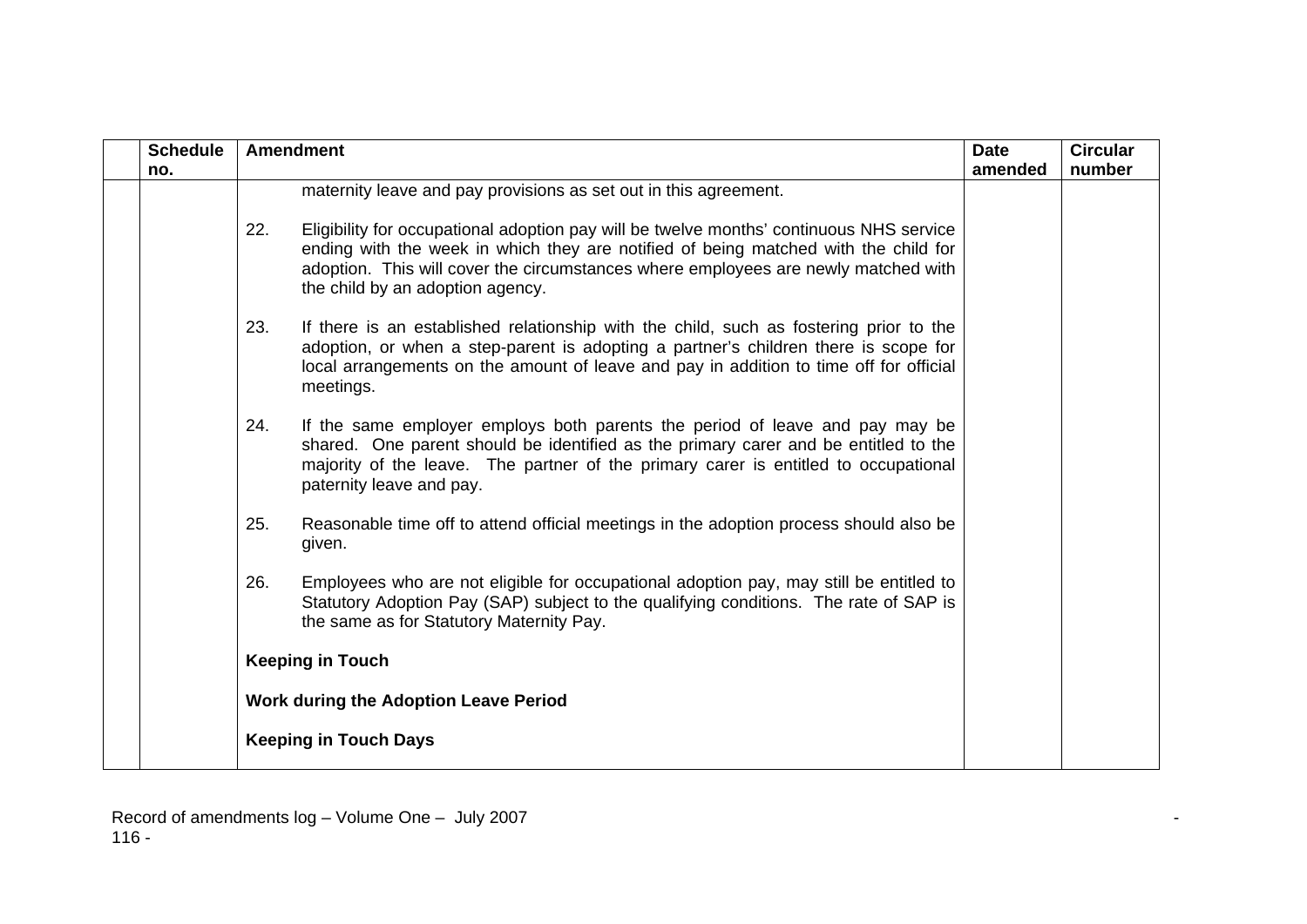| | Schedule no. | Amendment | Date amended | Circular number |
|---|---|---|---|---|
| | | maternity leave and pay provisions as set out in this agreement.<br><br>22. Eligibility for occupational adoption pay will be twelve months' continuous NHS service ending with the week in which they are notified of being matched with the child for adoption. This will cover the circumstances where employees are newly matched with the child by an adoption agency.<br><br>23. If there is an established relationship with the child, such as fostering prior to the adoption, or when a step-parent is adopting a partner's children there is scope for local arrangements on the amount of leave and pay in addition to time off for official meetings.<br><br>24. If the same employer employs both parents the period of leave and pay may be shared. One parent should be identified as the primary carer and be entitled to the majority of the leave. The partner of the primary carer is entitled to occupational paternity leave and pay.<br><br>25. Reasonable time off to attend official meetings in the adoption process should also be given.<br><br>26. Employees who are not eligible for occupational adoption pay, may still be entitled to Statutory Adoption Pay (SAP) subject to the qualifying conditions. The rate of SAP is the same as for Statutory Maternity Pay.<br><br>**Keeping in Touch**<br><br>**Work during the Adoption Leave Period**<br><br>**Keeping in Touch Days** | | |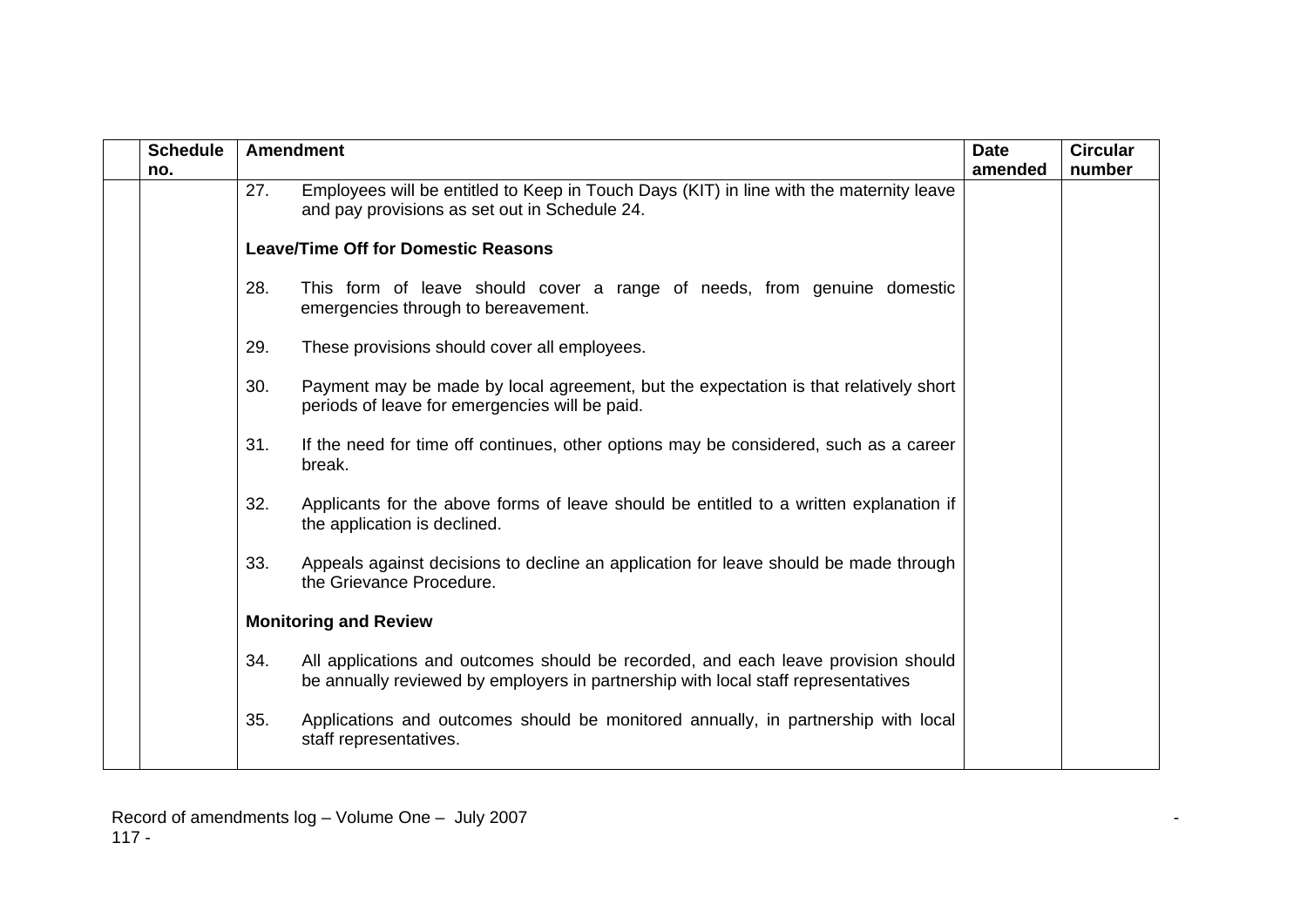| | Schedule no. | Amendment | Date amended | Circular number |
|---|---|---|---|---|
| | | 27. Employees will be entitled to Keep in Touch Days (KIT) in line with the maternity leave and pay provisions as set out in Schedule 24.<br><br>**Leave/Time Off for Domestic Reasons**<br><br>28. This form of leave should cover a range of needs, from genuine domestic emergencies through to bereavement.<br><br>29. These provisions should cover all employees.<br><br>30. Payment may be made by local agreement, but the expectation is that relatively short periods of leave for emergencies will be paid.<br><br>31. If the need for time off continues, other options may be considered, such as a career break.<br><br>32. Applicants for the above forms of leave should be entitled to a written explanation if the application is declined.<br><br>33. Appeals against decisions to decline an application for leave should be made through the Grievance Procedure.<br><br>**Monitoring and Review**<br><br>34. All applications and outcomes should be recorded, and each leave provision should be annually reviewed by employers in partnership with local staff representatives<br><br>35. Applications and outcomes should be monitored annually, in partnership with local staff representatives. | | |

Record of amendments log – Volume One – July 2007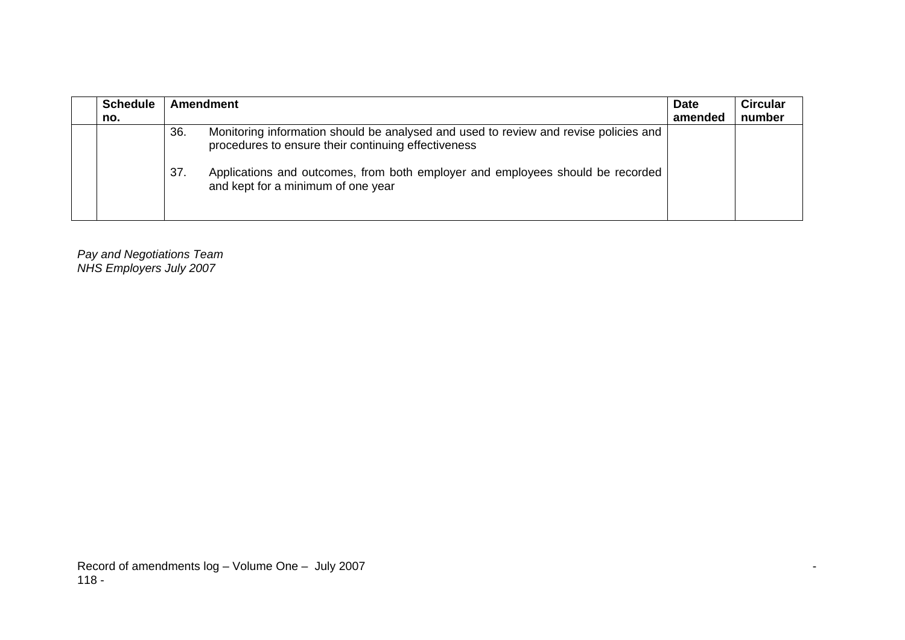| | Schedule no. | Amendment | Date amended | Circular number |
|---|---|---|---|---|
| | | 36. Monitoring information should be analysed and used to review and revise policies and procedures to ensure their continuing effectiveness<br><br>37. Applications and outcomes, from both employer and employees should be recorded and kept for a minimum of one year | | |

*Pay and Negotiations Team*
*NHS Employers July 2007*